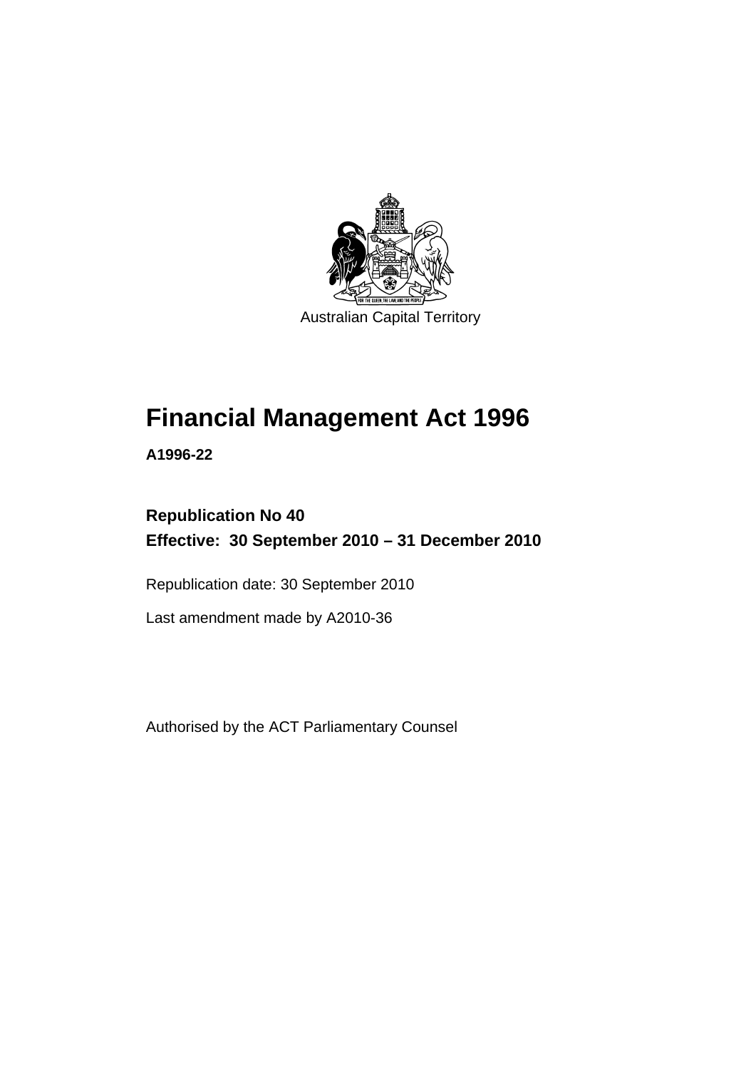Australian Capital Territory

# Financial Management Act 1996

**A1996-22**

**Republication No 40**
**Effective: 30 September 2010 – 31 December 2010**

Republication date: 30 September 2010

Last amendment made by A2010-36

Authorised by the ACT Parliamentary Counsel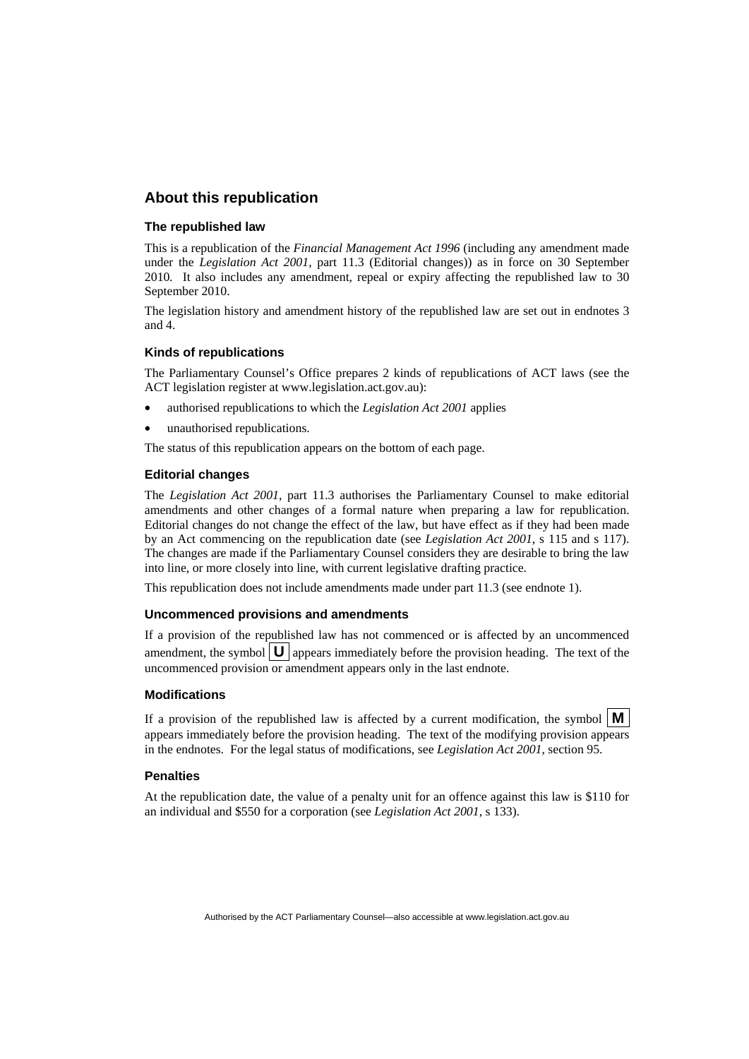## About this republication

### The republished law

This is a republication of the *Financial Management Act 1996* (including any amendment made under the *Legislation Act 2001*, part 11.3 (Editorial changes)) as in force on 30 September 2010. It also includes any amendment, repeal or expiry affecting the republished law to 30 September 2010.

The legislation history and amendment history of the republished law are set out in endnotes 3 and 4.

### Kinds of republications

The Parliamentary Counsel's Office prepares 2 kinds of republications of ACT laws (see the ACT legislation register at www.legislation.act.gov.au):

- authorised republications to which the *Legislation Act 2001* applies
- unauthorised republications.

The status of this republication appears on the bottom of each page.

### Editorial changes

The *Legislation Act 2001*, part 11.3 authorises the Parliamentary Counsel to make editorial amendments and other changes of a formal nature when preparing a law for republication. Editorial changes do not change the effect of the law, but have effect as if they had been made by an Act commencing on the republication date (see *Legislation Act 2001*, s 115 and s 117). The changes are made if the Parliamentary Counsel considers they are desirable to bring the law into line, or more closely into line, with current legislative drafting practice.

This republication does not include amendments made under part 11.3 (see endnote 1).

### Uncommenced provisions and amendments

If a provision of the republished law has not commenced or is affected by an uncommenced amendment, the symbol **U** appears immediately before the provision heading. The text of the uncommenced provision or amendment appears only in the last endnote.

### Modifications

If a provision of the republished law is affected by a current modification, the symbol **M** appears immediately before the provision heading. The text of the modifying provision appears in the endnotes. For the legal status of modifications, see *Legislation Act 2001*, section 95.

### Penalties

At the republication date, the value of a penalty unit for an offence against this law is $110 for an individual and $550 for a corporation (see *Legislation Act 2001*, s 133).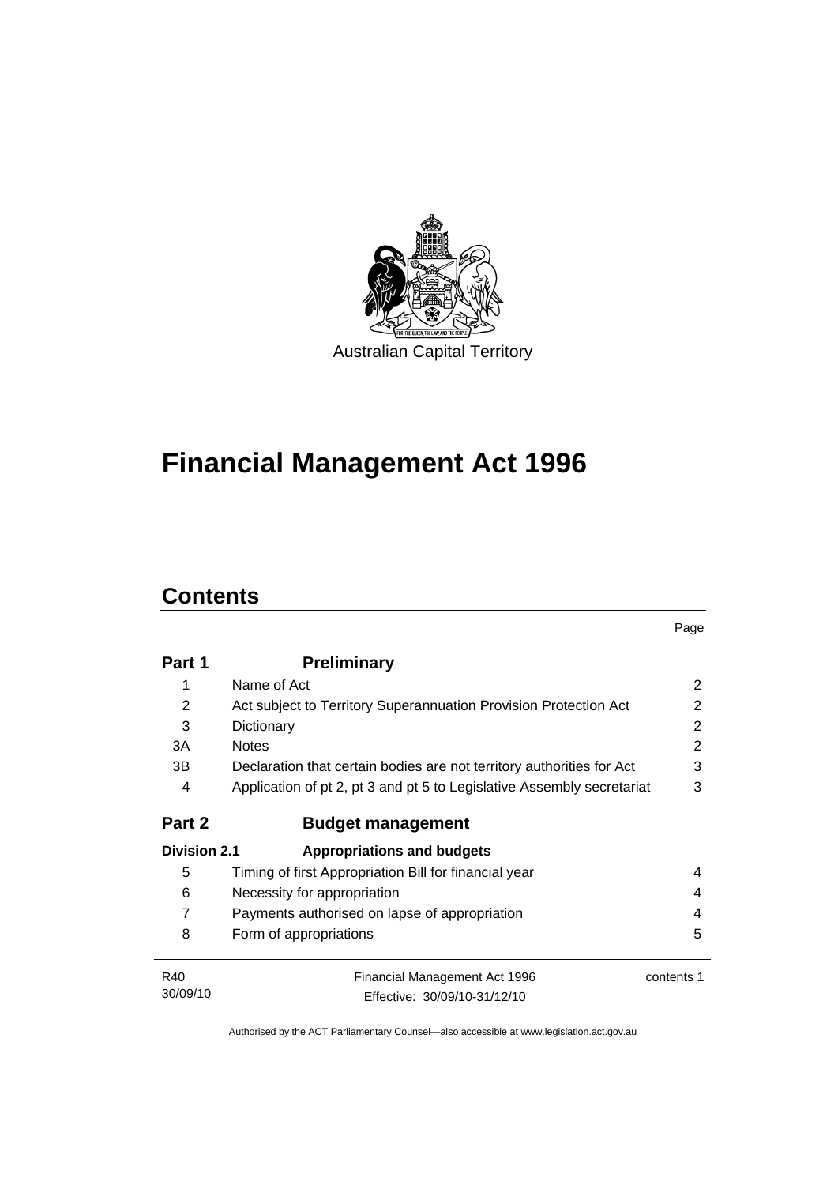Australian Capital Territory

# Financial Management Act 1996

## Contents

| | | Page |
|---|---|---|
| **Part 1** | **Preliminary** | |
| 1 | Name of Act | 2 |
| 2 | Act subject to Territory Superannuation Provision Protection Act | 2 |
| 3 | Dictionary | 2 |
| 3A | Notes | 2 |
| 3B | Declaration that certain bodies are not territory authorities for Act | 3 |
| 4 | Application of pt 2, pt 3 and pt 5 to Legislative Assembly secretariat | 3 |
| **Part 2** | **Budget management** | |
| **Division 2.1** | **Appropriations and budgets** | |
| 5 | Timing of first Appropriation Bill for financial year | 4 |
| 6 | Necessity for appropriation | 4 |
| 7 | Payments authorised on lapse of appropriation | 4 |
| 8 | Form of appropriations | 5 |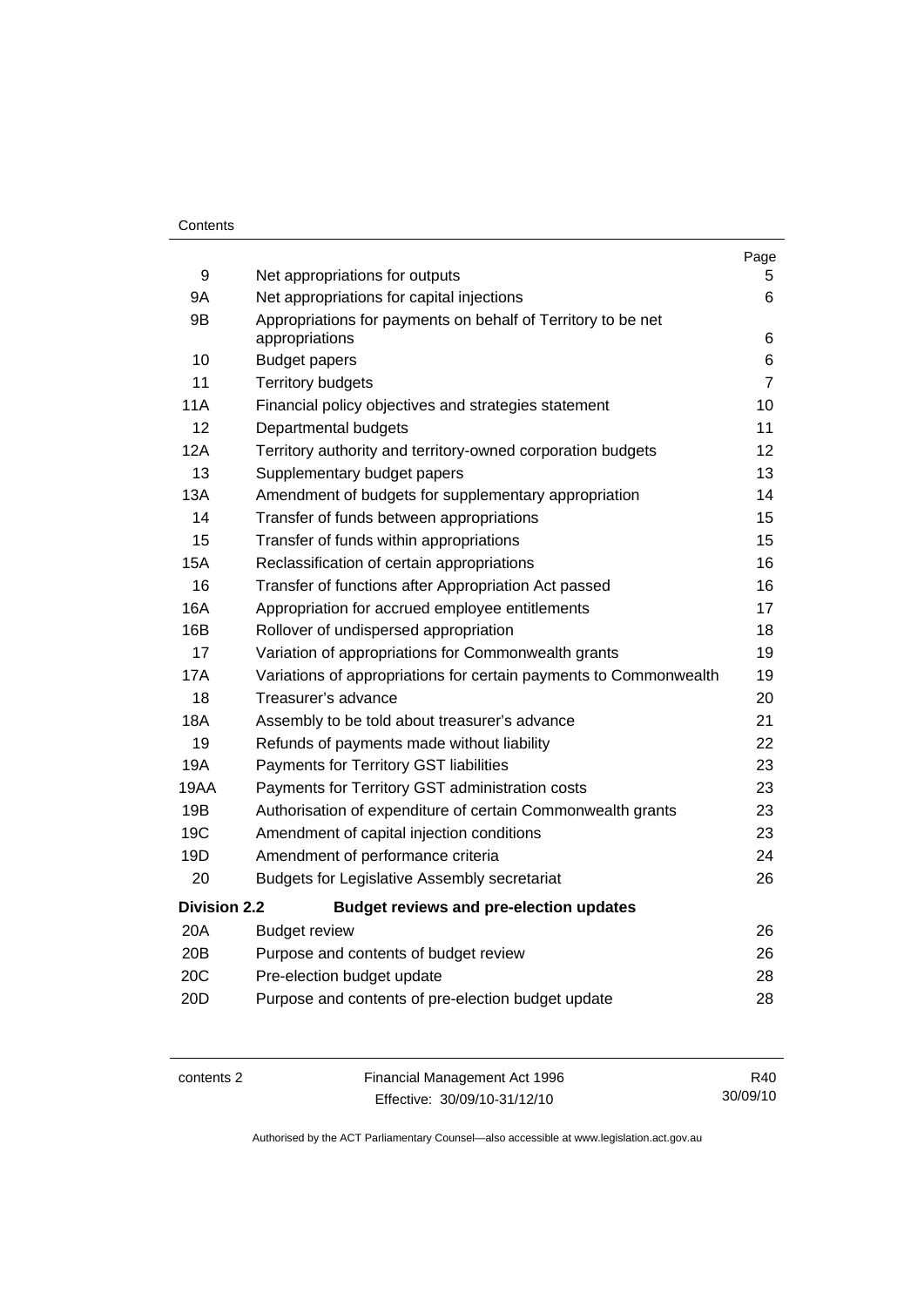| | | Page |
|---|---|---|
| 9 | Net appropriations for outputs | 5 |
| 9A | Net appropriations for capital injections | 6 |
| 9B | Appropriations for payments on behalf of Territory to be net appropriations | 6 |
| 10 | Budget papers | 6 |
| 11 | Territory budgets | 7 |
| 11A | Financial policy objectives and strategies statement | 10 |
| 12 | Departmental budgets | 11 |
| 12A | Territory authority and territory-owned corporation budgets | 12 |
| 13 | Supplementary budget papers | 13 |
| 13A | Amendment of budgets for supplementary appropriation | 14 |
| 14 | Transfer of funds between appropriations | 15 |
| 15 | Transfer of funds within appropriations | 15 |
| 15A | Reclassification of certain appropriations | 16 |
| 16 | Transfer of functions after Appropriation Act passed | 16 |
| 16A | Appropriation for accrued employee entitlements | 17 |
| 16B | Rollover of undispersed appropriation | 18 |
| 17 | Variation of appropriations for Commonwealth grants | 19 |
| 17A | Variations of appropriations for certain payments to Commonwealth | 19 |
| 18 | Treasurer's advance | 20 |
| 18A | Assembly to be told about treasurer's advance | 21 |
| 19 | Refunds of payments made without liability | 22 |
| 19A | Payments for Territory GST liabilities | 23 |
| 19AA | Payments for Territory GST administration costs | 23 |
| 19B | Authorisation of expenditure of certain Commonwealth grants | 23 |
| 19C | Amendment of capital injection conditions | 23 |
| 19D | Amendment of performance criteria | 24 |
| 20 | Budgets for Legislative Assembly secretariat | 26 |
| **Division 2.2** | **Budget reviews and pre-election updates** | |
| 20A | Budget review | 26 |
| 20B | Purpose and contents of budget review | 26 |
| 20C | Pre-election budget update | 28 |
| 20D | Purpose and contents of pre-election budget update | 28 |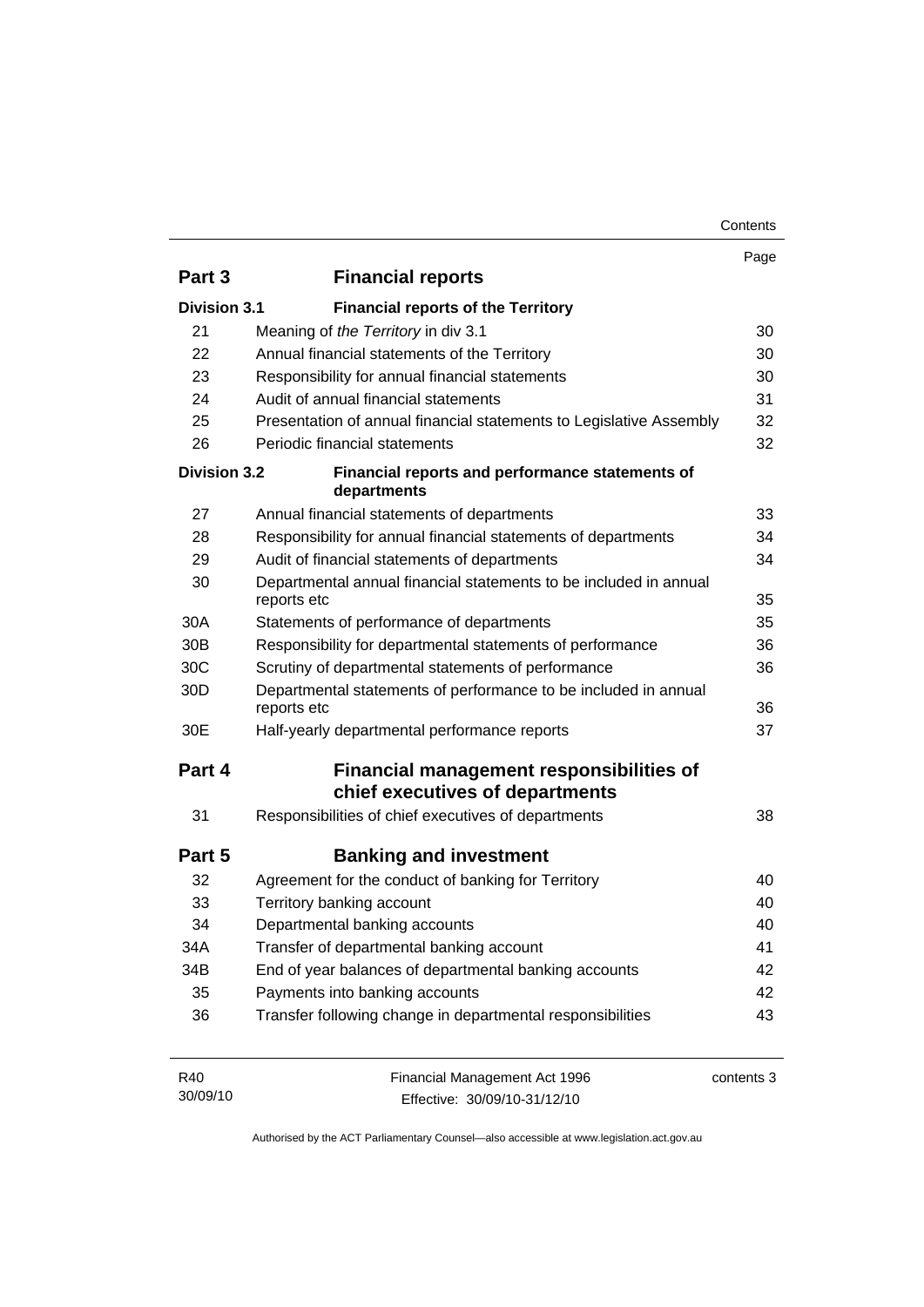| | | Page |
|---|---|---|
| **Part 3** | **Financial reports** | |
| **Division 3.1** | **Financial reports of the Territory** | |
| 21 | Meaning of *the Territory* in div 3.1 | 30 |
| 22 | Annual financial statements of the Territory | 30 |
| 23 | Responsibility for annual financial statements | 30 |
| 24 | Audit of annual financial statements | 31 |
| 25 | Presentation of annual financial statements to Legislative Assembly | 32 |
| 26 | Periodic financial statements | 32 |
| **Division 3.2** | **Financial reports and performance statements of departments** | |
| 27 | Annual financial statements of departments | 33 |
| 28 | Responsibility for annual financial statements of departments | 34 |
| 29 | Audit of financial statements of departments | 34 |
| 30 | Departmental annual financial statements to be included in annual reports etc | 35 |
| 30A | Statements of performance of departments | 35 |
| 30B | Responsibility for departmental statements of performance | 36 |
| 30C | Scrutiny of departmental statements of performance | 36 |
| 30D | Departmental statements of performance to be included in annual reports etc | 36 |
| 30E | Half-yearly departmental performance reports | 37 |
| **Part 4** | **Financial management responsibilities of chief executives of departments** | |
| 31 | Responsibilities of chief executives of departments | 38 |
| **Part 5** | **Banking and investment** | |
| 32 | Agreement for the conduct of banking for Territory | 40 |
| 33 | Territory banking account | 40 |
| 34 | Departmental banking accounts | 40 |
| 34A | Transfer of departmental banking account | 41 |
| 34B | End of year balances of departmental banking accounts | 42 |
| 35 | Payments into banking accounts | 42 |
| 36 | Transfer following change in departmental responsibilities | 43 |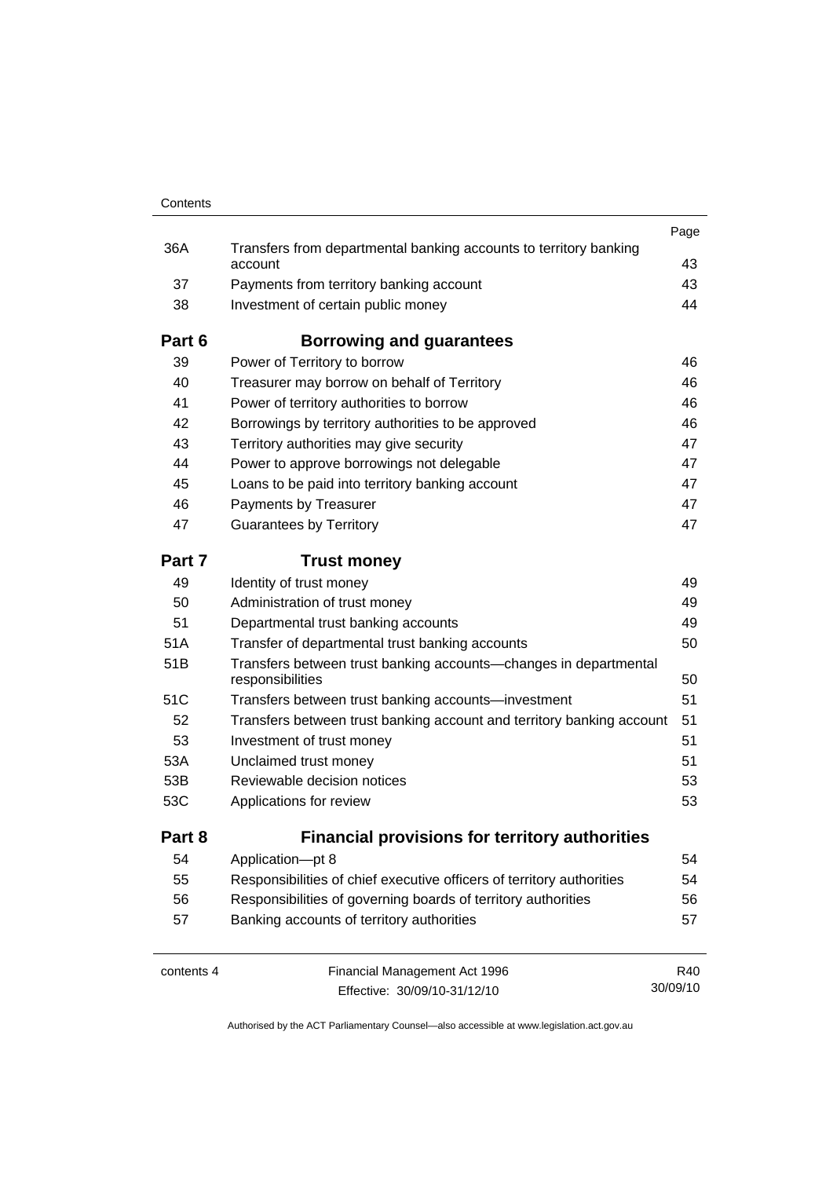| | | Page |
|---|---|---|
| 36A | Transfers from departmental banking accounts to territory banking account | 43 |
| 37 | Payments from territory banking account | 43 |
| 38 | Investment of certain public money | 44 |
| **Part 6** | **Borrowing and guarantees** | |
| 39 | Power of Territory to borrow | 46 |
| 40 | Treasurer may borrow on behalf of Territory | 46 |
| 41 | Power of territory authorities to borrow | 46 |
| 42 | Borrowings by territory authorities to be approved | 46 |
| 43 | Territory authorities may give security | 47 |
| 44 | Power to approve borrowings not delegable | 47 |
| 45 | Loans to be paid into territory banking account | 47 |
| 46 | Payments by Treasurer | 47 |
| 47 | Guarantees by Territory | 47 |
| **Part 7** | **Trust money** | |
| 49 | Identity of trust money | 49 |
| 50 | Administration of trust money | 49 |
| 51 | Departmental trust banking accounts | 49 |
| 51A | Transfer of departmental trust banking accounts | 50 |
| 51B | Transfers between trust banking accounts—changes in departmental responsibilities | 50 |
| 51C | Transfers between trust banking accounts—investment | 51 |
| 52 | Transfers between trust banking account and territory banking account | 51 |
| 53 | Investment of trust money | 51 |
| 53A | Unclaimed trust money | 51 |
| 53B | Reviewable decision notices | 53 |
| 53C | Applications for review | 53 |
| **Part 8** | **Financial provisions for territory authorities** | |
| 54 | Application—pt 8 | 54 |
| 55 | Responsibilities of chief executive officers of territory authorities | 54 |
| 56 | Responsibilities of governing boards of territory authorities | 56 |
| 57 | Banking accounts of territory authorities | 57 |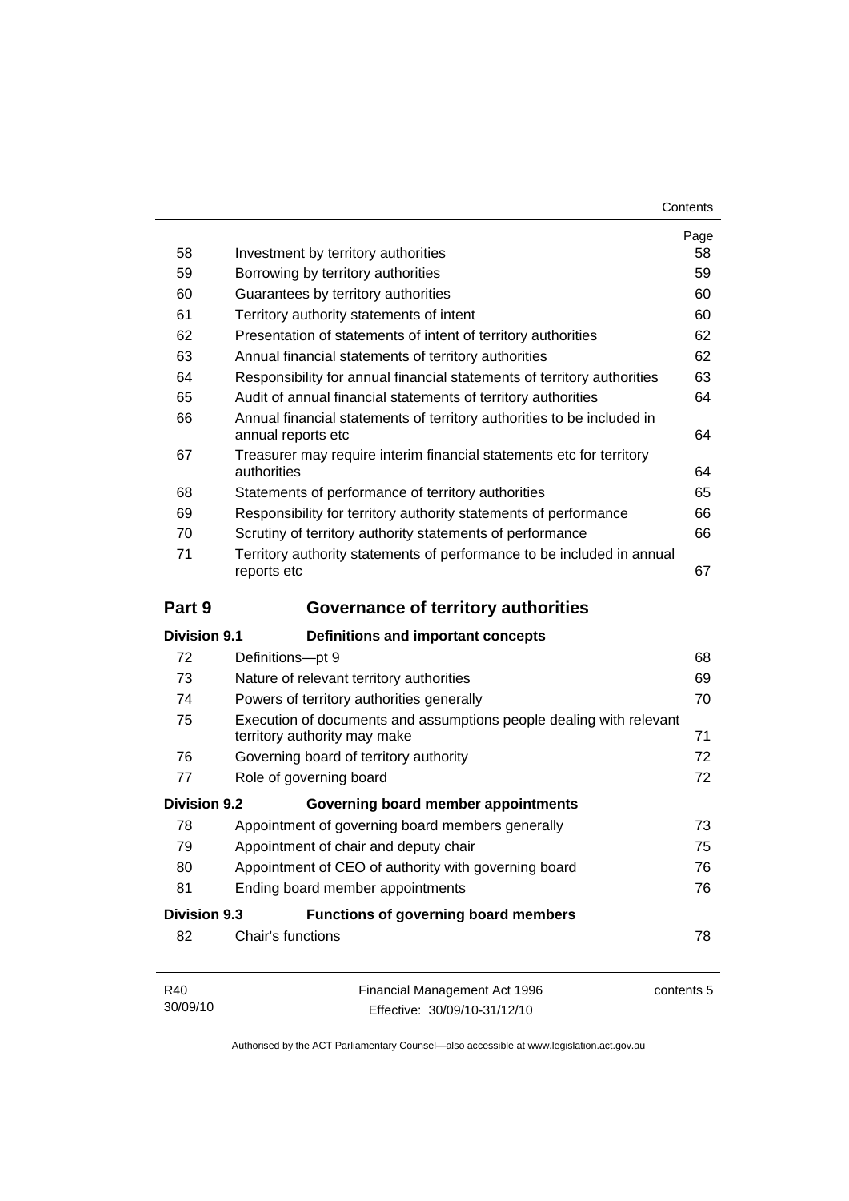| | | Page |
|---|---|---|
| 58 | Investment by territory authorities | 58 |
| 59 | Borrowing by territory authorities | 59 |
| 60 | Guarantees by territory authorities | 60 |
| 61 | Territory authority statements of intent | 60 |
| 62 | Presentation of statements of intent of territory authorities | 62 |
| 63 | Annual financial statements of territory authorities | 62 |
| 64 | Responsibility for annual financial statements of territory authorities | 63 |
| 65 | Audit of annual financial statements of territory authorities | 64 |
| 66 | Annual financial statements of territory authorities to be included in annual reports etc | 64 |
| 67 | Treasurer may require interim financial statements etc for territory authorities | 64 |
| 68 | Statements of performance of territory authorities | 65 |
| 69 | Responsibility for territory authority statements of performance | 66 |
| 70 | Scrutiny of territory authority statements of performance | 66 |
| 71 | Territory authority statements of performance to be included in annual reports etc | 67 |

## Part 9 Governance of territory authorities

### Division 9.1 Definitions and important concepts

| | | |
|---|---|---|
| 72 | Definitions—pt 9 | 68 |
| 73 | Nature of relevant territory authorities | 69 |
| 74 | Powers of territory authorities generally | 70 |
| 75 | Execution of documents and assumptions people dealing with relevant territory authority may make | 71 |
| 76 | Governing board of territory authority | 72 |
| 77 | Role of governing board | 72 |

### Division 9.2 Governing board member appointments

| | | |
|---|---|---|
| 78 | Appointment of governing board members generally | 73 |
| 79 | Appointment of chair and deputy chair | 75 |
| 80 | Appointment of CEO of authority with governing board | 76 |
| 81 | Ending board member appointments | 76 |

### Division 9.3 Functions of governing board members

| | | |
|---|---|---|
| 82 | Chair's functions | 78 |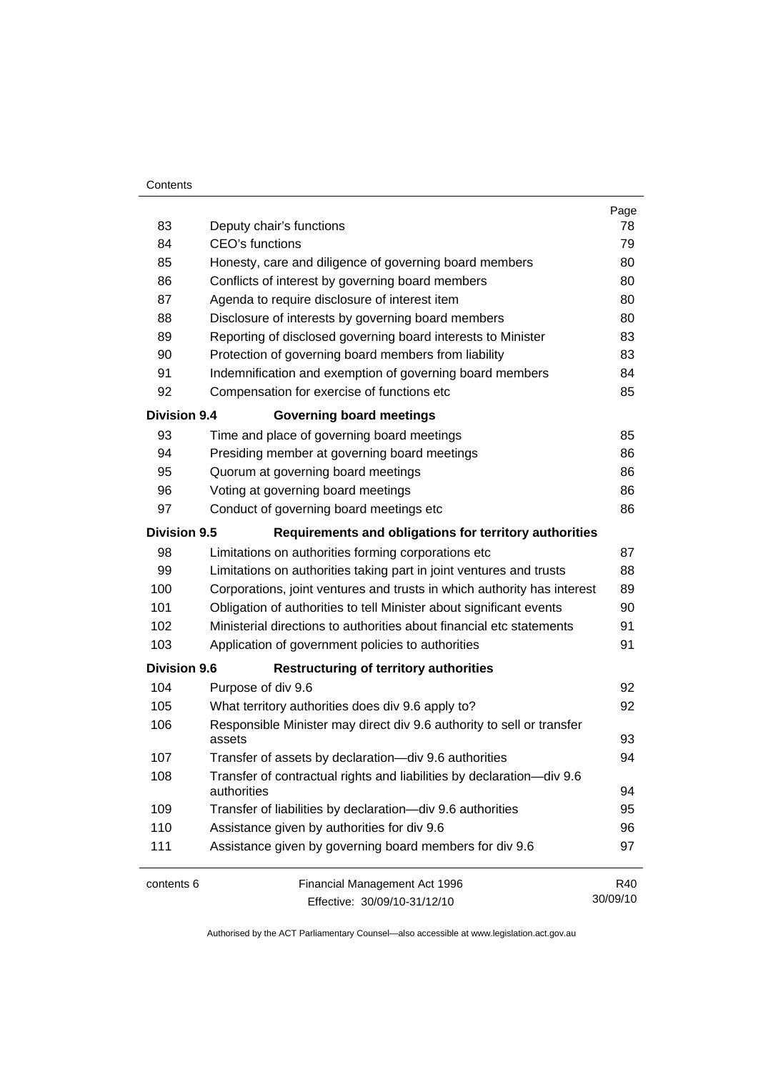| | | Page |
|---|---|---|
| 83 | Deputy chair's functions | 78 |
| 84 | CEO's functions | 79 |
| 85 | Honesty, care and diligence of governing board members | 80 |
| 86 | Conflicts of interest by governing board members | 80 |
| 87 | Agenda to require disclosure of interest item | 80 |
| 88 | Disclosure of interests by governing board members | 80 |
| 89 | Reporting of disclosed governing board interests to Minister | 83 |
| 90 | Protection of governing board members from liability | 83 |
| 91 | Indemnification and exemption of governing board members | 84 |
| 92 | Compensation for exercise of functions etc | 85 |
| **Division 9.4** | **Governing board meetings** | |
| 93 | Time and place of governing board meetings | 85 |
| 94 | Presiding member at governing board meetings | 86 |
| 95 | Quorum at governing board meetings | 86 |
| 96 | Voting at governing board meetings | 86 |
| 97 | Conduct of governing board meetings etc | 86 |
| **Division 9.5** | **Requirements and obligations for territory authorities** | |
| 98 | Limitations on authorities forming corporations etc | 87 |
| 99 | Limitations on authorities taking part in joint ventures and trusts | 88 |
| 100 | Corporations, joint ventures and trusts in which authority has interest | 89 |
| 101 | Obligation of authorities to tell Minister about significant events | 90 |
| 102 | Ministerial directions to authorities about financial etc statements | 91 |
| 103 | Application of government policies to authorities | 91 |
| **Division 9.6** | **Restructuring of territory authorities** | |
| 104 | Purpose of div 9.6 | 92 |
| 105 | What territory authorities does div 9.6 apply to? | 92 |
| 106 | Responsible Minister may direct div 9.6 authority to sell or transfer assets | 93 |
| 107 | Transfer of assets by declaration—div 9.6 authorities | 94 |
| 108 | Transfer of contractual rights and liabilities by declaration—div 9.6 authorities | 94 |
| 109 | Transfer of liabilities by declaration—div 9.6 authorities | 95 |
| 110 | Assistance given by authorities for div 9.6 | 96 |
| 111 | Assistance given by governing board members for div 9.6 | 97 |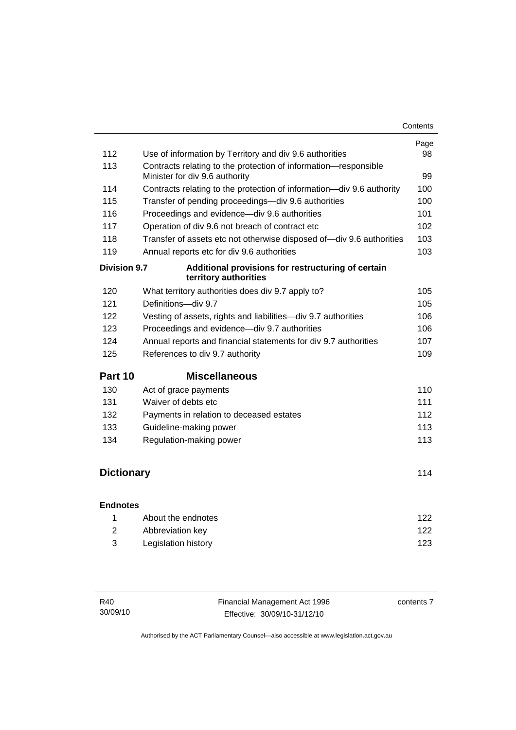| | | Page |
|---|---|---|
| 112 | Use of information by Territory and div 9.6 authorities | 98 |
| 113 | Contracts relating to the protection of information—responsible Minister for div 9.6 authority | 99 |
| 114 | Contracts relating to the protection of information—div 9.6 authority | 100 |
| 115 | Transfer of pending proceedings—div 9.6 authorities | 100 |
| 116 | Proceedings and evidence—div 9.6 authorities | 101 |
| 117 | Operation of div 9.6 not breach of contract etc | 102 |
| 118 | Transfer of assets etc not otherwise disposed of—div 9.6 authorities | 103 |
| 119 | Annual reports etc for div 9.6 authorities | 103 |
| **Division 9.7** | **Additional provisions for restructuring of certain territory authorities** | |
| 120 | What territory authorities does div 9.7 apply to? | 105 |
| 121 | Definitions—div 9.7 | 105 |
| 122 | Vesting of assets, rights and liabilities—div 9.7 authorities | 106 |
| 123 | Proceedings and evidence—div 9.7 authorities | 106 |
| 124 | Annual reports and financial statements for div 9.7 authorities | 107 |
| 125 | References to div 9.7 authority | 109 |
| **Part 10** | **Miscellaneous** | |
| 130 | Act of grace payments | 110 |
| 131 | Waiver of debts etc | 111 |
| 132 | Payments in relation to deceased estates | 112 |
| 133 | Guideline-making power | 113 |
| 134 | Regulation-making power | 113 |
| **Dictionary** | | 114 |
| **Endnotes** | | |
| 1 | About the endnotes | 122 |
| 2 | Abbreviation key | 122 |
| 3 | Legislation history | 123 |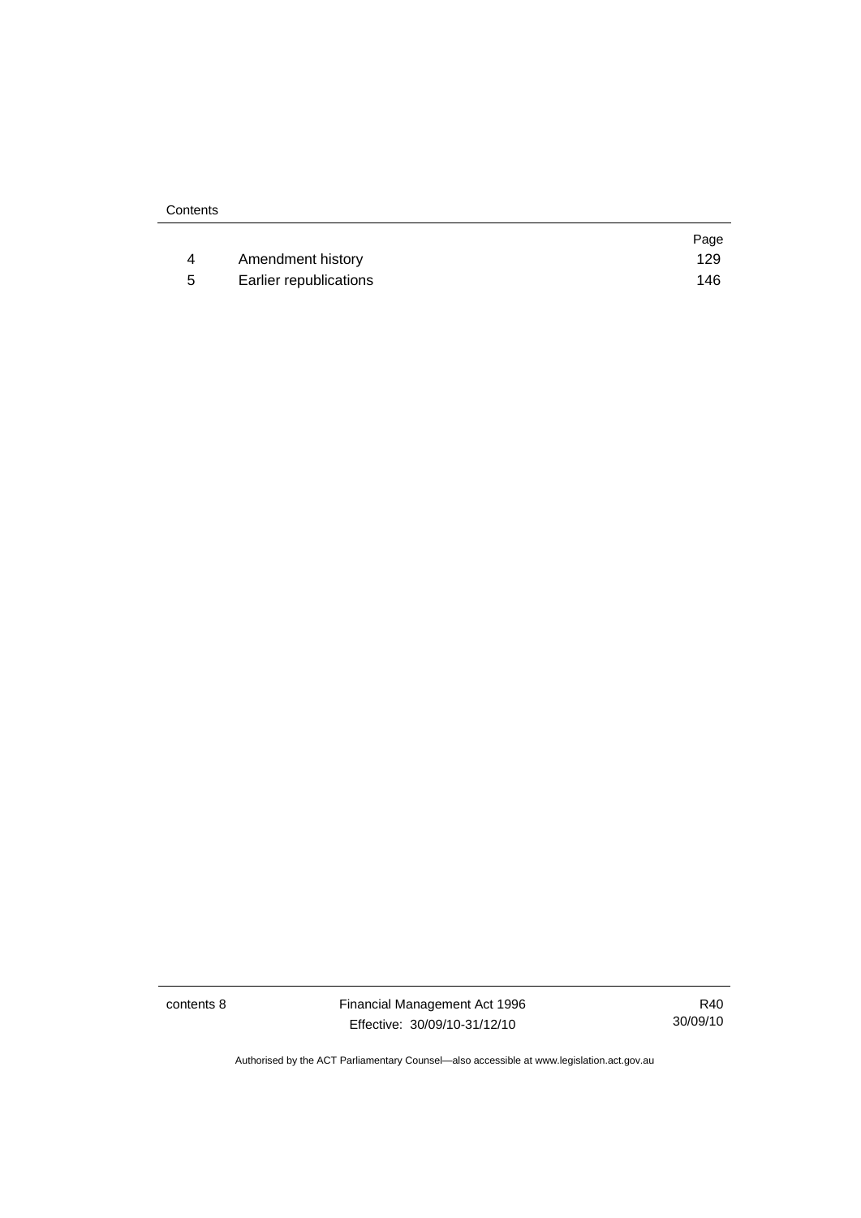| | | Page |
|---|---|---|
| 4 | Amendment history | 129 |
| 5 | Earlier republications | 146 |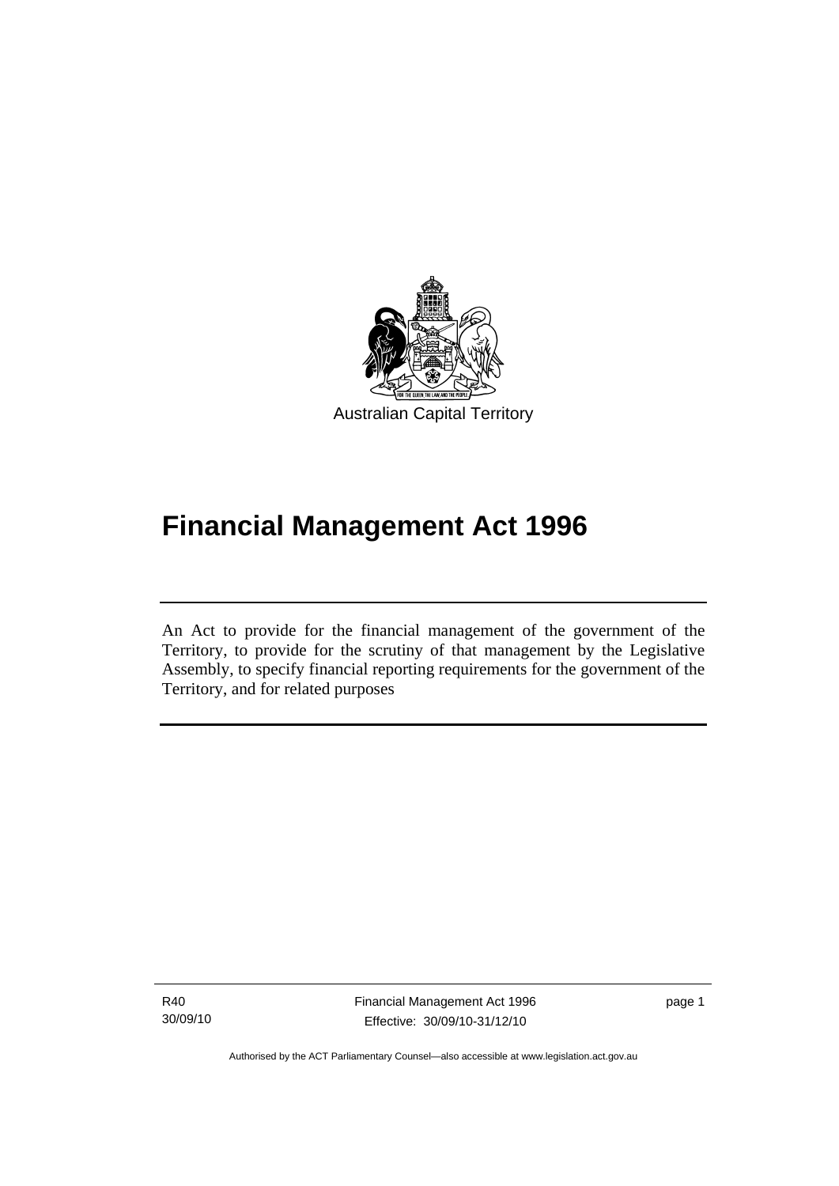Australian Capital Territory

# Financial Management Act 1996

An Act to provide for the financial management of the government of the Territory, to provide for the scrutiny of that management by the Legislative Assembly, to specify financial reporting requirements for the government of the Territory, and for related purposes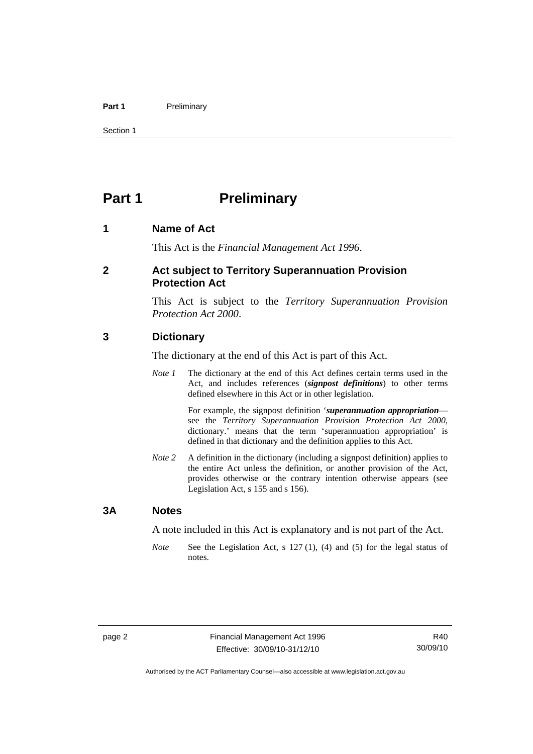# Part 1 Preliminary

## 1 Name of Act

This Act is the *Financial Management Act 1996*.

## 2 Act subject to Territory Superannuation Provision Protection Act

This Act is subject to the *Territory Superannuation Provision Protection Act 2000*.

## 3 Dictionary

The dictionary at the end of this Act is part of this Act.

*Note 1* The dictionary at the end of this Act defines certain terms used in the Act, and includes references (***signpost definitions***) to other terms defined elsewhere in this Act or in other legislation.

For example, the signpost definition '***superannuation appropriation***—see the *Territory Superannuation Provision Protection Act 2000*, dictionary.' means that the term 'superannuation appropriation' is defined in that dictionary and the definition applies to this Act.

*Note 2* A definition in the dictionary (including a signpost definition) applies to the entire Act unless the definition, or another provision of the Act, provides otherwise or the contrary intention otherwise appears (see Legislation Act, s 155 and s 156).

## 3A Notes

A note included in this Act is explanatory and is not part of the Act.

*Note* See the Legislation Act, s 127 (1), (4) and (5) for the legal status of notes.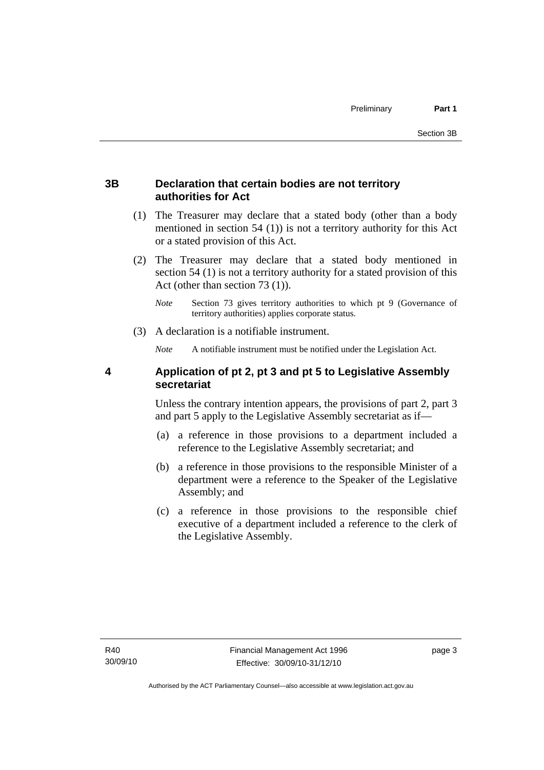### 3B Declaration that certain bodies are not territory authorities for Act

(1) The Treasurer may declare that a stated body (other than a body mentioned in section 54 (1)) is not a territory authority for this Act or a stated provision of this Act.

(2) The Treasurer may declare that a stated body mentioned in section 54 (1) is not a territory authority for a stated provision of this Act (other than section 73 (1)).

*Note* Section 73 gives territory authorities to which pt 9 (Governance of territory authorities) applies corporate status.

(3) A declaration is a notifiable instrument.

*Note* A notifiable instrument must be notified under the Legislation Act.

### 4 Application of pt 2, pt 3 and pt 5 to Legislative Assembly secretariat

Unless the contrary intention appears, the provisions of part 2, part 3 and part 5 apply to the Legislative Assembly secretariat as if—

(a) a reference in those provisions to a department included a reference to the Legislative Assembly secretariat; and

(b) a reference in those provisions to the responsible Minister of a department were a reference to the Speaker of the Legislative Assembly; and

(c) a reference in those provisions to the responsible chief executive of a department included a reference to the clerk of the Legislative Assembly.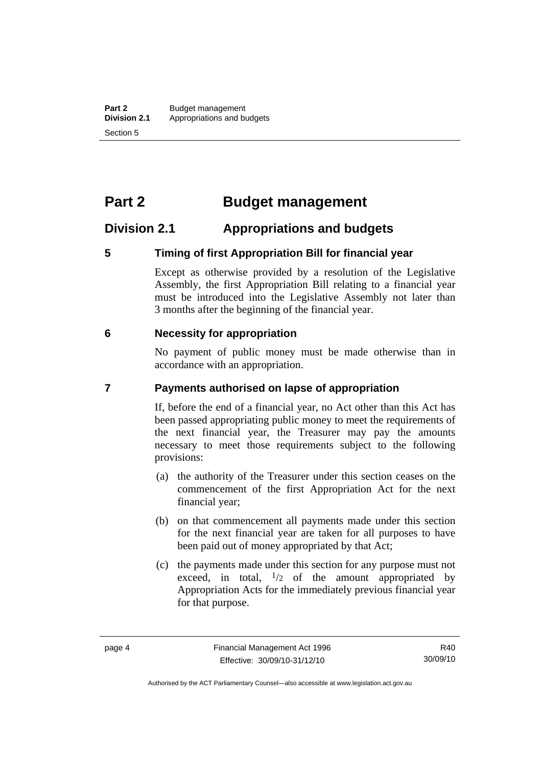# Part 2 Budget management

## Division 2.1 Appropriations and budgets

### 5 Timing of first Appropriation Bill for financial year

Except as otherwise provided by a resolution of the Legislative Assembly, the first Appropriation Bill relating to a financial year must be introduced into the Legislative Assembly not later than 3 months after the beginning of the financial year.

### 6 Necessity for appropriation

No payment of public money must be made otherwise than in accordance with an appropriation.

### 7 Payments authorised on lapse of appropriation

If, before the end of a financial year, no Act other than this Act has been passed appropriating public money to meet the requirements of the next financial year, the Treasurer may pay the amounts necessary to meet those requirements subject to the following provisions:

(a) the authority of the Treasurer under this section ceases on the commencement of the first Appropriation Act for the next financial year;

(b) on that commencement all payments made under this section for the next financial year are taken for all purposes to have been paid out of money appropriated by that Act;

(c) the payments made under this section for any purpose must not exceed, in total, $^{1}/_{2}$ of the amount appropriated by Appropriation Acts for the immediately previous financial year for that purpose.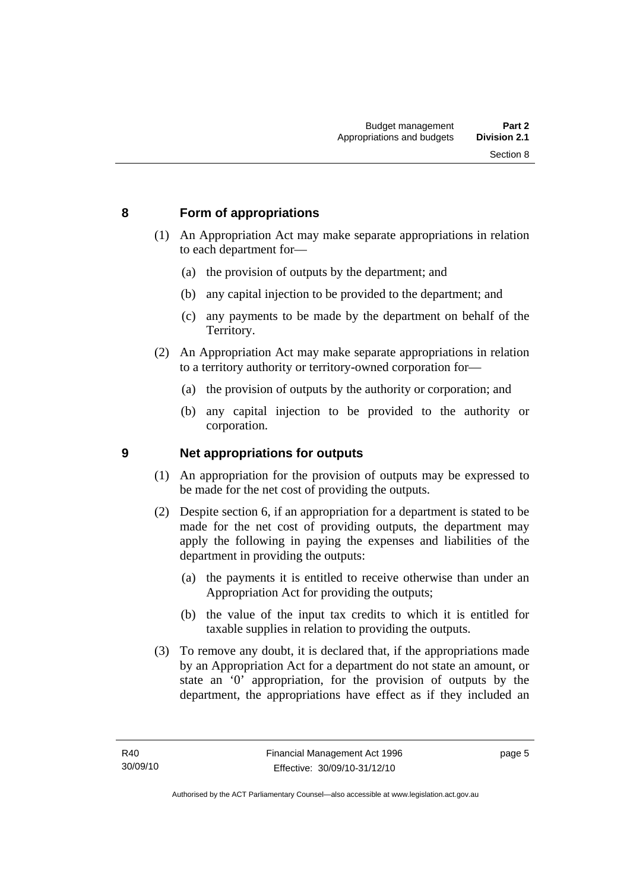## 8 Form of appropriations

(1) An Appropriation Act may make separate appropriations in relation to each department for—

(a) the provision of outputs by the department; and

(b) any capital injection to be provided to the department; and

(c) any payments to be made by the department on behalf of the Territory.

(2) An Appropriation Act may make separate appropriations in relation to a territory authority or territory-owned corporation for—

(a) the provision of outputs by the authority or corporation; and

(b) any capital injection to be provided to the authority or corporation.

## 9 Net appropriations for outputs

(1) An appropriation for the provision of outputs may be expressed to be made for the net cost of providing the outputs.

(2) Despite section 6, if an appropriation for a department is stated to be made for the net cost of providing outputs, the department may apply the following in paying the expenses and liabilities of the department in providing the outputs:

(a) the payments it is entitled to receive otherwise than under an Appropriation Act for providing the outputs;

(b) the value of the input tax credits to which it is entitled for taxable supplies in relation to providing the outputs.

(3) To remove any doubt, it is declared that, if the appropriations made by an Appropriation Act for a department do not state an amount, or state an '0' appropriation, for the provision of outputs by the department, the appropriations have effect as if they included an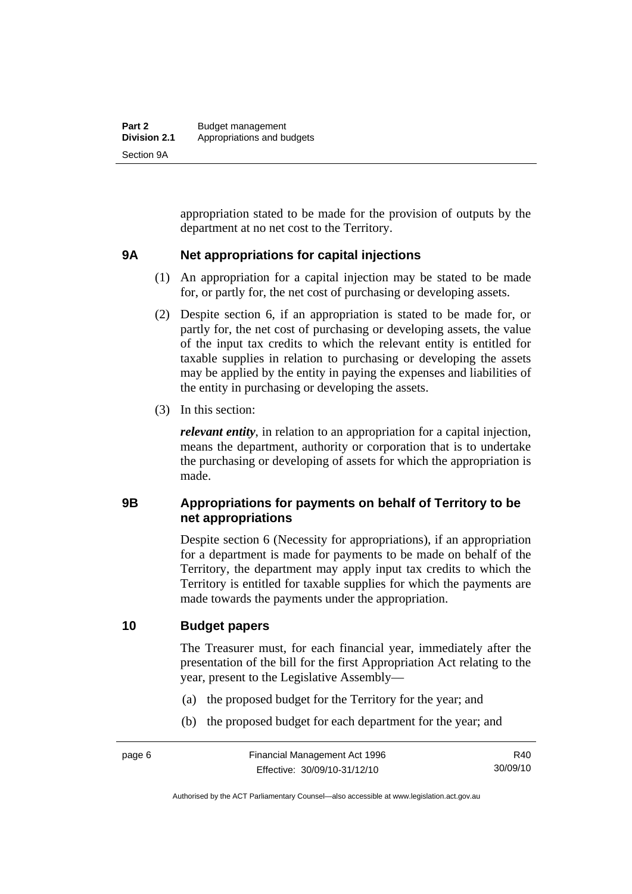appropriation stated to be made for the provision of outputs by the department at no net cost to the Territory.

### 9A Net appropriations for capital injections

(1) An appropriation for a capital injection may be stated to be made for, or partly for, the net cost of purchasing or developing assets.

(2) Despite section 6, if an appropriation is stated to be made for, or partly for, the net cost of purchasing or developing assets, the value of the input tax credits to which the relevant entity is entitled for taxable supplies in relation to purchasing or developing the assets may be applied by the entity in paying the expenses and liabilities of the entity in purchasing or developing the assets.

(3) In this section:

***relevant entity***, in relation to an appropriation for a capital injection, means the department, authority or corporation that is to undertake the purchasing or developing of assets for which the appropriation is made.

### 9B Appropriations for payments on behalf of Territory to be net appropriations

Despite section 6 (Necessity for appropriations), if an appropriation for a department is made for payments to be made on behalf of the Territory, the department may apply input tax credits to which the Territory is entitled for taxable supplies for which the payments are made towards the payments under the appropriation.

### 10 Budget papers

The Treasurer must, for each financial year, immediately after the presentation of the bill for the first Appropriation Act relating to the year, present to the Legislative Assembly—

(a) the proposed budget for the Territory for the year; and

(b) the proposed budget for each department for the year; and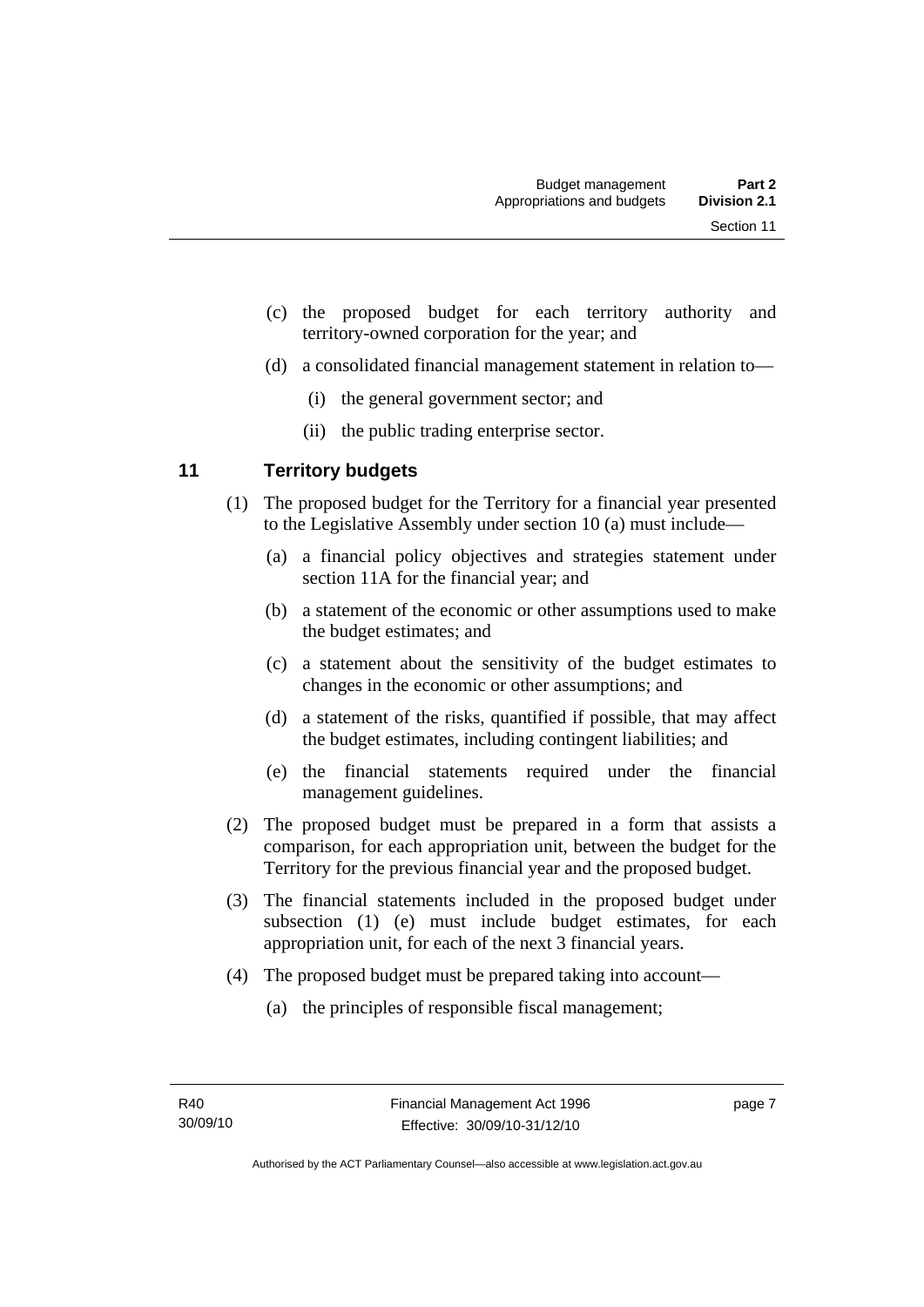(c) the proposed budget for each territory authority and territory-owned corporation for the year; and

(d) a consolidated financial management statement in relation to—

(i) the general government sector; and

(ii) the public trading enterprise sector.

## 11 Territory budgets

(1) The proposed budget for the Territory for a financial year presented to the Legislative Assembly under section 10 (a) must include—

(a) a financial policy objectives and strategies statement under section 11A for the financial year; and

(b) a statement of the economic or other assumptions used to make the budget estimates; and

(c) a statement about the sensitivity of the budget estimates to changes in the economic or other assumptions; and

(d) a statement of the risks, quantified if possible, that may affect the budget estimates, including contingent liabilities; and

(e) the financial statements required under the financial management guidelines.

(2) The proposed budget must be prepared in a form that assists a comparison, for each appropriation unit, between the budget for the Territory for the previous financial year and the proposed budget.

(3) The financial statements included in the proposed budget under subsection (1) (e) must include budget estimates, for each appropriation unit, for each of the next 3 financial years.

(4) The proposed budget must be prepared taking into account—

(a) the principles of responsible fiscal management;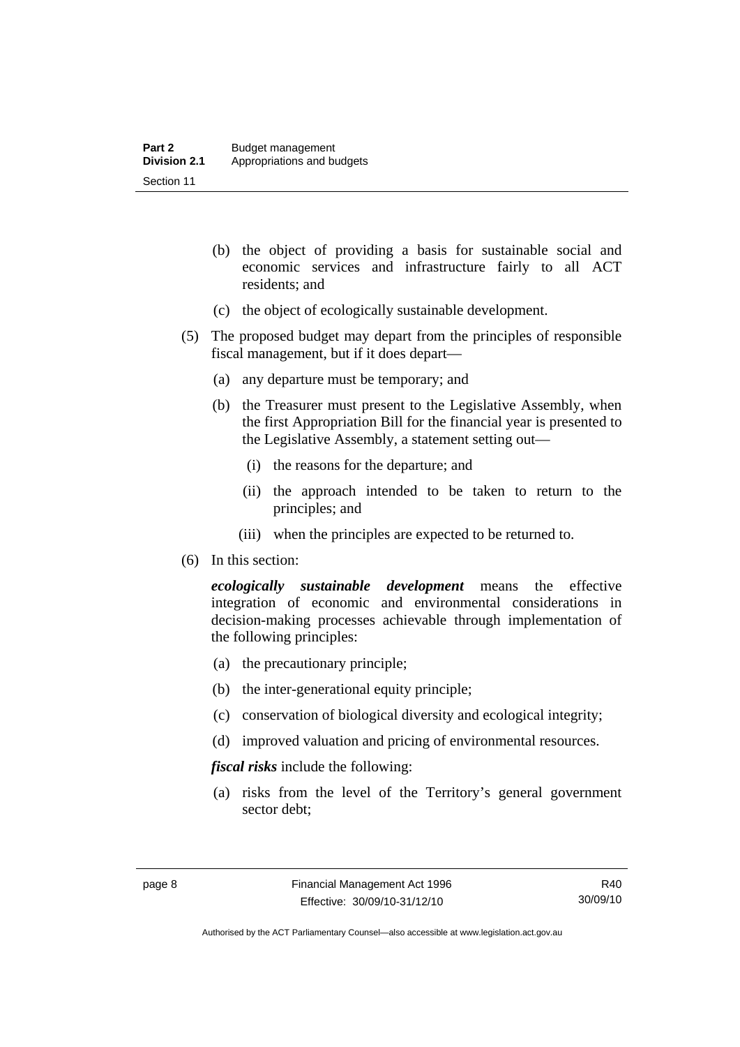(b) the object of providing a basis for sustainable social and economic services and infrastructure fairly to all ACT residents; and

(c) the object of ecologically sustainable development.

(5) The proposed budget may depart from the principles of responsible fiscal management, but if it does depart—

(a) any departure must be temporary; and

(b) the Treasurer must present to the Legislative Assembly, when the first Appropriation Bill for the financial year is presented to the Legislative Assembly, a statement setting out—

(i) the reasons for the departure; and

(ii) the approach intended to be taken to return to the principles; and

(iii) when the principles are expected to be returned to.

(6) In this section:

***ecologically sustainable development*** means the effective integration of economic and environmental considerations in decision-making processes achievable through implementation of the following principles:

(a) the precautionary principle;

(b) the inter-generational equity principle;

(c) conservation of biological diversity and ecological integrity;

(d) improved valuation and pricing of environmental resources.

***fiscal risks*** include the following:

(a) risks from the level of the Territory's general government sector debt;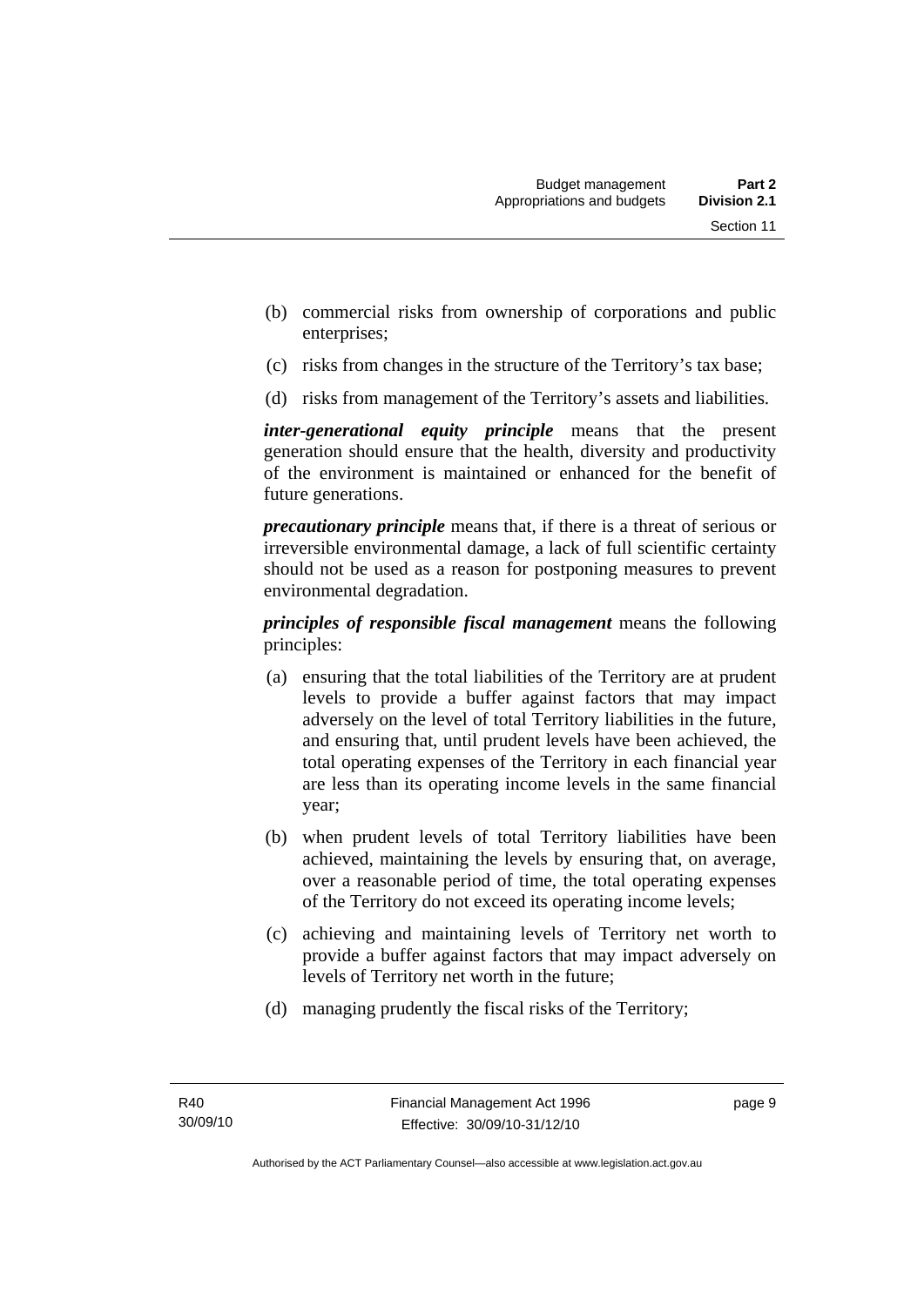(b) commercial risks from ownership of corporations and public enterprises;

(c) risks from changes in the structure of the Territory's tax base;

(d) risks from management of the Territory's assets and liabilities.

***inter-generational equity principle*** means that the present generation should ensure that the health, diversity and productivity of the environment is maintained or enhanced for the benefit of future generations.

***precautionary principle*** means that, if there is a threat of serious or irreversible environmental damage, a lack of full scientific certainty should not be used as a reason for postponing measures to prevent environmental degradation.

***principles of responsible fiscal management*** means the following principles:

(a) ensuring that the total liabilities of the Territory are at prudent levels to provide a buffer against factors that may impact adversely on the level of total Territory liabilities in the future, and ensuring that, until prudent levels have been achieved, the total operating expenses of the Territory in each financial year are less than its operating income levels in the same financial year;

(b) when prudent levels of total Territory liabilities have been achieved, maintaining the levels by ensuring that, on average, over a reasonable period of time, the total operating expenses of the Territory do not exceed its operating income levels;

(c) achieving and maintaining levels of Territory net worth to provide a buffer against factors that may impact adversely on levels of Territory net worth in the future;

(d) managing prudently the fiscal risks of the Territory;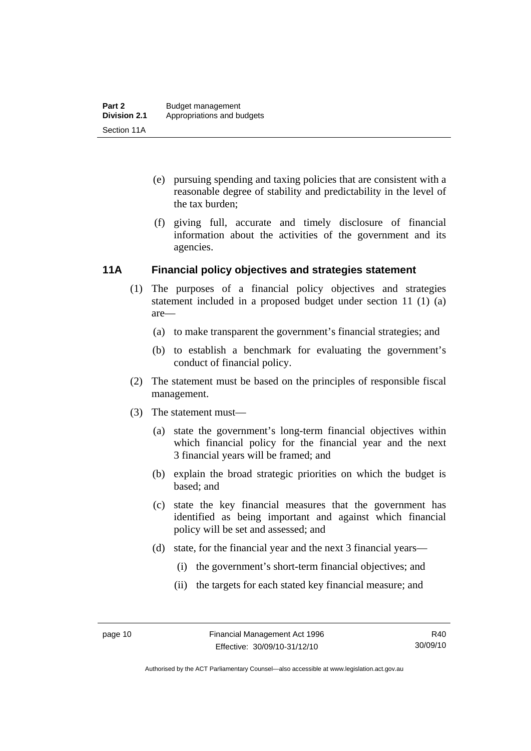(e) pursuing spending and taxing policies that are consistent with a reasonable degree of stability and predictability in the level of the tax burden;

(f) giving full, accurate and timely disclosure of financial information about the activities of the government and its agencies.

## 11A Financial policy objectives and strategies statement

(1) The purposes of a financial policy objectives and strategies statement included in a proposed budget under section 11 (1) (a) are—

(a) to make transparent the government's financial strategies; and

(b) to establish a benchmark for evaluating the government's conduct of financial policy.

(2) The statement must be based on the principles of responsible fiscal management.

(3) The statement must—

(a) state the government's long-term financial objectives within which financial policy for the financial year and the next 3 financial years will be framed; and

(b) explain the broad strategic priorities on which the budget is based; and

(c) state the key financial measures that the government has identified as being important and against which financial policy will be set and assessed; and

(d) state, for the financial year and the next 3 financial years—

(i) the government's short-term financial objectives; and

(ii) the targets for each stated key financial measure; and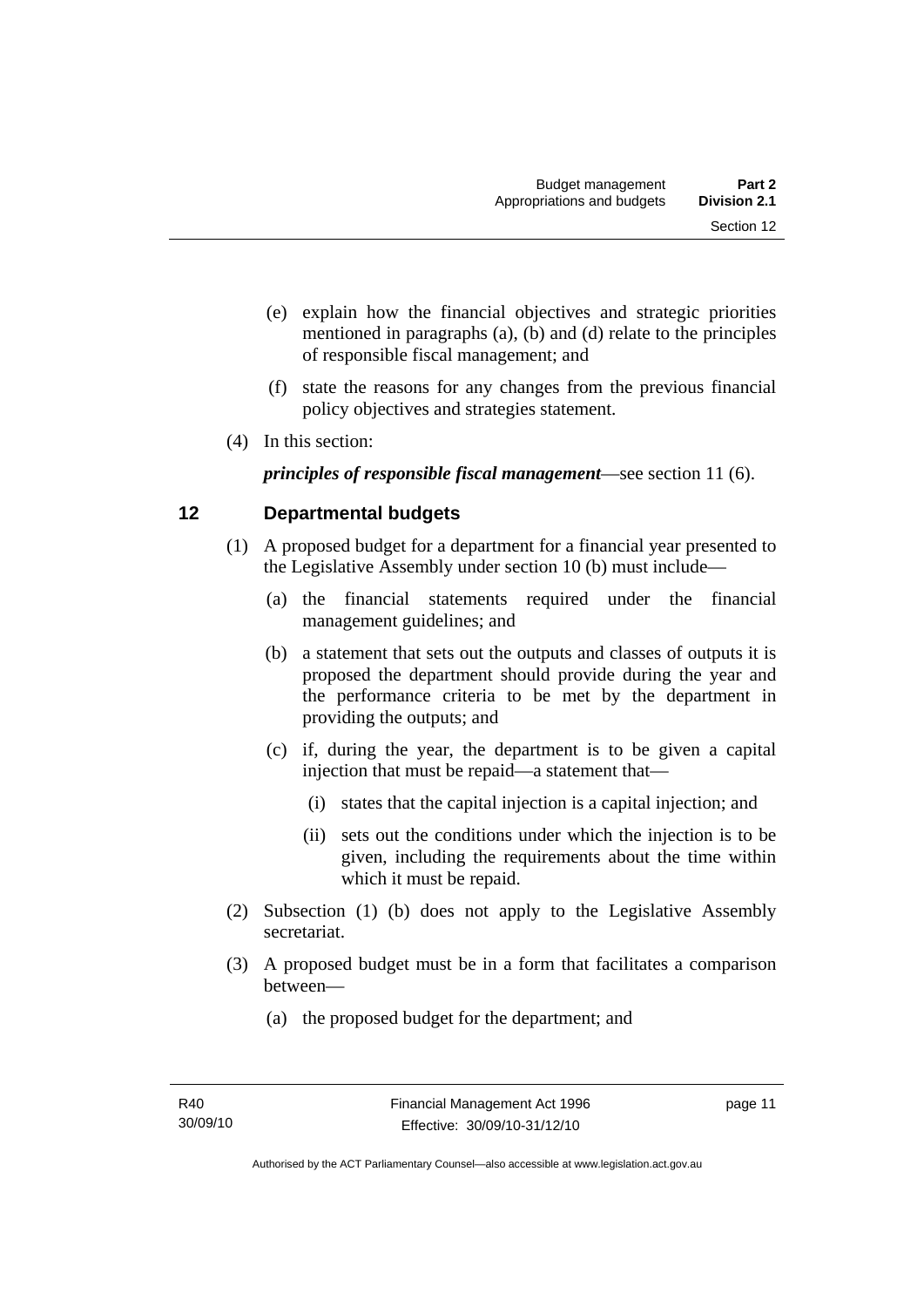(e) explain how the financial objectives and strategic priorities mentioned in paragraphs (a), (b) and (d) relate to the principles of responsible fiscal management; and

(f) state the reasons for any changes from the previous financial policy objectives and strategies statement.

(4) In this section:

***principles of responsible fiscal management***—see section 11 (6).

## 12 Departmental budgets

(1) A proposed budget for a department for a financial year presented to the Legislative Assembly under section 10 (b) must include—

(a) the financial statements required under the financial management guidelines; and

(b) a statement that sets out the outputs and classes of outputs it is proposed the department should provide during the year and the performance criteria to be met by the department in providing the outputs; and

(c) if, during the year, the department is to be given a capital injection that must be repaid—a statement that—

(i) states that the capital injection is a capital injection; and

(ii) sets out the conditions under which the injection is to be given, including the requirements about the time within which it must be repaid.

(2) Subsection (1) (b) does not apply to the Legislative Assembly secretariat.

(3) A proposed budget must be in a form that facilitates a comparison between—

(a) the proposed budget for the department; and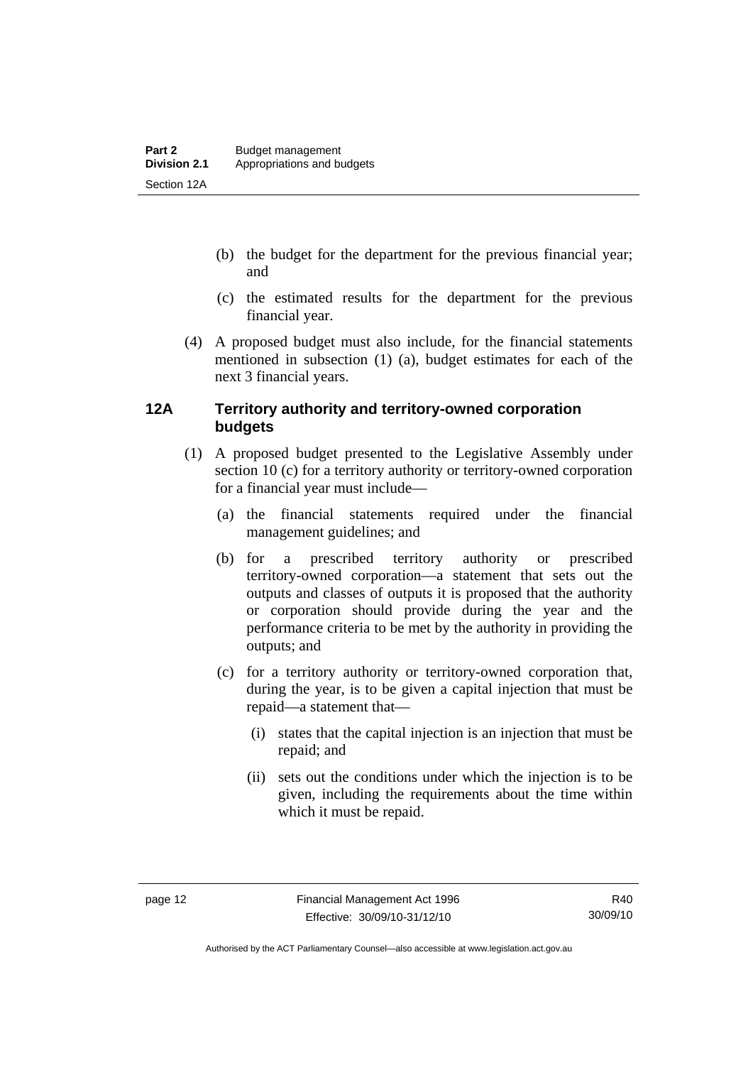(b) the budget for the department for the previous financial year; and

(c) the estimated results for the department for the previous financial year.

(4) A proposed budget must also include, for the financial statements mentioned in subsection (1) (a), budget estimates for each of the next 3 financial years.

### 12A Territory authority and territory-owned corporation budgets

(1) A proposed budget presented to the Legislative Assembly under section 10 (c) for a territory authority or territory-owned corporation for a financial year must include—

(a) the financial statements required under the financial management guidelines; and

(b) for a prescribed territory authority or prescribed territory-owned corporation—a statement that sets out the outputs and classes of outputs it is proposed that the authority or corporation should provide during the year and the performance criteria to be met by the authority in providing the outputs; and

(c) for a territory authority or territory-owned corporation that, during the year, is to be given a capital injection that must be repaid—a statement that—

(i) states that the capital injection is an injection that must be repaid; and

(ii) sets out the conditions under which the injection is to be given, including the requirements about the time within which it must be repaid.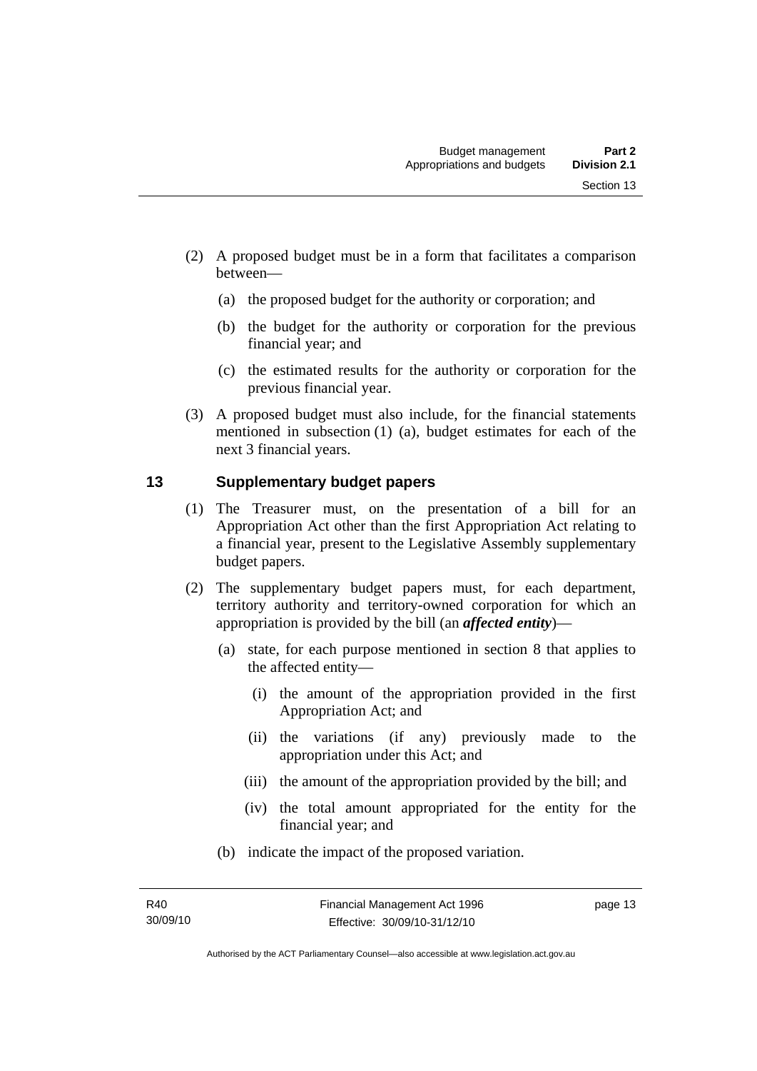(2) A proposed budget must be in a form that facilitates a comparison between—

(a) the proposed budget for the authority or corporation; and

(b) the budget for the authority or corporation for the previous financial year; and

(c) the estimated results for the authority or corporation for the previous financial year.

(3) A proposed budget must also include, for the financial statements mentioned in subsection (1) (a), budget estimates for each of the next 3 financial years.

## 13 Supplementary budget papers

(1) The Treasurer must, on the presentation of a bill for an Appropriation Act other than the first Appropriation Act relating to a financial year, present to the Legislative Assembly supplementary budget papers.

(2) The supplementary budget papers must, for each department, territory authority and territory-owned corporation for which an appropriation is provided by the bill (an ***affected entity***)—

(a) state, for each purpose mentioned in section 8 that applies to the affected entity—

(i) the amount of the appropriation provided in the first Appropriation Act; and

(ii) the variations (if any) previously made to the appropriation under this Act; and

(iii) the amount of the appropriation provided by the bill; and

(iv) the total amount appropriated for the entity for the financial year; and

(b) indicate the impact of the proposed variation.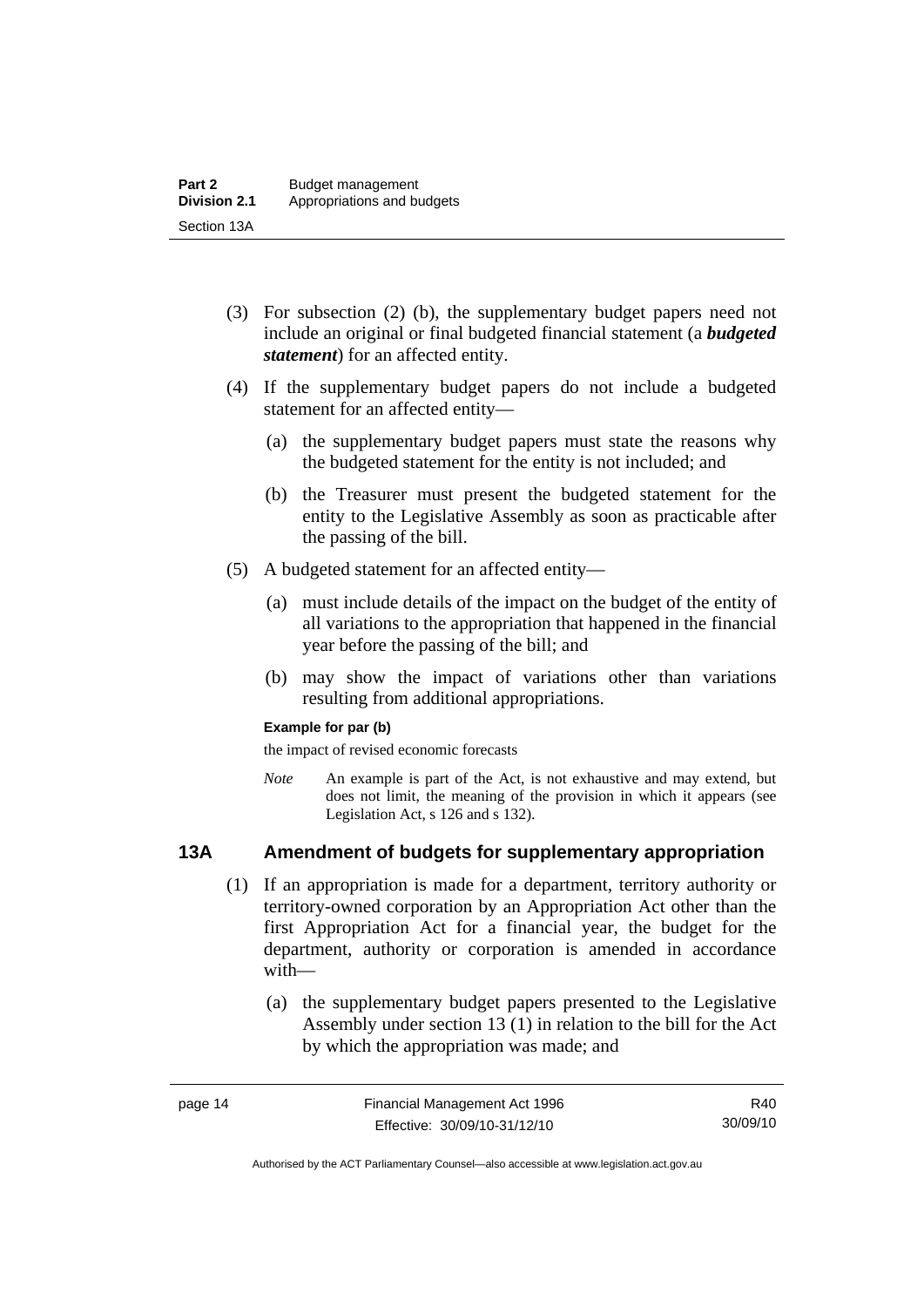(3) For subsection (2) (b), the supplementary budget papers need not include an original or final budgeted financial statement (a ***budgeted statement***) for an affected entity.

(4) If the supplementary budget papers do not include a budgeted statement for an affected entity—

(a) the supplementary budget papers must state the reasons why the budgeted statement for the entity is not included; and

(b) the Treasurer must present the budgeted statement for the entity to the Legislative Assembly as soon as practicable after the passing of the bill.

(5) A budgeted statement for an affected entity—

(a) must include details of the impact on the budget of the entity of all variations to the appropriation that happened in the financial year before the passing of the bill; and

(b) may show the impact of variations other than variations resulting from additional appropriations.

**Example for par (b)**

the impact of revised economic forecasts

*Note* An example is part of the Act, is not exhaustive and may extend, but does not limit, the meaning of the provision in which it appears (see Legislation Act, s 126 and s 132).

### 13A Amendment of budgets for supplementary appropriation

(1) If an appropriation is made for a department, territory authority or territory-owned corporation by an Appropriation Act other than the first Appropriation Act for a financial year, the budget for the department, authority or corporation is amended in accordance with—

(a) the supplementary budget papers presented to the Legislative Assembly under section 13 (1) in relation to the bill for the Act by which the appropriation was made; and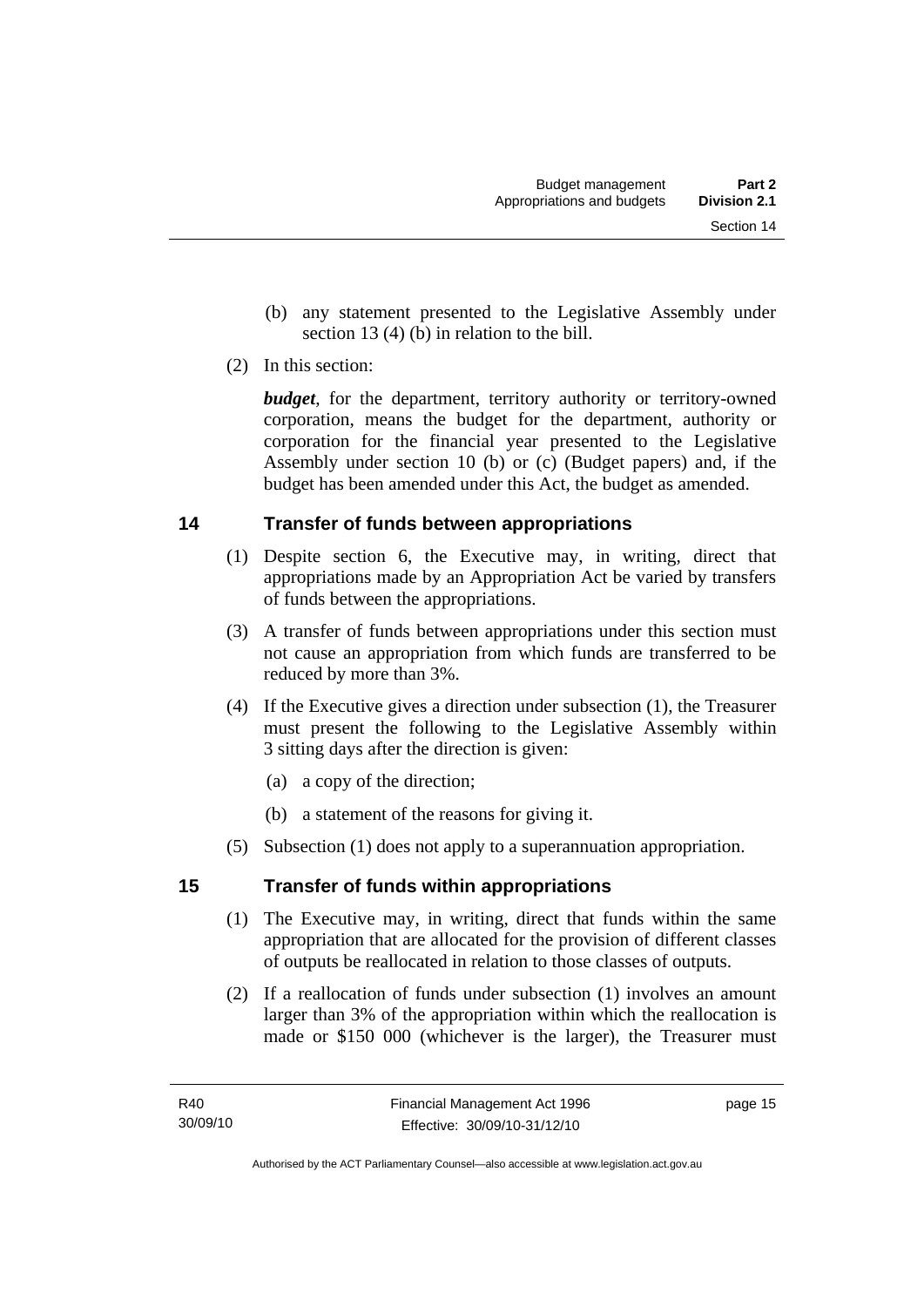(b) any statement presented to the Legislative Assembly under section 13 (4) (b) in relation to the bill.

(2) In this section:

***budget***, for the department, territory authority or territory-owned corporation, means the budget for the department, authority or corporation for the financial year presented to the Legislative Assembly under section 10 (b) or (c) (Budget papers) and, if the budget has been amended under this Act, the budget as amended.

## 14 Transfer of funds between appropriations

(1) Despite section 6, the Executive may, in writing, direct that appropriations made by an Appropriation Act be varied by transfers of funds between the appropriations.

(3) A transfer of funds between appropriations under this section must not cause an appropriation from which funds are transferred to be reduced by more than 3%.

(4) If the Executive gives a direction under subsection (1), the Treasurer must present the following to the Legislative Assembly within 3 sitting days after the direction is given:

(a) a copy of the direction;

(b) a statement of the reasons for giving it.

(5) Subsection (1) does not apply to a superannuation appropriation.

## 15 Transfer of funds within appropriations

(1) The Executive may, in writing, direct that funds within the same appropriation that are allocated for the provision of different classes of outputs be reallocated in relation to those classes of outputs.

(2) If a reallocation of funds under subsection (1) involves an amount larger than 3% of the appropriation within which the reallocation is made or $150 000 (whichever is the larger), the Treasurer must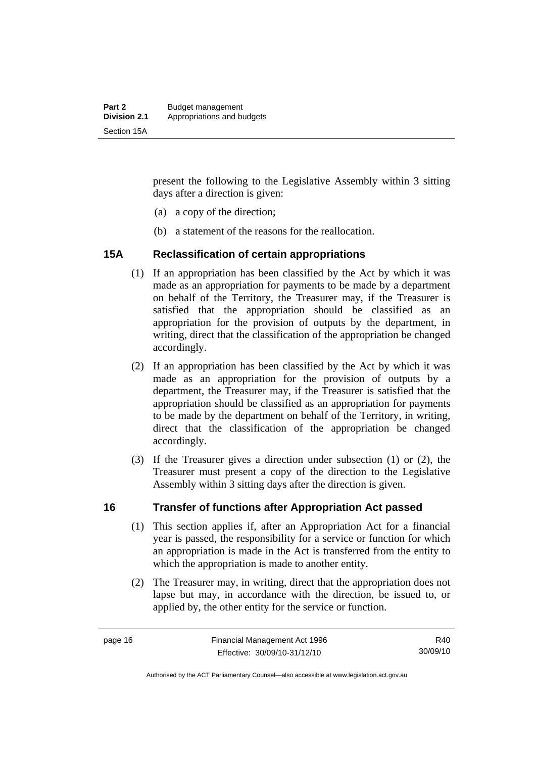present the following to the Legislative Assembly within 3 sitting days after a direction is given:

(a) a copy of the direction;

(b) a statement of the reasons for the reallocation.

### 15A Reclassification of certain appropriations

(1) If an appropriation has been classified by the Act by which it was made as an appropriation for payments to be made by a department on behalf of the Territory, the Treasurer may, if the Treasurer is satisfied that the appropriation should be classified as an appropriation for the provision of outputs by the department, in writing, direct that the classification of the appropriation be changed accordingly.

(2) If an appropriation has been classified by the Act by which it was made as an appropriation for the provision of outputs by a department, the Treasurer may, if the Treasurer is satisfied that the appropriation should be classified as an appropriation for payments to be made by the department on behalf of the Territory, in writing, direct that the classification of the appropriation be changed accordingly.

(3) If the Treasurer gives a direction under subsection (1) or (2), the Treasurer must present a copy of the direction to the Legislative Assembly within 3 sitting days after the direction is given.

### 16 Transfer of functions after Appropriation Act passed

(1) This section applies if, after an Appropriation Act for a financial year is passed, the responsibility for a service or function for which an appropriation is made in the Act is transferred from the entity to which the appropriation is made to another entity.

(2) The Treasurer may, in writing, direct that the appropriation does not lapse but may, in accordance with the direction, be issued to, or applied by, the other entity for the service or function.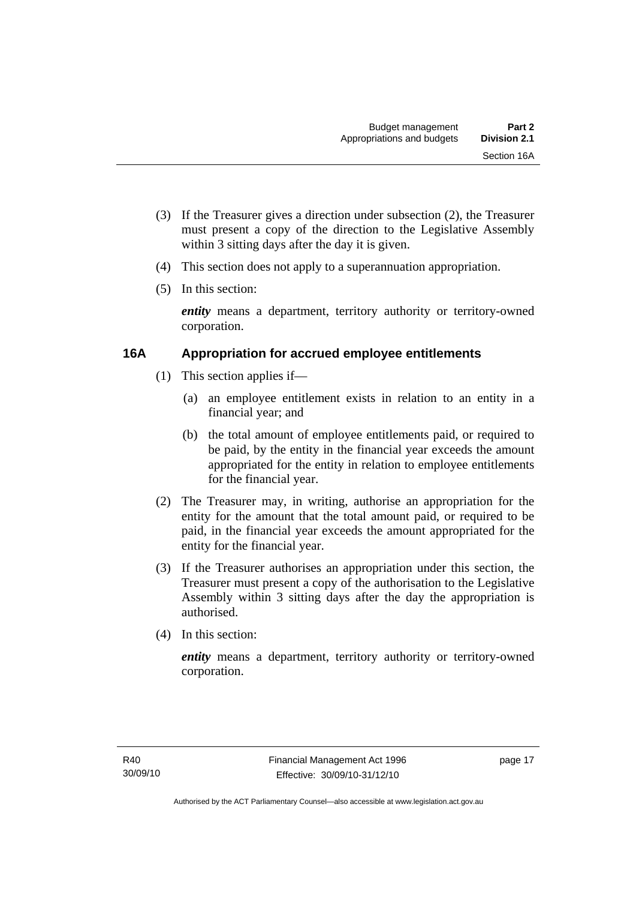(3) If the Treasurer gives a direction under subsection (2), the Treasurer must present a copy of the direction to the Legislative Assembly within 3 sitting days after the day it is given.

(4) This section does not apply to a superannuation appropriation.

(5) In this section:

***entity*** means a department, territory authority or territory-owned corporation.

## 16A Appropriation for accrued employee entitlements

(1) This section applies if—

(a) an employee entitlement exists in relation to an entity in a financial year; and

(b) the total amount of employee entitlements paid, or required to be paid, by the entity in the financial year exceeds the amount appropriated for the entity in relation to employee entitlements for the financial year.

(2) The Treasurer may, in writing, authorise an appropriation for the entity for the amount that the total amount paid, or required to be paid, in the financial year exceeds the amount appropriated for the entity for the financial year.

(3) If the Treasurer authorises an appropriation under this section, the Treasurer must present a copy of the authorisation to the Legislative Assembly within 3 sitting days after the day the appropriation is authorised.

(4) In this section:

***entity*** means a department, territory authority or territory-owned corporation.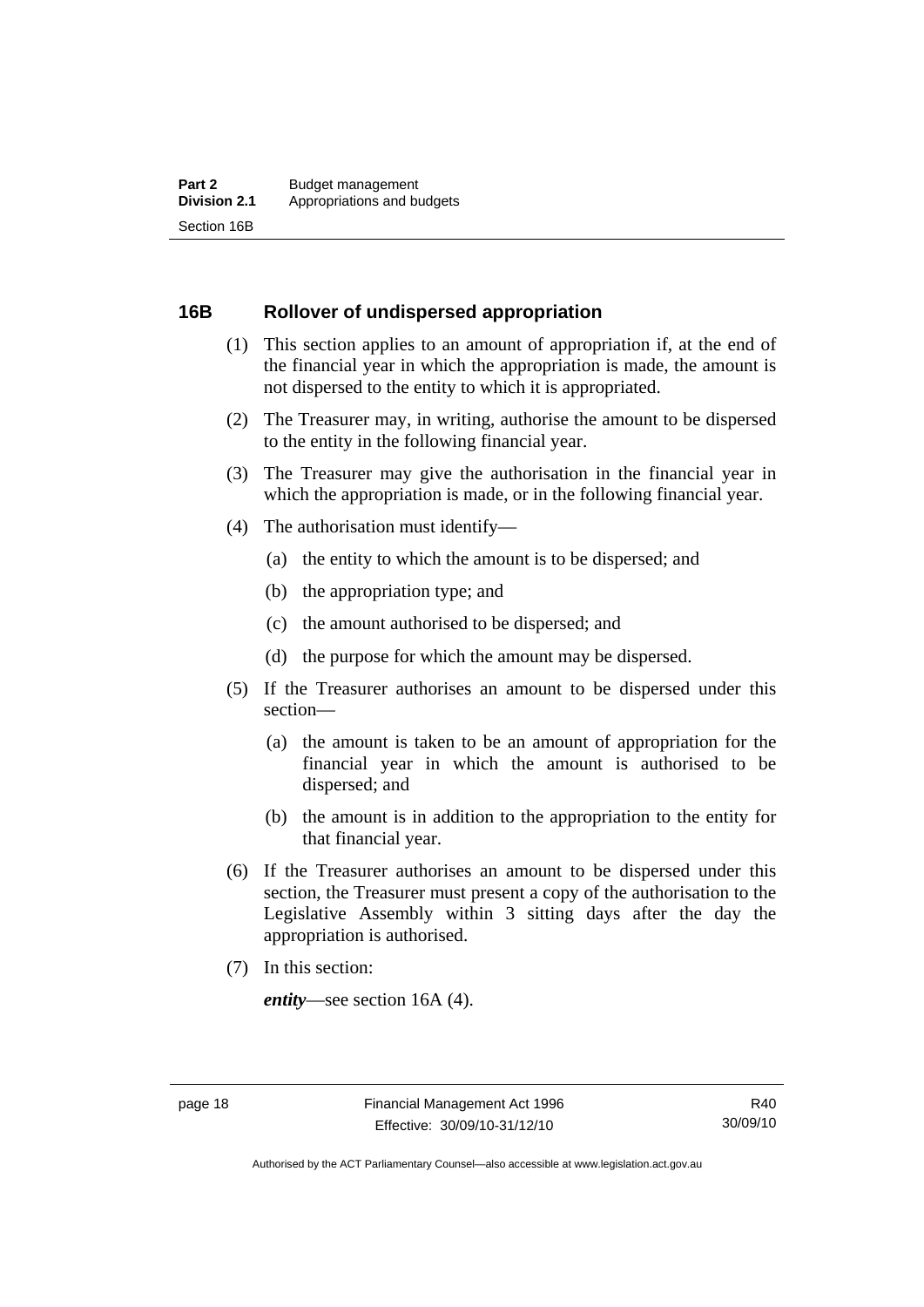## 16B Rollover of undispersed appropriation

(1) This section applies to an amount of appropriation if, at the end of the financial year in which the appropriation is made, the amount is not dispersed to the entity to which it is appropriated.

(2) The Treasurer may, in writing, authorise the amount to be dispersed to the entity in the following financial year.

(3) The Treasurer may give the authorisation in the financial year in which the appropriation is made, or in the following financial year.

(4) The authorisation must identify—

(a) the entity to which the amount is to be dispersed; and

(b) the appropriation type; and

(c) the amount authorised to be dispersed; and

(d) the purpose for which the amount may be dispersed.

(5) If the Treasurer authorises an amount to be dispersed under this section—

(a) the amount is taken to be an amount of appropriation for the financial year in which the amount is authorised to be dispersed; and

(b) the amount is in addition to the appropriation to the entity for that financial year.

(6) If the Treasurer authorises an amount to be dispersed under this section, the Treasurer must present a copy of the authorisation to the Legislative Assembly within 3 sitting days after the day the appropriation is authorised.

(7) In this section:

***entity***—see section 16A (4).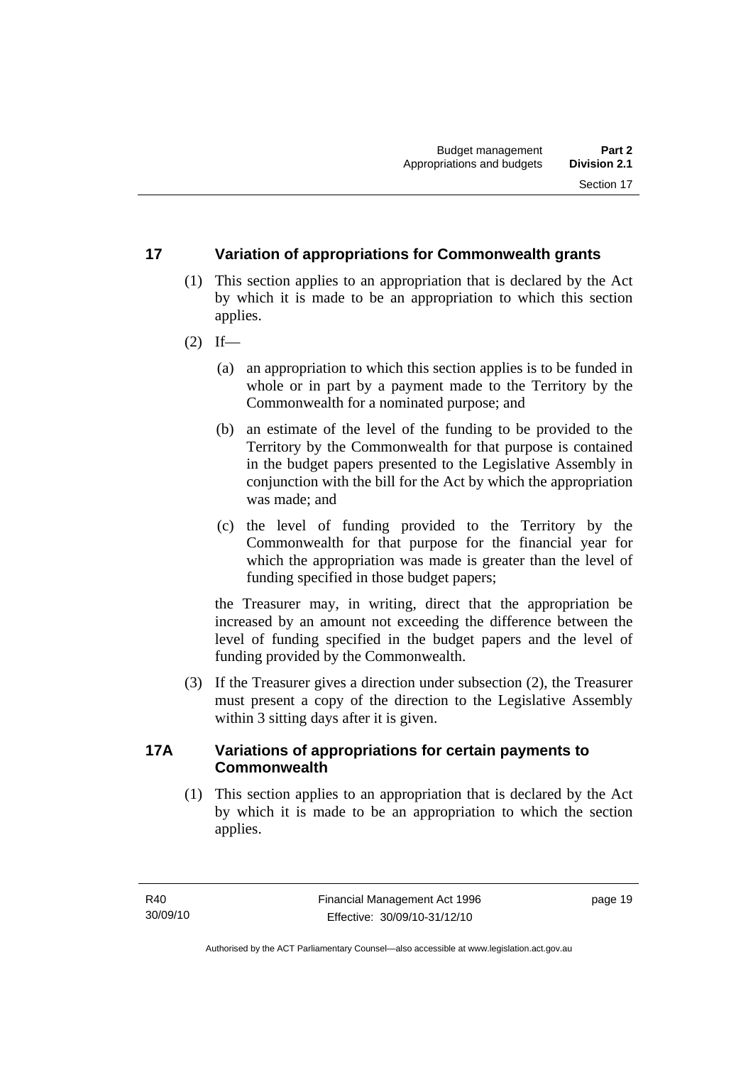## 17 Variation of appropriations for Commonwealth grants

(1) This section applies to an appropriation that is declared by the Act by which it is made to be an appropriation to which this section applies.

(2) If—

(a) an appropriation to which this section applies is to be funded in whole or in part by a payment made to the Territory by the Commonwealth for a nominated purpose; and

(b) an estimate of the level of the funding to be provided to the Territory by the Commonwealth for that purpose is contained in the budget papers presented to the Legislative Assembly in conjunction with the bill for the Act by which the appropriation was made; and

(c) the level of funding provided to the Territory by the Commonwealth for that purpose for the financial year for which the appropriation was made is greater than the level of funding specified in those budget papers;

the Treasurer may, in writing, direct that the appropriation be increased by an amount not exceeding the difference between the level of funding specified in the budget papers and the level of funding provided by the Commonwealth.

(3) If the Treasurer gives a direction under subsection (2), the Treasurer must present a copy of the direction to the Legislative Assembly within 3 sitting days after it is given.

## 17A Variations of appropriations for certain payments to Commonwealth

(1) This section applies to an appropriation that is declared by the Act by which it is made to be an appropriation to which the section applies.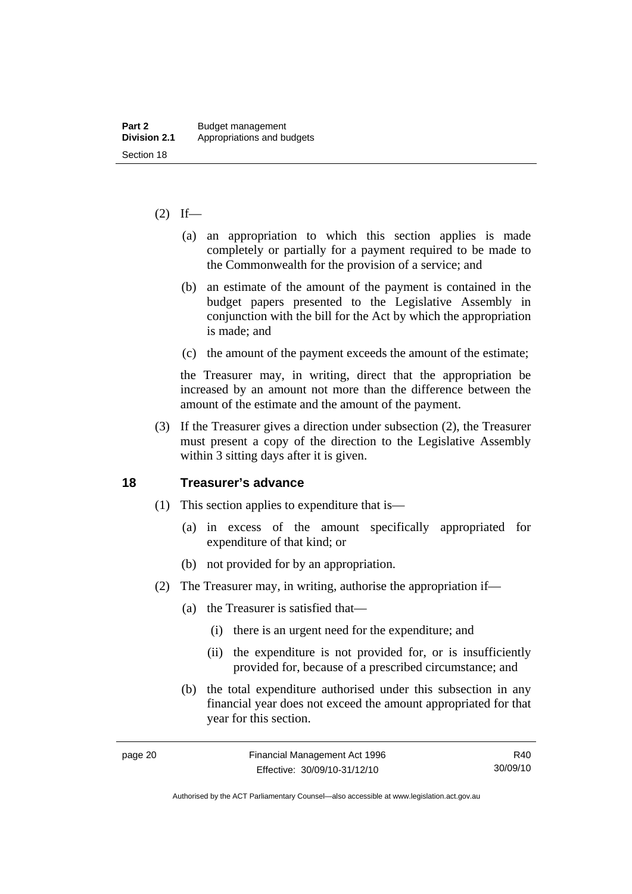(2) If—

(a) an appropriation to which this section applies is made completely or partially for a payment required to be made to the Commonwealth for the provision of a service; and

(b) an estimate of the amount of the payment is contained in the budget papers presented to the Legislative Assembly in conjunction with the bill for the Act by which the appropriation is made; and

(c) the amount of the payment exceeds the amount of the estimate;

the Treasurer may, in writing, direct that the appropriation be increased by an amount not more than the difference between the amount of the estimate and the amount of the payment.

(3) If the Treasurer gives a direction under subsection (2), the Treasurer must present a copy of the direction to the Legislative Assembly within 3 sitting days after it is given.

## 18 Treasurer's advance

(1) This section applies to expenditure that is—

(a) in excess of the amount specifically appropriated for expenditure of that kind; or

(b) not provided for by an appropriation.

(2) The Treasurer may, in writing, authorise the appropriation if—

(a) the Treasurer is satisfied that—

(i) there is an urgent need for the expenditure; and

(ii) the expenditure is not provided for, or is insufficiently provided for, because of a prescribed circumstance; and

(b) the total expenditure authorised under this subsection in any financial year does not exceed the amount appropriated for that year for this section.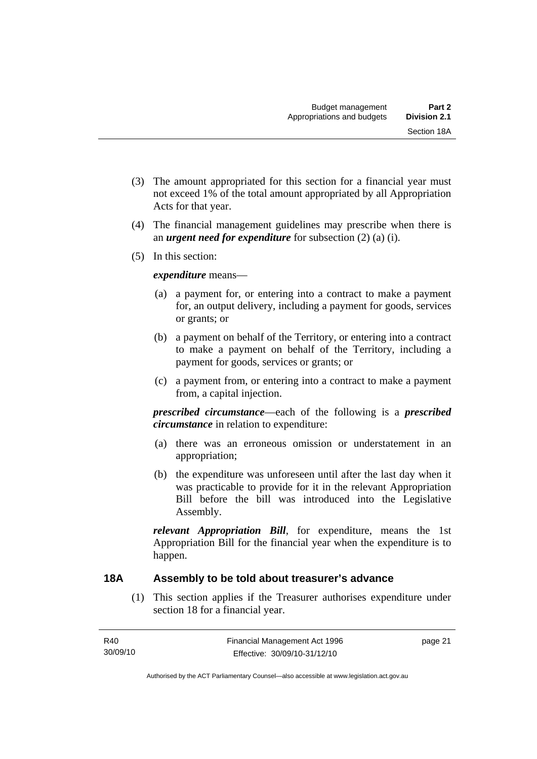(3) The amount appropriated for this section for a financial year must not exceed 1% of the total amount appropriated by all Appropriation Acts for that year.

(4) The financial management guidelines may prescribe when there is an ***urgent need for expenditure*** for subsection (2) (a) (i).

(5) In this section:

***expenditure*** means—

(a) a payment for, or entering into a contract to make a payment for, an output delivery, including a payment for goods, services or grants; or

(b) a payment on behalf of the Territory, or entering into a contract to make a payment on behalf of the Territory, including a payment for goods, services or grants; or

(c) a payment from, or entering into a contract to make a payment from, a capital injection.

***prescribed circumstance***—each of the following is a ***prescribed circumstance*** in relation to expenditure:

(a) there was an erroneous omission or understatement in an appropriation;

(b) the expenditure was unforeseen until after the last day when it was practicable to provide for it in the relevant Appropriation Bill before the bill was introduced into the Legislative Assembly.

***relevant Appropriation Bill***, for expenditure, means the 1st Appropriation Bill for the financial year when the expenditure is to happen.

### 18A Assembly to be told about treasurer's advance

(1) This section applies if the Treasurer authorises expenditure under section 18 for a financial year.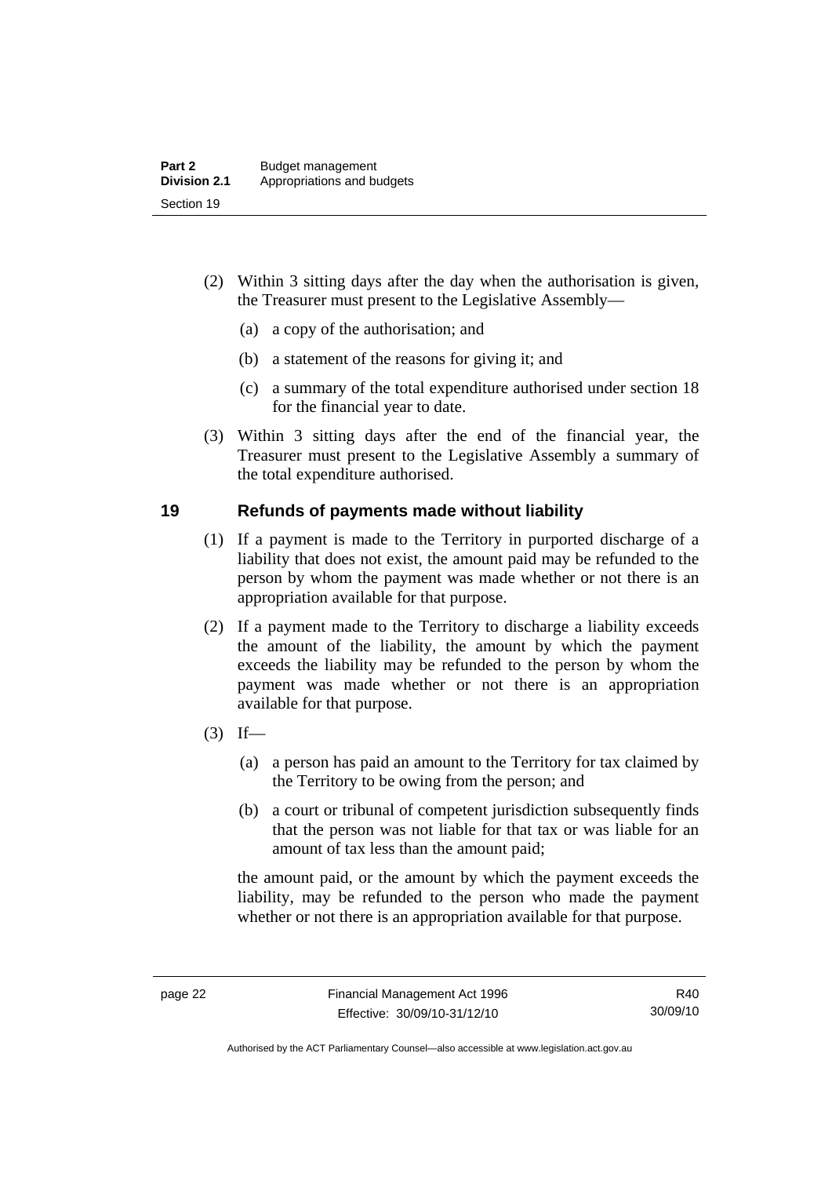(2) Within 3 sitting days after the day when the authorisation is given, the Treasurer must present to the Legislative Assembly—

  (a) a copy of the authorisation; and

  (b) a statement of the reasons for giving it; and

  (c) a summary of the total expenditure authorised under section 18 for the financial year to date.

(3) Within 3 sitting days after the end of the financial year, the Treasurer must present to the Legislative Assembly a summary of the total expenditure authorised.

## 19 Refunds of payments made without liability

(1) If a payment is made to the Territory in purported discharge of a liability that does not exist, the amount paid may be refunded to the person by whom the payment was made whether or not there is an appropriation available for that purpose.

(2) If a payment made to the Territory to discharge a liability exceeds the amount of the liability, the amount by which the payment exceeds the liability may be refunded to the person by whom the payment was made whether or not there is an appropriation available for that purpose.

(3) If—

  (a) a person has paid an amount to the Territory for tax claimed by the Territory to be owing from the person; and

  (b) a court or tribunal of competent jurisdiction subsequently finds that the person was not liable for that tax or was liable for an amount of tax less than the amount paid;

the amount paid, or the amount by which the payment exceeds the liability, may be refunded to the person who made the payment whether or not there is an appropriation available for that purpose.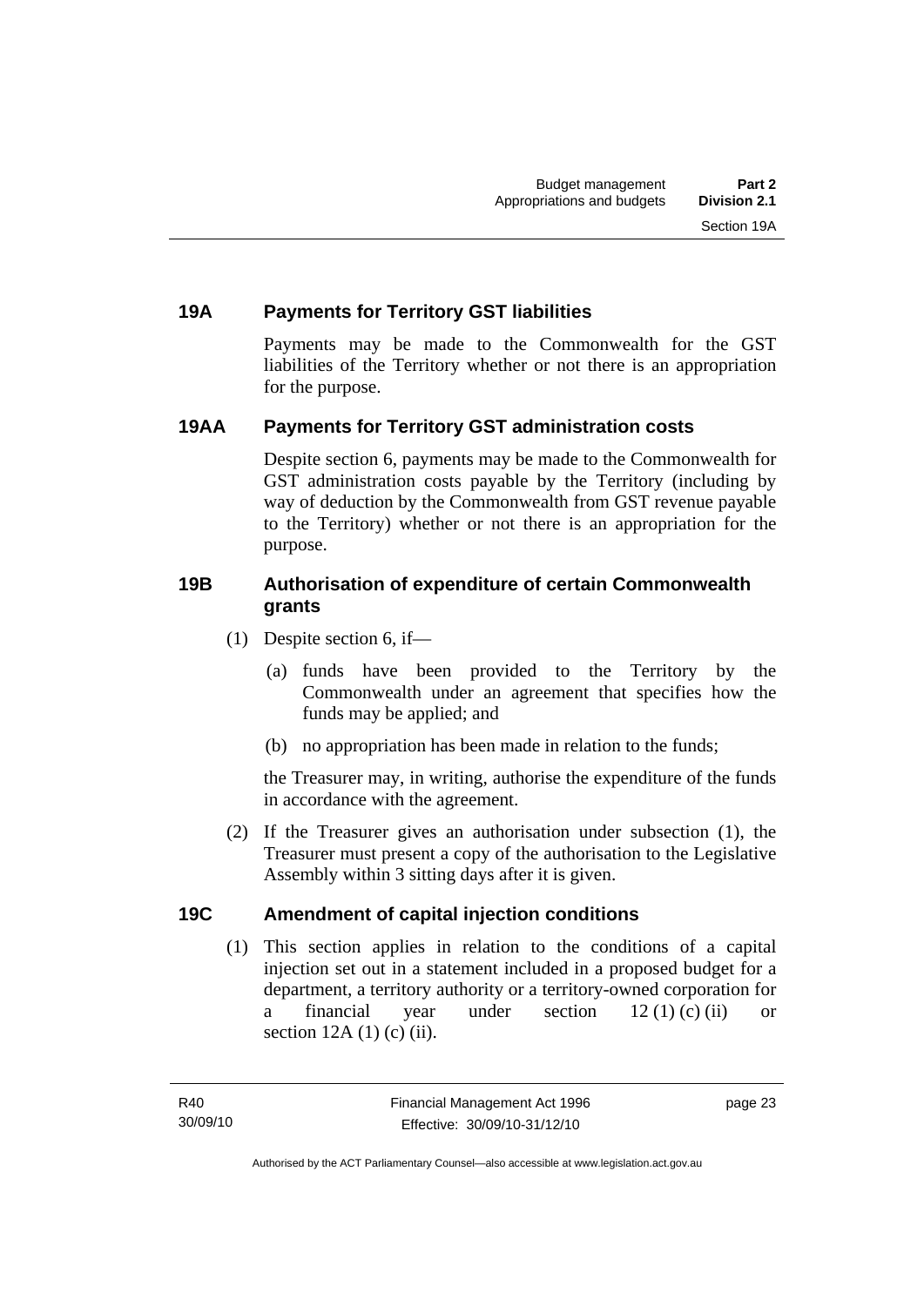## 19A Payments for Territory GST liabilities

Payments may be made to the Commonwealth for the GST liabilities of the Territory whether or not there is an appropriation for the purpose.

## 19AA Payments for Territory GST administration costs

Despite section 6, payments may be made to the Commonwealth for GST administration costs payable by the Territory (including by way of deduction by the Commonwealth from GST revenue payable to the Territory) whether or not there is an appropriation for the purpose.

## 19B Authorisation of expenditure of certain Commonwealth grants

(1) Despite section 6, if—

(a) funds have been provided to the Territory by the Commonwealth under an agreement that specifies how the funds may be applied; and

(b) no appropriation has been made in relation to the funds;

the Treasurer may, in writing, authorise the expenditure of the funds in accordance with the agreement.

(2) If the Treasurer gives an authorisation under subsection (1), the Treasurer must present a copy of the authorisation to the Legislative Assembly within 3 sitting days after it is given.

## 19C Amendment of capital injection conditions

(1) This section applies in relation to the conditions of a capital injection set out in a statement included in a proposed budget for a department, a territory authority or a territory-owned corporation for a financial year under section 12 (1) (c) (ii) or section 12A (1) (c) (ii).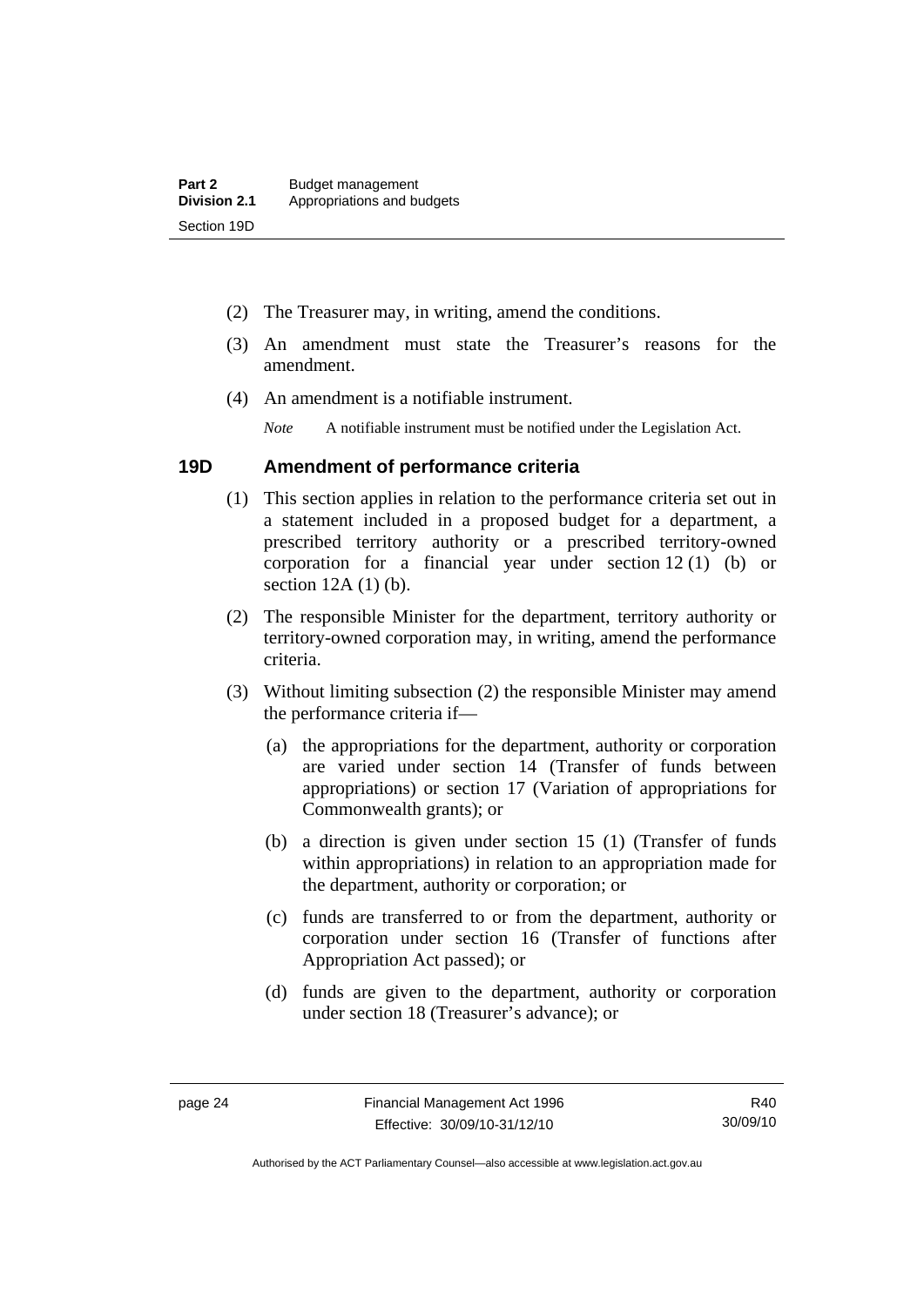(2) The Treasurer may, in writing, amend the conditions.

(3) An amendment must state the Treasurer's reasons for the amendment.

(4) An amendment is a notifiable instrument.

*Note* A notifiable instrument must be notified under the Legislation Act.

## 19D Amendment of performance criteria

(1) This section applies in relation to the performance criteria set out in a statement included in a proposed budget for a department, a prescribed territory authority or a prescribed territory-owned corporation for a financial year under section 12 (1) (b) or section 12A (1) (b).

(2) The responsible Minister for the department, territory authority or territory-owned corporation may, in writing, amend the performance criteria.

(3) Without limiting subsection (2) the responsible Minister may amend the performance criteria if—

(a) the appropriations for the department, authority or corporation are varied under section 14 (Transfer of funds between appropriations) or section 17 (Variation of appropriations for Commonwealth grants); or

(b) a direction is given under section 15 (1) (Transfer of funds within appropriations) in relation to an appropriation made for the department, authority or corporation; or

(c) funds are transferred to or from the department, authority or corporation under section 16 (Transfer of functions after Appropriation Act passed); or

(d) funds are given to the department, authority or corporation under section 18 (Treasurer's advance); or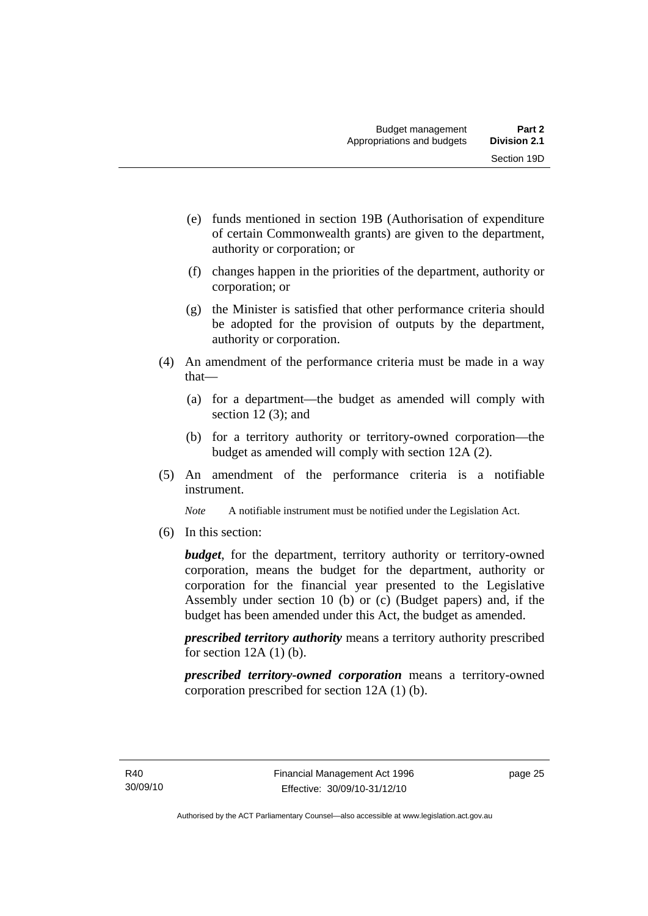(e) funds mentioned in section 19B (Authorisation of expenditure of certain Commonwealth grants) are given to the department, authority or corporation; or

(f) changes happen in the priorities of the department, authority or corporation; or

(g) the Minister is satisfied that other performance criteria should be adopted for the provision of outputs by the department, authority or corporation.

(4) An amendment of the performance criteria must be made in a way that—

(a) for a department—the budget as amended will comply with section 12 (3); and

(b) for a territory authority or territory-owned corporation—the budget as amended will comply with section 12A (2).

(5) An amendment of the performance criteria is a notifiable instrument.

*Note* A notifiable instrument must be notified under the Legislation Act.

(6) In this section:

***budget***, for the department, territory authority or territory-owned corporation, means the budget for the department, authority or corporation for the financial year presented to the Legislative Assembly under section 10 (b) or (c) (Budget papers) and, if the budget has been amended under this Act, the budget as amended.

***prescribed territory authority*** means a territory authority prescribed for section 12A (1) (b).

***prescribed territory-owned corporation*** means a territory-owned corporation prescribed for section 12A (1) (b).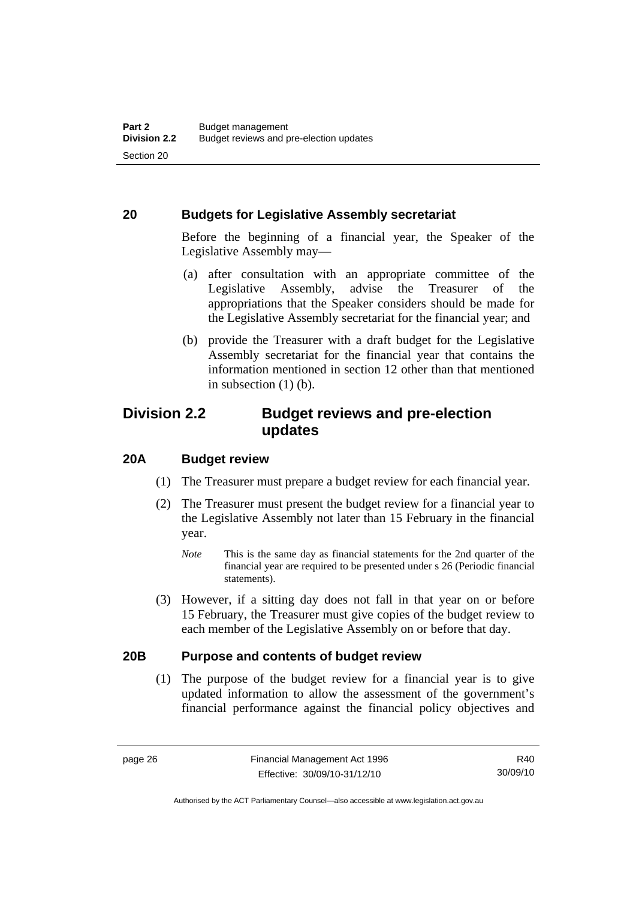### 20 Budgets for Legislative Assembly secretariat

Before the beginning of a financial year, the Speaker of the Legislative Assembly may—

(a) after consultation with an appropriate committee of the Legislative Assembly, advise the Treasurer of the appropriations that the Speaker considers should be made for the Legislative Assembly secretariat for the financial year; and

(b) provide the Treasurer with a draft budget for the Legislative Assembly secretariat for the financial year that contains the information mentioned in section 12 other than that mentioned in subsection (1) (b).

## Division 2.2 Budget reviews and pre-election updates

### 20A Budget review

(1) The Treasurer must prepare a budget review for each financial year.

(2) The Treasurer must present the budget review for a financial year to the Legislative Assembly not later than 15 February in the financial year.

*Note* This is the same day as financial statements for the 2nd quarter of the financial year are required to be presented under s 26 (Periodic financial statements).

(3) However, if a sitting day does not fall in that year on or before 15 February, the Treasurer must give copies of the budget review to each member of the Legislative Assembly on or before that day.

### 20B Purpose and contents of budget review

(1) The purpose of the budget review for a financial year is to give updated information to allow the assessment of the government's financial performance against the financial policy objectives and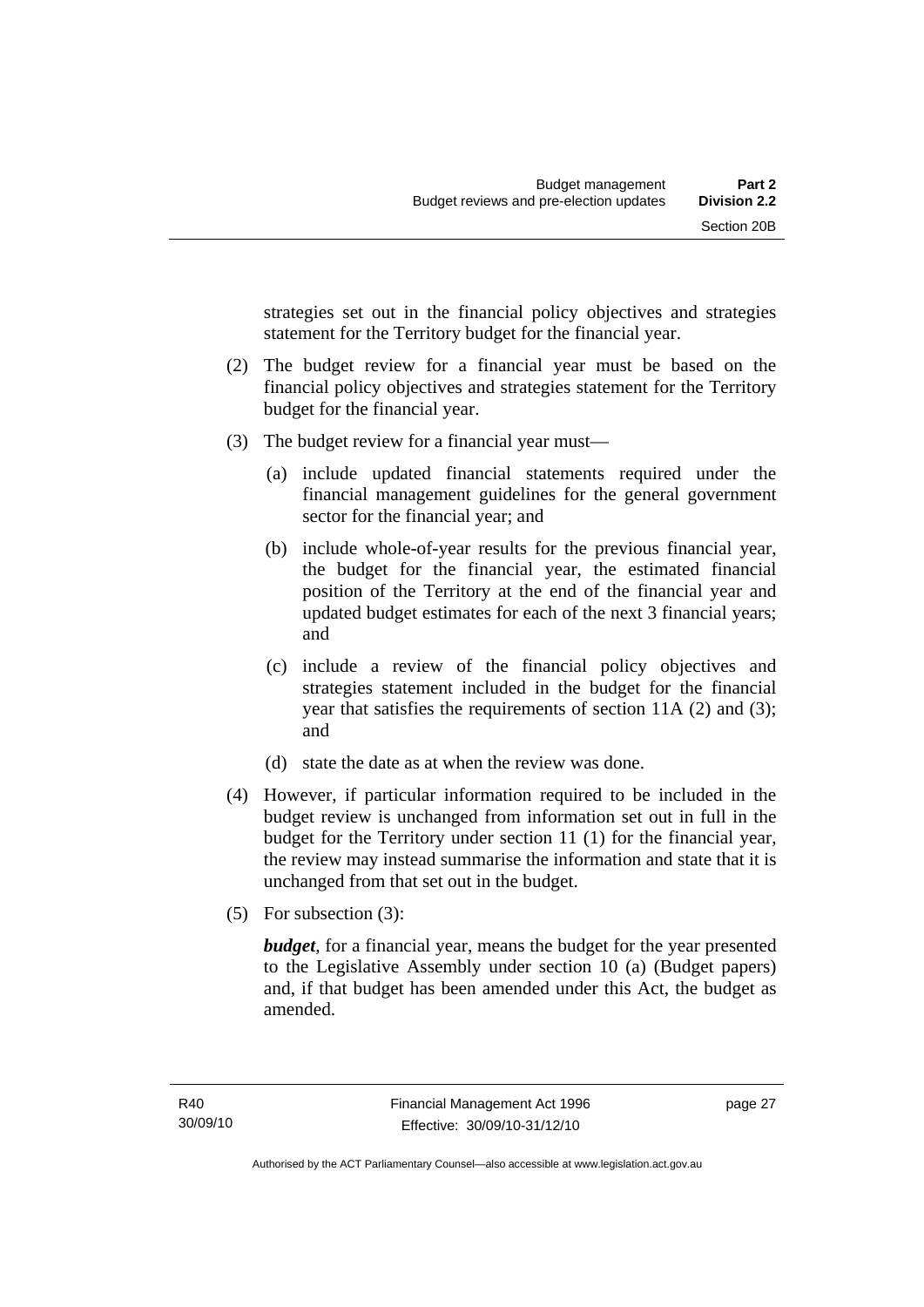strategies set out in the financial policy objectives and strategies statement for the Territory budget for the financial year.

(2) The budget review for a financial year must be based on the financial policy objectives and strategies statement for the Territory budget for the financial year.

(3) The budget review for a financial year must—

(a) include updated financial statements required under the financial management guidelines for the general government sector for the financial year; and

(b) include whole-of-year results for the previous financial year, the budget for the financial year, the estimated financial position of the Territory at the end of the financial year and updated budget estimates for each of the next 3 financial years; and

(c) include a review of the financial policy objectives and strategies statement included in the budget for the financial year that satisfies the requirements of section 11A (2) and (3); and

(d) state the date as at when the review was done.

(4) However, if particular information required to be included in the budget review is unchanged from information set out in full in the budget for the Territory under section 11 (1) for the financial year, the review may instead summarise the information and state that it is unchanged from that set out in the budget.

(5) For subsection (3):

***budget***, for a financial year, means the budget for the year presented to the Legislative Assembly under section 10 (a) (Budget papers) and, if that budget has been amended under this Act, the budget as amended.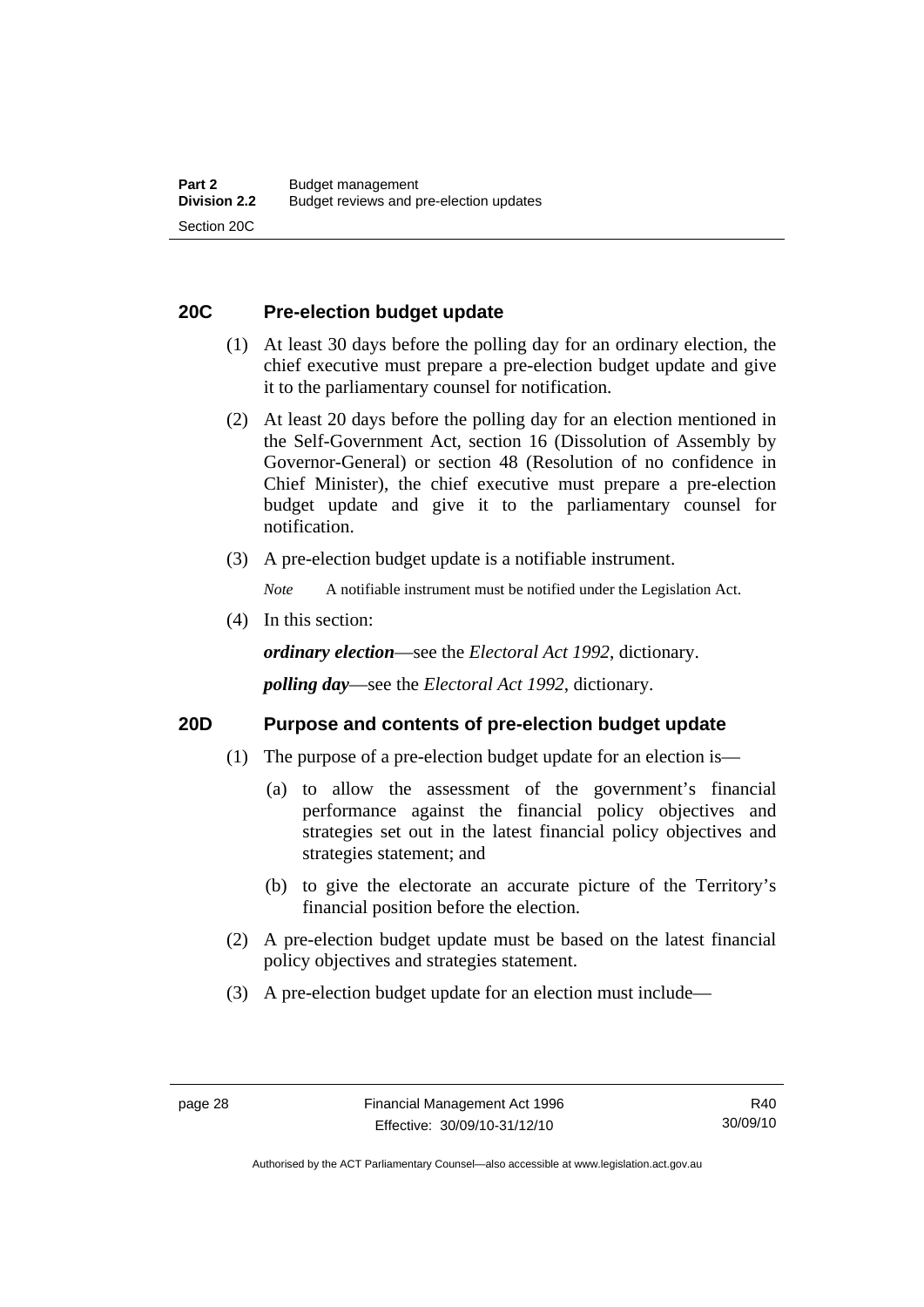## 20C Pre-election budget update

(1) At least 30 days before the polling day for an ordinary election, the chief executive must prepare a pre-election budget update and give it to the parliamentary counsel for notification.

(2) At least 20 days before the polling day for an election mentioned in the Self-Government Act, section 16 (Dissolution of Assembly by Governor-General) or section 48 (Resolution of no confidence in Chief Minister), the chief executive must prepare a pre-election budget update and give it to the parliamentary counsel for notification.

(3) A pre-election budget update is a notifiable instrument.

*Note* A notifiable instrument must be notified under the Legislation Act.

(4) In this section:

***ordinary election***—see the *Electoral Act 1992*, dictionary.

***polling day***—see the *Electoral Act 1992*, dictionary.

## 20D Purpose and contents of pre-election budget update

(1) The purpose of a pre-election budget update for an election is—

(a) to allow the assessment of the government's financial performance against the financial policy objectives and strategies set out in the latest financial policy objectives and strategies statement; and

(b) to give the electorate an accurate picture of the Territory's financial position before the election.

(2) A pre-election budget update must be based on the latest financial policy objectives and strategies statement.

(3) A pre-election budget update for an election must include—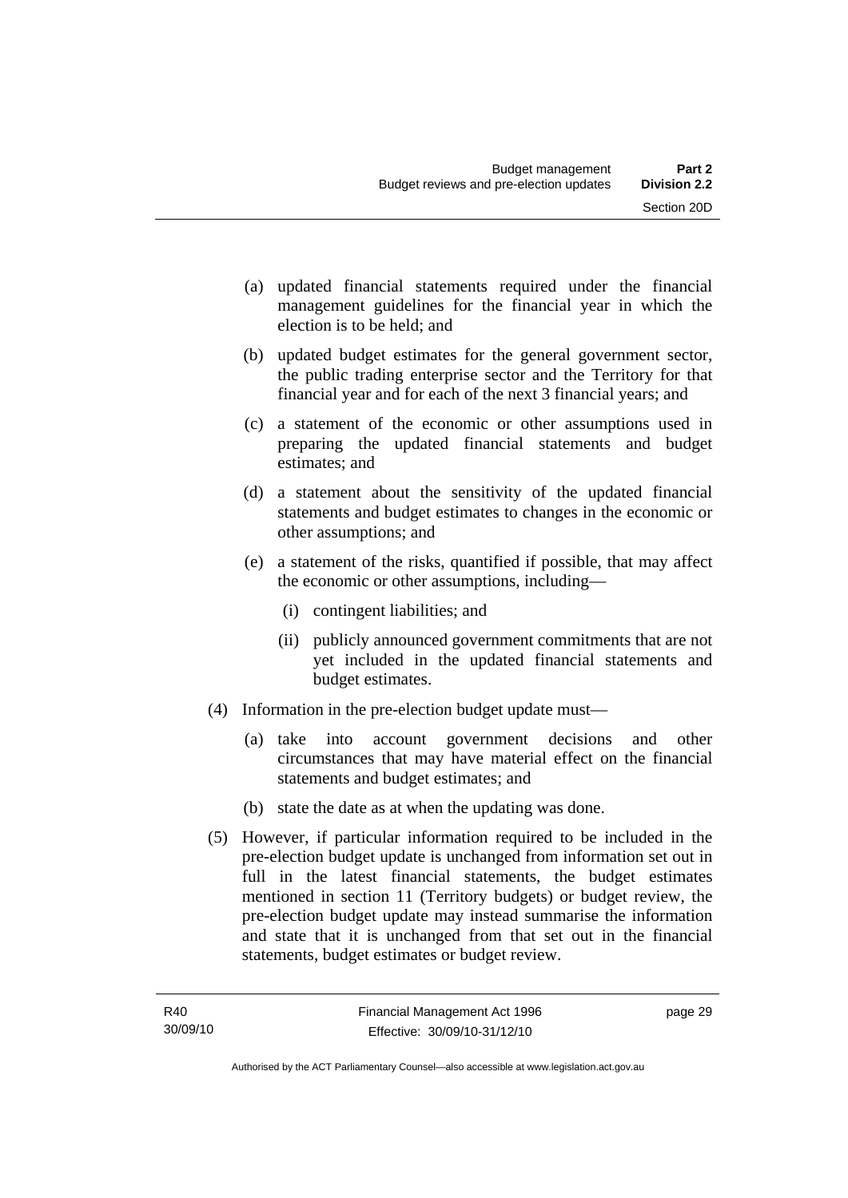(a) updated financial statements required under the financial management guidelines for the financial year in which the election is to be held; and

(b) updated budget estimates for the general government sector, the public trading enterprise sector and the Territory for that financial year and for each of the next 3 financial years; and

(c) a statement of the economic or other assumptions used in preparing the updated financial statements and budget estimates; and

(d) a statement about the sensitivity of the updated financial statements and budget estimates to changes in the economic or other assumptions; and

(e) a statement of the risks, quantified if possible, that may affect the economic or other assumptions, including—

(i) contingent liabilities; and

(ii) publicly announced government commitments that are not yet included in the updated financial statements and budget estimates.

(4) Information in the pre-election budget update must—

(a) take into account government decisions and other circumstances that may have material effect on the financial statements and budget estimates; and

(b) state the date as at when the updating was done.

(5) However, if particular information required to be included in the pre-election budget update is unchanged from information set out in full in the latest financial statements, the budget estimates mentioned in section 11 (Territory budgets) or budget review, the pre-election budget update may instead summarise the information and state that it is unchanged from that set out in the financial statements, budget estimates or budget review.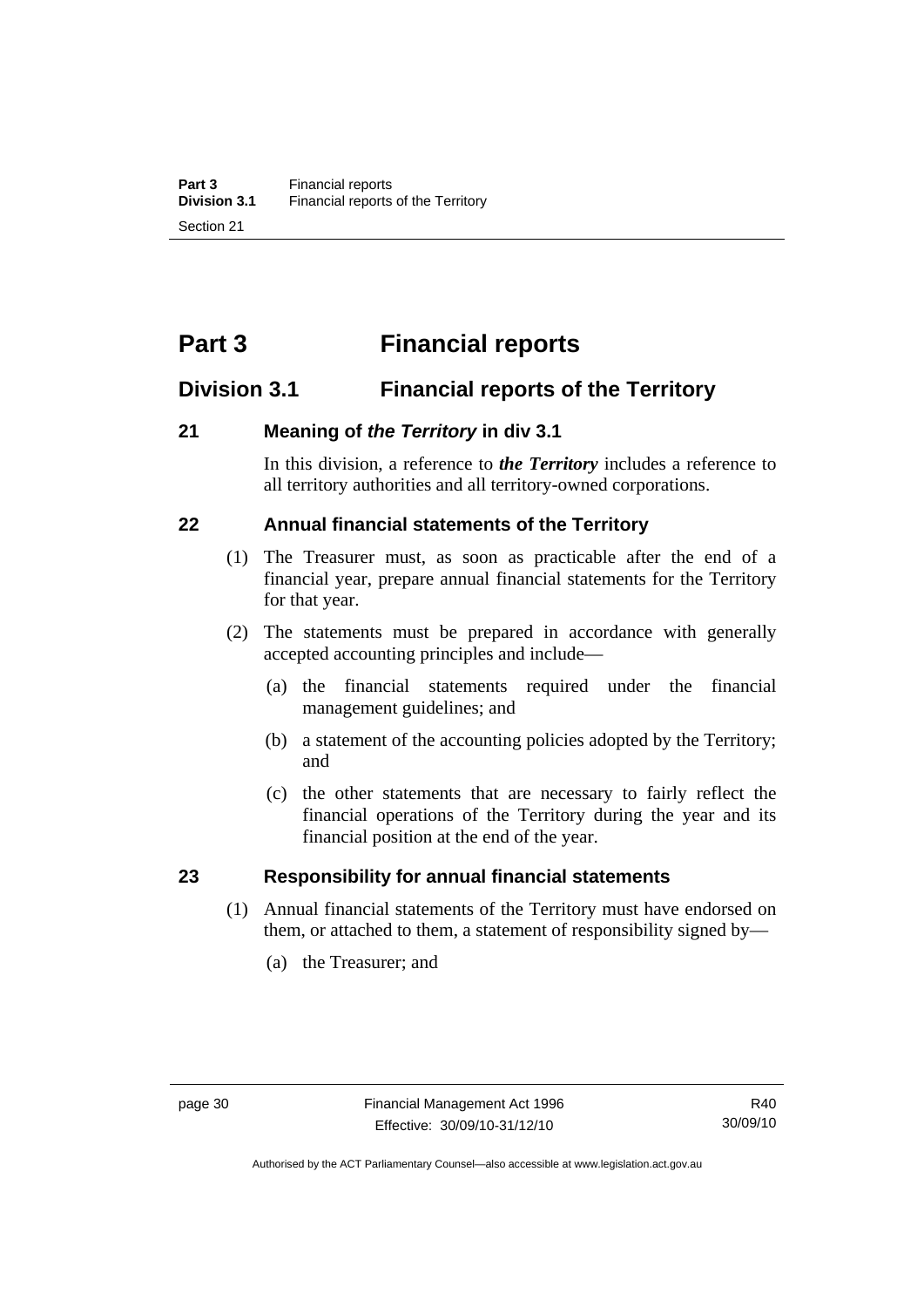# Part 3 Financial reports

## Division 3.1 Financial reports of the Territory

### 21 Meaning of *the Territory* in div 3.1

In this division, a reference to ***the Territory*** includes a reference to all territory authorities and all territory-owned corporations.

### 22 Annual financial statements of the Territory

(1) The Treasurer must, as soon as practicable after the end of a financial year, prepare annual financial statements for the Territory for that year.

(2) The statements must be prepared in accordance with generally accepted accounting principles and include—

(a) the financial statements required under the financial management guidelines; and

(b) a statement of the accounting policies adopted by the Territory; and

(c) the other statements that are necessary to fairly reflect the financial operations of the Territory during the year and its financial position at the end of the year.

### 23 Responsibility for annual financial statements

(1) Annual financial statements of the Territory must have endorsed on them, or attached to them, a statement of responsibility signed by—

(a) the Treasurer; and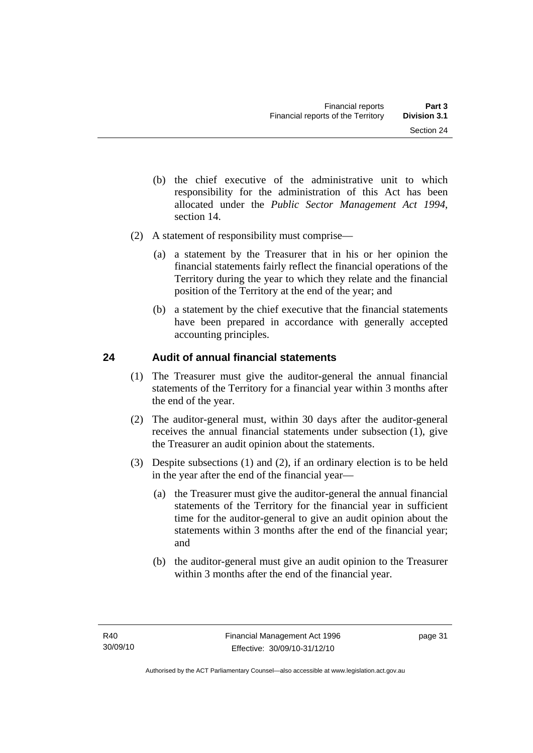(b) the chief executive of the administrative unit to which responsibility for the administration of this Act has been allocated under the *Public Sector Management Act 1994*, section 14.

(2) A statement of responsibility must comprise—

(a) a statement by the Treasurer that in his or her opinion the financial statements fairly reflect the financial operations of the Territory during the year to which they relate and the financial position of the Territory at the end of the year; and

(b) a statement by the chief executive that the financial statements have been prepared in accordance with generally accepted accounting principles.

## 24 Audit of annual financial statements

(1) The Treasurer must give the auditor-general the annual financial statements of the Territory for a financial year within 3 months after the end of the year.

(2) The auditor-general must, within 30 days after the auditor-general receives the annual financial statements under subsection (1), give the Treasurer an audit opinion about the statements.

(3) Despite subsections (1) and (2), if an ordinary election is to be held in the year after the end of the financial year—

(a) the Treasurer must give the auditor-general the annual financial statements of the Territory for the financial year in sufficient time for the auditor-general to give an audit opinion about the statements within 3 months after the end of the financial year; and

(b) the auditor-general must give an audit opinion to the Treasurer within 3 months after the end of the financial year.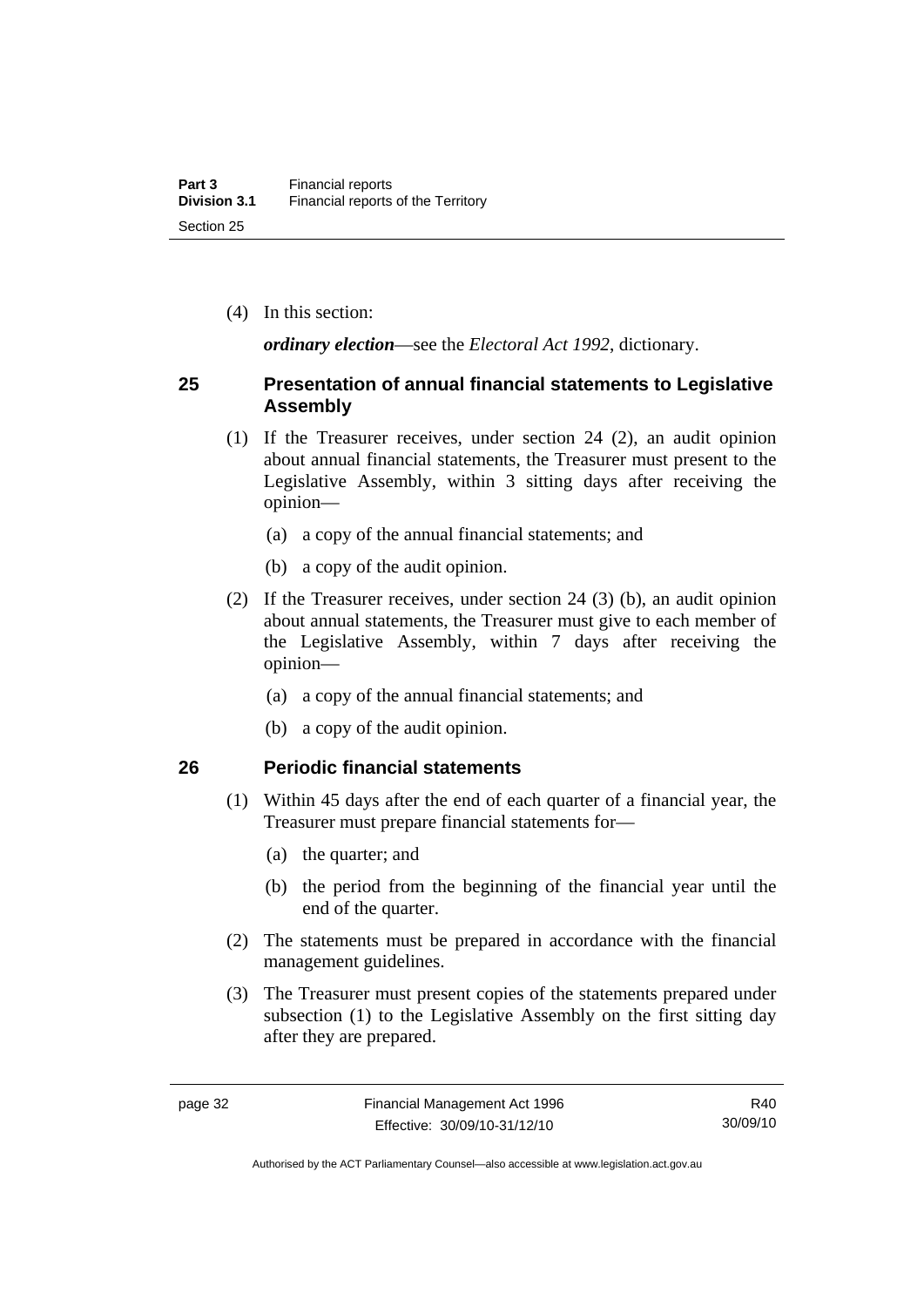(4) In this section:

***ordinary election***—see the *Electoral Act 1992*, dictionary.

## 25 Presentation of annual financial statements to Legislative Assembly

(1) If the Treasurer receives, under section 24 (2), an audit opinion about annual financial statements, the Treasurer must present to the Legislative Assembly, within 3 sitting days after receiving the opinion—

(a) a copy of the annual financial statements; and

(b) a copy of the audit opinion.

(2) If the Treasurer receives, under section 24 (3) (b), an audit opinion about annual statements, the Treasurer must give to each member of the Legislative Assembly, within 7 days after receiving the opinion—

(a) a copy of the annual financial statements; and

(b) a copy of the audit opinion.

## 26 Periodic financial statements

(1) Within 45 days after the end of each quarter of a financial year, the Treasurer must prepare financial statements for—

(a) the quarter; and

(b) the period from the beginning of the financial year until the end of the quarter.

(2) The statements must be prepared in accordance with the financial management guidelines.

(3) The Treasurer must present copies of the statements prepared under subsection (1) to the Legislative Assembly on the first sitting day after they are prepared.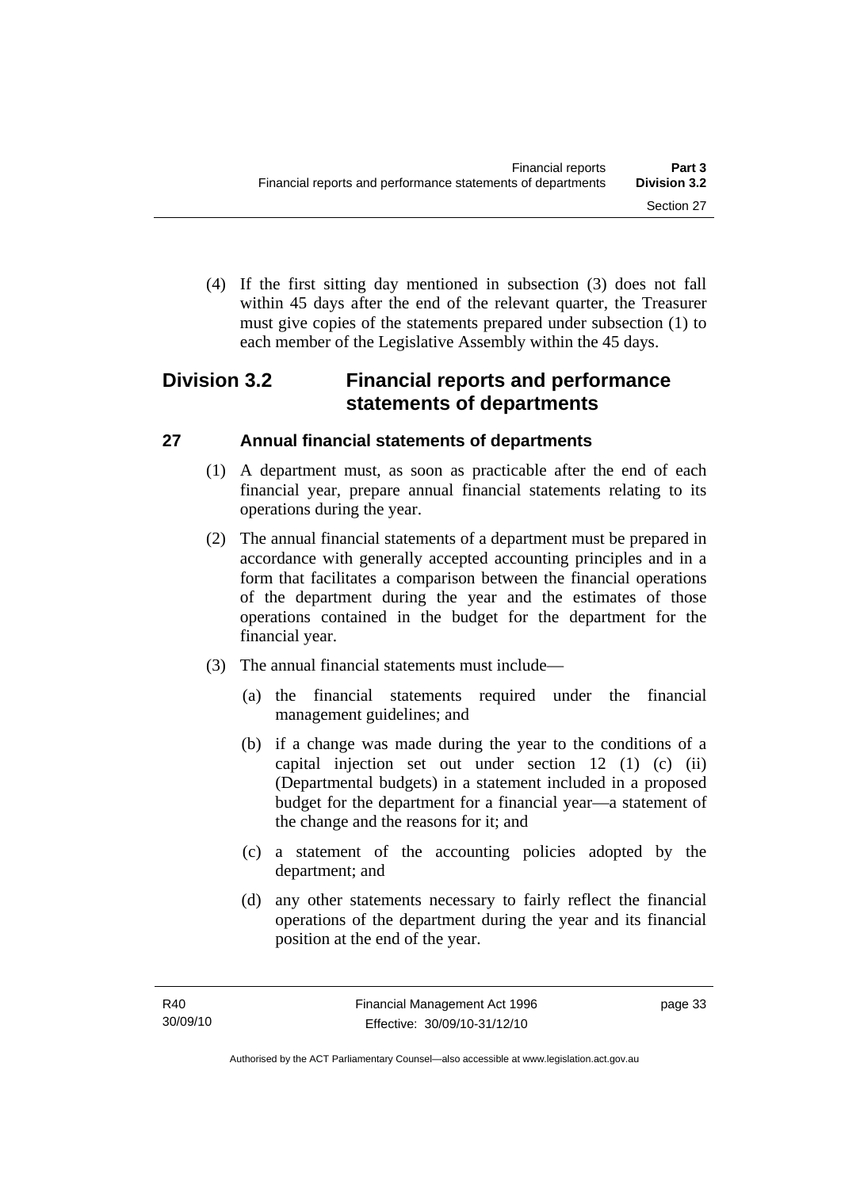(4) If the first sitting day mentioned in subsection (3) does not fall within 45 days after the end of the relevant quarter, the Treasurer must give copies of the statements prepared under subsection (1) to each member of the Legislative Assembly within the 45 days.

## Division 3.2 Financial reports and performance statements of departments

### 27 Annual financial statements of departments

(1) A department must, as soon as practicable after the end of each financial year, prepare annual financial statements relating to its operations during the year.

(2) The annual financial statements of a department must be prepared in accordance with generally accepted accounting principles and in a form that facilitates a comparison between the financial operations of the department during the year and the estimates of those operations contained in the budget for the department for the financial year.

(3) The annual financial statements must include—

(a) the financial statements required under the financial management guidelines; and

(b) if a change was made during the year to the conditions of a capital injection set out under section 12 (1) (c) (ii) (Departmental budgets) in a statement included in a proposed budget for the department for a financial year—a statement of the change and the reasons for it; and

(c) a statement of the accounting policies adopted by the department; and

(d) any other statements necessary to fairly reflect the financial operations of the department during the year and its financial position at the end of the year.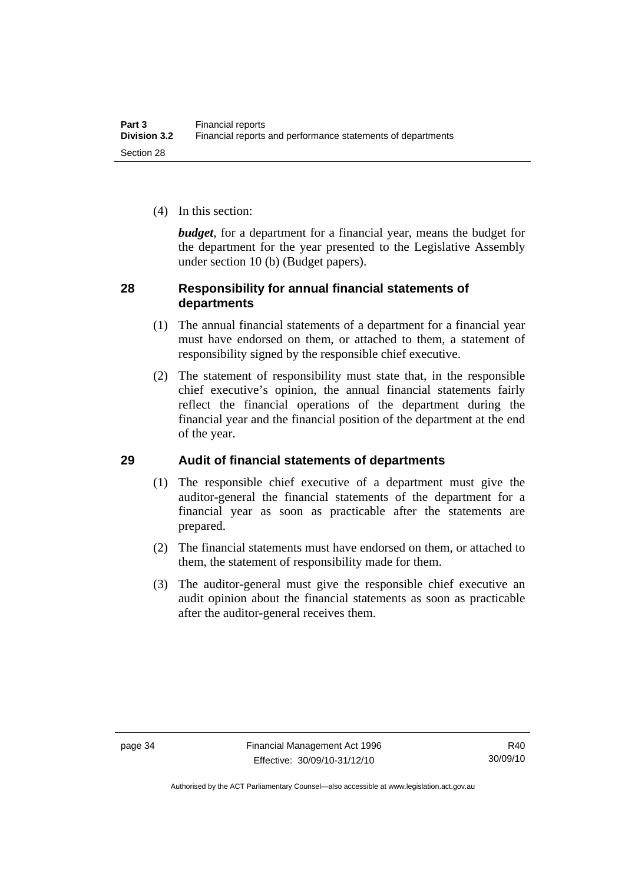(4) In this section:

***budget***, for a department for a financial year, means the budget for the department for the year presented to the Legislative Assembly under section 10 (b) (Budget papers).

## 28 Responsibility for annual financial statements of departments

(1) The annual financial statements of a department for a financial year must have endorsed on them, or attached to them, a statement of responsibility signed by the responsible chief executive.

(2) The statement of responsibility must state that, in the responsible chief executive's opinion, the annual financial statements fairly reflect the financial operations of the department during the financial year and the financial position of the department at the end of the year.

## 29 Audit of financial statements of departments

(1) The responsible chief executive of a department must give the auditor-general the financial statements of the department for a financial year as soon as practicable after the statements are prepared.

(2) The financial statements must have endorsed on them, or attached to them, the statement of responsibility made for them.

(3) The auditor-general must give the responsible chief executive an audit opinion about the financial statements as soon as practicable after the auditor-general receives them.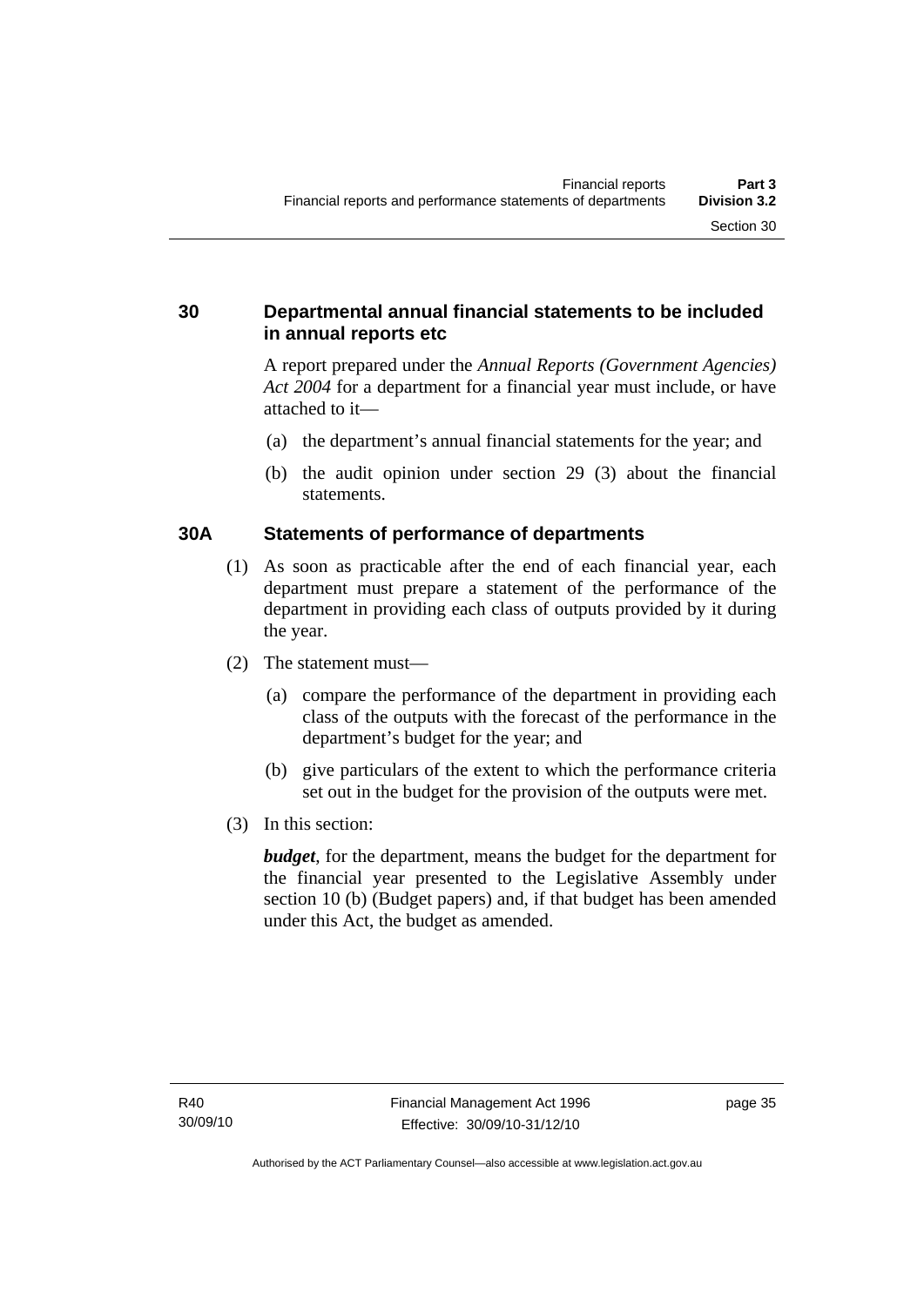## 30 Departmental annual financial statements to be included in annual reports etc

A report prepared under the *Annual Reports (Government Agencies) Act 2004* for a department for a financial year must include, or have attached to it—

(a) the department's annual financial statements for the year; and

(b) the audit opinion under section 29 (3) about the financial statements.

## 30A Statements of performance of departments

(1) As soon as practicable after the end of each financial year, each department must prepare a statement of the performance of the department in providing each class of outputs provided by it during the year.

(2) The statement must—

(a) compare the performance of the department in providing each class of the outputs with the forecast of the performance in the department's budget for the year; and

(b) give particulars of the extent to which the performance criteria set out in the budget for the provision of the outputs were met.

(3) In this section:

***budget***, for the department, means the budget for the department for the financial year presented to the Legislative Assembly under section 10 (b) (Budget papers) and, if that budget has been amended under this Act, the budget as amended.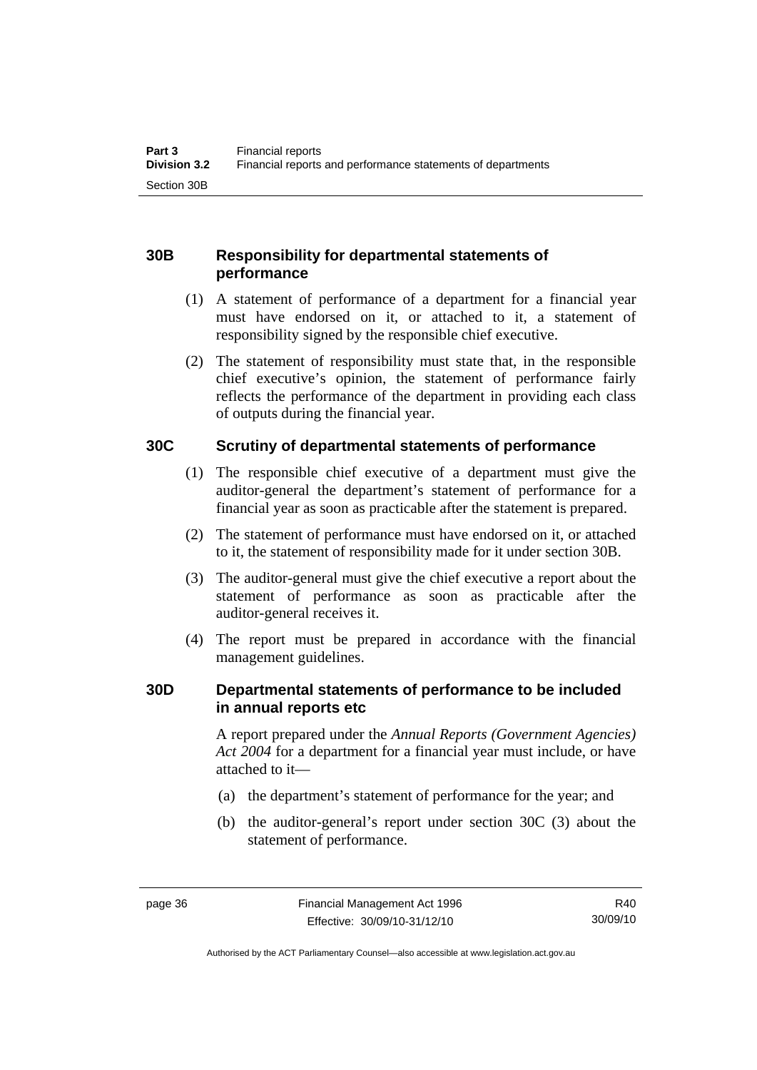### 30B Responsibility for departmental statements of performance

(1) A statement of performance of a department for a financial year must have endorsed on it, or attached to it, a statement of responsibility signed by the responsible chief executive.

(2) The statement of responsibility must state that, in the responsible chief executive's opinion, the statement of performance fairly reflects the performance of the department in providing each class of outputs during the financial year.

### 30C Scrutiny of departmental statements of performance

(1) The responsible chief executive of a department must give the auditor-general the department's statement of performance for a financial year as soon as practicable after the statement is prepared.

(2) The statement of performance must have endorsed on it, or attached to it, the statement of responsibility made for it under section 30B.

(3) The auditor-general must give the chief executive a report about the statement of performance as soon as practicable after the auditor-general receives it.

(4) The report must be prepared in accordance with the financial management guidelines.

### 30D Departmental statements of performance to be included in annual reports etc

A report prepared under the *Annual Reports (Government Agencies) Act 2004* for a department for a financial year must include, or have attached to it—

(a) the department's statement of performance for the year; and

(b) the auditor-general's report under section 30C (3) about the statement of performance.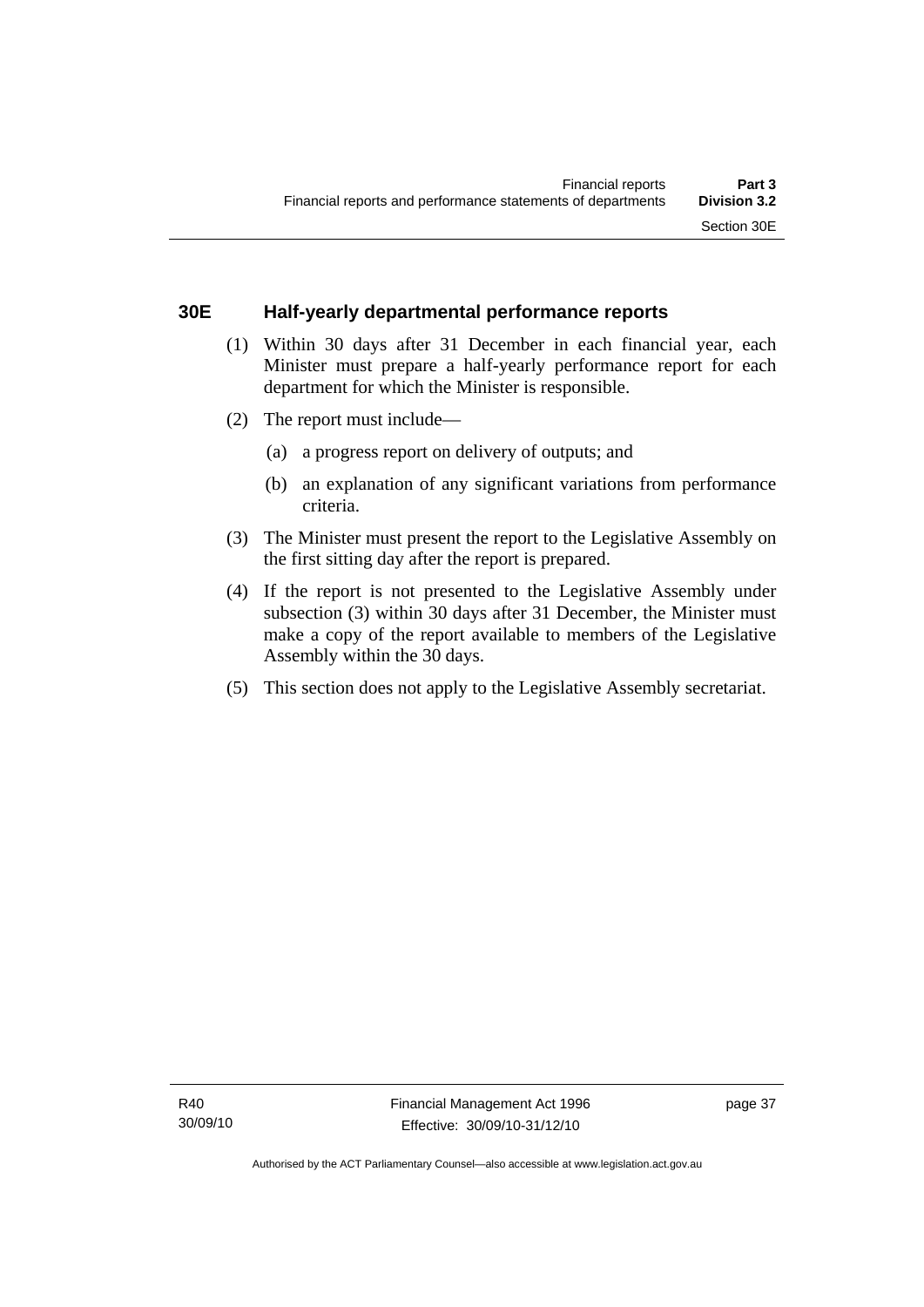## 30E Half-yearly departmental performance reports

(1) Within 30 days after 31 December in each financial year, each Minister must prepare a half-yearly performance report for each department for which the Minister is responsible.

(2) The report must include—

(a) a progress report on delivery of outputs; and

(b) an explanation of any significant variations from performance criteria.

(3) The Minister must present the report to the Legislative Assembly on the first sitting day after the report is prepared.

(4) If the report is not presented to the Legislative Assembly under subsection (3) within 30 days after 31 December, the Minister must make a copy of the report available to members of the Legislative Assembly within the 30 days.

(5) This section does not apply to the Legislative Assembly secretariat.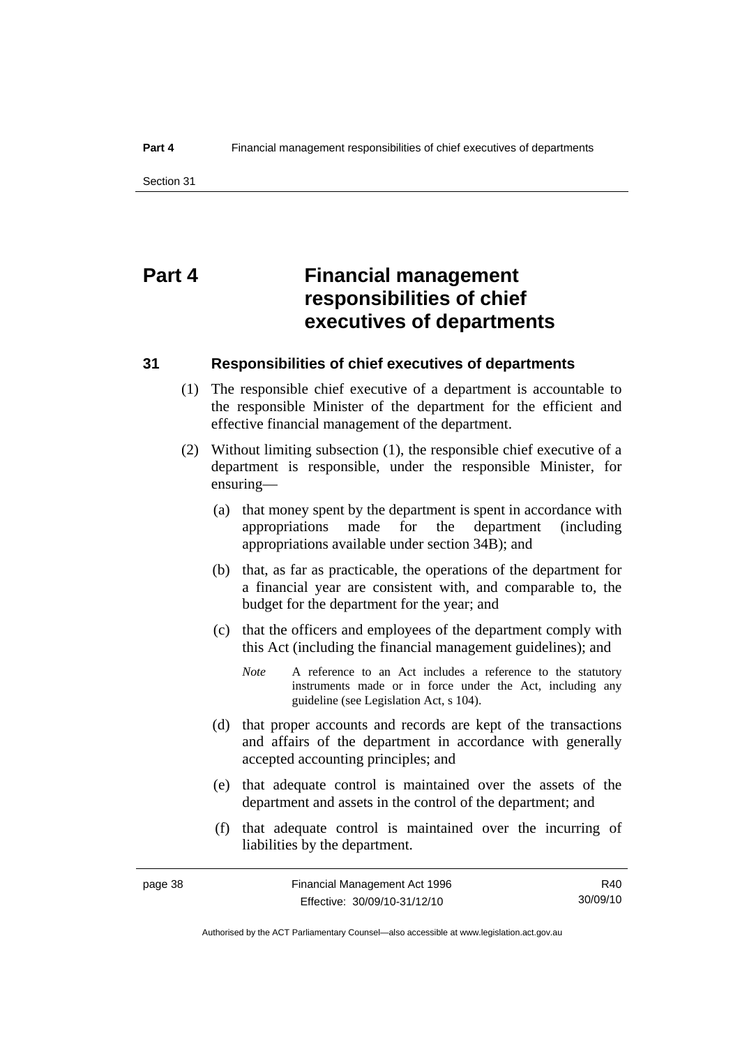# Part 4 Financial management responsibilities of chief executives of departments

## 31 Responsibilities of chief executives of departments

(1) The responsible chief executive of a department is accountable to the responsible Minister of the department for the efficient and effective financial management of the department.

(2) Without limiting subsection (1), the responsible chief executive of a department is responsible, under the responsible Minister, for ensuring—

(a) that money spent by the department is spent in accordance with appropriations made for the department (including appropriations available under section 34B); and

(b) that, as far as practicable, the operations of the department for a financial year are consistent with, and comparable to, the budget for the department for the year; and

(c) that the officers and employees of the department comply with this Act (including the financial management guidelines); and

*Note* A reference to an Act includes a reference to the statutory instruments made or in force under the Act, including any guideline (see Legislation Act, s 104).

(d) that proper accounts and records are kept of the transactions and affairs of the department in accordance with generally accepted accounting principles; and

(e) that adequate control is maintained over the assets of the department and assets in the control of the department; and

(f) that adequate control is maintained over the incurring of liabilities by the department.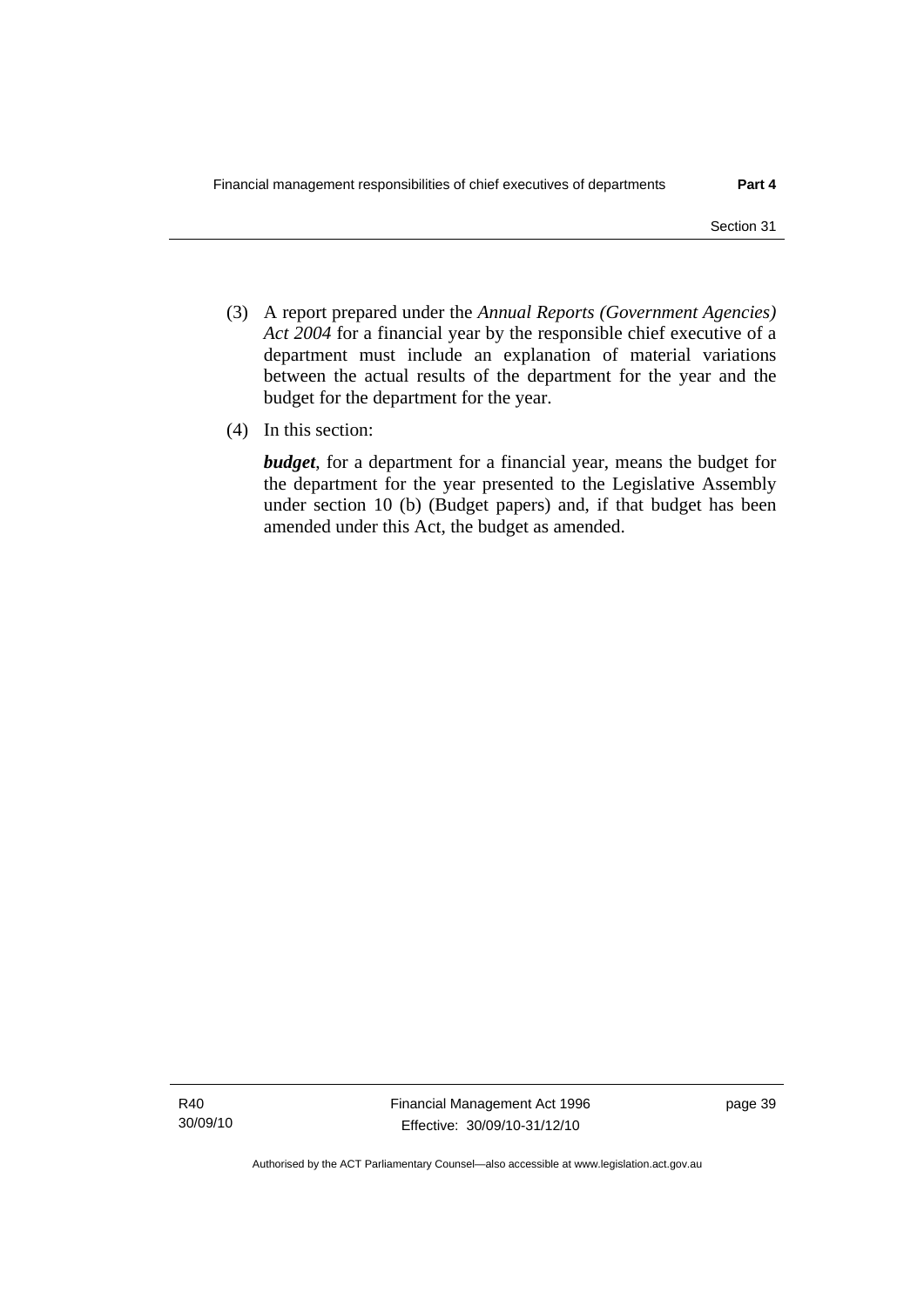(3) A report prepared under the *Annual Reports (Government Agencies) Act 2004* for a financial year by the responsible chief executive of a department must include an explanation of material variations between the actual results of the department for the year and the budget for the department for the year.

(4) In this section:

***budget***, for a department for a financial year, means the budget for the department for the year presented to the Legislative Assembly under section 10 (b) (Budget papers) and, if that budget has been amended under this Act, the budget as amended.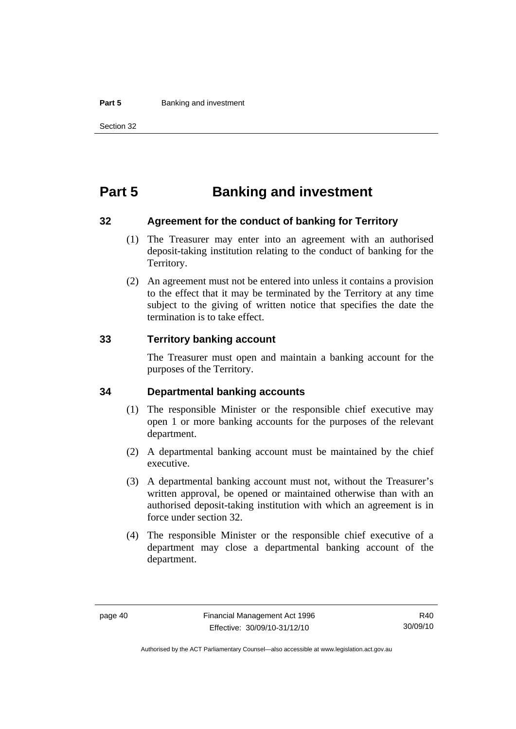# Part 5 Banking and investment

## 32 Agreement for the conduct of banking for Territory

(1) The Treasurer may enter into an agreement with an authorised deposit-taking institution relating to the conduct of banking for the Territory.

(2) An agreement must not be entered into unless it contains a provision to the effect that it may be terminated by the Territory at any time subject to the giving of written notice that specifies the date the termination is to take effect.

## 33 Territory banking account

The Treasurer must open and maintain a banking account for the purposes of the Territory.

## 34 Departmental banking accounts

(1) The responsible Minister or the responsible chief executive may open 1 or more banking accounts for the purposes of the relevant department.

(2) A departmental banking account must be maintained by the chief executive.

(3) A departmental banking account must not, without the Treasurer's written approval, be opened or maintained otherwise than with an authorised deposit-taking institution with which an agreement is in force under section 32.

(4) The responsible Minister or the responsible chief executive of a department may close a departmental banking account of the department.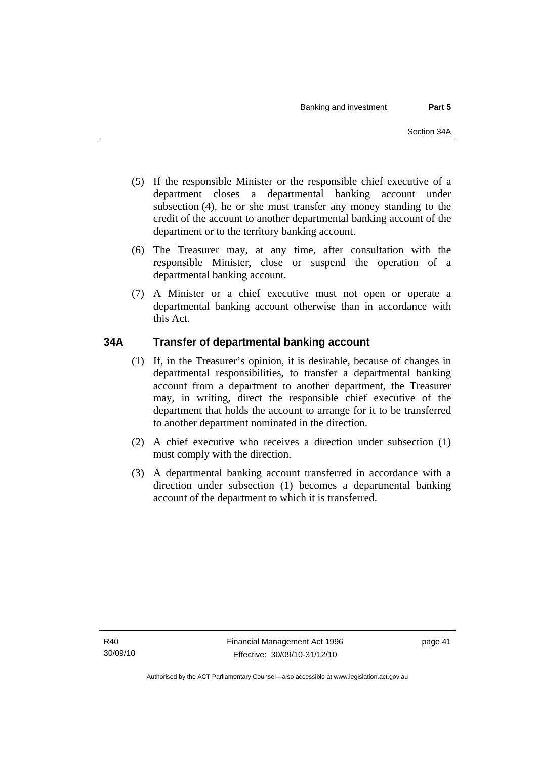(5) If the responsible Minister or the responsible chief executive of a department closes a departmental banking account under subsection (4), he or she must transfer any money standing to the credit of the account to another departmental banking account of the department or to the territory banking account.

(6) The Treasurer may, at any time, after consultation with the responsible Minister, close or suspend the operation of a departmental banking account.

(7) A Minister or a chief executive must not open or operate a departmental banking account otherwise than in accordance with this Act.

### 34A Transfer of departmental banking account

(1) If, in the Treasurer's opinion, it is desirable, because of changes in departmental responsibilities, to transfer a departmental banking account from a department to another department, the Treasurer may, in writing, direct the responsible chief executive of the department that holds the account to arrange for it to be transferred to another department nominated in the direction.

(2) A chief executive who receives a direction under subsection (1) must comply with the direction.

(3) A departmental banking account transferred in accordance with a direction under subsection (1) becomes a departmental banking account of the department to which it is transferred.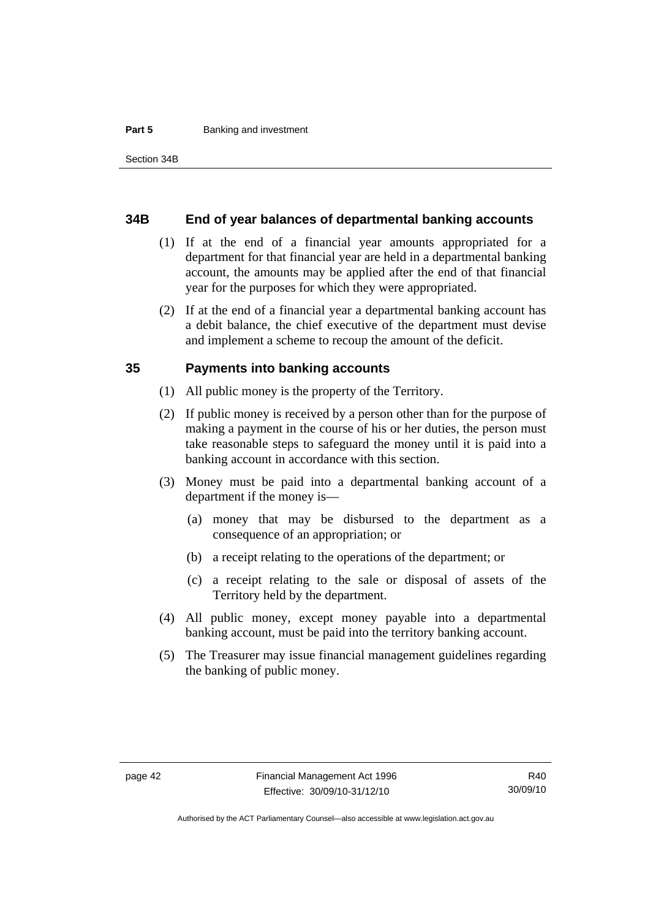## 34B End of year balances of departmental banking accounts

(1) If at the end of a financial year amounts appropriated for a department for that financial year are held in a departmental banking account, the amounts may be applied after the end of that financial year for the purposes for which they were appropriated.

(2) If at the end of a financial year a departmental banking account has a debit balance, the chief executive of the department must devise and implement a scheme to recoup the amount of the deficit.

## 35 Payments into banking accounts

(1) All public money is the property of the Territory.

(2) If public money is received by a person other than for the purpose of making a payment in the course of his or her duties, the person must take reasonable steps to safeguard the money until it is paid into a banking account in accordance with this section.

(3) Money must be paid into a departmental banking account of a department if the money is—

(a) money that may be disbursed to the department as a consequence of an appropriation; or

(b) a receipt relating to the operations of the department; or

(c) a receipt relating to the sale or disposal of assets of the Territory held by the department.

(4) All public money, except money payable into a departmental banking account, must be paid into the territory banking account.

(5) The Treasurer may issue financial management guidelines regarding the banking of public money.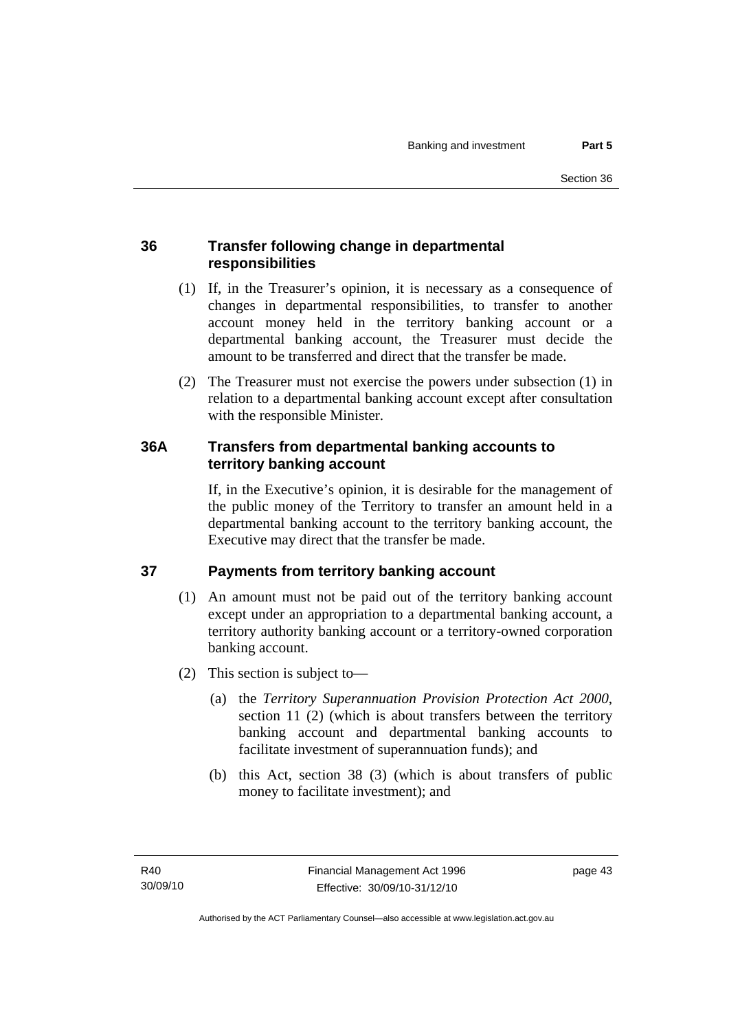### 36 Transfer following change in departmental responsibilities

(1) If, in the Treasurer's opinion, it is necessary as a consequence of changes in departmental responsibilities, to transfer to another account money held in the territory banking account or a departmental banking account, the Treasurer must decide the amount to be transferred and direct that the transfer be made.

(2) The Treasurer must not exercise the powers under subsection (1) in relation to a departmental banking account except after consultation with the responsible Minister.

### 36A Transfers from departmental banking accounts to territory banking account

If, in the Executive's opinion, it is desirable for the management of the public money of the Territory to transfer an amount held in a departmental banking account to the territory banking account, the Executive may direct that the transfer be made.

### 37 Payments from territory banking account

(1) An amount must not be paid out of the territory banking account except under an appropriation to a departmental banking account, a territory authority banking account or a territory-owned corporation banking account.

(2) This section is subject to—

(a) the *Territory Superannuation Provision Protection Act 2000*, section 11 (2) (which is about transfers between the territory banking account and departmental banking accounts to facilitate investment of superannuation funds); and

(b) this Act, section 38 (3) (which is about transfers of public money to facilitate investment); and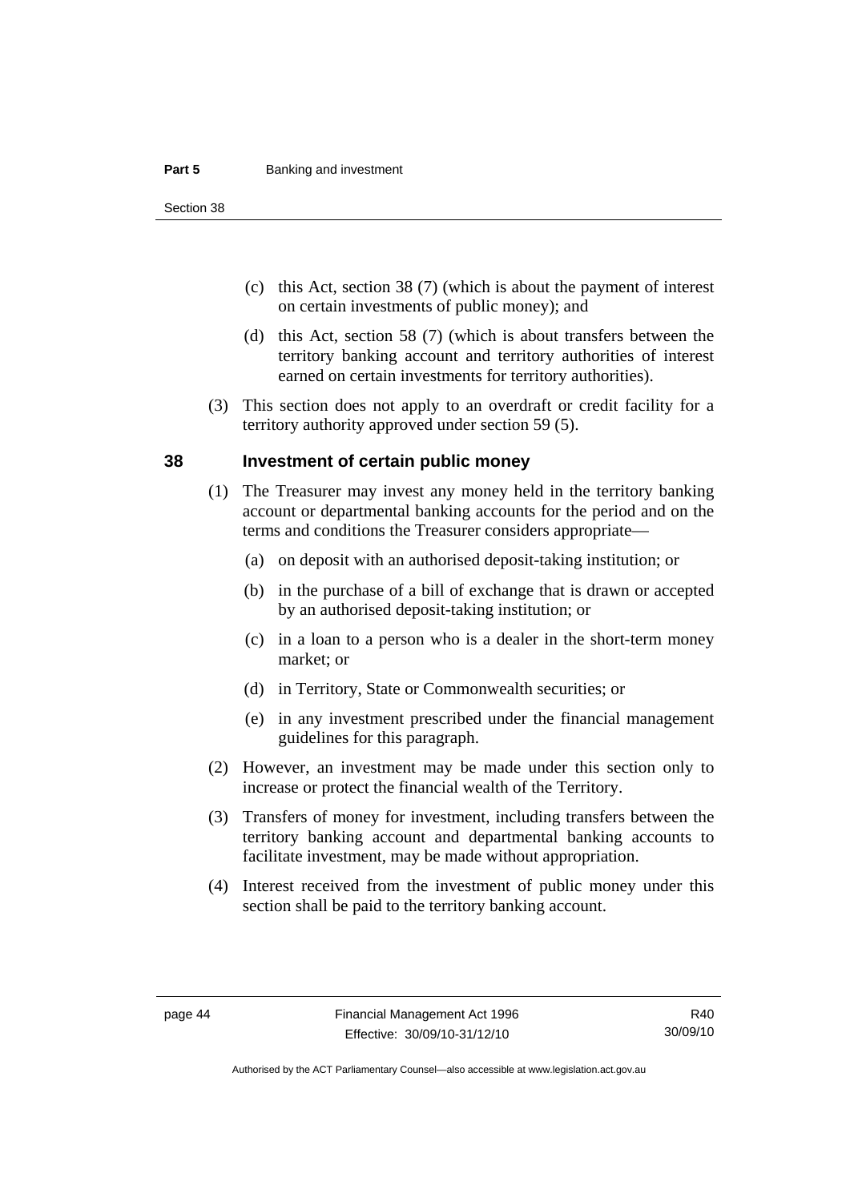(c) this Act, section 38 (7) (which is about the payment of interest on certain investments of public money); and

(d) this Act, section 58 (7) (which is about transfers between the territory banking account and territory authorities of interest earned on certain investments for territory authorities).

(3) This section does not apply to an overdraft or credit facility for a territory authority approved under section 59 (5).

## 38 Investment of certain public money

(1) The Treasurer may invest any money held in the territory banking account or departmental banking accounts for the period and on the terms and conditions the Treasurer considers appropriate—

(a) on deposit with an authorised deposit-taking institution; or

(b) in the purchase of a bill of exchange that is drawn or accepted by an authorised deposit-taking institution; or

(c) in a loan to a person who is a dealer in the short-term money market; or

(d) in Territory, State or Commonwealth securities; or

(e) in any investment prescribed under the financial management guidelines for this paragraph.

(2) However, an investment may be made under this section only to increase or protect the financial wealth of the Territory.

(3) Transfers of money for investment, including transfers between the territory banking account and departmental banking accounts to facilitate investment, may be made without appropriation.

(4) Interest received from the investment of public money under this section shall be paid to the territory banking account.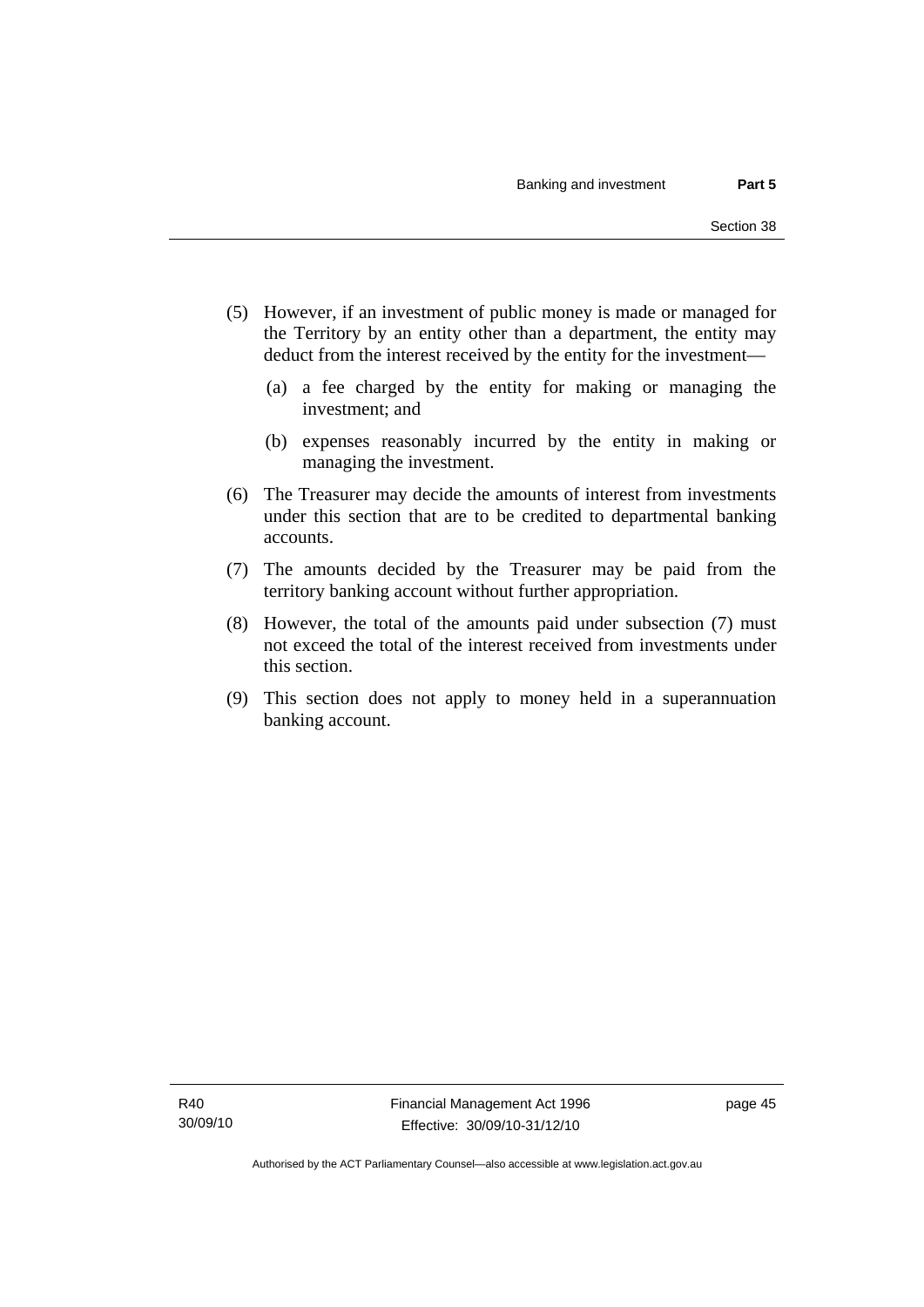(5) However, if an investment of public money is made or managed for the Territory by an entity other than a department, the entity may deduct from the interest received by the entity for the investment—

(a) a fee charged by the entity for making or managing the investment; and

(b) expenses reasonably incurred by the entity in making or managing the investment.

(6) The Treasurer may decide the amounts of interest from investments under this section that are to be credited to departmental banking accounts.

(7) The amounts decided by the Treasurer may be paid from the territory banking account without further appropriation.

(8) However, the total of the amounts paid under subsection (7) must not exceed the total of the interest received from investments under this section.

(9) This section does not apply to money held in a superannuation banking account.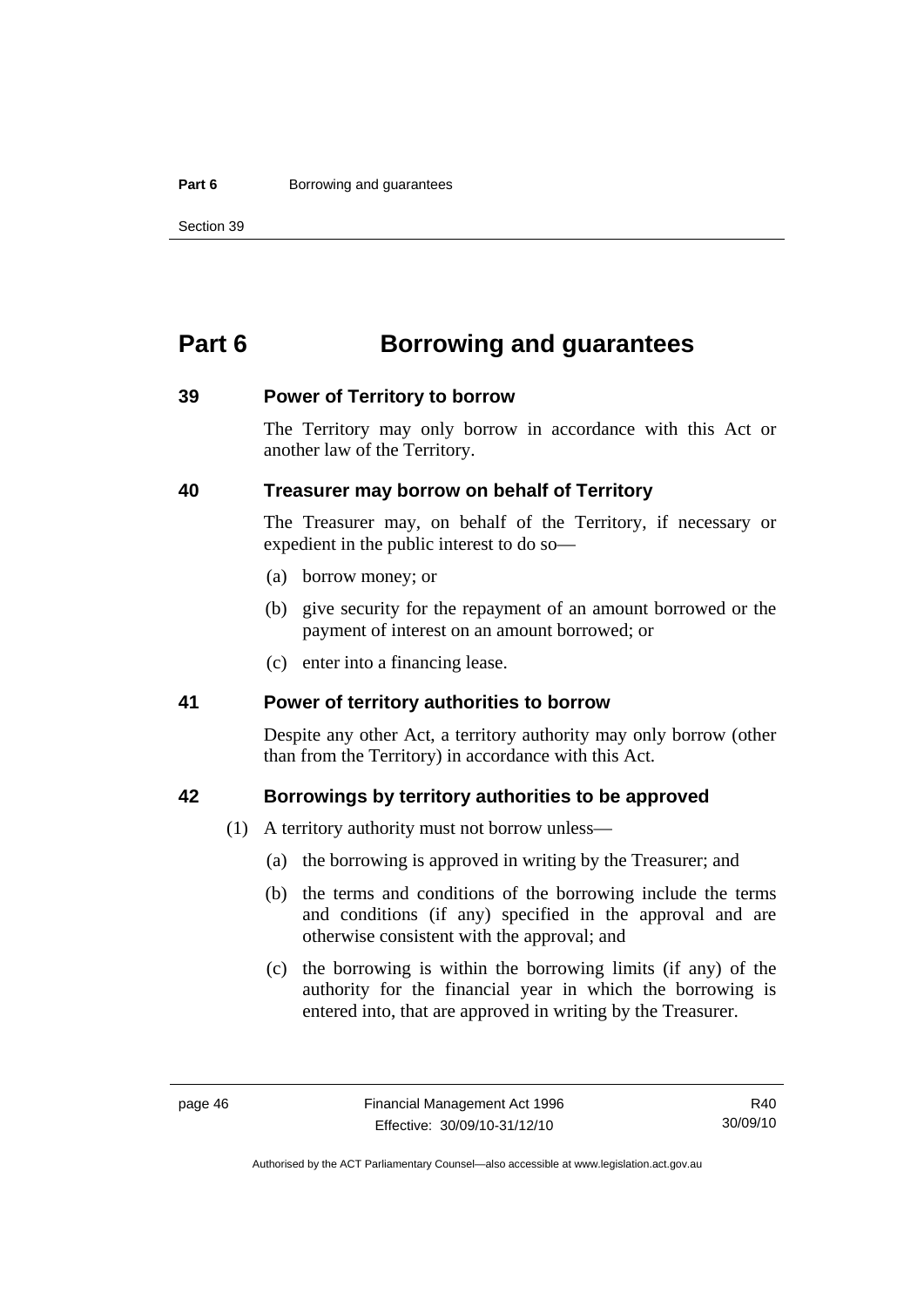# Part 6 Borrowing and guarantees

## 39 Power of Territory to borrow

The Territory may only borrow in accordance with this Act or another law of the Territory.

## 40 Treasurer may borrow on behalf of Territory

The Treasurer may, on behalf of the Territory, if necessary or expedient in the public interest to do so—

(a) borrow money; or

(b) give security for the repayment of an amount borrowed or the payment of interest on an amount borrowed; or

(c) enter into a financing lease.

## 41 Power of territory authorities to borrow

Despite any other Act, a territory authority may only borrow (other than from the Territory) in accordance with this Act.

## 42 Borrowings by territory authorities to be approved

(1) A territory authority must not borrow unless—

(a) the borrowing is approved in writing by the Treasurer; and

(b) the terms and conditions of the borrowing include the terms and conditions (if any) specified in the approval and are otherwise consistent with the approval; and

(c) the borrowing is within the borrowing limits (if any) of the authority for the financial year in which the borrowing is entered into, that are approved in writing by the Treasurer.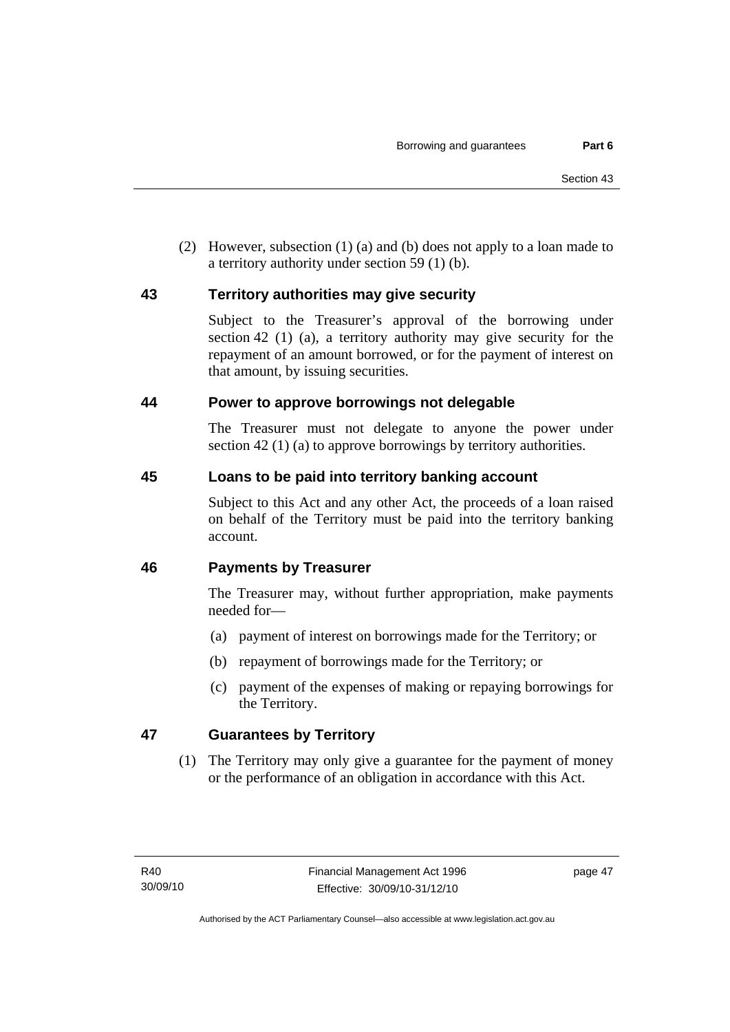(2) However, subsection (1) (a) and (b) does not apply to a loan made to a territory authority under section 59 (1) (b).

## 43 Territory authorities may give security

Subject to the Treasurer's approval of the borrowing under section 42 (1) (a), a territory authority may give security for the repayment of an amount borrowed, or for the payment of interest on that amount, by issuing securities.

## 44 Power to approve borrowings not delegable

The Treasurer must not delegate to anyone the power under section 42 (1) (a) to approve borrowings by territory authorities.

## 45 Loans to be paid into territory banking account

Subject to this Act and any other Act, the proceeds of a loan raised on behalf of the Territory must be paid into the territory banking account.

## 46 Payments by Treasurer

The Treasurer may, without further appropriation, make payments needed for—

(a) payment of interest on borrowings made for the Territory; or

(b) repayment of borrowings made for the Territory; or

(c) payment of the expenses of making or repaying borrowings for the Territory.

## 47 Guarantees by Territory

(1) The Territory may only give a guarantee for the payment of money or the performance of an obligation in accordance with this Act.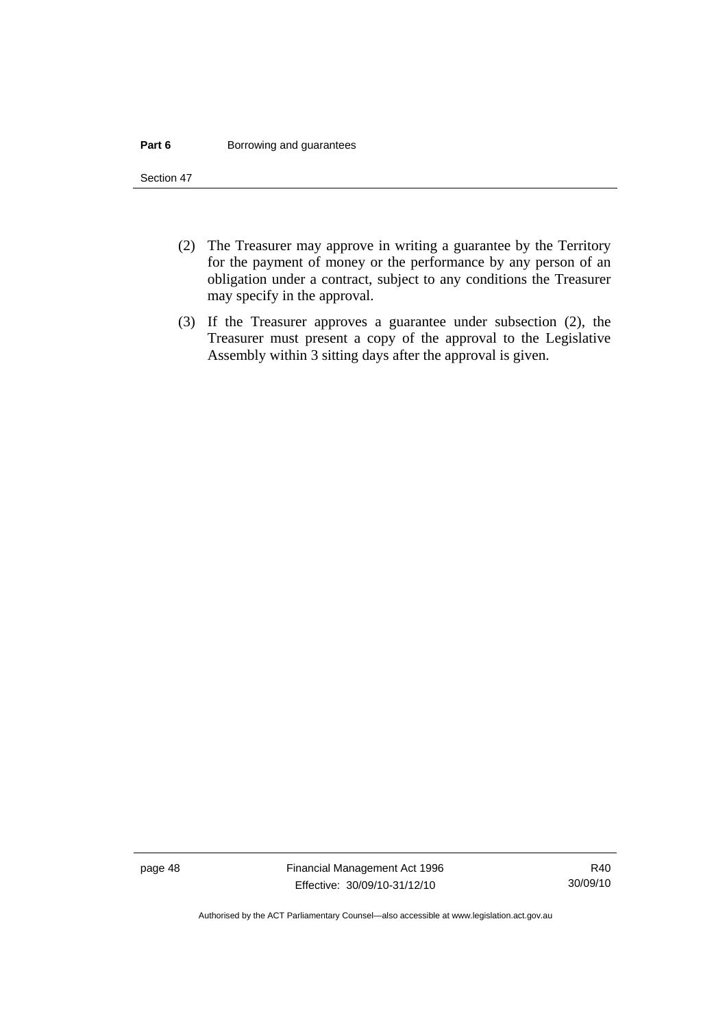(2) The Treasurer may approve in writing a guarantee by the Territory for the payment of money or the performance by any person of an obligation under a contract, subject to any conditions the Treasurer may specify in the approval.

(3) If the Treasurer approves a guarantee under subsection (2), the Treasurer must present a copy of the approval to the Legislative Assembly within 3 sitting days after the approval is given.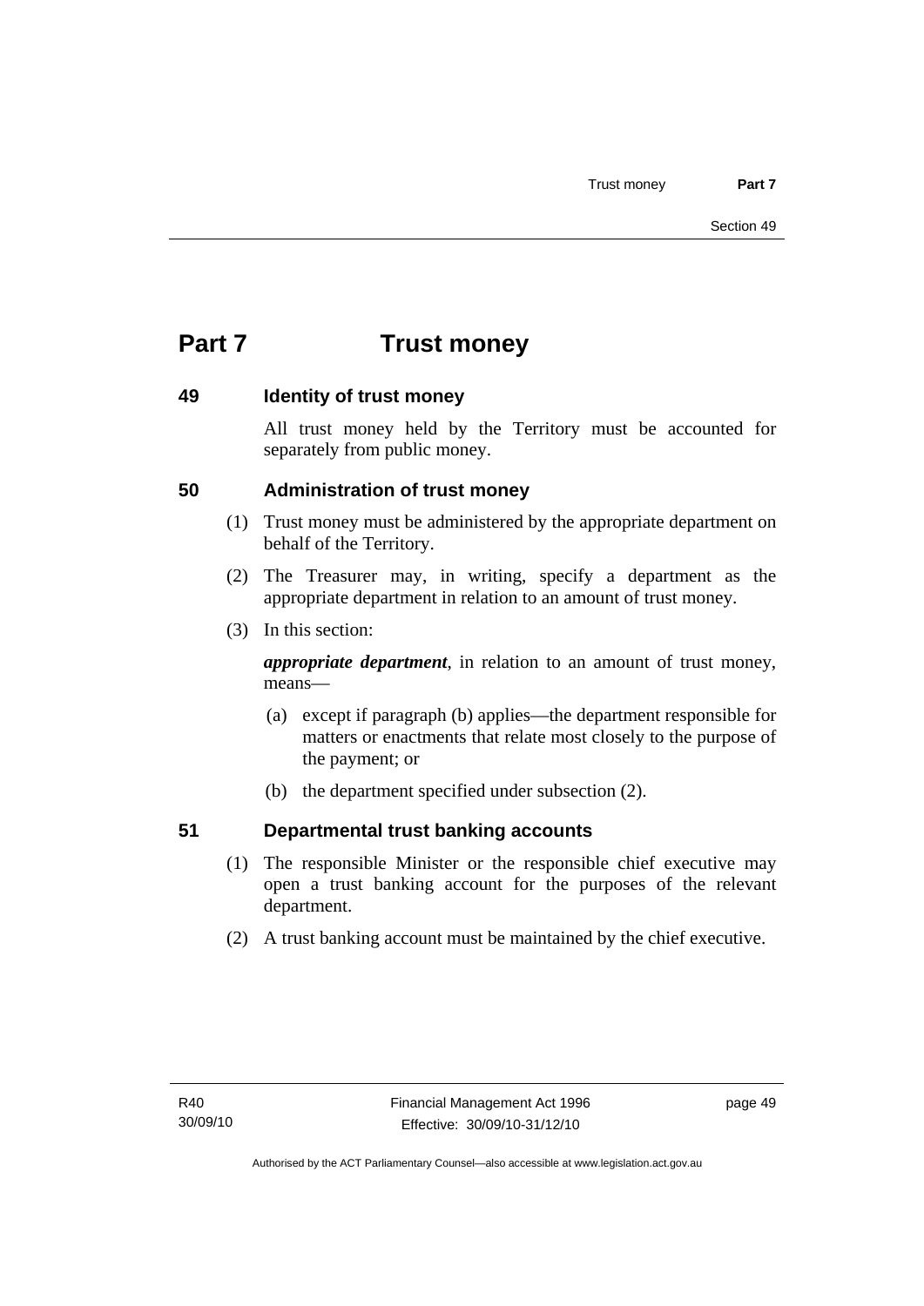# Part 7 Trust money

## 49 Identity of trust money

All trust money held by the Territory must be accounted for separately from public money.

## 50 Administration of trust money

(1) Trust money must be administered by the appropriate department on behalf of the Territory.

(2) The Treasurer may, in writing, specify a department as the appropriate department in relation to an amount of trust money.

(3) In this section:

***appropriate department***, in relation to an amount of trust money, means—

(a) except if paragraph (b) applies—the department responsible for matters or enactments that relate most closely to the purpose of the payment; or

(b) the department specified under subsection (2).

## 51 Departmental trust banking accounts

(1) The responsible Minister or the responsible chief executive may open a trust banking account for the purposes of the relevant department.

(2) A trust banking account must be maintained by the chief executive.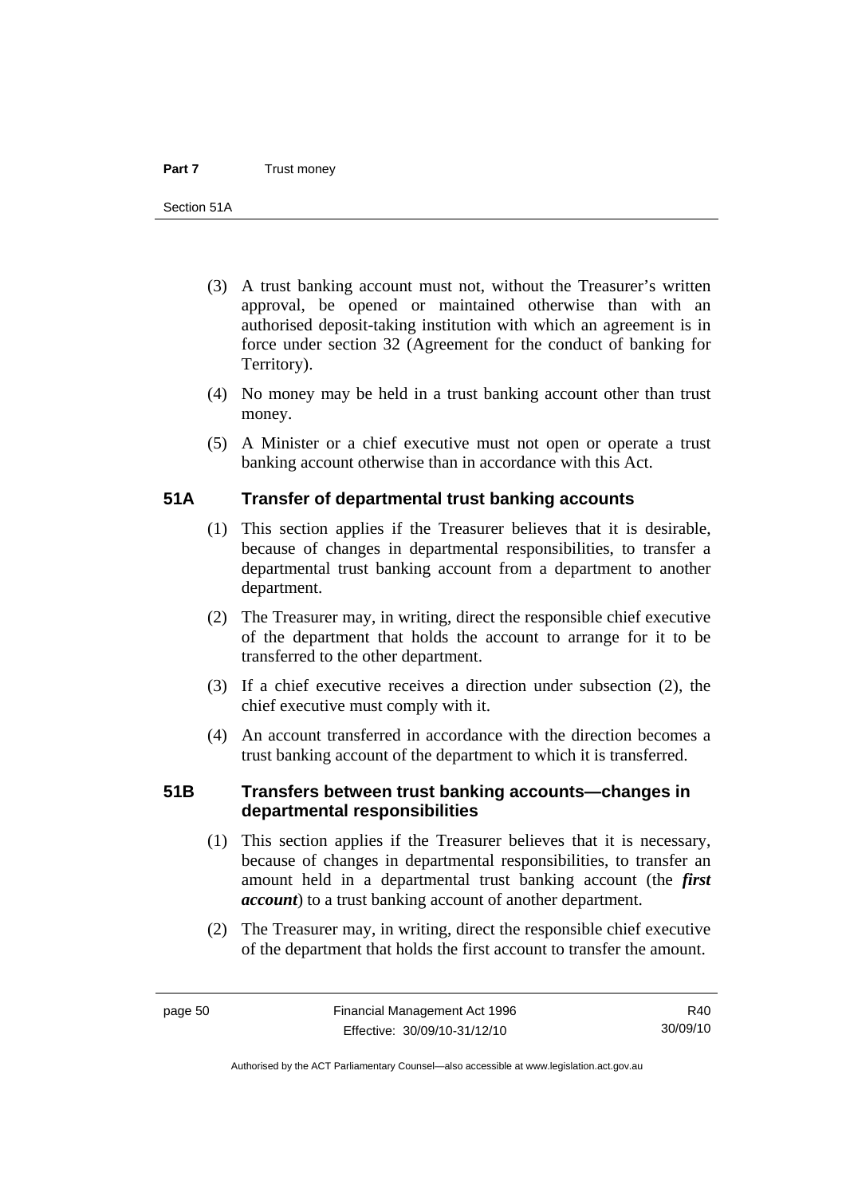(3) A trust banking account must not, without the Treasurer's written approval, be opened or maintained otherwise than with an authorised deposit-taking institution with which an agreement is in force under section 32 (Agreement for the conduct of banking for Territory).

(4) No money may be held in a trust banking account other than trust money.

(5) A Minister or a chief executive must not open or operate a trust banking account otherwise than in accordance with this Act.

## 51A Transfer of departmental trust banking accounts

(1) This section applies if the Treasurer believes that it is desirable, because of changes in departmental responsibilities, to transfer a departmental trust banking account from a department to another department.

(2) The Treasurer may, in writing, direct the responsible chief executive of the department that holds the account to arrange for it to be transferred to the other department.

(3) If a chief executive receives a direction under subsection (2), the chief executive must comply with it.

(4) An account transferred in accordance with the direction becomes a trust banking account of the department to which it is transferred.

## 51B Transfers between trust banking accounts—changes in departmental responsibilities

(1) This section applies if the Treasurer believes that it is necessary, because of changes in departmental responsibilities, to transfer an amount held in a departmental trust banking account (the ***first account***) to a trust banking account of another department.

(2) The Treasurer may, in writing, direct the responsible chief executive of the department that holds the first account to transfer the amount.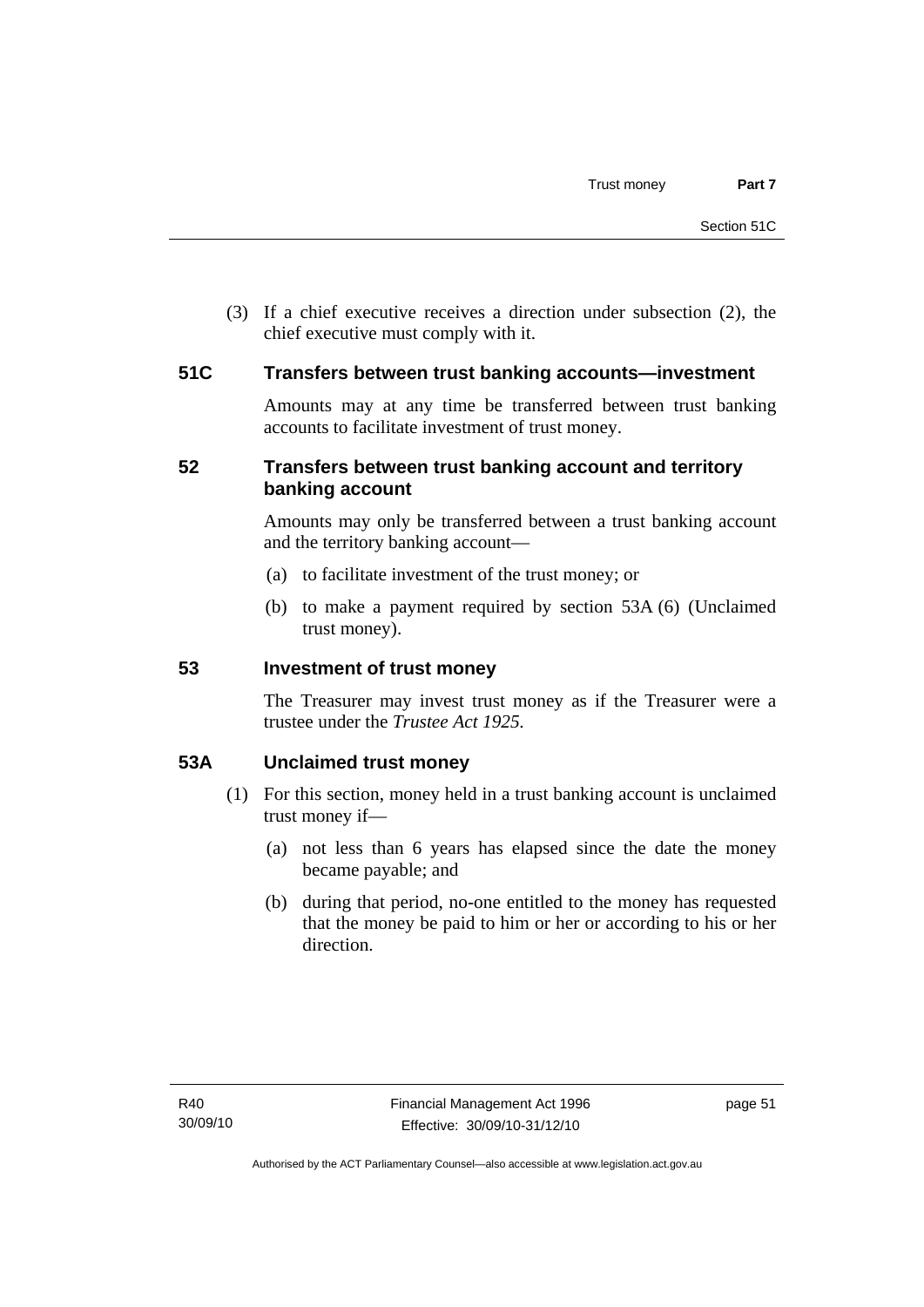(3) If a chief executive receives a direction under subsection (2), the chief executive must comply with it.

### 51C Transfers between trust banking accounts—investment

Amounts may at any time be transferred between trust banking accounts to facilitate investment of trust money.

### 52 Transfers between trust banking account and territory banking account

Amounts may only be transferred between a trust banking account and the territory banking account—

(a) to facilitate investment of the trust money; or

(b) to make a payment required by section 53A (6) (Unclaimed trust money).

### 53 Investment of trust money

The Treasurer may invest trust money as if the Treasurer were a trustee under the *Trustee Act 1925*.

### 53A Unclaimed trust money

(1) For this section, money held in a trust banking account is unclaimed trust money if—

(a) not less than 6 years has elapsed since the date the money became payable; and

(b) during that period, no-one entitled to the money has requested that the money be paid to him or her or according to his or her direction.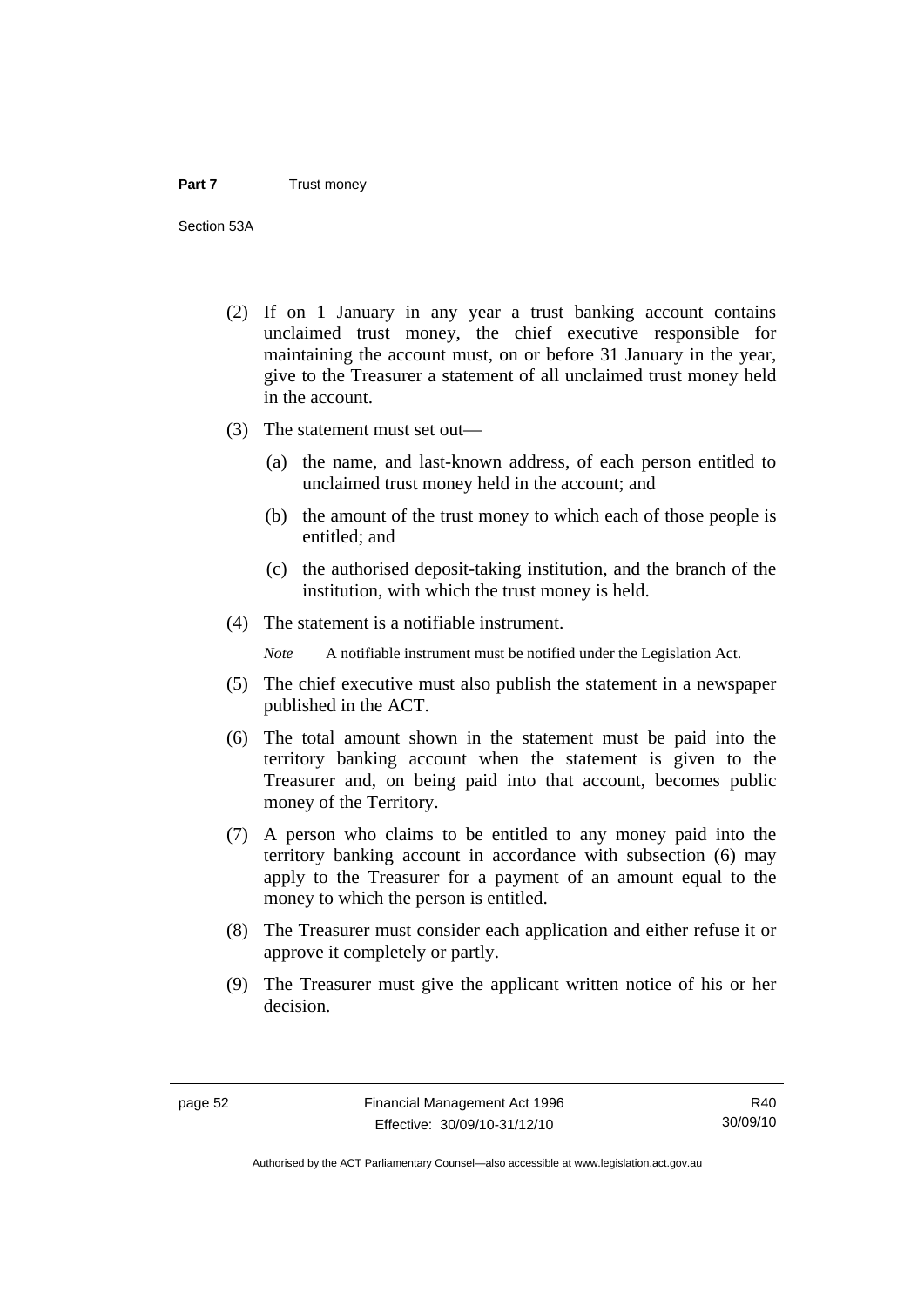(2) If on 1 January in any year a trust banking account contains unclaimed trust money, the chief executive responsible for maintaining the account must, on or before 31 January in the year, give to the Treasurer a statement of all unclaimed trust money held in the account.

(3) The statement must set out—

(a) the name, and last-known address, of each person entitled to unclaimed trust money held in the account; and

(b) the amount of the trust money to which each of those people is entitled; and

(c) the authorised deposit-taking institution, and the branch of the institution, with which the trust money is held.

(4) The statement is a notifiable instrument.

*Note* A notifiable instrument must be notified under the Legislation Act.

(5) The chief executive must also publish the statement in a newspaper published in the ACT.

(6) The total amount shown in the statement must be paid into the territory banking account when the statement is given to the Treasurer and, on being paid into that account, becomes public money of the Territory.

(7) A person who claims to be entitled to any money paid into the territory banking account in accordance with subsection (6) may apply to the Treasurer for a payment of an amount equal to the money to which the person is entitled.

(8) The Treasurer must consider each application and either refuse it or approve it completely or partly.

(9) The Treasurer must give the applicant written notice of his or her decision.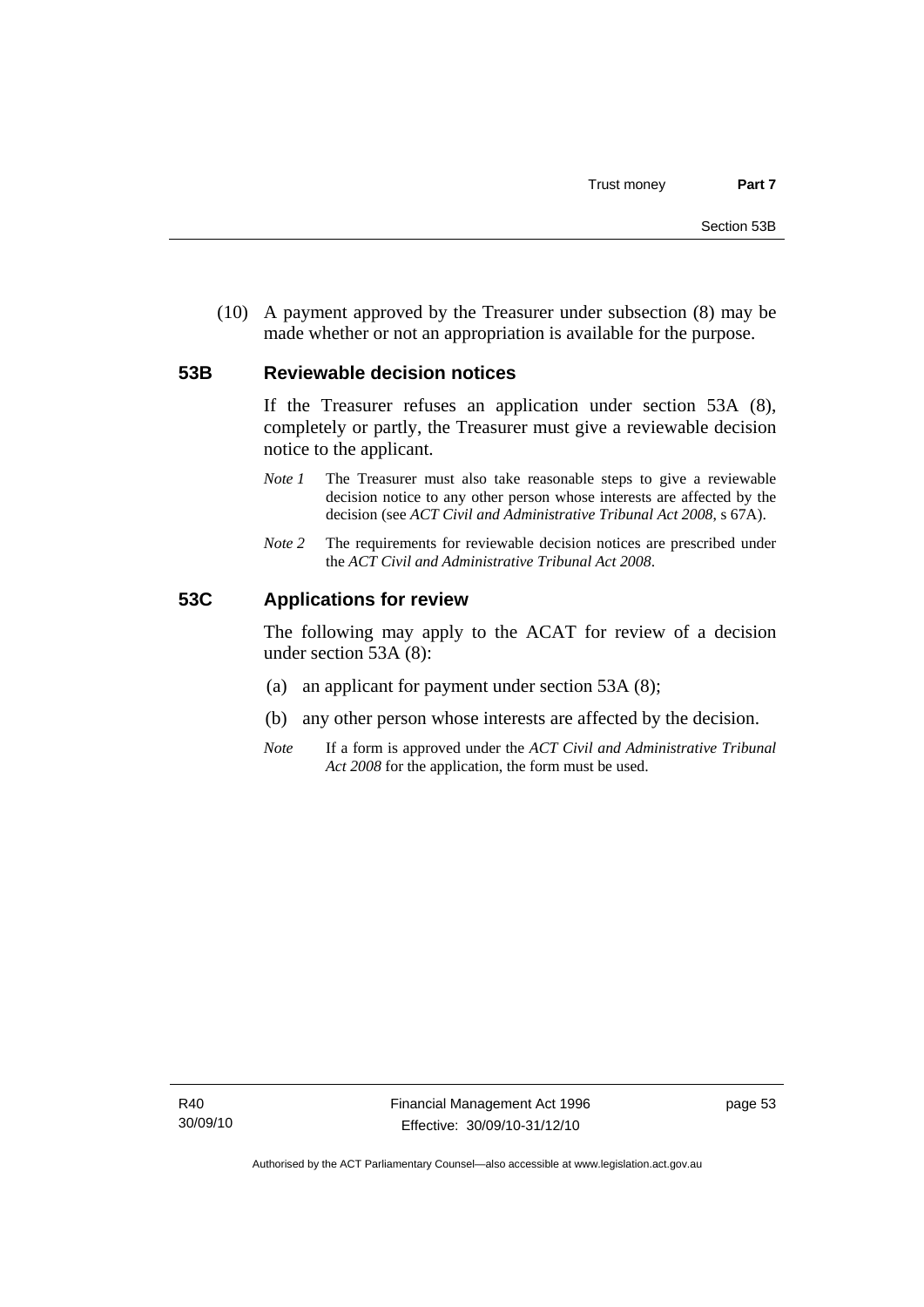(10) A payment approved by the Treasurer under subsection (8) may be made whether or not an appropriation is available for the purpose.

## 53B Reviewable decision notices

If the Treasurer refuses an application under section 53A (8), completely or partly, the Treasurer must give a reviewable decision notice to the applicant.

*Note 1* The Treasurer must also take reasonable steps to give a reviewable decision notice to any other person whose interests are affected by the decision (see *ACT Civil and Administrative Tribunal Act 2008*, s 67A).

*Note 2* The requirements for reviewable decision notices are prescribed under the *ACT Civil and Administrative Tribunal Act 2008*.

## 53C Applications for review

The following may apply to the ACAT for review of a decision under section 53A (8):

(a) an applicant for payment under section 53A (8);

(b) any other person whose interests are affected by the decision.

*Note* If a form is approved under the *ACT Civil and Administrative Tribunal Act 2008* for the application, the form must be used.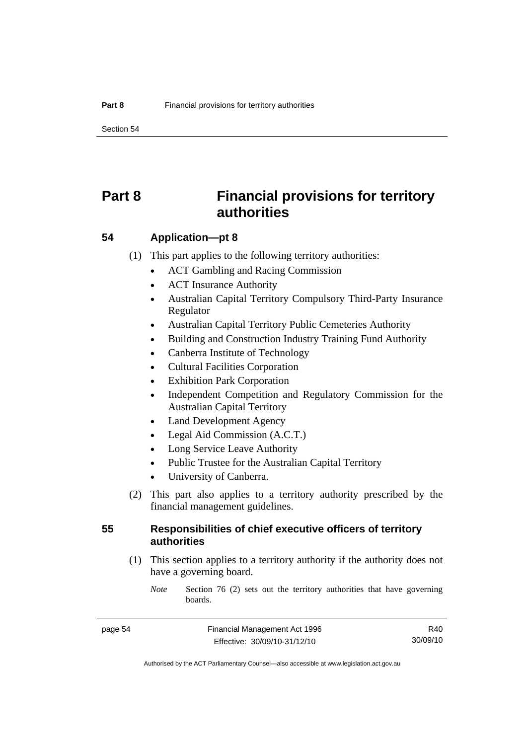# Part 8 Financial provisions for territory authorities

## 54 Application—pt 8

(1) This part applies to the following territory authorities:

- ACT Gambling and Racing Commission
- ACT Insurance Authority
- Australian Capital Territory Compulsory Third-Party Insurance Regulator
- Australian Capital Territory Public Cemeteries Authority
- Building and Construction Industry Training Fund Authority
- Canberra Institute of Technology
- Cultural Facilities Corporation
- Exhibition Park Corporation
- Independent Competition and Regulatory Commission for the Australian Capital Territory
- Land Development Agency
- Legal Aid Commission (A.C.T.)
- Long Service Leave Authority
- Public Trustee for the Australian Capital Territory
- University of Canberra.

(2) This part also applies to a territory authority prescribed by the financial management guidelines.

## 55 Responsibilities of chief executive officers of territory authorities

(1) This section applies to a territory authority if the authority does not have a governing board.

*Note* Section 76 (2) sets out the territory authorities that have governing boards.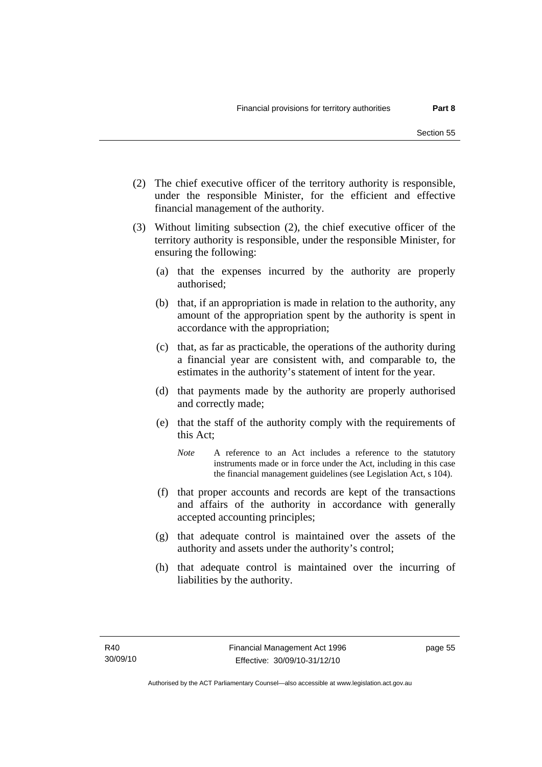(2) The chief executive officer of the territory authority is responsible, under the responsible Minister, for the efficient and effective financial management of the authority.

(3) Without limiting subsection (2), the chief executive officer of the territory authority is responsible, under the responsible Minister, for ensuring the following:

(a) that the expenses incurred by the authority are properly authorised;

(b) that, if an appropriation is made in relation to the authority, any amount of the appropriation spent by the authority is spent in accordance with the appropriation;

(c) that, as far as practicable, the operations of the authority during a financial year are consistent with, and comparable to, the estimates in the authority's statement of intent for the year.

(d) that payments made by the authority are properly authorised and correctly made;

(e) that the staff of the authority comply with the requirements of this Act;

*Note* A reference to an Act includes a reference to the statutory instruments made or in force under the Act, including in this case the financial management guidelines (see Legislation Act, s 104).

(f) that proper accounts and records are kept of the transactions and affairs of the authority in accordance with generally accepted accounting principles;

(g) that adequate control is maintained over the assets of the authority and assets under the authority's control;

(h) that adequate control is maintained over the incurring of liabilities by the authority.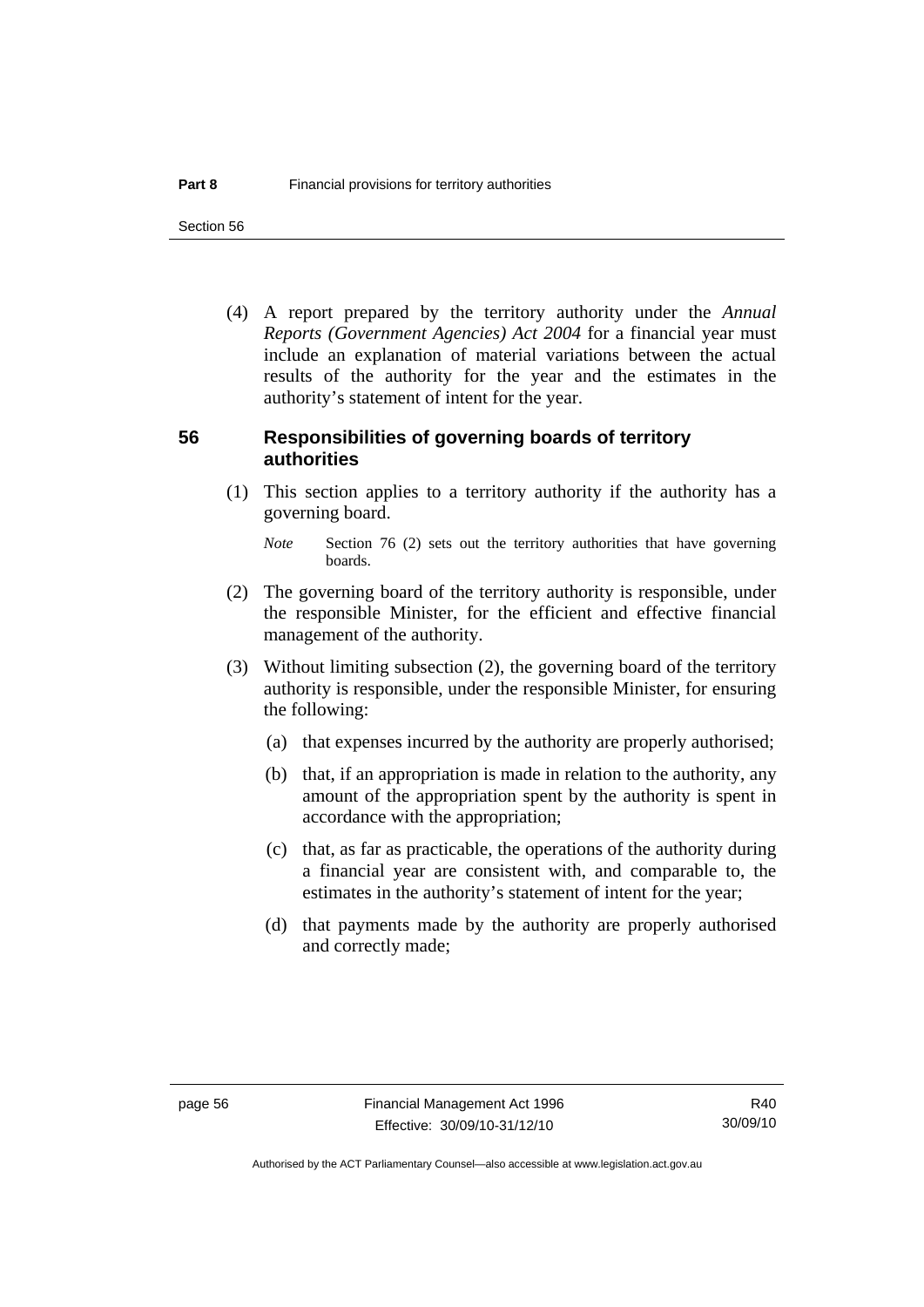(4) A report prepared by the territory authority under the *Annual Reports (Government Agencies) Act 2004* for a financial year must include an explanation of material variations between the actual results of the authority for the year and the estimates in the authority's statement of intent for the year.

## 56 Responsibilities of governing boards of territory authorities

(1) This section applies to a territory authority if the authority has a governing board.

*Note* Section 76 (2) sets out the territory authorities that have governing boards.

(2) The governing board of the territory authority is responsible, under the responsible Minister, for the efficient and effective financial management of the authority.

(3) Without limiting subsection (2), the governing board of the territory authority is responsible, under the responsible Minister, for ensuring the following:

(a) that expenses incurred by the authority are properly authorised;

(b) that, if an appropriation is made in relation to the authority, any amount of the appropriation spent by the authority is spent in accordance with the appropriation;

(c) that, as far as practicable, the operations of the authority during a financial year are consistent with, and comparable to, the estimates in the authority's statement of intent for the year;

(d) that payments made by the authority are properly authorised and correctly made;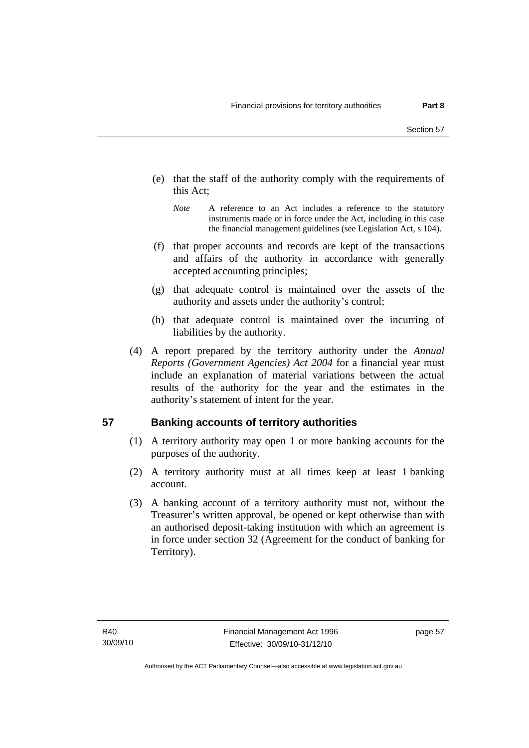(e) that the staff of the authority comply with the requirements of this Act;

*Note* A reference to an Act includes a reference to the statutory instruments made or in force under the Act, including in this case the financial management guidelines (see Legislation Act, s 104).

(f) that proper accounts and records are kept of the transactions and affairs of the authority in accordance with generally accepted accounting principles;

(g) that adequate control is maintained over the assets of the authority and assets under the authority's control;

(h) that adequate control is maintained over the incurring of liabilities by the authority.

(4) A report prepared by the territory authority under the *Annual Reports (Government Agencies) Act 2004* for a financial year must include an explanation of material variations between the actual results of the authority for the year and the estimates in the authority's statement of intent for the year.

## 57 Banking accounts of territory authorities

(1) A territory authority may open 1 or more banking accounts for the purposes of the authority.

(2) A territory authority must at all times keep at least 1 banking account.

(3) A banking account of a territory authority must not, without the Treasurer's written approval, be opened or kept otherwise than with an authorised deposit-taking institution with which an agreement is in force under section 32 (Agreement for the conduct of banking for Territory).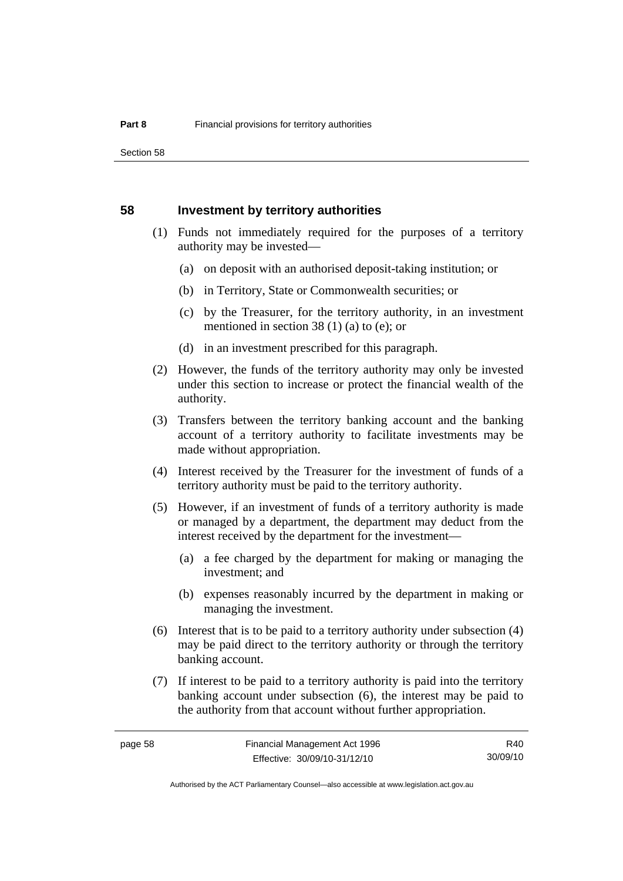## 58 Investment by territory authorities

(1) Funds not immediately required for the purposes of a territory authority may be invested—

(a) on deposit with an authorised deposit-taking institution; or

(b) in Territory, State or Commonwealth securities; or

(c) by the Treasurer, for the territory authority, in an investment mentioned in section 38 (1) (a) to (e); or

(d) in an investment prescribed for this paragraph.

(2) However, the funds of the territory authority may only be invested under this section to increase or protect the financial wealth of the authority.

(3) Transfers between the territory banking account and the banking account of a territory authority to facilitate investments may be made without appropriation.

(4) Interest received by the Treasurer for the investment of funds of a territory authority must be paid to the territory authority.

(5) However, if an investment of funds of a territory authority is made or managed by a department, the department may deduct from the interest received by the department for the investment—

(a) a fee charged by the department for making or managing the investment; and

(b) expenses reasonably incurred by the department in making or managing the investment.

(6) Interest that is to be paid to a territory authority under subsection (4) may be paid direct to the territory authority or through the territory banking account.

(7) If interest to be paid to a territory authority is paid into the territory banking account under subsection (6), the interest may be paid to the authority from that account without further appropriation.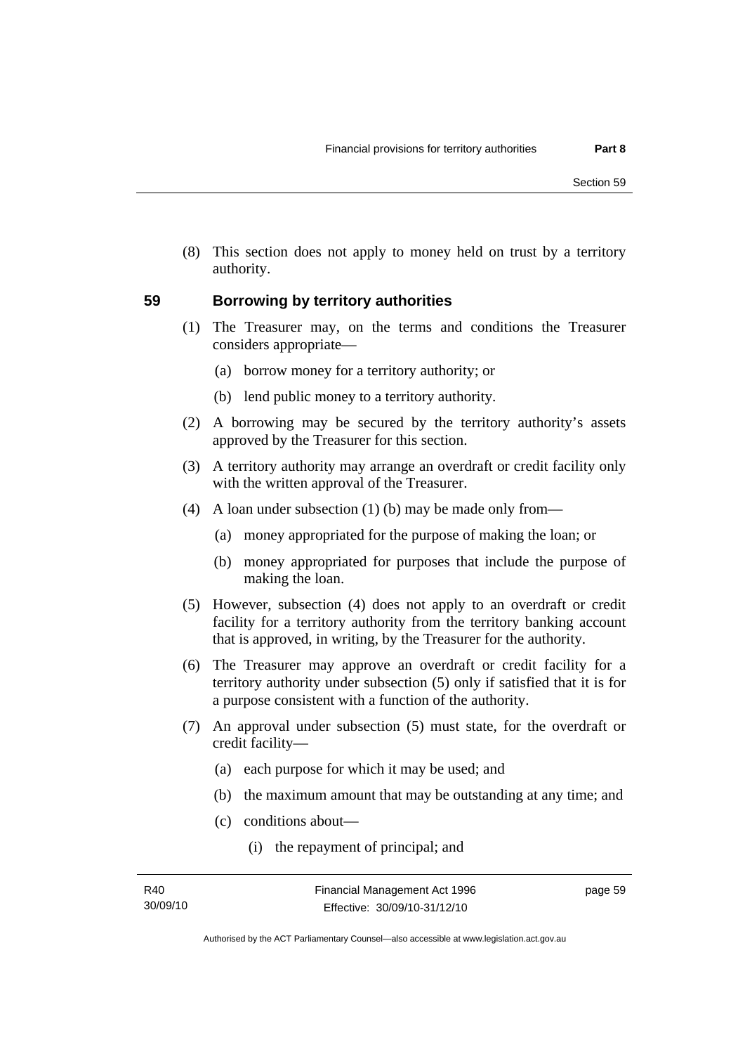(8) This section does not apply to money held on trust by a territory authority.

## 59 Borrowing by territory authorities

(1) The Treasurer may, on the terms and conditions the Treasurer considers appropriate—

(a) borrow money for a territory authority; or

(b) lend public money to a territory authority.

(2) A borrowing may be secured by the territory authority's assets approved by the Treasurer for this section.

(3) A territory authority may arrange an overdraft or credit facility only with the written approval of the Treasurer.

(4) A loan under subsection (1) (b) may be made only from—

(a) money appropriated for the purpose of making the loan; or

(b) money appropriated for purposes that include the purpose of making the loan.

(5) However, subsection (4) does not apply to an overdraft or credit facility for a territory authority from the territory banking account that is approved, in writing, by the Treasurer for the authority.

(6) The Treasurer may approve an overdraft or credit facility for a territory authority under subsection (5) only if satisfied that it is for a purpose consistent with a function of the authority.

(7) An approval under subsection (5) must state, for the overdraft or credit facility—

(a) each purpose for which it may be used; and

(b) the maximum amount that may be outstanding at any time; and

(c) conditions about—

(i) the repayment of principal; and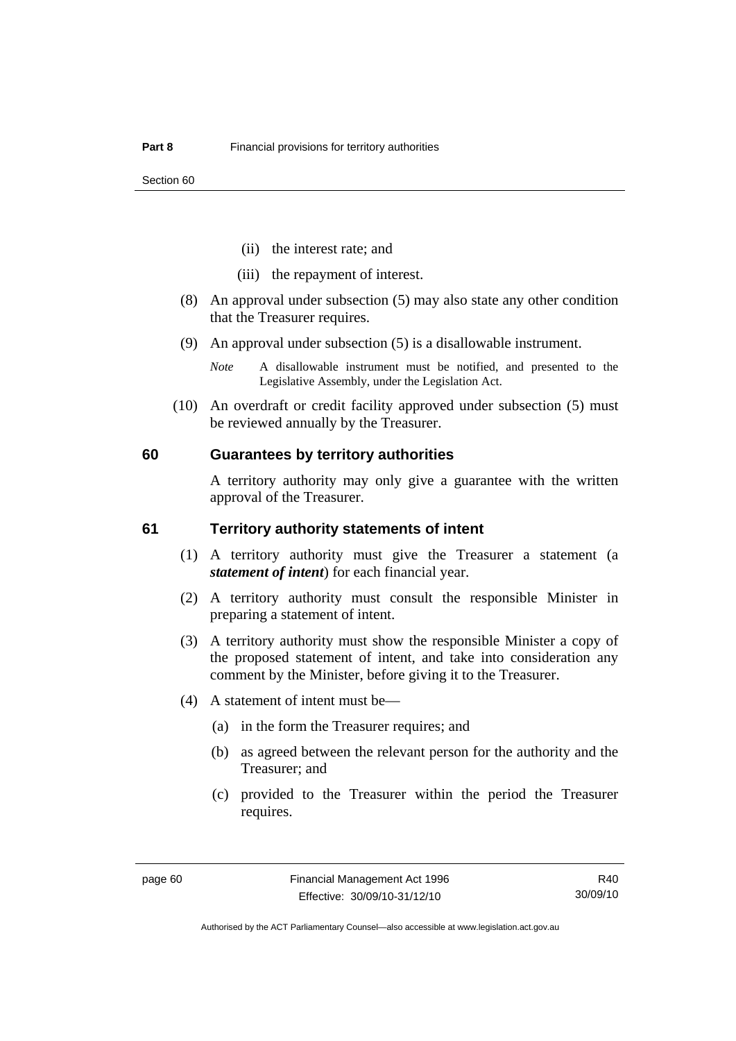(ii) the interest rate; and

(iii) the repayment of interest.

(8) An approval under subsection (5) may also state any other condition that the Treasurer requires.

(9) An approval under subsection (5) is a disallowable instrument.

*Note* A disallowable instrument must be notified, and presented to the Legislative Assembly, under the Legislation Act.

(10) An overdraft or credit facility approved under subsection (5) must be reviewed annually by the Treasurer.

### 60 Guarantees by territory authorities

A territory authority may only give a guarantee with the written approval of the Treasurer.

### 61 Territory authority statements of intent

(1) A territory authority must give the Treasurer a statement (a ***statement of intent***) for each financial year.

(2) A territory authority must consult the responsible Minister in preparing a statement of intent.

(3) A territory authority must show the responsible Minister a copy of the proposed statement of intent, and take into consideration any comment by the Minister, before giving it to the Treasurer.

(4) A statement of intent must be—

(a) in the form the Treasurer requires; and

(b) as agreed between the relevant person for the authority and the Treasurer; and

(c) provided to the Treasurer within the period the Treasurer requires.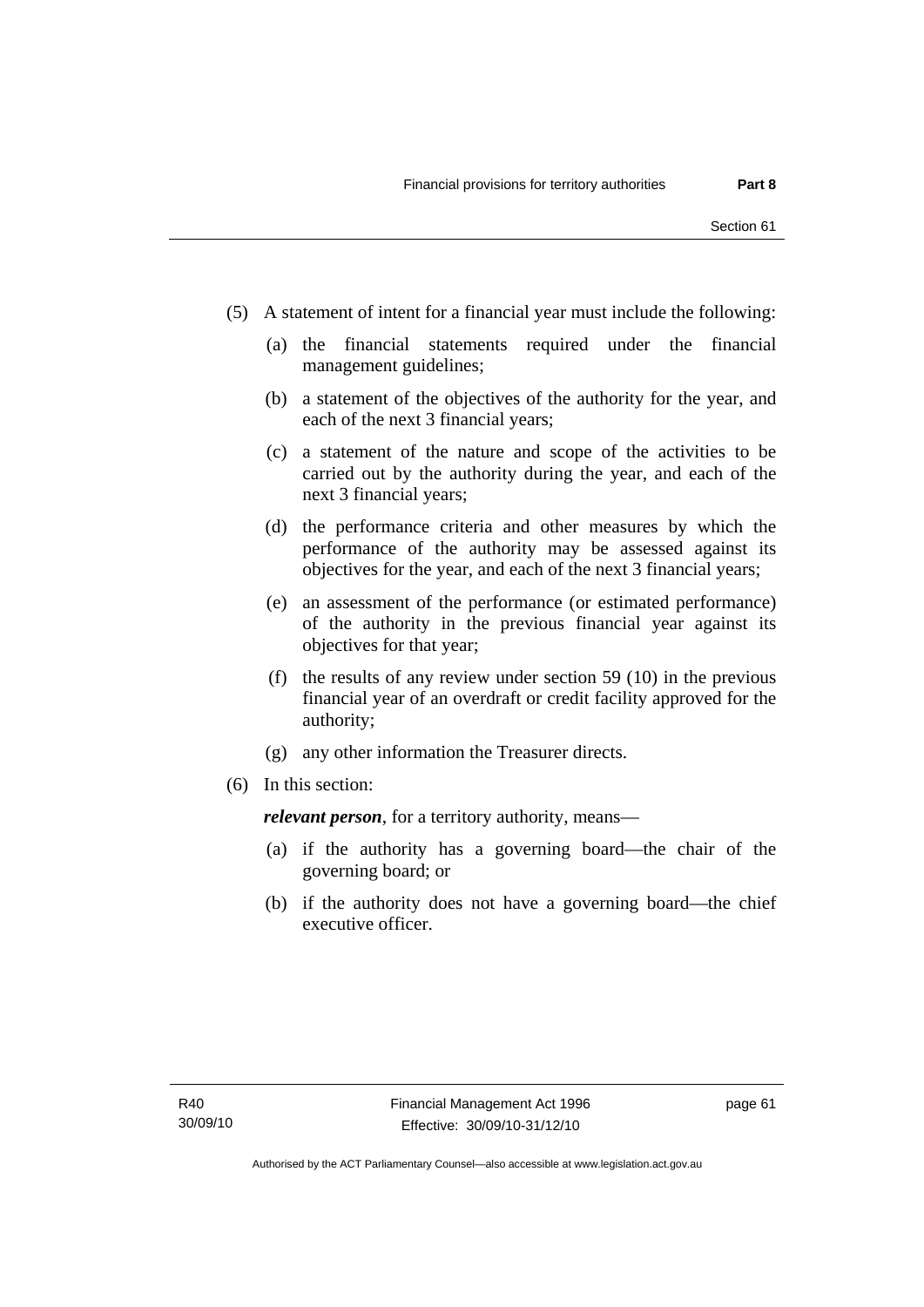(5) A statement of intent for a financial year must include the following:

   (a) the financial statements required under the financial management guidelines;

   (b) a statement of the objectives of the authority for the year, and each of the next 3 financial years;

   (c) a statement of the nature and scope of the activities to be carried out by the authority during the year, and each of the next 3 financial years;

   (d) the performance criteria and other measures by which the performance of the authority may be assessed against its objectives for the year, and each of the next 3 financial years;

   (e) an assessment of the performance (or estimated performance) of the authority in the previous financial year against its objectives for that year;

   (f) the results of any review under section 59 (10) in the previous financial year of an overdraft or credit facility approved for the authority;

   (g) any other information the Treasurer directs.

(6) In this section:

   ***relevant person***, for a territory authority, means—

   (a) if the authority has a governing board—the chair of the governing board; or

   (b) if the authority does not have a governing board—the chief executive officer.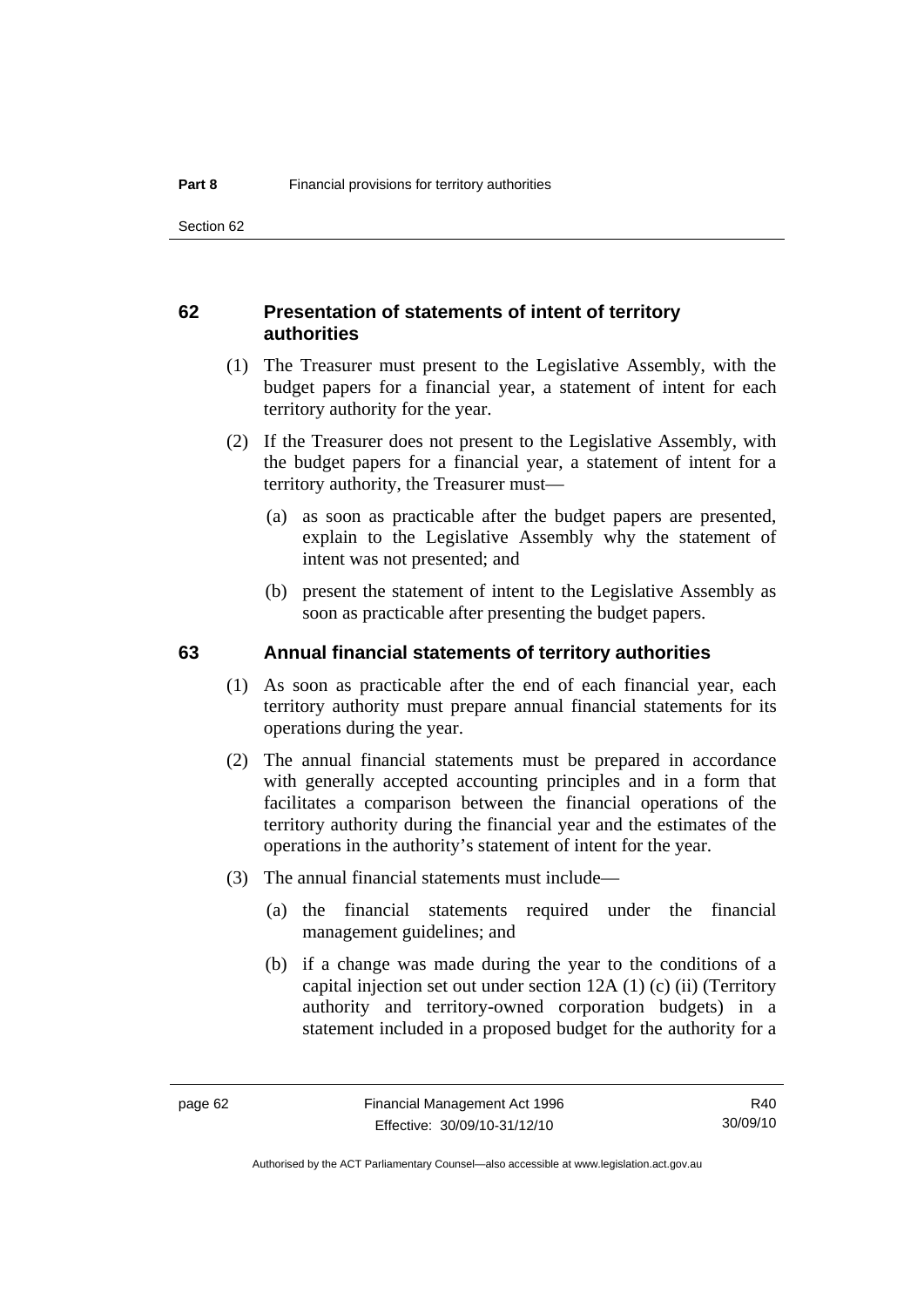## 62 Presentation of statements of intent of territory authorities

(1) The Treasurer must present to the Legislative Assembly, with the budget papers for a financial year, a statement of intent for each territory authority for the year.

(2) If the Treasurer does not present to the Legislative Assembly, with the budget papers for a financial year, a statement of intent for a territory authority, the Treasurer must—

(a) as soon as practicable after the budget papers are presented, explain to the Legislative Assembly why the statement of intent was not presented; and

(b) present the statement of intent to the Legislative Assembly as soon as practicable after presenting the budget papers.

## 63 Annual financial statements of territory authorities

(1) As soon as practicable after the end of each financial year, each territory authority must prepare annual financial statements for its operations during the year.

(2) The annual financial statements must be prepared in accordance with generally accepted accounting principles and in a form that facilitates a comparison between the financial operations of the territory authority during the financial year and the estimates of the operations in the authority's statement of intent for the year.

(3) The annual financial statements must include—

(a) the financial statements required under the financial management guidelines; and

(b) if a change was made during the year to the conditions of a capital injection set out under section 12A (1) (c) (ii) (Territory authority and territory-owned corporation budgets) in a statement included in a proposed budget for the authority for a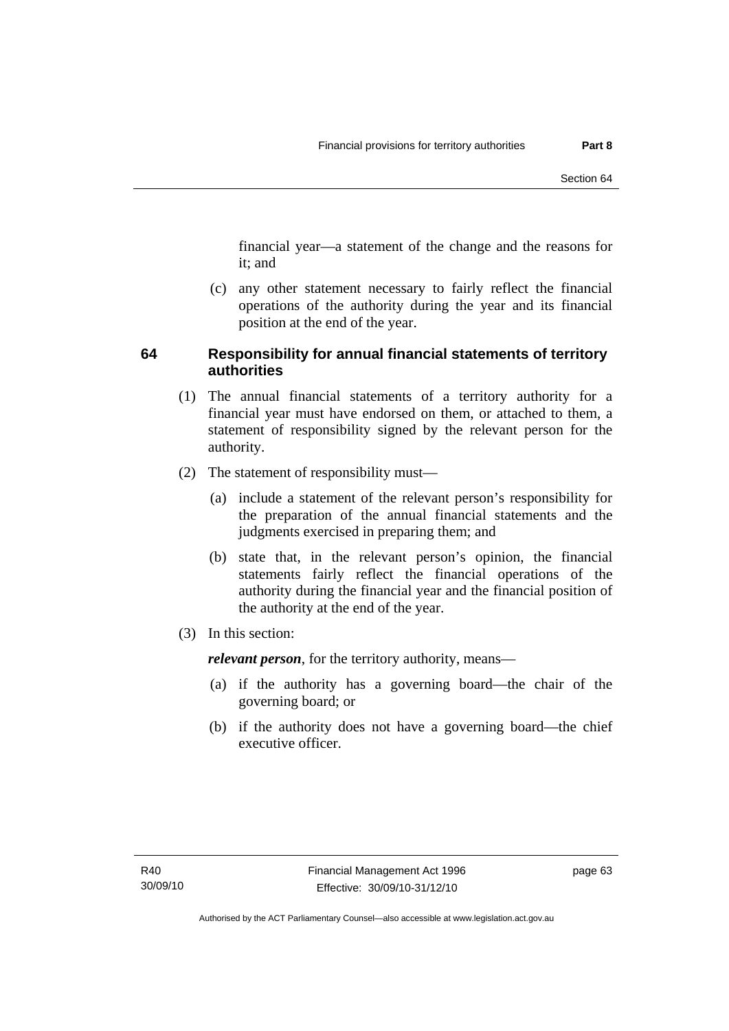financial year—a statement of the change and the reasons for it; and

(c) any other statement necessary to fairly reflect the financial operations of the authority during the year and its financial position at the end of the year.

## 64 Responsibility for annual financial statements of territory authorities

(1) The annual financial statements of a territory authority for a financial year must have endorsed on them, or attached to them, a statement of responsibility signed by the relevant person for the authority.

(2) The statement of responsibility must—

(a) include a statement of the relevant person's responsibility for the preparation of the annual financial statements and the judgments exercised in preparing them; and

(b) state that, in the relevant person's opinion, the financial statements fairly reflect the financial operations of the authority during the financial year and the financial position of the authority at the end of the year.

(3) In this section:

***relevant person***, for the territory authority, means—

(a) if the authority has a governing board—the chair of the governing board; or

(b) if the authority does not have a governing board—the chief executive officer.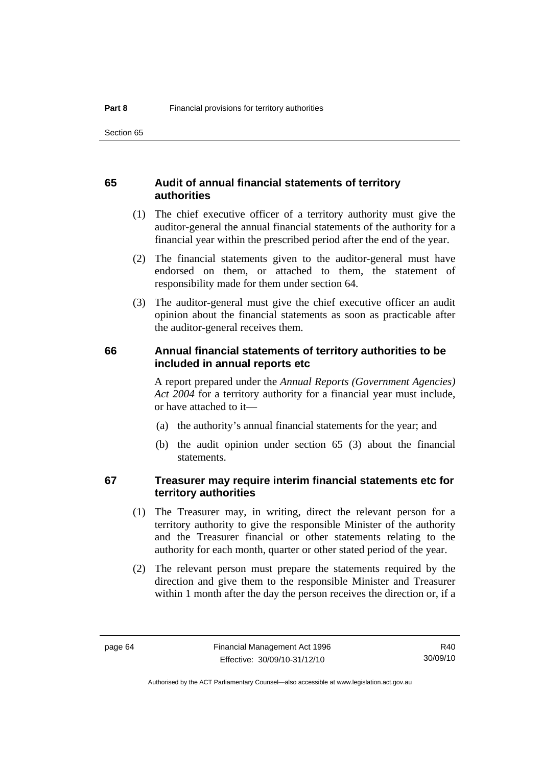## 65 Audit of annual financial statements of territory authorities

(1) The chief executive officer of a territory authority must give the auditor-general the annual financial statements of the authority for a financial year within the prescribed period after the end of the year.

(2) The financial statements given to the auditor-general must have endorsed on them, or attached to them, the statement of responsibility made for them under section 64.

(3) The auditor-general must give the chief executive officer an audit opinion about the financial statements as soon as practicable after the auditor-general receives them.

## 66 Annual financial statements of territory authorities to be included in annual reports etc

A report prepared under the *Annual Reports (Government Agencies) Act 2004* for a territory authority for a financial year must include, or have attached to it—

(a) the authority's annual financial statements for the year; and

(b) the audit opinion under section 65 (3) about the financial statements.

## 67 Treasurer may require interim financial statements etc for territory authorities

(1) The Treasurer may, in writing, direct the relevant person for a territory authority to give the responsible Minister of the authority and the Treasurer financial or other statements relating to the authority for each month, quarter or other stated period of the year.

(2) The relevant person must prepare the statements required by the direction and give them to the responsible Minister and Treasurer within 1 month after the day the person receives the direction or, if a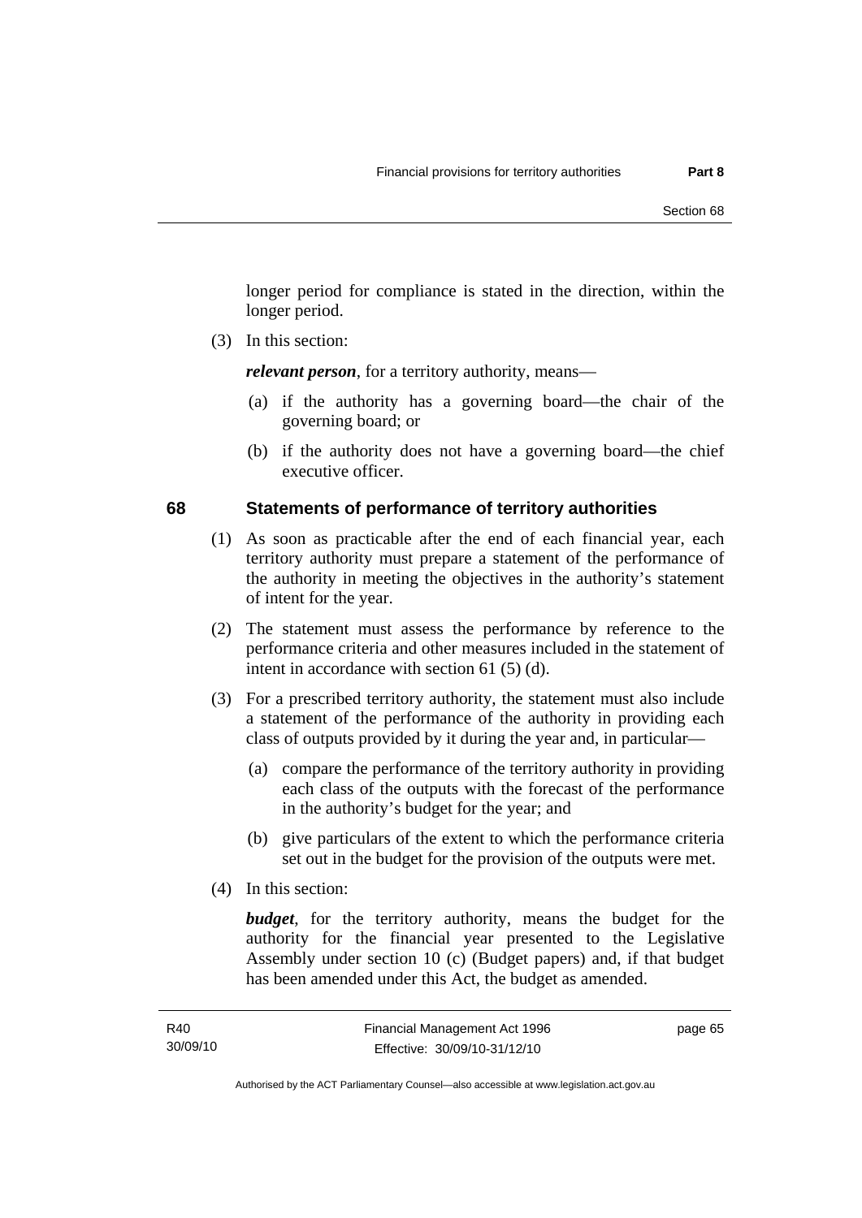longer period for compliance is stated in the direction, within the longer period.

(3) In this section:

***relevant person***, for a territory authority, means—

- (a) if the authority has a governing board—the chair of the governing board; or
- (b) if the authority does not have a governing board—the chief executive officer.

## 68 Statements of performance of territory authorities

(1) As soon as practicable after the end of each financial year, each territory authority must prepare a statement of the performance of the authority in meeting the objectives in the authority's statement of intent for the year.

(2) The statement must assess the performance by reference to the performance criteria and other measures included in the statement of intent in accordance with section 61 (5) (d).

(3) For a prescribed territory authority, the statement must also include a statement of the performance of the authority in providing each class of outputs provided by it during the year and, in particular—

- (a) compare the performance of the territory authority in providing each class of the outputs with the forecast of the performance in the authority's budget for the year; and
- (b) give particulars of the extent to which the performance criteria set out in the budget for the provision of the outputs were met.

(4) In this section:

***budget***, for the territory authority, means the budget for the authority for the financial year presented to the Legislative Assembly under section 10 (c) (Budget papers) and, if that budget has been amended under this Act, the budget as amended.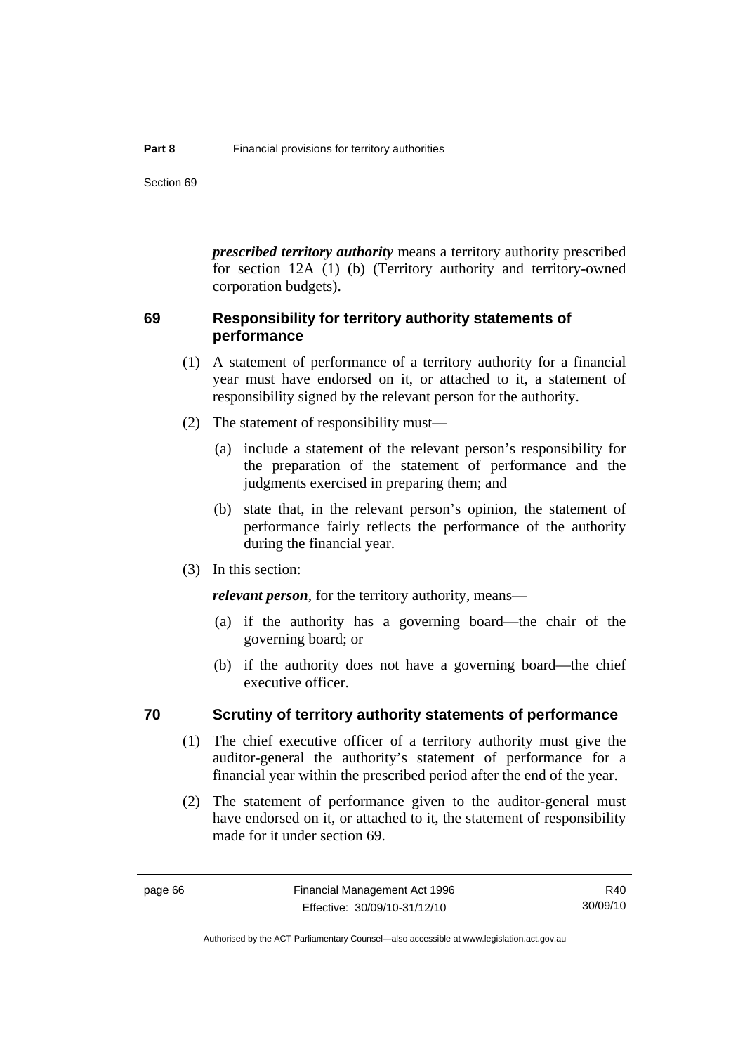***prescribed territory authority*** means a territory authority prescribed for section 12A (1) (b) (Territory authority and territory-owned corporation budgets).

## 69 Responsibility for territory authority statements of performance

(1) A statement of performance of a territory authority for a financial year must have endorsed on it, or attached to it, a statement of responsibility signed by the relevant person for the authority.

(2) The statement of responsibility must—

(a) include a statement of the relevant person's responsibility for the preparation of the statement of performance and the judgments exercised in preparing them; and

(b) state that, in the relevant person's opinion, the statement of performance fairly reflects the performance of the authority during the financial year.

(3) In this section:

***relevant person***, for the territory authority, means—

(a) if the authority has a governing board—the chair of the governing board; or

(b) if the authority does not have a governing board—the chief executive officer.

## 70 Scrutiny of territory authority statements of performance

(1) The chief executive officer of a territory authority must give the auditor-general the authority's statement of performance for a financial year within the prescribed period after the end of the year.

(2) The statement of performance given to the auditor-general must have endorsed on it, or attached to it, the statement of responsibility made for it under section 69.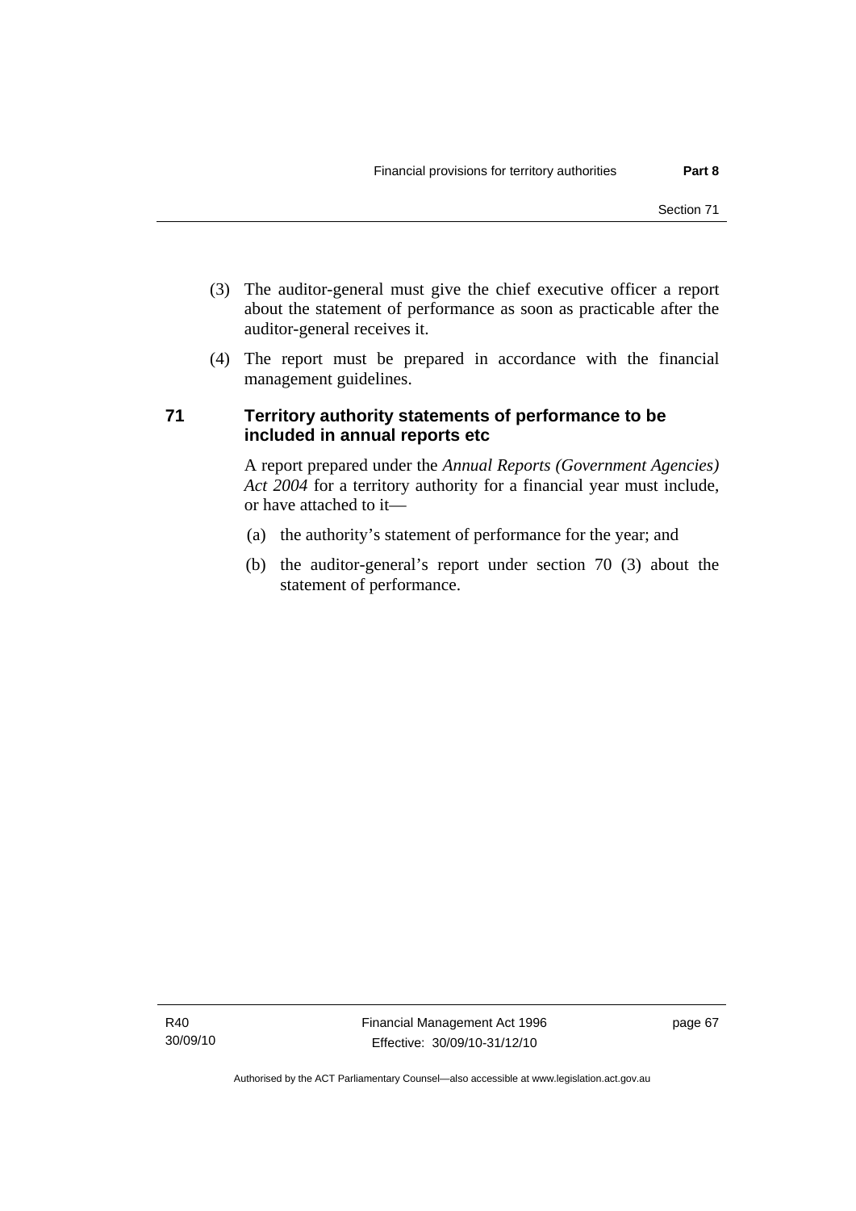(3) The auditor-general must give the chief executive officer a report about the statement of performance as soon as practicable after the auditor-general receives it.

(4) The report must be prepared in accordance with the financial management guidelines.

## 71 Territory authority statements of performance to be included in annual reports etc

A report prepared under the *Annual Reports (Government Agencies) Act 2004* for a territory authority for a financial year must include, or have attached to it—

(a) the authority's statement of performance for the year; and

(b) the auditor-general's report under section 70 (3) about the statement of performance.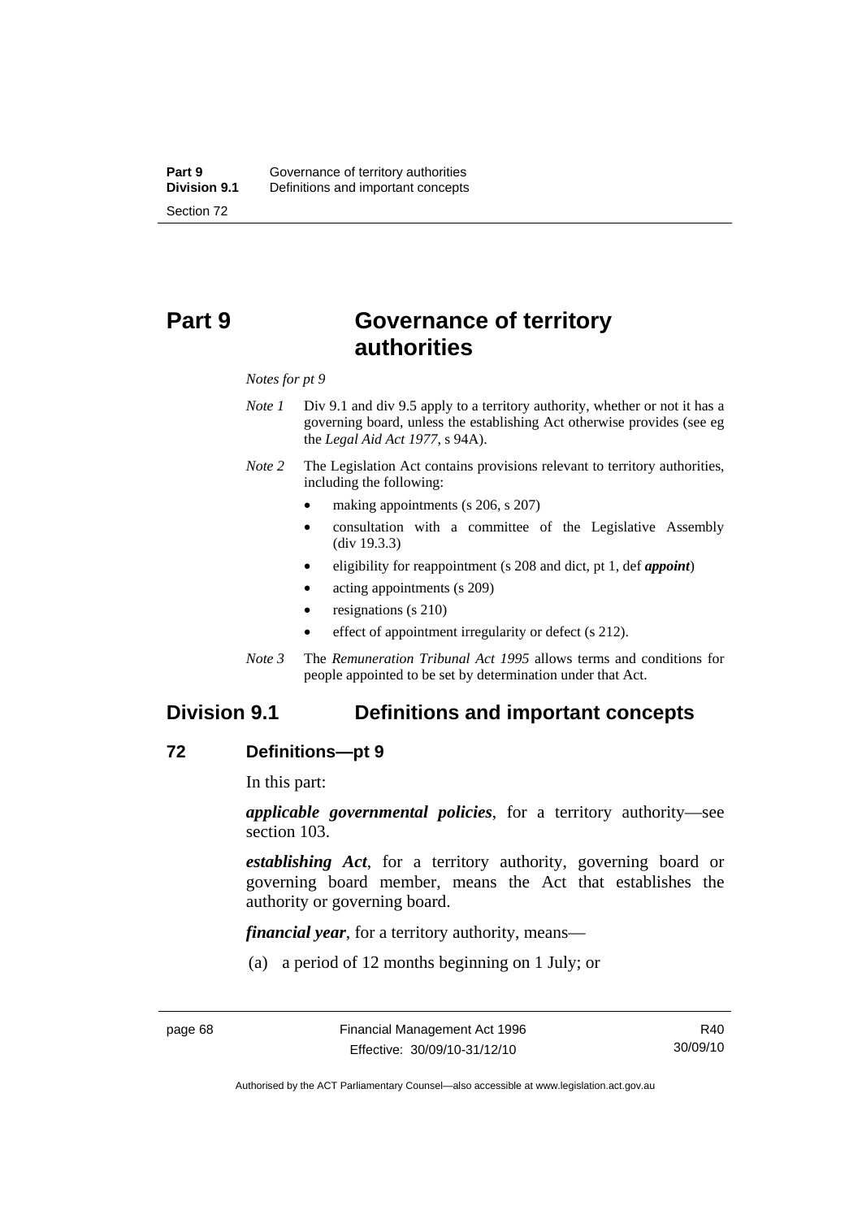# Part 9 Governance of territory authorities

*Notes for pt 9*

*Note 1* Div 9.1 and div 9.5 apply to a territory authority, whether or not it has a governing board, unless the establishing Act otherwise provides (see eg the *Legal Aid Act 1977*, s 94A).

*Note 2* The Legislation Act contains provisions relevant to territory authorities, including the following:

- making appointments (s 206, s 207)
- consultation with a committee of the Legislative Assembly (div 19.3.3)
- eligibility for reappointment (s 208 and dict, pt 1, def ***appoint***)
- acting appointments (s 209)
- resignations (s 210)
- effect of appointment irregularity or defect (s 212).

*Note 3* The *Remuneration Tribunal Act 1995* allows terms and conditions for people appointed to be set by determination under that Act.

## Division 9.1 Definitions and important concepts

### 72 Definitions—pt 9

In this part:

***applicable governmental policies***, for a territory authority—see section 103.

***establishing Act***, for a territory authority, governing board or governing board member, means the Act that establishes the authority or governing board.

***financial year***, for a territory authority, means—

(a) a period of 12 months beginning on 1 July; or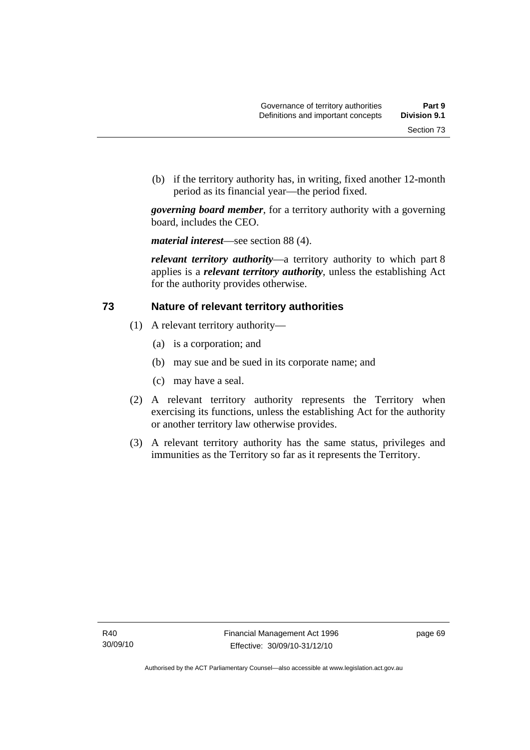(b) if the territory authority has, in writing, fixed another 12-month period as its financial year—the period fixed.

***governing board member***, for a territory authority with a governing board, includes the CEO.

***material interest***—see section 88 (4).

***relevant territory authority***—a territory authority to which part 8 applies is a ***relevant territory authority***, unless the establishing Act for the authority provides otherwise.

## 73 Nature of relevant territory authorities

(1) A relevant territory authority—

(a) is a corporation; and

(b) may sue and be sued in its corporate name; and

(c) may have a seal.

(2) A relevant territory authority represents the Territory when exercising its functions, unless the establishing Act for the authority or another territory law otherwise provides.

(3) A relevant territory authority has the same status, privileges and immunities as the Territory so far as it represents the Territory.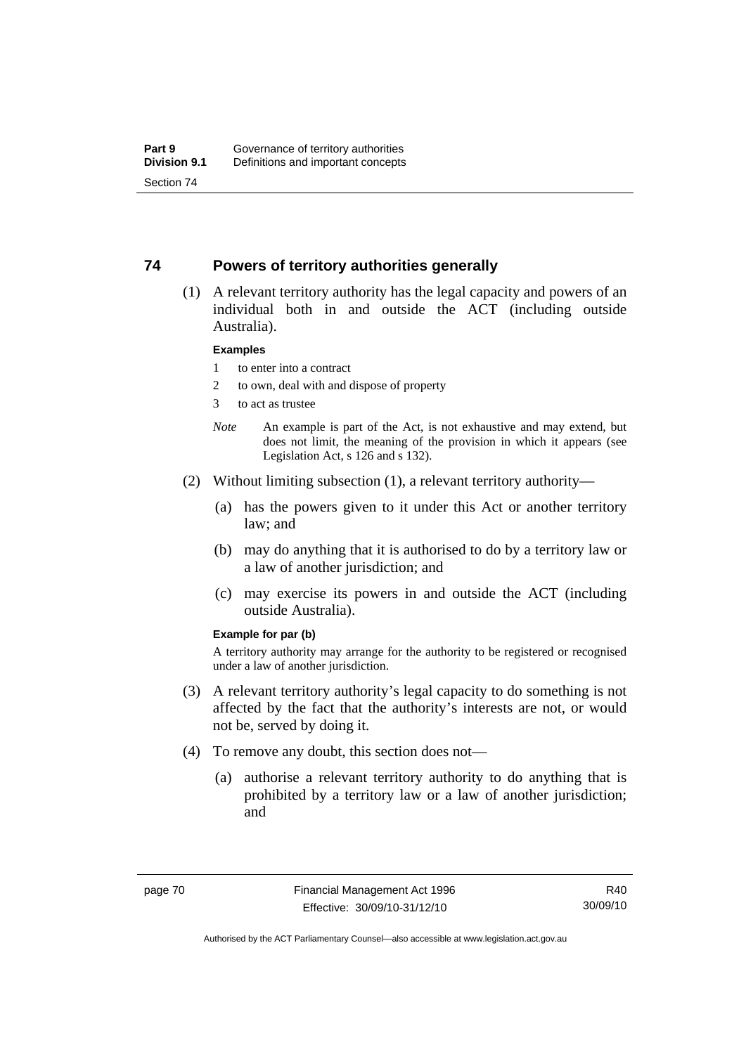## 74 Powers of territory authorities generally

(1) A relevant territory authority has the legal capacity and powers of an individual both in and outside the ACT (including outside Australia).

**Examples**

1 to enter into a contract

2 to own, deal with and dispose of property

3 to act as trustee

*Note* An example is part of the Act, is not exhaustive and may extend, but does not limit, the meaning of the provision in which it appears (see Legislation Act, s 126 and s 132).

(2) Without limiting subsection (1), a relevant territory authority—

(a) has the powers given to it under this Act or another territory law; and

(b) may do anything that it is authorised to do by a territory law or a law of another jurisdiction; and

(c) may exercise its powers in and outside the ACT (including outside Australia).

**Example for par (b)**

A territory authority may arrange for the authority to be registered or recognised under a law of another jurisdiction.

(3) A relevant territory authority's legal capacity to do something is not affected by the fact that the authority's interests are not, or would not be, served by doing it.

(4) To remove any doubt, this section does not—

(a) authorise a relevant territory authority to do anything that is prohibited by a territory law or a law of another jurisdiction; and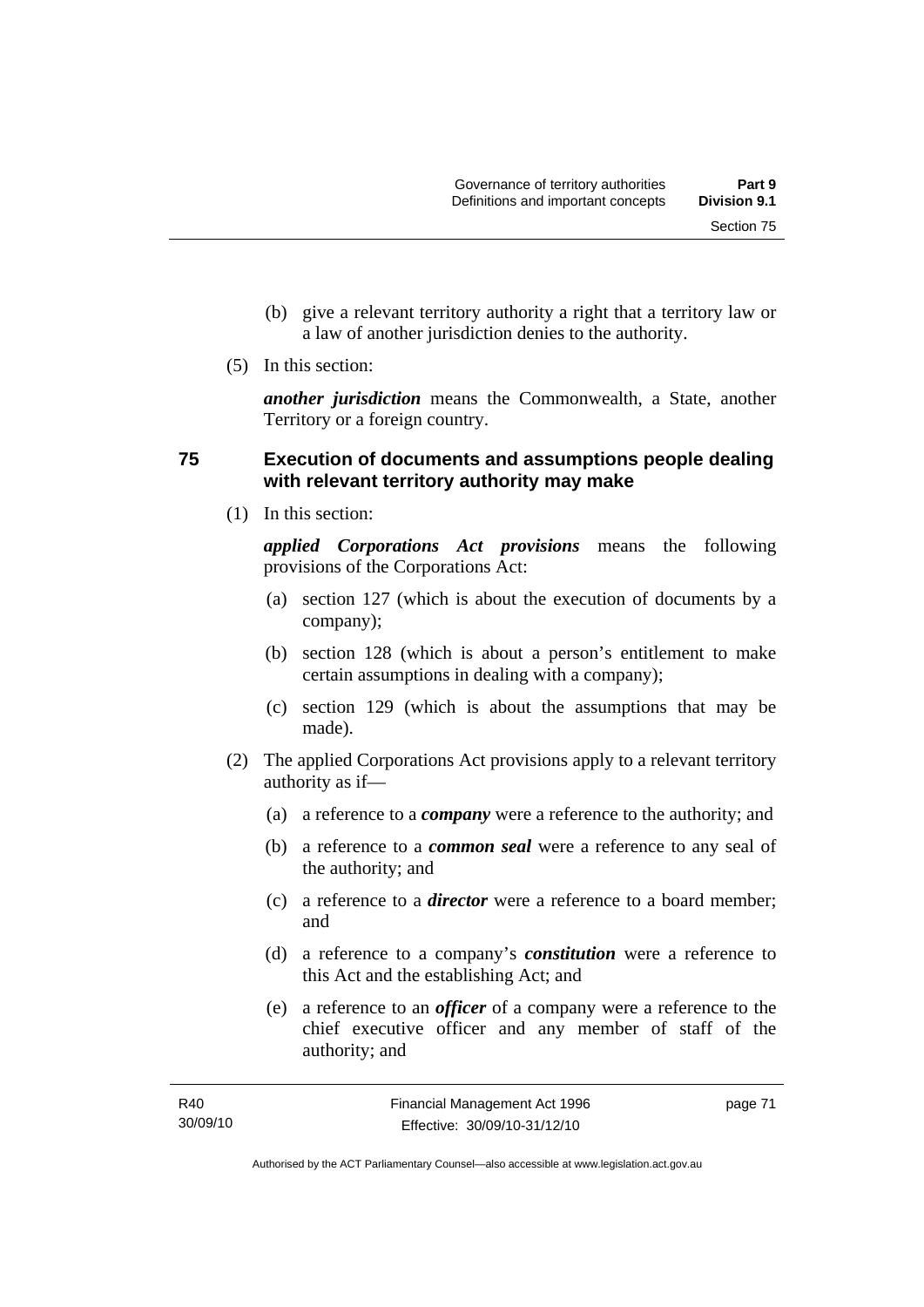(b) give a relevant territory authority a right that a territory law or a law of another jurisdiction denies to the authority.

(5) In this section:

***another jurisdiction*** means the Commonwealth, a State, another Territory or a foreign country.

## 75 Execution of documents and assumptions people dealing with relevant territory authority may make

(1) In this section:

***applied Corporations Act provisions*** means the following provisions of the Corporations Act:

(a) section 127 (which is about the execution of documents by a company);

(b) section 128 (which is about a person's entitlement to make certain assumptions in dealing with a company);

(c) section 129 (which is about the assumptions that may be made).

(2) The applied Corporations Act provisions apply to a relevant territory authority as if—

(a) a reference to a ***company*** were a reference to the authority; and

(b) a reference to a ***common seal*** were a reference to any seal of the authority; and

(c) a reference to a ***director*** were a reference to a board member; and

(d) a reference to a company's ***constitution*** were a reference to this Act and the establishing Act; and

(e) a reference to an ***officer*** of a company were a reference to the chief executive officer and any member of staff of the authority; and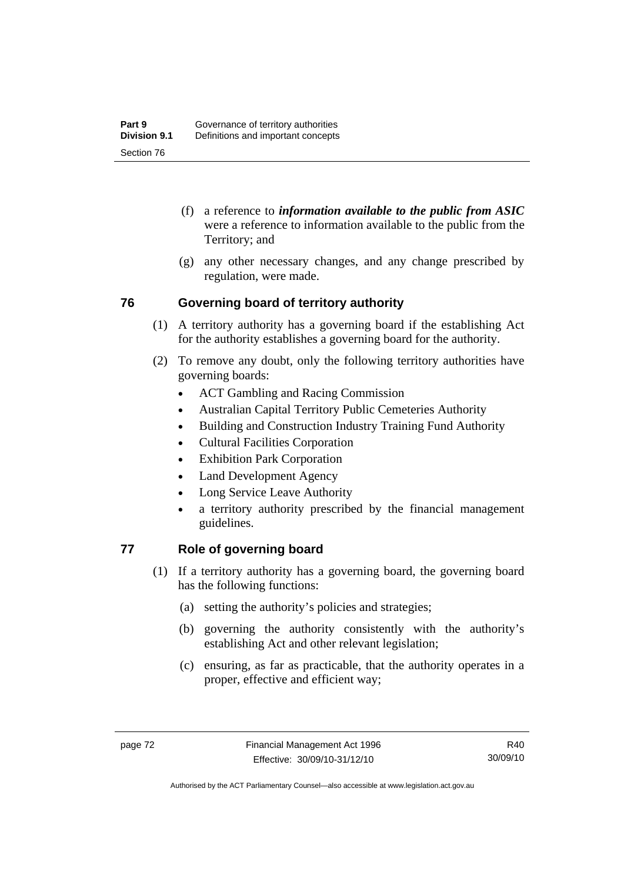(f) a reference to ***information available to the public from ASIC*** were a reference to information available to the public from the Territory; and

(g) any other necessary changes, and any change prescribed by regulation, were made.

## 76 Governing board of territory authority

(1) A territory authority has a governing board if the establishing Act for the authority establishes a governing board for the authority.

(2) To remove any doubt, only the following territory authorities have governing boards:

- ACT Gambling and Racing Commission
- Australian Capital Territory Public Cemeteries Authority
- Building and Construction Industry Training Fund Authority
- Cultural Facilities Corporation
- Exhibition Park Corporation
- Land Development Agency
- Long Service Leave Authority
- a territory authority prescribed by the financial management guidelines.

## 77 Role of governing board

(1) If a territory authority has a governing board, the governing board has the following functions:

(a) setting the authority's policies and strategies;

(b) governing the authority consistently with the authority's establishing Act and other relevant legislation;

(c) ensuring, as far as practicable, that the authority operates in a proper, effective and efficient way;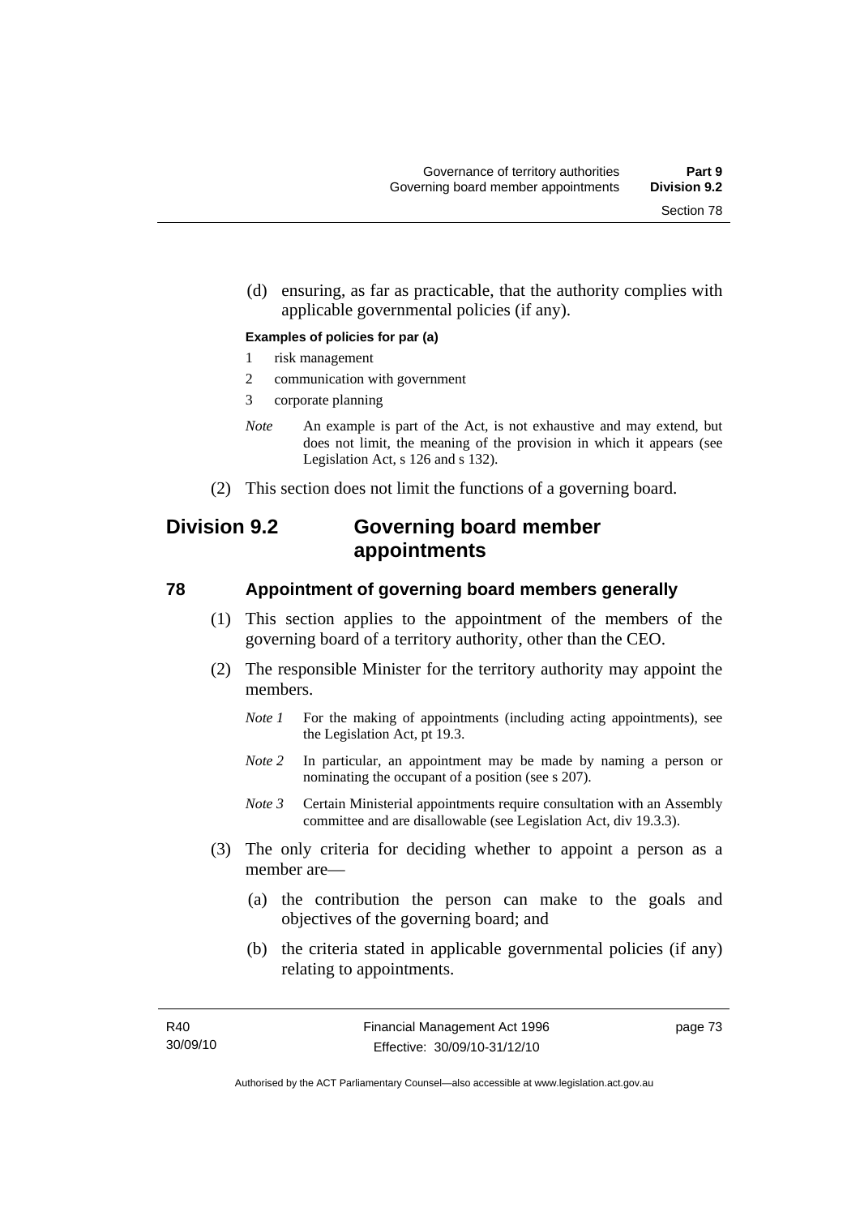(d) ensuring, as far as practicable, that the authority complies with applicable governmental policies (if any).

**Examples of policies for par (a)**

1 risk management
2 communication with government
3 corporate planning

*Note* An example is part of the Act, is not exhaustive and may extend, but does not limit, the meaning of the provision in which it appears (see Legislation Act, s 126 and s 132).

(2) This section does not limit the functions of a governing board.

## Division 9.2 Governing board member appointments

### 78 Appointment of governing board members generally

(1) This section applies to the appointment of the members of the governing board of a territory authority, other than the CEO.

(2) The responsible Minister for the territory authority may appoint the members.

*Note 1* For the making of appointments (including acting appointments), see the Legislation Act, pt 19.3.

*Note 2* In particular, an appointment may be made by naming a person or nominating the occupant of a position (see s 207).

*Note 3* Certain Ministerial appointments require consultation with an Assembly committee and are disallowable (see Legislation Act, div 19.3.3).

(3) The only criteria for deciding whether to appoint a person as a member are—

(a) the contribution the person can make to the goals and objectives of the governing board; and

(b) the criteria stated in applicable governmental policies (if any) relating to appointments.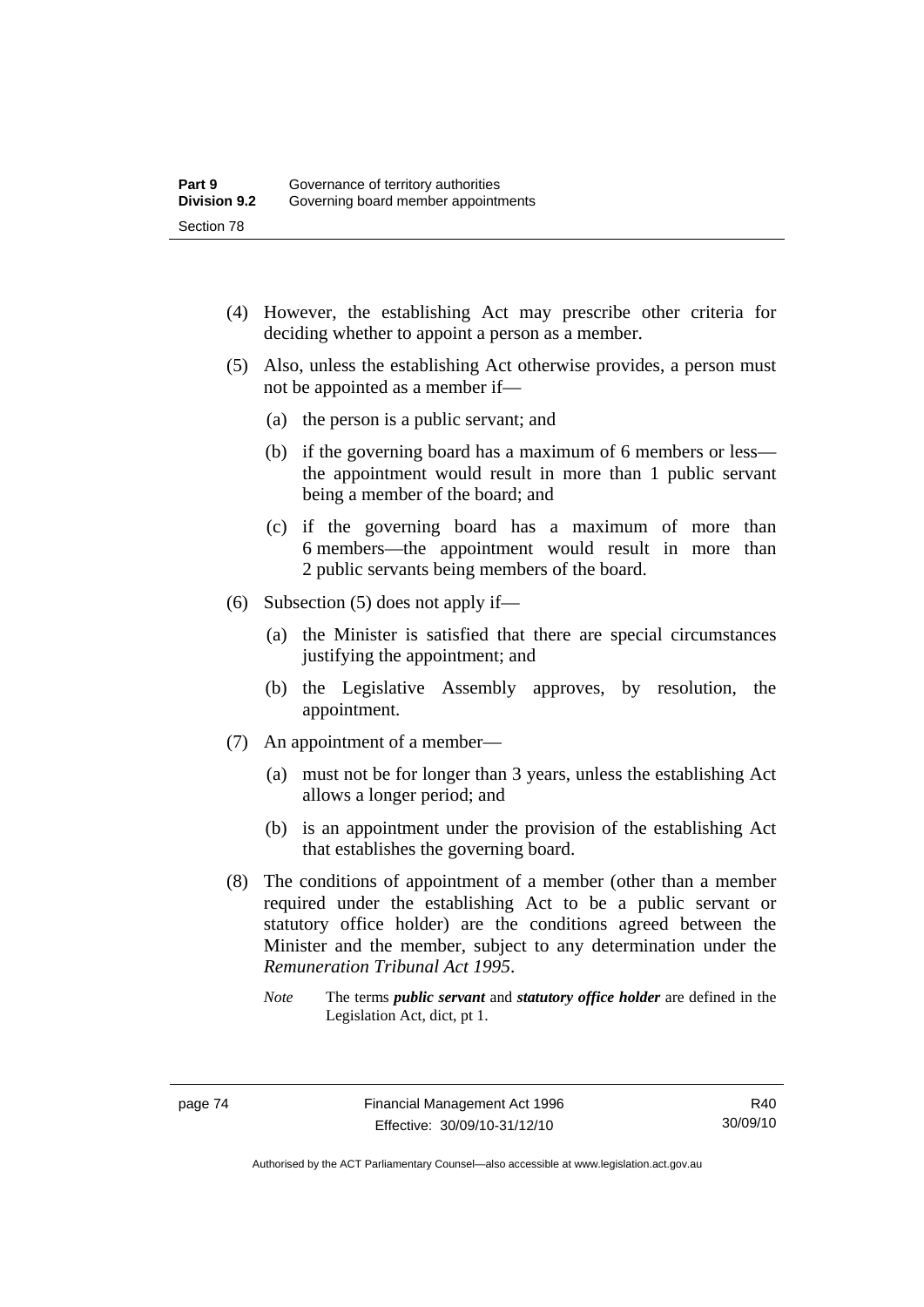(4) However, the establishing Act may prescribe other criteria for deciding whether to appoint a person as a member.

(5) Also, unless the establishing Act otherwise provides, a person must not be appointed as a member if—

  (a) the person is a public servant; and

  (b) if the governing board has a maximum of 6 members or less—the appointment would result in more than 1 public servant being a member of the board; and

  (c) if the governing board has a maximum of more than 6 members—the appointment would result in more than 2 public servants being members of the board.

(6) Subsection (5) does not apply if—

  (a) the Minister is satisfied that there are special circumstances justifying the appointment; and

  (b) the Legislative Assembly approves, by resolution, the appointment.

(7) An appointment of a member—

  (a) must not be for longer than 3 years, unless the establishing Act allows a longer period; and

  (b) is an appointment under the provision of the establishing Act that establishes the governing board.

(8) The conditions of appointment of a member (other than a member required under the establishing Act to be a public servant or statutory office holder) are the conditions agreed between the Minister and the member, subject to any determination under the *Remuneration Tribunal Act 1995*.

*Note* The terms ***public servant*** and ***statutory office holder*** are defined in the Legislation Act, dict, pt 1.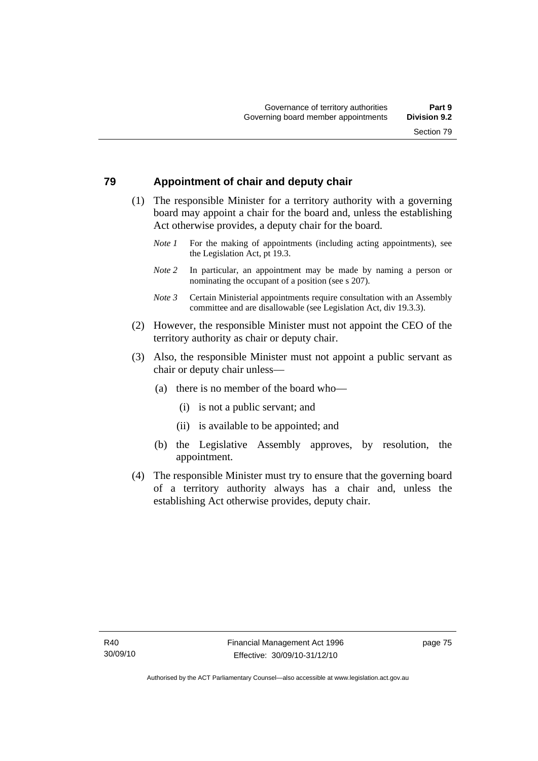## 79 Appointment of chair and deputy chair

(1) The responsible Minister for a territory authority with a governing board may appoint a chair for the board and, unless the establishing Act otherwise provides, a deputy chair for the board.

*Note 1* For the making of appointments (including acting appointments), see the Legislation Act, pt 19.3.

*Note 2* In particular, an appointment may be made by naming a person or nominating the occupant of a position (see s 207).

*Note 3* Certain Ministerial appointments require consultation with an Assembly committee and are disallowable (see Legislation Act, div 19.3.3).

(2) However, the responsible Minister must not appoint the CEO of the territory authority as chair or deputy chair.

(3) Also, the responsible Minister must not appoint a public servant as chair or deputy chair unless—

(a) there is no member of the board who—

(i) is not a public servant; and

(ii) is available to be appointed; and

(b) the Legislative Assembly approves, by resolution, the appointment.

(4) The responsible Minister must try to ensure that the governing board of a territory authority always has a chair and, unless the establishing Act otherwise provides, deputy chair.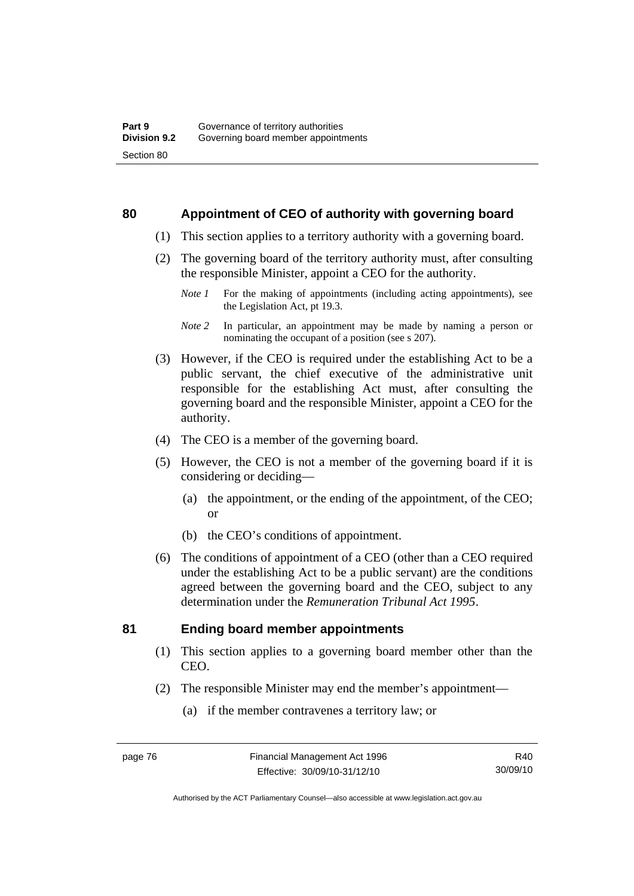## 80 Appointment of CEO of authority with governing board

(1) This section applies to a territory authority with a governing board.

(2) The governing board of the territory authority must, after consulting the responsible Minister, appoint a CEO for the authority.

*Note 1* For the making of appointments (including acting appointments), see the Legislation Act, pt 19.3.

*Note 2* In particular, an appointment may be made by naming a person or nominating the occupant of a position (see s 207).

(3) However, if the CEO is required under the establishing Act to be a public servant, the chief executive of the administrative unit responsible for the establishing Act must, after consulting the governing board and the responsible Minister, appoint a CEO for the authority.

(4) The CEO is a member of the governing board.

(5) However, the CEO is not a member of the governing board if it is considering or deciding—

(a) the appointment, or the ending of the appointment, of the CEO; or

(b) the CEO's conditions of appointment.

(6) The conditions of appointment of a CEO (other than a CEO required under the establishing Act to be a public servant) are the conditions agreed between the governing board and the CEO, subject to any determination under the *Remuneration Tribunal Act 1995*.

## 81 Ending board member appointments

(1) This section applies to a governing board member other than the CEO.

(2) The responsible Minister may end the member's appointment—

(a) if the member contravenes a territory law; or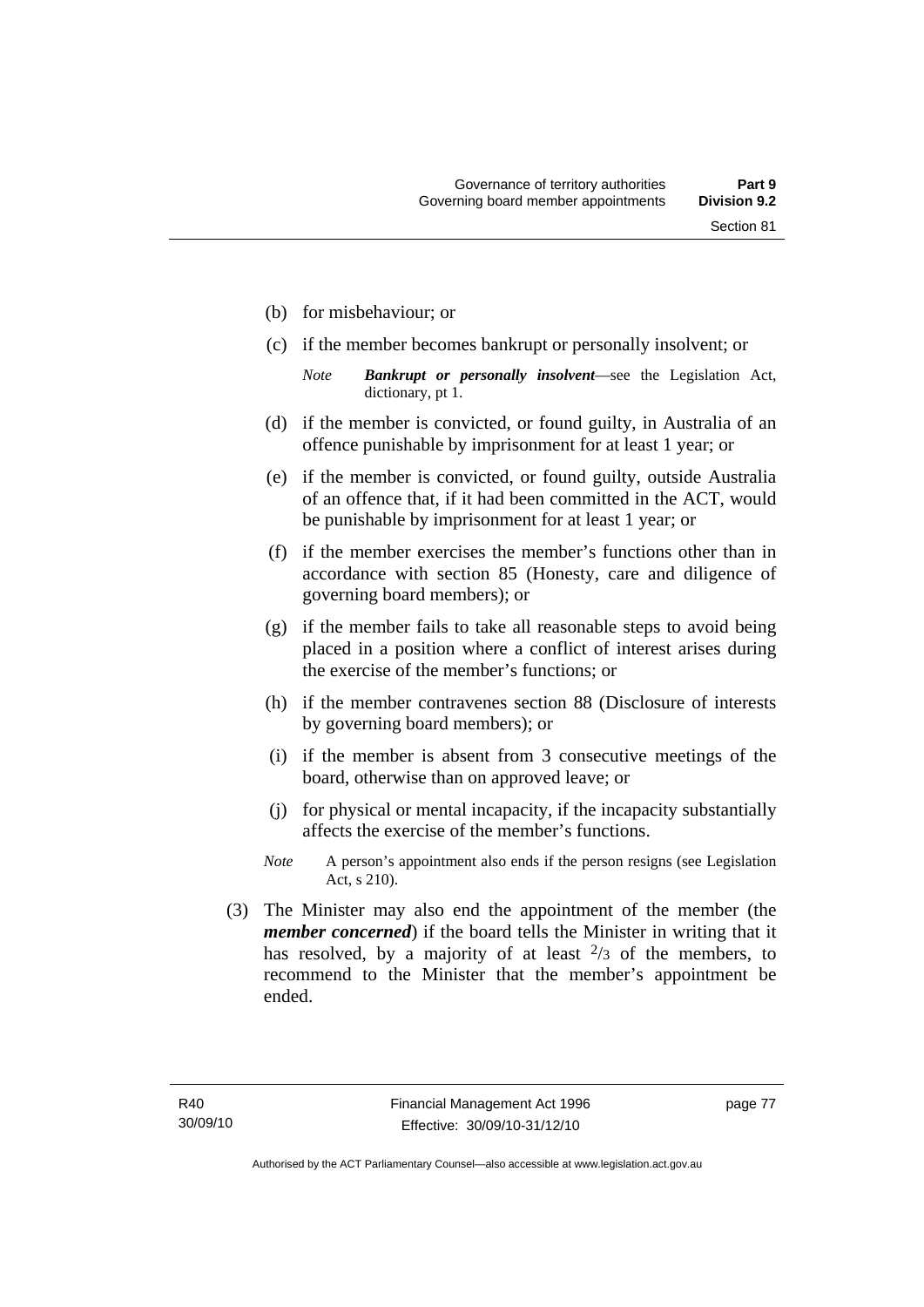(b) for misbehaviour; or

(c) if the member becomes bankrupt or personally insolvent; or

*Note* ***Bankrupt or personally insolvent***—see the Legislation Act, dictionary, pt 1.

(d) if the member is convicted, or found guilty, in Australia of an offence punishable by imprisonment for at least 1 year; or

(e) if the member is convicted, or found guilty, outside Australia of an offence that, if it had been committed in the ACT, would be punishable by imprisonment for at least 1 year; or

(f) if the member exercises the member's functions other than in accordance with section 85 (Honesty, care and diligence of governing board members); or

(g) if the member fails to take all reasonable steps to avoid being placed in a position where a conflict of interest arises during the exercise of the member's functions; or

(h) if the member contravenes section 88 (Disclosure of interests by governing board members); or

(i) if the member is absent from 3 consecutive meetings of the board, otherwise than on approved leave; or

(j) for physical or mental incapacity, if the incapacity substantially affects the exercise of the member's functions.

*Note* A person's appointment also ends if the person resigns (see Legislation Act, s 210).

(3) The Minister may also end the appointment of the member (the ***member concerned***) if the board tells the Minister in writing that it has resolved, by a majority of at least $^2/_3$ of the members, to recommend to the Minister that the member's appointment be ended.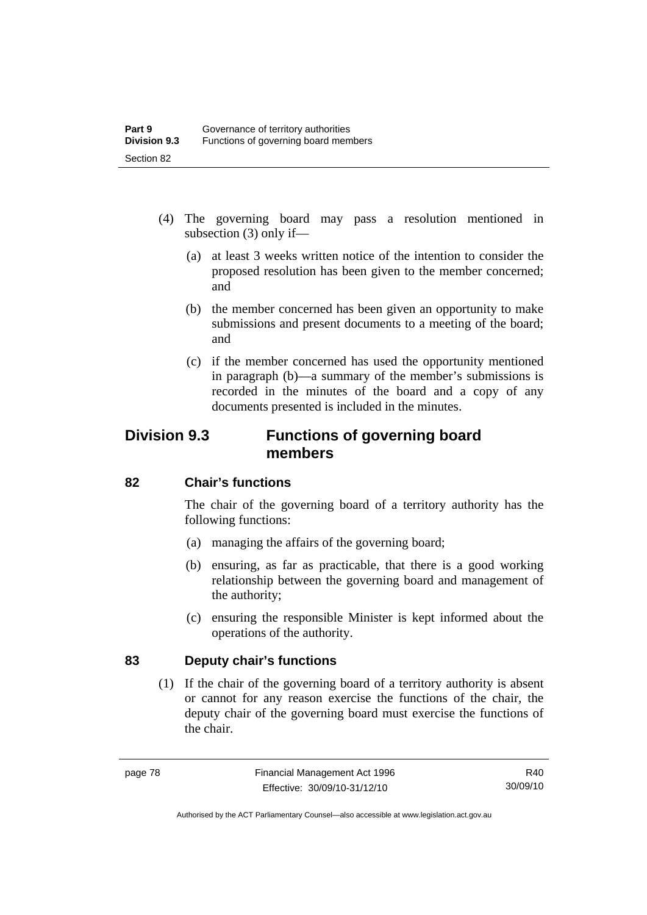(4) The governing board may pass a resolution mentioned in subsection (3) only if—

  (a) at least 3 weeks written notice of the intention to consider the proposed resolution has been given to the member concerned; and

  (b) the member concerned has been given an opportunity to make submissions and present documents to a meeting of the board; and

  (c) if the member concerned has used the opportunity mentioned in paragraph (b)—a summary of the member's submissions is recorded in the minutes of the board and a copy of any documents presented is included in the minutes.

## Division 9.3 Functions of governing board members

### 82 Chair's functions

The chair of the governing board of a territory authority has the following functions:

  (a) managing the affairs of the governing board;

  (b) ensuring, as far as practicable, that there is a good working relationship between the governing board and management of the authority;

  (c) ensuring the responsible Minister is kept informed about the operations of the authority.

### 83 Deputy chair's functions

(1) If the chair of the governing board of a territory authority is absent or cannot for any reason exercise the functions of the chair, the deputy chair of the governing board must exercise the functions of the chair.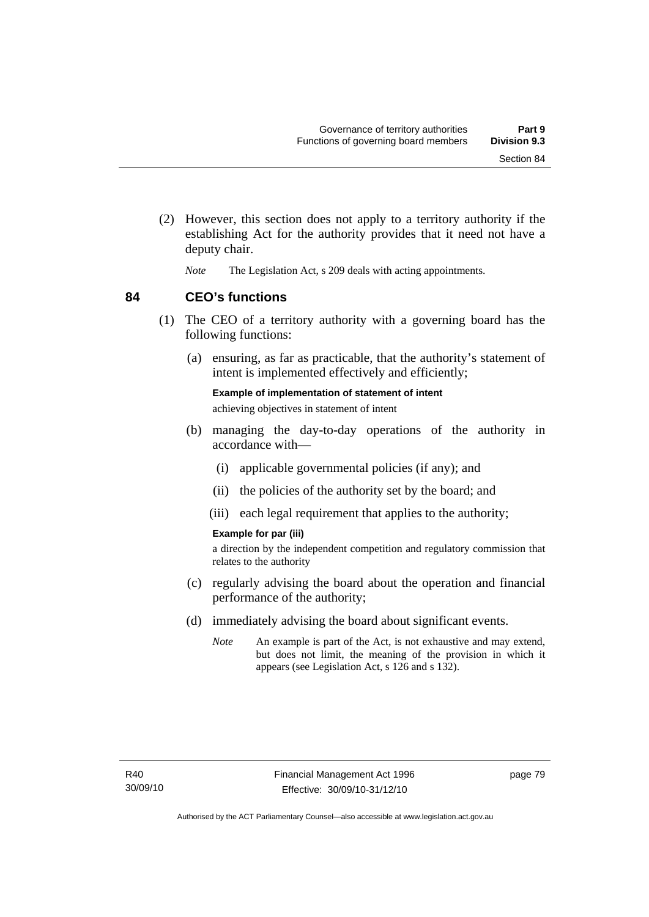(2) However, this section does not apply to a territory authority if the establishing Act for the authority provides that it need not have a deputy chair.

*Note* The Legislation Act, s 209 deals with acting appointments.

## 84 CEO's functions

(1) The CEO of a territory authority with a governing board has the following functions:

(a) ensuring, as far as practicable, that the authority's statement of intent is implemented effectively and efficiently;

**Example of implementation of statement of intent**

achieving objectives in statement of intent

(b) managing the day-to-day operations of the authority in accordance with—

(i) applicable governmental policies (if any); and

(ii) the policies of the authority set by the board; and

(iii) each legal requirement that applies to the authority;

**Example for par (iii)**

a direction by the independent competition and regulatory commission that relates to the authority

(c) regularly advising the board about the operation and financial performance of the authority;

(d) immediately advising the board about significant events.

*Note* An example is part of the Act, is not exhaustive and may extend, but does not limit, the meaning of the provision in which it appears (see Legislation Act, s 126 and s 132).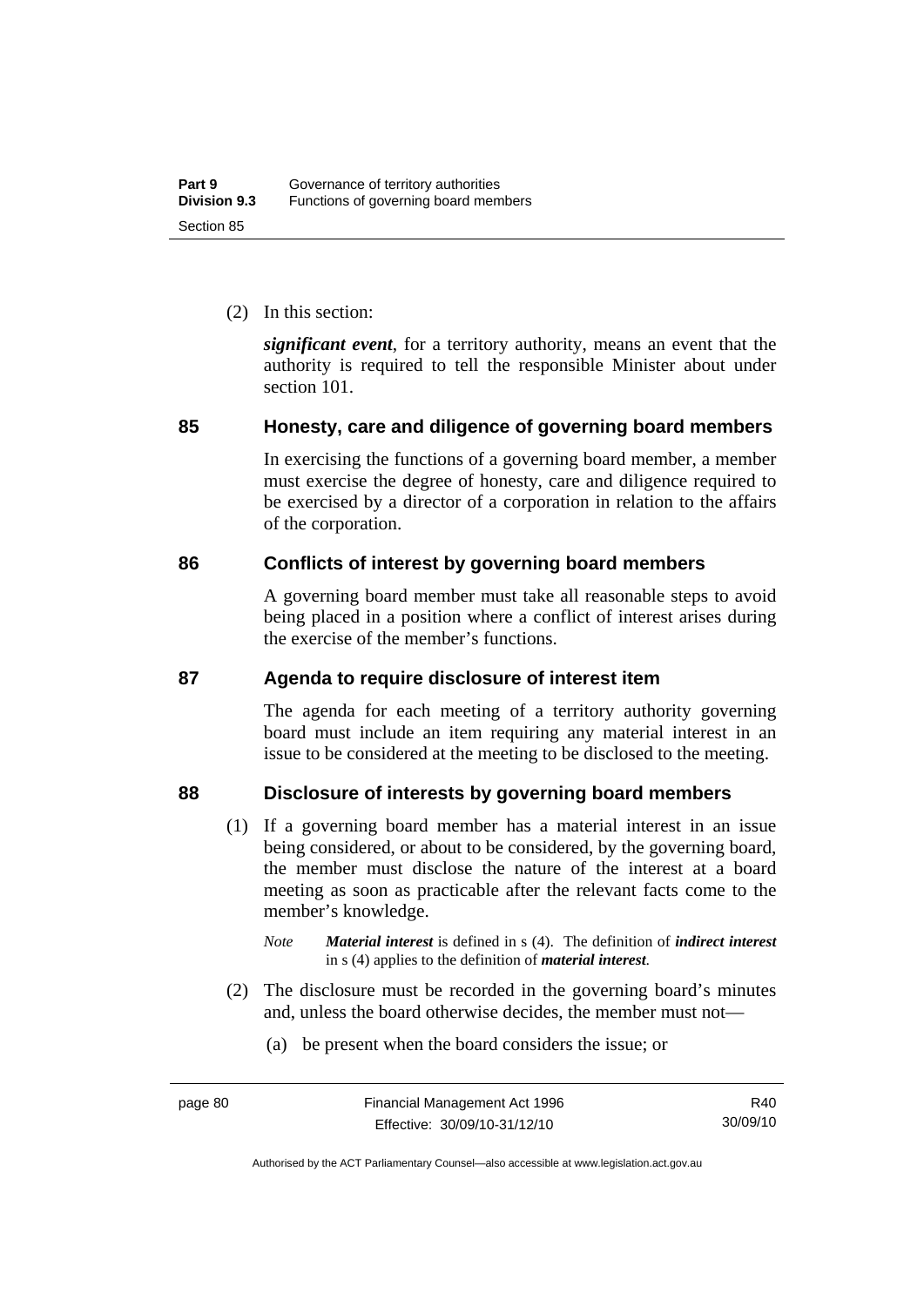(2) In this section:

***significant event***, for a territory authority, means an event that the authority is required to tell the responsible Minister about under section 101.

### 85 Honesty, care and diligence of governing board members

In exercising the functions of a governing board member, a member must exercise the degree of honesty, care and diligence required to be exercised by a director of a corporation in relation to the affairs of the corporation.

### 86 Conflicts of interest by governing board members

A governing board member must take all reasonable steps to avoid being placed in a position where a conflict of interest arises during the exercise of the member's functions.

### 87 Agenda to require disclosure of interest item

The agenda for each meeting of a territory authority governing board must include an item requiring any material interest in an issue to be considered at the meeting to be disclosed to the meeting.

### 88 Disclosure of interests by governing board members

(1) If a governing board member has a material interest in an issue being considered, or about to be considered, by the governing board, the member must disclose the nature of the interest at a board meeting as soon as practicable after the relevant facts come to the member's knowledge.

*Note* ***Material interest*** is defined in s (4). The definition of ***indirect interest*** in s (4) applies to the definition of ***material interest***.

(2) The disclosure must be recorded in the governing board's minutes and, unless the board otherwise decides, the member must not—

(a) be present when the board considers the issue; or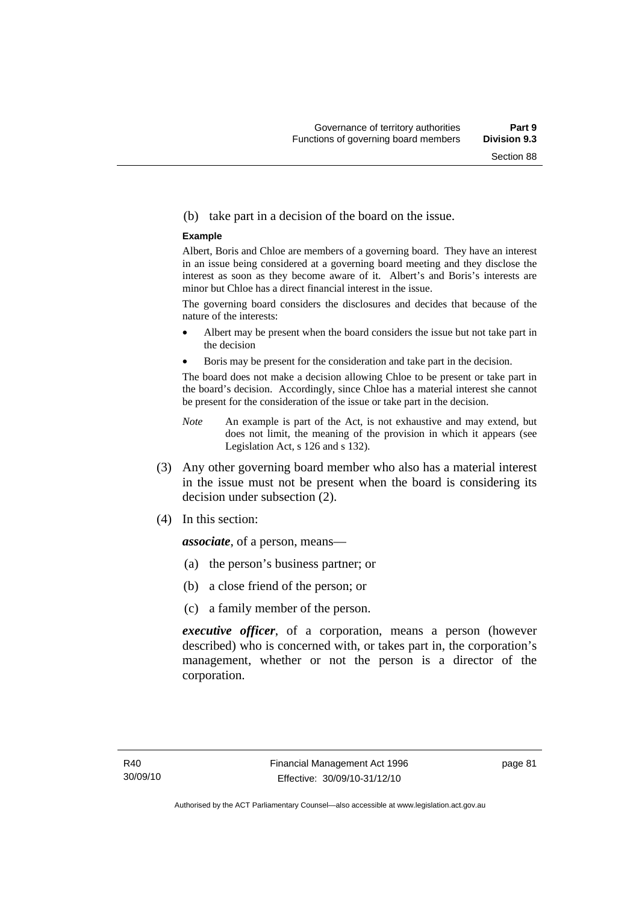(b) take part in a decision of the board on the issue.

**Example**

Albert, Boris and Chloe are members of a governing board. They have an interest in an issue being considered at a governing board meeting and they disclose the interest as soon as they become aware of it. Albert's and Boris's interests are minor but Chloe has a direct financial interest in the issue.

The governing board considers the disclosures and decides that because of the nature of the interests:

- Albert may be present when the board considers the issue but not take part in the decision
- Boris may be present for the consideration and take part in the decision.

The board does not make a decision allowing Chloe to be present or take part in the board's decision. Accordingly, since Chloe has a material interest she cannot be present for the consideration of the issue or take part in the decision.

*Note* An example is part of the Act, is not exhaustive and may extend, but does not limit, the meaning of the provision in which it appears (see Legislation Act, s 126 and s 132).

(3) Any other governing board member who also has a material interest in the issue must not be present when the board is considering its decision under subsection (2).

(4) In this section:

***associate***, of a person, means—

(a) the person's business partner; or

(b) a close friend of the person; or

(c) a family member of the person.

***executive officer***, of a corporation, means a person (however described) who is concerned with, or takes part in, the corporation's management, whether or not the person is a director of the corporation.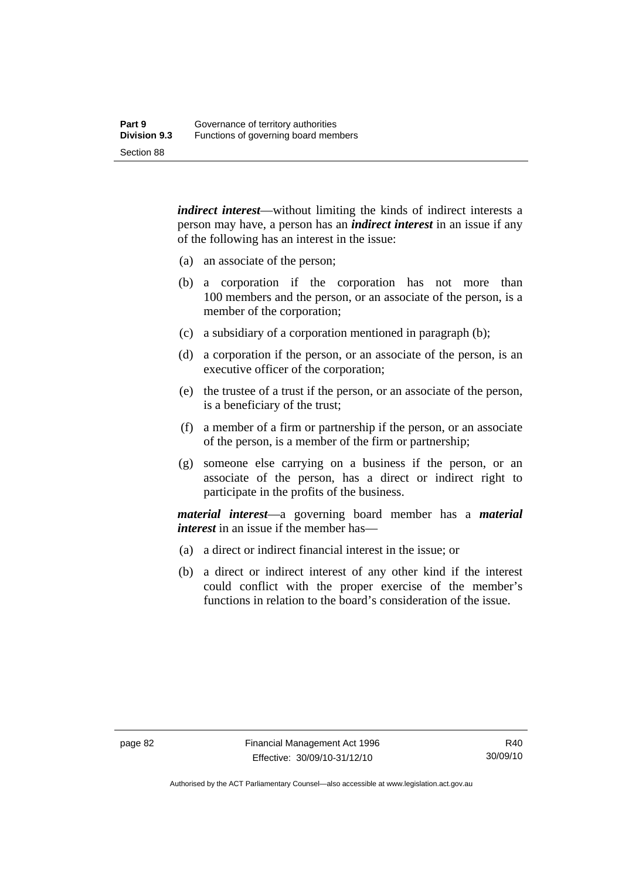***indirect interest***—without limiting the kinds of indirect interests a person may have, a person has an ***indirect interest*** in an issue if any of the following has an interest in the issue:

(a) an associate of the person;

(b) a corporation if the corporation has not more than 100 members and the person, or an associate of the person, is a member of the corporation;

(c) a subsidiary of a corporation mentioned in paragraph (b);

(d) a corporation if the person, or an associate of the person, is an executive officer of the corporation;

(e) the trustee of a trust if the person, or an associate of the person, is a beneficiary of the trust;

(f) a member of a firm or partnership if the person, or an associate of the person, is a member of the firm or partnership;

(g) someone else carrying on a business if the person, or an associate of the person, has a direct or indirect right to participate in the profits of the business.

***material interest***—a governing board member has a ***material interest*** in an issue if the member has—

(a) a direct or indirect financial interest in the issue; or

(b) a direct or indirect interest of any other kind if the interest could conflict with the proper exercise of the member's functions in relation to the board's consideration of the issue.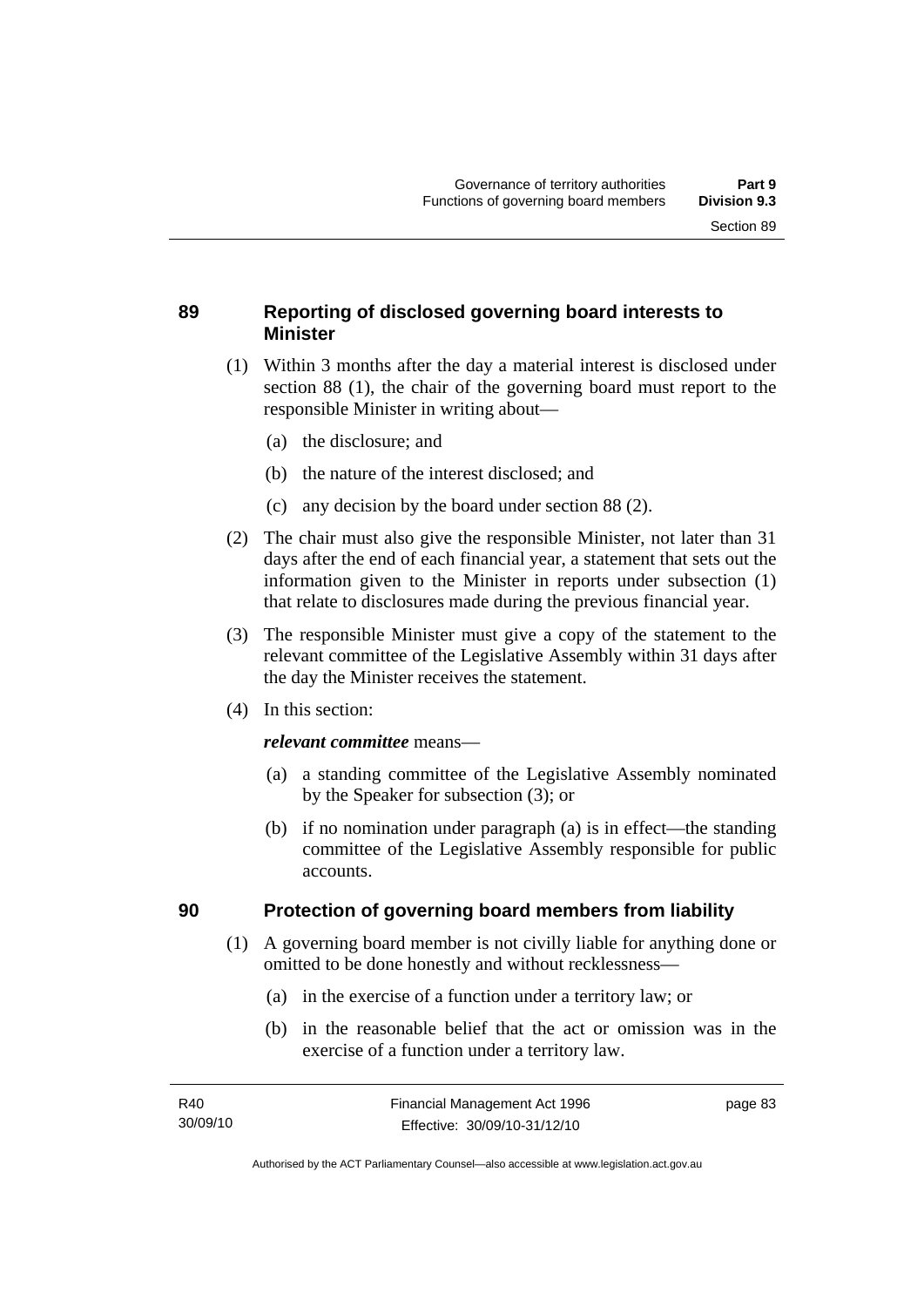## 89 Reporting of disclosed governing board interests to Minister

(1) Within 3 months after the day a material interest is disclosed under section 88 (1), the chair of the governing board must report to the responsible Minister in writing about—

  (a) the disclosure; and

  (b) the nature of the interest disclosed; and

  (c) any decision by the board under section 88 (2).

(2) The chair must also give the responsible Minister, not later than 31 days after the end of each financial year, a statement that sets out the information given to the Minister in reports under subsection (1) that relate to disclosures made during the previous financial year.

(3) The responsible Minister must give a copy of the statement to the relevant committee of the Legislative Assembly within 31 days after the day the Minister receives the statement.

(4) In this section:

***relevant committee*** means—

  (a) a standing committee of the Legislative Assembly nominated by the Speaker for subsection (3); or

  (b) if no nomination under paragraph (a) is in effect—the standing committee of the Legislative Assembly responsible for public accounts.

## 90 Protection of governing board members from liability

(1) A governing board member is not civilly liable for anything done or omitted to be done honestly and without recklessness—

  (a) in the exercise of a function under a territory law; or

  (b) in the reasonable belief that the act or omission was in the exercise of a function under a territory law.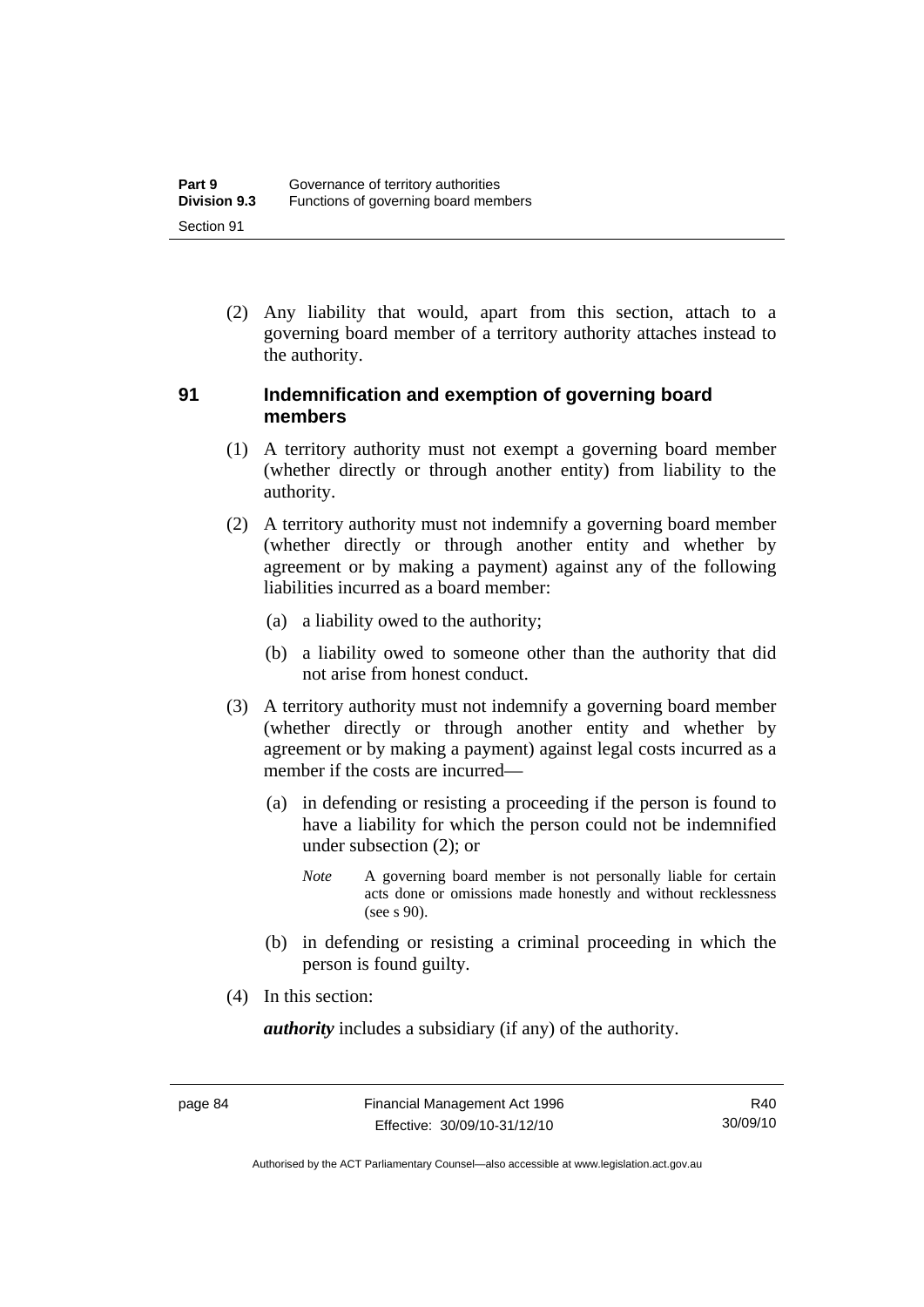(2) Any liability that would, apart from this section, attach to a governing board member of a territory authority attaches instead to the authority.

## 91 Indemnification and exemption of governing board members

(1) A territory authority must not exempt a governing board member (whether directly or through another entity) from liability to the authority.

(2) A territory authority must not indemnify a governing board member (whether directly or through another entity and whether by agreement or by making a payment) against any of the following liabilities incurred as a board member:

(a) a liability owed to the authority;

(b) a liability owed to someone other than the authority that did not arise from honest conduct.

(3) A territory authority must not indemnify a governing board member (whether directly or through another entity and whether by agreement or by making a payment) against legal costs incurred as a member if the costs are incurred—

(a) in defending or resisting a proceeding if the person is found to have a liability for which the person could not be indemnified under subsection (2); or

*Note* A governing board member is not personally liable for certain acts done or omissions made honestly and without recklessness (see s 90).

(b) in defending or resisting a criminal proceeding in which the person is found guilty.

(4) In this section:

***authority*** includes a subsidiary (if any) of the authority.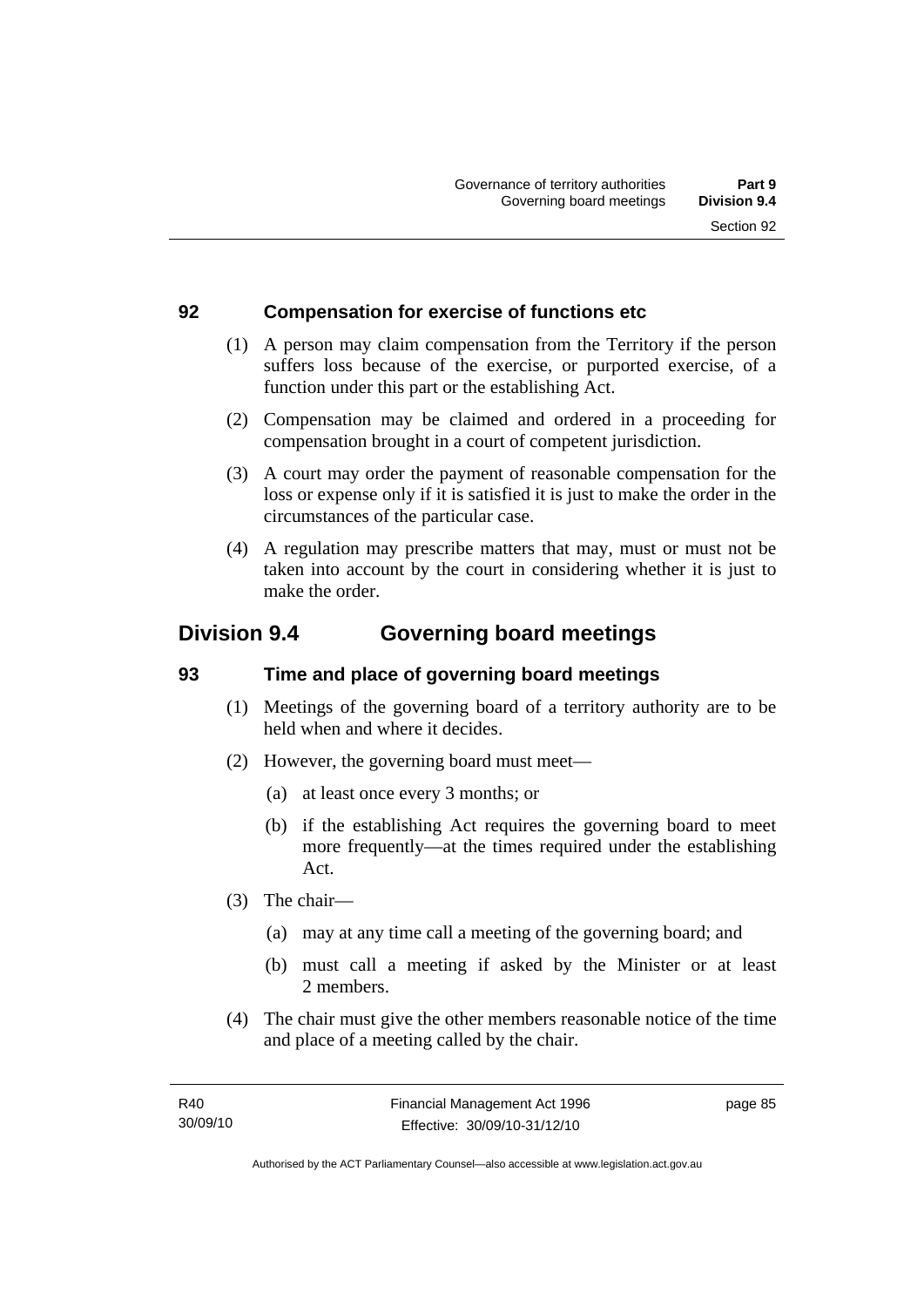### 92 Compensation for exercise of functions etc

(1) A person may claim compensation from the Territory if the person suffers loss because of the exercise, or purported exercise, of a function under this part or the establishing Act.

(2) Compensation may be claimed and ordered in a proceeding for compensation brought in a court of competent jurisdiction.

(3) A court may order the payment of reasonable compensation for the loss or expense only if it is satisfied it is just to make the order in the circumstances of the particular case.

(4) A regulation may prescribe matters that may, must or must not be taken into account by the court in considering whether it is just to make the order.

## Division 9.4 Governing board meetings

### 93 Time and place of governing board meetings

(1) Meetings of the governing board of a territory authority are to be held when and where it decides.

(2) However, the governing board must meet—

(a) at least once every 3 months; or

(b) if the establishing Act requires the governing board to meet more frequently—at the times required under the establishing Act.

(3) The chair—

(a) may at any time call a meeting of the governing board; and

(b) must call a meeting if asked by the Minister or at least 2 members.

(4) The chair must give the other members reasonable notice of the time and place of a meeting called by the chair.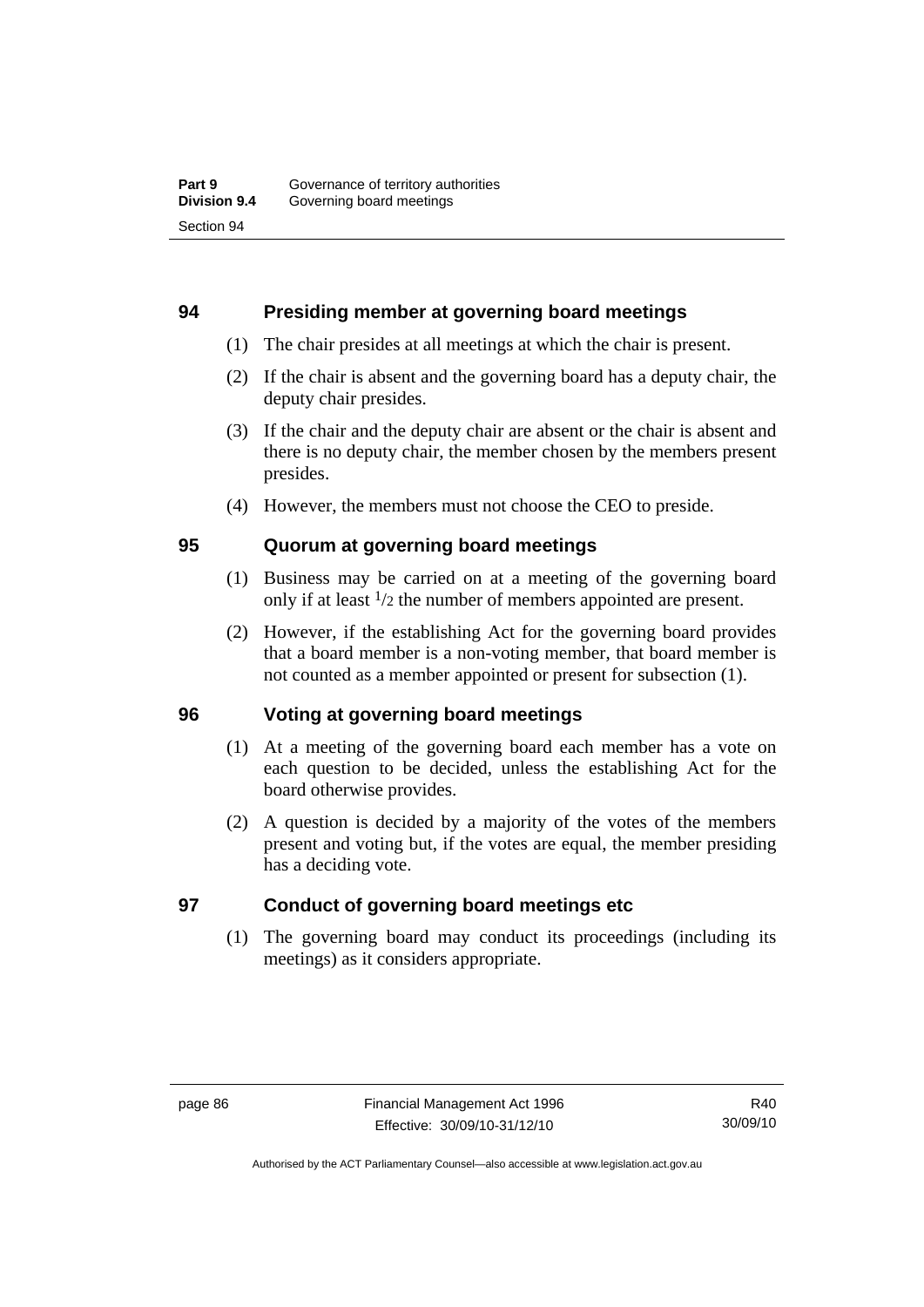## 94 Presiding member at governing board meetings

(1) The chair presides at all meetings at which the chair is present.

(2) If the chair is absent and the governing board has a deputy chair, the deputy chair presides.

(3) If the chair and the deputy chair are absent or the chair is absent and there is no deputy chair, the member chosen by the members present presides.

(4) However, the members must not choose the CEO to preside.

## 95 Quorum at governing board meetings

(1) Business may be carried on at a meeting of the governing board only if at least $^1/_2$ the number of members appointed are present.

(2) However, if the establishing Act for the governing board provides that a board member is a non-voting member, that board member is not counted as a member appointed or present for subsection (1).

## 96 Voting at governing board meetings

(1) At a meeting of the governing board each member has a vote on each question to be decided, unless the establishing Act for the board otherwise provides.

(2) A question is decided by a majority of the votes of the members present and voting but, if the votes are equal, the member presiding has a deciding vote.

## 97 Conduct of governing board meetings etc

(1) The governing board may conduct its proceedings (including its meetings) as it considers appropriate.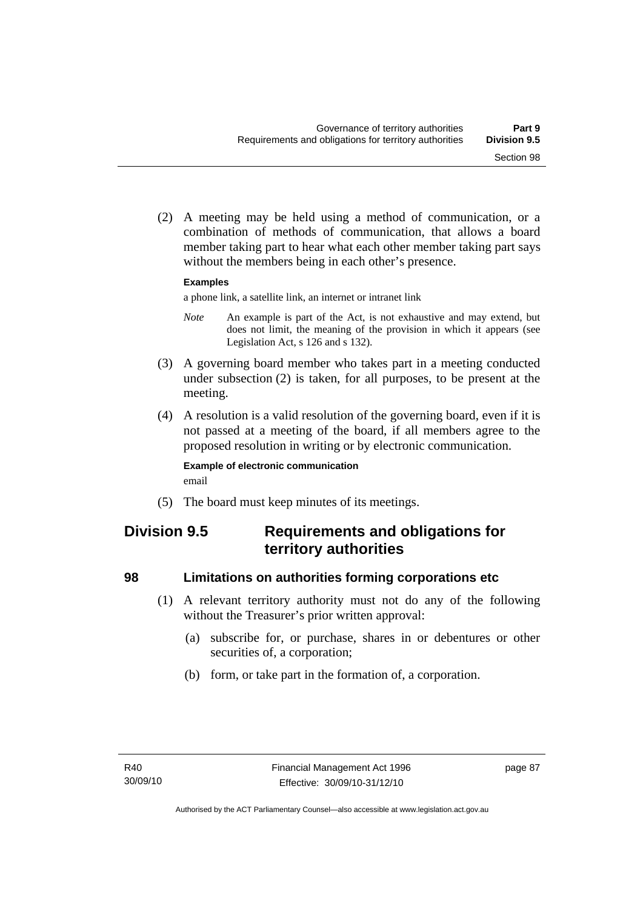(2) A meeting may be held using a method of communication, or a combination of methods of communication, that allows a board member taking part to hear what each other member taking part says without the members being in each other's presence.

**Examples**

a phone link, a satellite link, an internet or intranet link

*Note* An example is part of the Act, is not exhaustive and may extend, but does not limit, the meaning of the provision in which it appears (see Legislation Act, s 126 and s 132).

(3) A governing board member who takes part in a meeting conducted under subsection (2) is taken, for all purposes, to be present at the meeting.

(4) A resolution is a valid resolution of the governing board, even if it is not passed at a meeting of the board, if all members agree to the proposed resolution in writing or by electronic communication.

**Example of electronic communication**

email

(5) The board must keep minutes of its meetings.

## Division 9.5 Requirements and obligations for territory authorities

### 98 Limitations on authorities forming corporations etc

(1) A relevant territory authority must not do any of the following without the Treasurer's prior written approval:

(a) subscribe for, or purchase, shares in or debentures or other securities of, a corporation;

(b) form, or take part in the formation of, a corporation.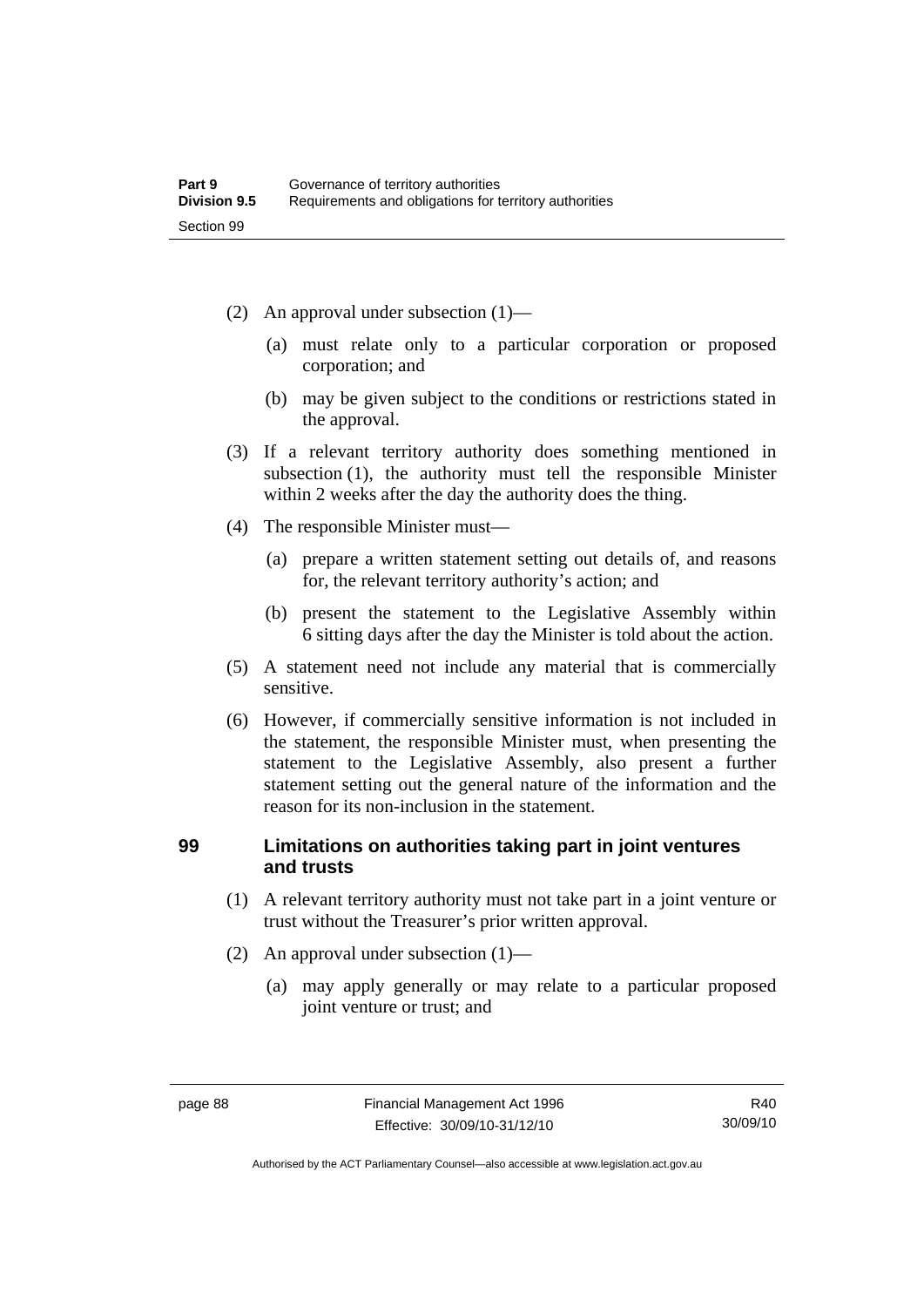(2) An approval under subsection (1)—

  (a) must relate only to a particular corporation or proposed corporation; and

  (b) may be given subject to the conditions or restrictions stated in the approval.

(3) If a relevant territory authority does something mentioned in subsection (1), the authority must tell the responsible Minister within 2 weeks after the day the authority does the thing.

(4) The responsible Minister must—

  (a) prepare a written statement setting out details of, and reasons for, the relevant territory authority's action; and

  (b) present the statement to the Legislative Assembly within 6 sitting days after the day the Minister is told about the action.

(5) A statement need not include any material that is commercially sensitive.

(6) However, if commercially sensitive information is not included in the statement, the responsible Minister must, when presenting the statement to the Legislative Assembly, also present a further statement setting out the general nature of the information and the reason for its non-inclusion in the statement.

## 99 Limitations on authorities taking part in joint ventures and trusts

(1) A relevant territory authority must not take part in a joint venture or trust without the Treasurer's prior written approval.

(2) An approval under subsection (1)—

  (a) may apply generally or may relate to a particular proposed joint venture or trust; and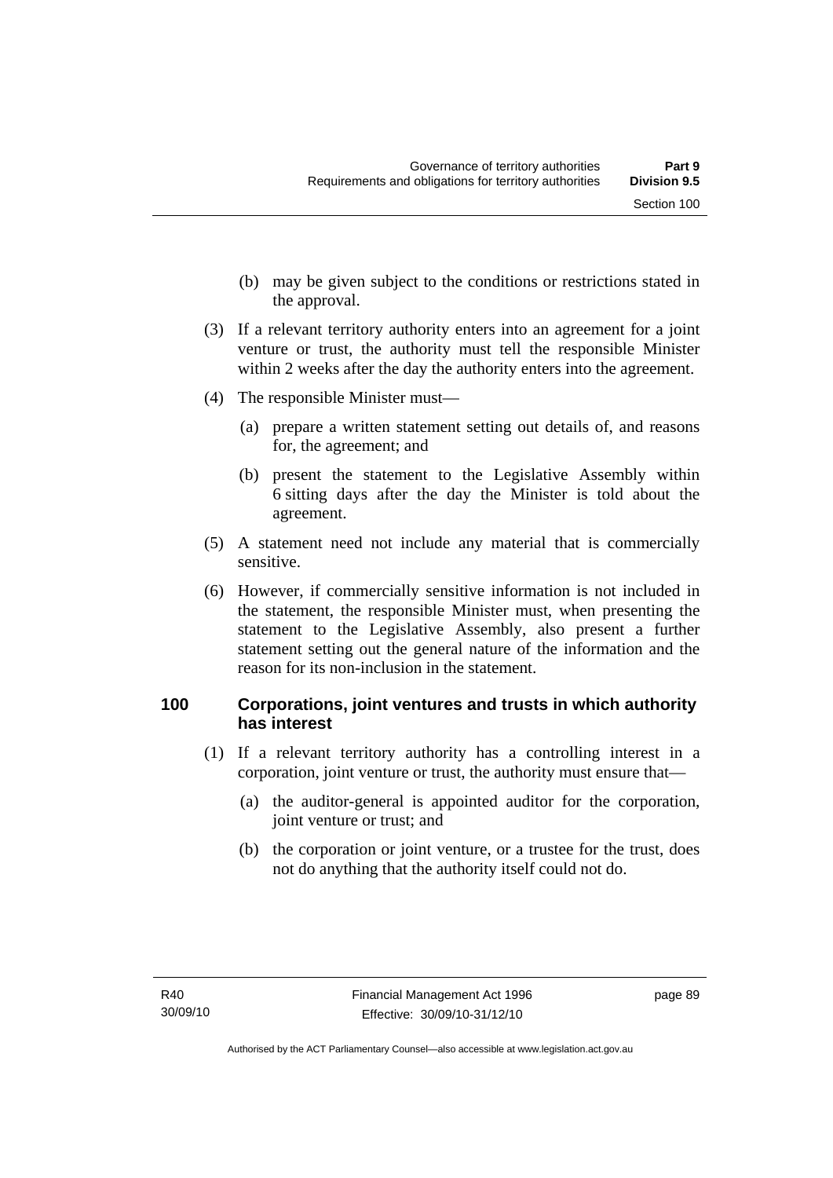(b) may be given subject to the conditions or restrictions stated in the approval.

(3) If a relevant territory authority enters into an agreement for a joint venture or trust, the authority must tell the responsible Minister within 2 weeks after the day the authority enters into the agreement.

(4) The responsible Minister must—

(a) prepare a written statement setting out details of, and reasons for, the agreement; and

(b) present the statement to the Legislative Assembly within 6 sitting days after the day the Minister is told about the agreement.

(5) A statement need not include any material that is commercially sensitive.

(6) However, if commercially sensitive information is not included in the statement, the responsible Minister must, when presenting the statement to the Legislative Assembly, also present a further statement setting out the general nature of the information and the reason for its non-inclusion in the statement.

## 100 Corporations, joint ventures and trusts in which authority has interest

(1) If a relevant territory authority has a controlling interest in a corporation, joint venture or trust, the authority must ensure that—

(a) the auditor-general is appointed auditor for the corporation, joint venture or trust; and

(b) the corporation or joint venture, or a trustee for the trust, does not do anything that the authority itself could not do.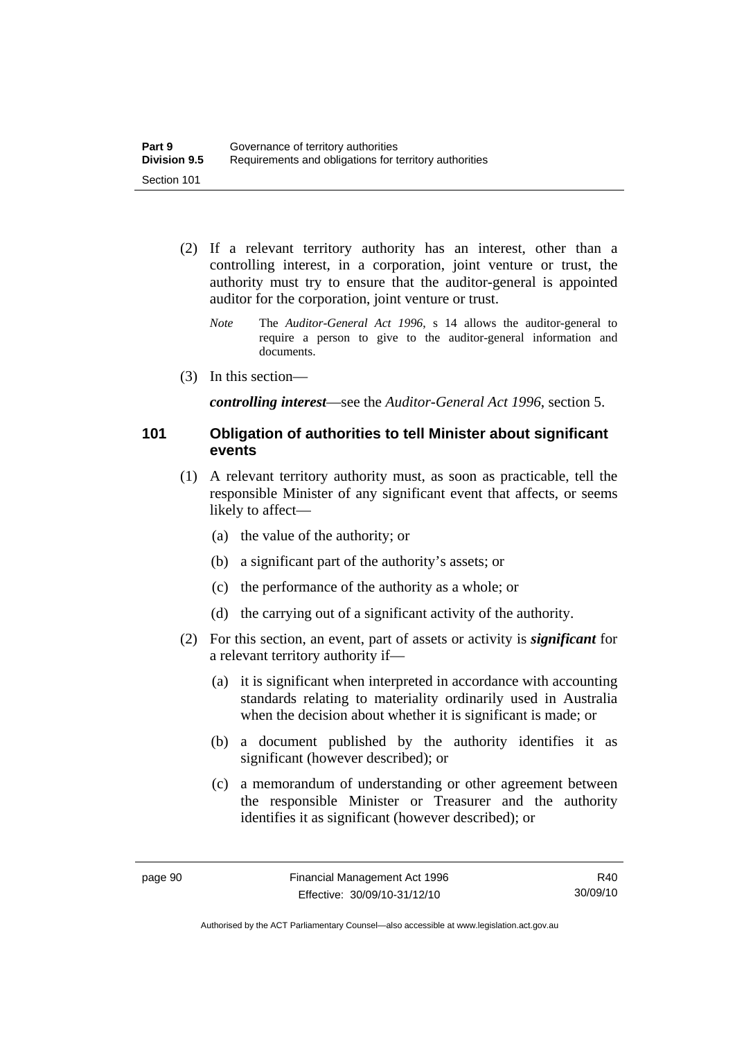(2) If a relevant territory authority has an interest, other than a controlling interest, in a corporation, joint venture or trust, the authority must try to ensure that the auditor-general is appointed auditor for the corporation, joint venture or trust.

*Note* The *Auditor-General Act 1996*, s 14 allows the auditor-general to require a person to give to the auditor-general information and documents.

(3) In this section—

***controlling interest***—see the *Auditor-General Act 1996*, section 5.

## 101 Obligation of authorities to tell Minister about significant events

(1) A relevant territory authority must, as soon as practicable, tell the responsible Minister of any significant event that affects, or seems likely to affect—

(a) the value of the authority; or

(b) a significant part of the authority's assets; or

(c) the performance of the authority as a whole; or

(d) the carrying out of a significant activity of the authority.

(2) For this section, an event, part of assets or activity is ***significant*** for a relevant territory authority if—

(a) it is significant when interpreted in accordance with accounting standards relating to materiality ordinarily used in Australia when the decision about whether it is significant is made; or

(b) a document published by the authority identifies it as significant (however described); or

(c) a memorandum of understanding or other agreement between the responsible Minister or Treasurer and the authority identifies it as significant (however described); or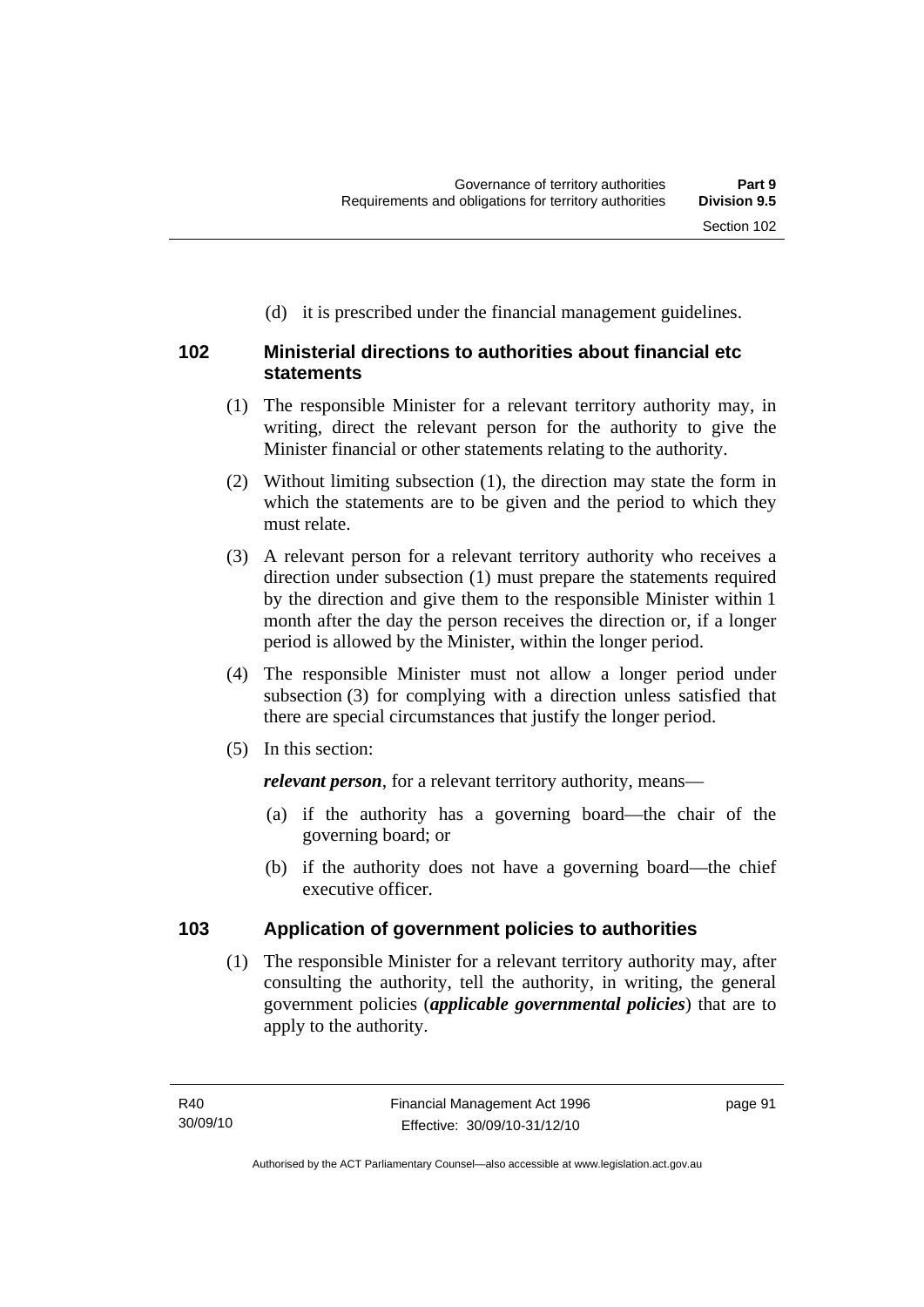(d) it is prescribed under the financial management guidelines.

## 102 Ministerial directions to authorities about financial etc statements

(1) The responsible Minister for a relevant territory authority may, in writing, direct the relevant person for the authority to give the Minister financial or other statements relating to the authority.

(2) Without limiting subsection (1), the direction may state the form in which the statements are to be given and the period to which they must relate.

(3) A relevant person for a relevant territory authority who receives a direction under subsection (1) must prepare the statements required by the direction and give them to the responsible Minister within 1 month after the day the person receives the direction or, if a longer period is allowed by the Minister, within the longer period.

(4) The responsible Minister must not allow a longer period under subsection (3) for complying with a direction unless satisfied that there are special circumstances that justify the longer period.

(5) In this section:

***relevant person***, for a relevant territory authority, means—

(a) if the authority has a governing board—the chair of the governing board; or

(b) if the authority does not have a governing board—the chief executive officer.

## 103 Application of government policies to authorities

(1) The responsible Minister for a relevant territory authority may, after consulting the authority, tell the authority, in writing, the general government policies (***applicable governmental policies***) that are to apply to the authority.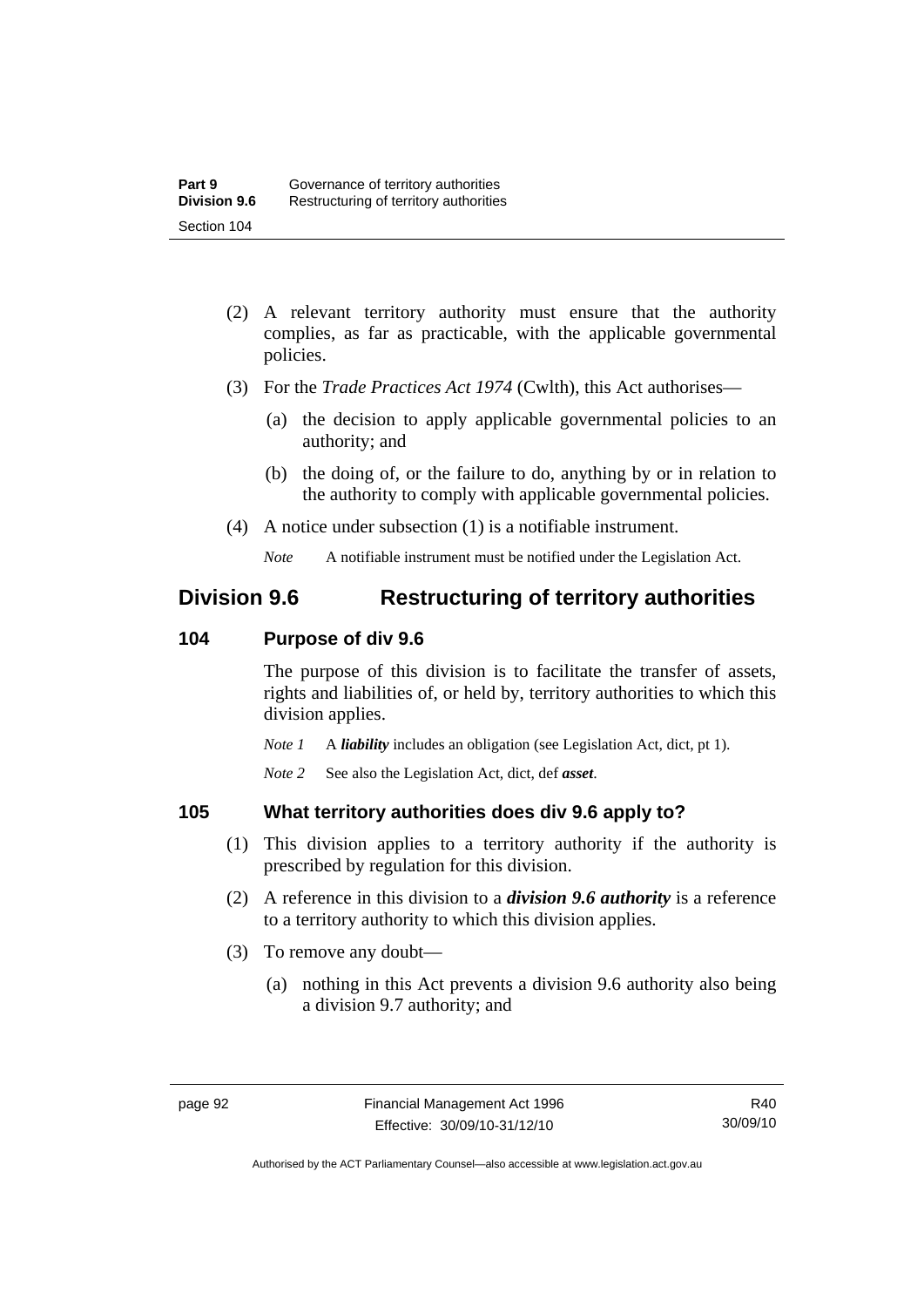(2) A relevant territory authority must ensure that the authority complies, as far as practicable, with the applicable governmental policies.

(3) For the *Trade Practices Act 1974* (Cwlth), this Act authorises—

(a) the decision to apply applicable governmental policies to an authority; and

(b) the doing of, or the failure to do, anything by or in relation to the authority to comply with applicable governmental policies.

(4) A notice under subsection (1) is a notifiable instrument.

*Note* A notifiable instrument must be notified under the Legislation Act.

## Division 9.6 Restructuring of territory authorities

### 104 Purpose of div 9.6

The purpose of this division is to facilitate the transfer of assets, rights and liabilities of, or held by, territory authorities to which this division applies.

*Note 1* A ***liability*** includes an obligation (see Legislation Act, dict, pt 1).

*Note 2* See also the Legislation Act, dict, def ***asset***.

### 105 What territory authorities does div 9.6 apply to?

(1) This division applies to a territory authority if the authority is prescribed by regulation for this division.

(2) A reference in this division to a ***division 9.6 authority*** is a reference to a territory authority to which this division applies.

(3) To remove any doubt—

(a) nothing in this Act prevents a division 9.6 authority also being a division 9.7 authority; and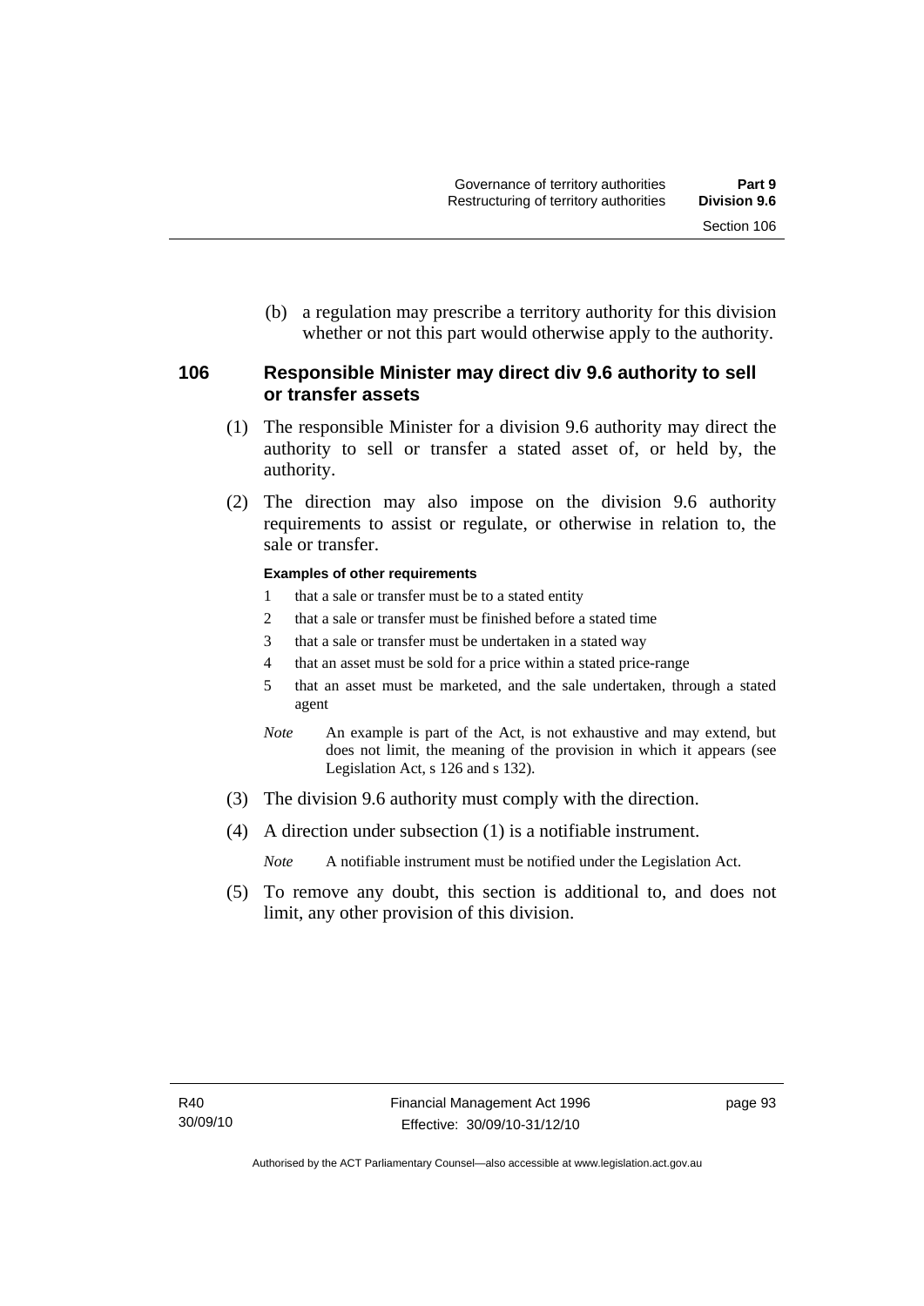(b) a regulation may prescribe a territory authority for this division whether or not this part would otherwise apply to the authority.

## 106 Responsible Minister may direct div 9.6 authority to sell or transfer assets

(1) The responsible Minister for a division 9.6 authority may direct the authority to sell or transfer a stated asset of, or held by, the authority.

(2) The direction may also impose on the division 9.6 authority requirements to assist or regulate, or otherwise in relation to, the sale or transfer.

**Examples of other requirements**

1 that a sale or transfer must be to a stated entity

2 that a sale or transfer must be finished before a stated time

3 that a sale or transfer must be undertaken in a stated way

4 that an asset must be sold for a price within a stated price-range

5 that an asset must be marketed, and the sale undertaken, through a stated agent

*Note* An example is part of the Act, is not exhaustive and may extend, but does not limit, the meaning of the provision in which it appears (see Legislation Act, s 126 and s 132).

(3) The division 9.6 authority must comply with the direction.

(4) A direction under subsection (1) is a notifiable instrument.

*Note* A notifiable instrument must be notified under the Legislation Act.

(5) To remove any doubt, this section is additional to, and does not limit, any other provision of this division.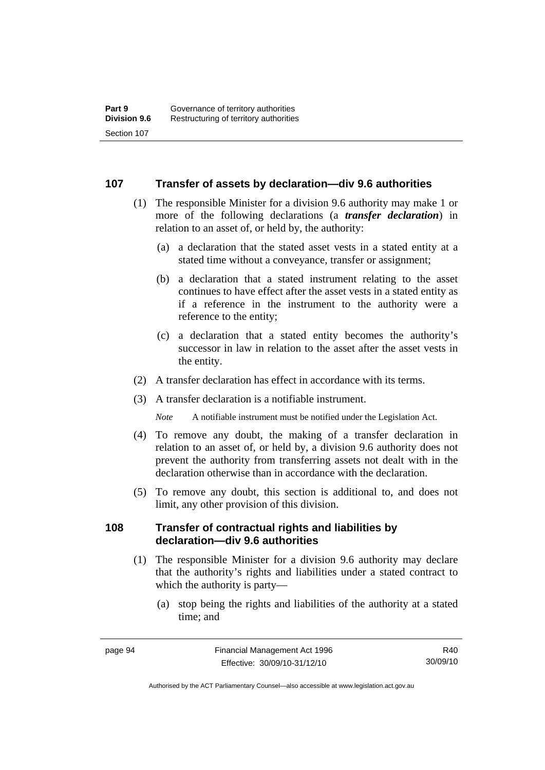## 107 Transfer of assets by declaration—div 9.6 authorities

(1) The responsible Minister for a division 9.6 authority may make 1 or more of the following declarations (a ***transfer declaration***) in relation to an asset of, or held by, the authority:

(a) a declaration that the stated asset vests in a stated entity at a stated time without a conveyance, transfer or assignment;

(b) a declaration that a stated instrument relating to the asset continues to have effect after the asset vests in a stated entity as if a reference in the instrument to the authority were a reference to the entity;

(c) a declaration that a stated entity becomes the authority's successor in law in relation to the asset after the asset vests in the entity.

(2) A transfer declaration has effect in accordance with its terms.

(3) A transfer declaration is a notifiable instrument.

*Note* A notifiable instrument must be notified under the Legislation Act.

(4) To remove any doubt, the making of a transfer declaration in relation to an asset of, or held by, a division 9.6 authority does not prevent the authority from transferring assets not dealt with in the declaration otherwise than in accordance with the declaration.

(5) To remove any doubt, this section is additional to, and does not limit, any other provision of this division.

## 108 Transfer of contractual rights and liabilities by declaration—div 9.6 authorities

(1) The responsible Minister for a division 9.6 authority may declare that the authority's rights and liabilities under a stated contract to which the authority is party—

(a) stop being the rights and liabilities of the authority at a stated time; and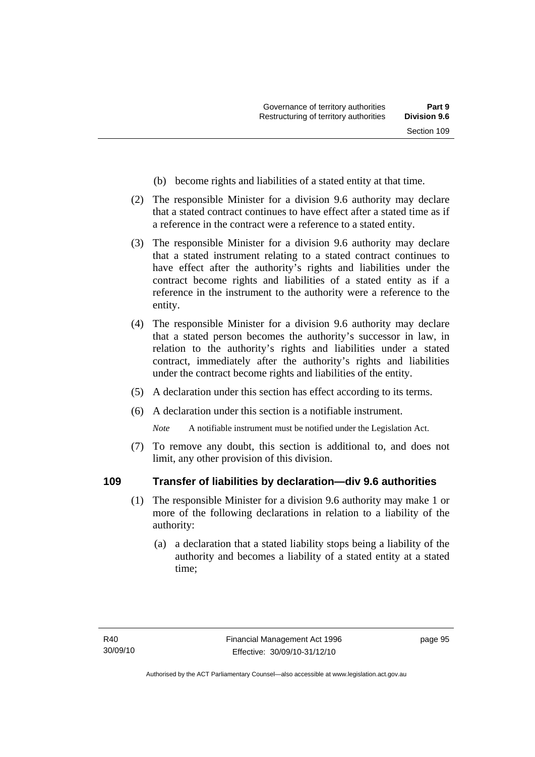(b) become rights and liabilities of a stated entity at that time.

(2) The responsible Minister for a division 9.6 authority may declare that a stated contract continues to have effect after a stated time as if a reference in the contract were a reference to a stated entity.

(3) The responsible Minister for a division 9.6 authority may declare that a stated instrument relating to a stated contract continues to have effect after the authority's rights and liabilities under the contract become rights and liabilities of a stated entity as if a reference in the instrument to the authority were a reference to the entity.

(4) The responsible Minister for a division 9.6 authority may declare that a stated person becomes the authority's successor in law, in relation to the authority's rights and liabilities under a stated contract, immediately after the authority's rights and liabilities under the contract become rights and liabilities of the entity.

(5) A declaration under this section has effect according to its terms.

(6) A declaration under this section is a notifiable instrument.

*Note* A notifiable instrument must be notified under the Legislation Act.

(7) To remove any doubt, this section is additional to, and does not limit, any other provision of this division.

## 109 Transfer of liabilities by declaration—div 9.6 authorities

(1) The responsible Minister for a division 9.6 authority may make 1 or more of the following declarations in relation to a liability of the authority:

(a) a declaration that a stated liability stops being a liability of the authority and becomes a liability of a stated entity at a stated time;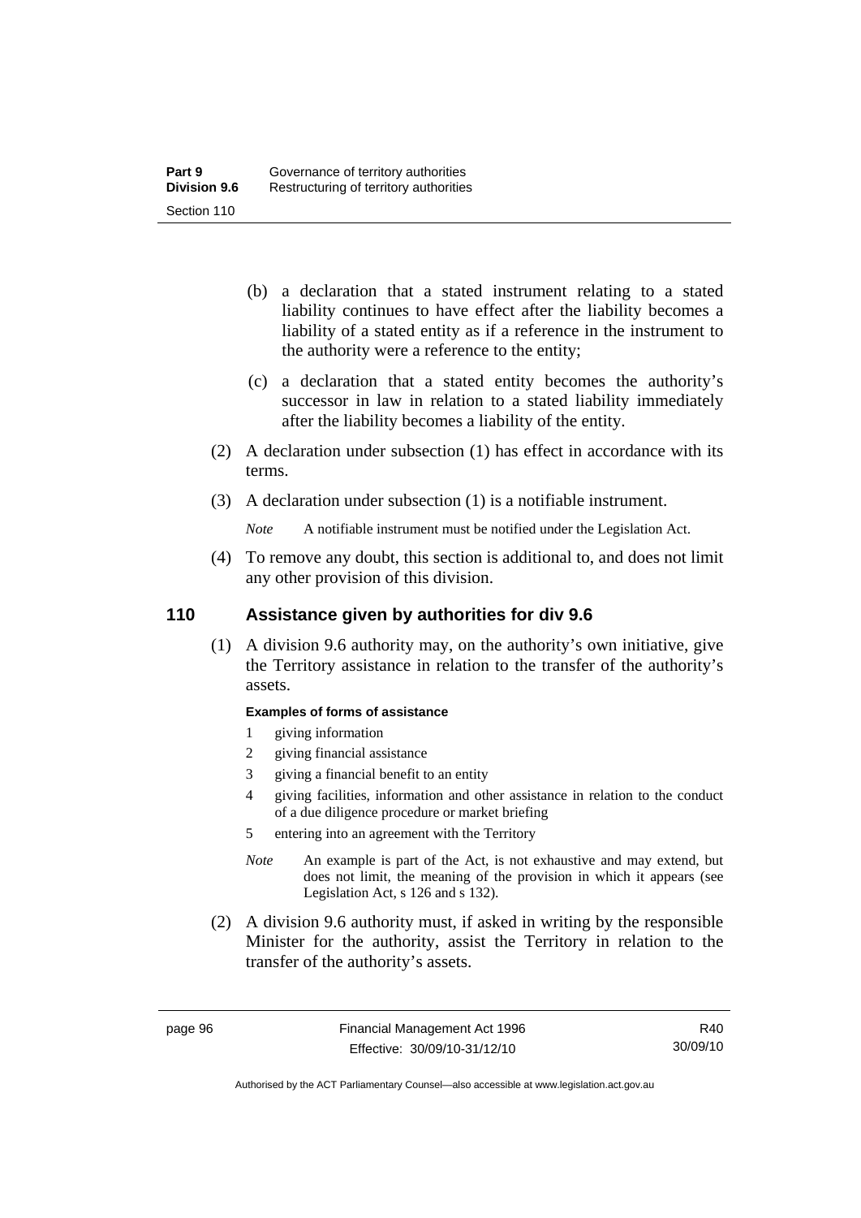(b) a declaration that a stated instrument relating to a stated liability continues to have effect after the liability becomes a liability of a stated entity as if a reference in the instrument to the authority were a reference to the entity;

(c) a declaration that a stated entity becomes the authority's successor in law in relation to a stated liability immediately after the liability becomes a liability of the entity.

(2) A declaration under subsection (1) has effect in accordance with its terms.

(3) A declaration under subsection (1) is a notifiable instrument.

*Note* A notifiable instrument must be notified under the Legislation Act.

(4) To remove any doubt, this section is additional to, and does not limit any other provision of this division.

## 110 Assistance given by authorities for div 9.6

(1) A division 9.6 authority may, on the authority's own initiative, give the Territory assistance in relation to the transfer of the authority's assets.

**Examples of forms of assistance**

1 giving information
2 giving financial assistance
3 giving a financial benefit to an entity
4 giving facilities, information and other assistance in relation to the conduct of a due diligence procedure or market briefing
5 entering into an agreement with the Territory

*Note* An example is part of the Act, is not exhaustive and may extend, but does not limit, the meaning of the provision in which it appears (see Legislation Act, s 126 and s 132).

(2) A division 9.6 authority must, if asked in writing by the responsible Minister for the authority, assist the Territory in relation to the transfer of the authority's assets.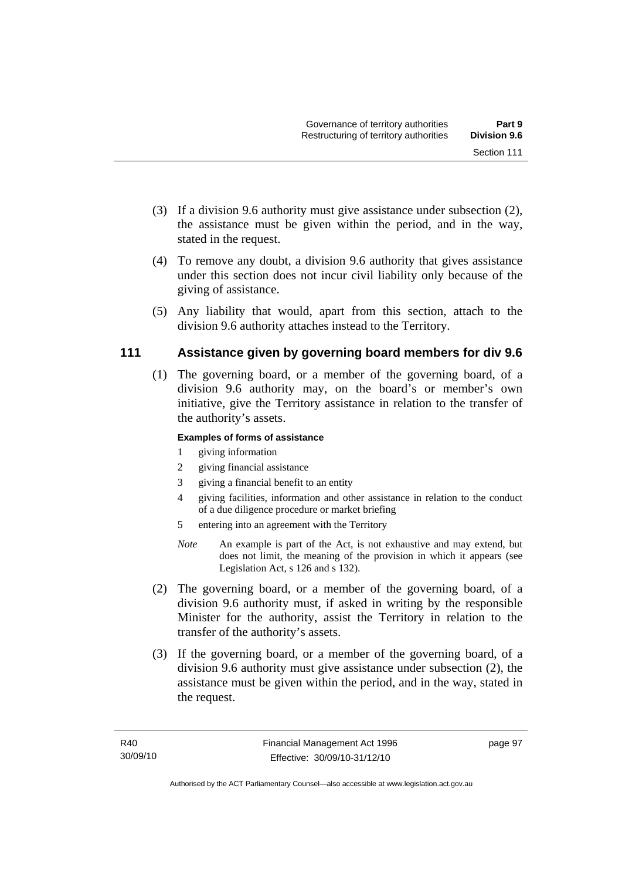(3) If a division 9.6 authority must give assistance under subsection (2), the assistance must be given within the period, and in the way, stated in the request.

(4) To remove any doubt, a division 9.6 authority that gives assistance under this section does not incur civil liability only because of the giving of assistance.

(5) Any liability that would, apart from this section, attach to the division 9.6 authority attaches instead to the Territory.

## 111 Assistance given by governing board members for div 9.6

(1) The governing board, or a member of the governing board, of a division 9.6 authority may, on the board's or member's own initiative, give the Territory assistance in relation to the transfer of the authority's assets.

**Examples of forms of assistance**

1 giving information
2 giving financial assistance
3 giving a financial benefit to an entity
4 giving facilities, information and other assistance in relation to the conduct of a due diligence procedure or market briefing
5 entering into an agreement with the Territory

*Note* An example is part of the Act, is not exhaustive and may extend, but does not limit, the meaning of the provision in which it appears (see Legislation Act, s 126 and s 132).

(2) The governing board, or a member of the governing board, of a division 9.6 authority must, if asked in writing by the responsible Minister for the authority, assist the Territory in relation to the transfer of the authority's assets.

(3) If the governing board, or a member of the governing board, of a division 9.6 authority must give assistance under subsection (2), the assistance must be given within the period, and in the way, stated in the request.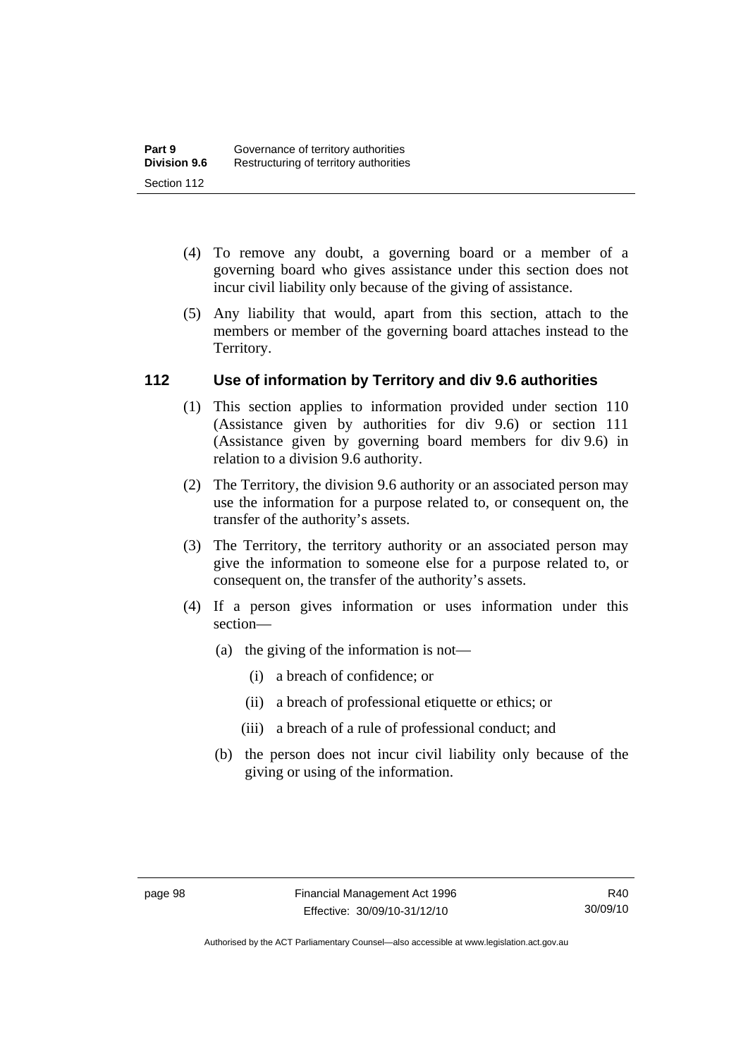(4) To remove any doubt, a governing board or a member of a governing board who gives assistance under this section does not incur civil liability only because of the giving of assistance.

(5) Any liability that would, apart from this section, attach to the members or member of the governing board attaches instead to the Territory.

### 112 Use of information by Territory and div 9.6 authorities

(1) This section applies to information provided under section 110 (Assistance given by authorities for div 9.6) or section 111 (Assistance given by governing board members for div 9.6) in relation to a division 9.6 authority.

(2) The Territory, the division 9.6 authority or an associated person may use the information for a purpose related to, or consequent on, the transfer of the authority's assets.

(3) The Territory, the territory authority or an associated person may give the information to someone else for a purpose related to, or consequent on, the transfer of the authority's assets.

(4) If a person gives information or uses information under this section—

- (a) the giving of the information is not—
  - (i) a breach of confidence; or
  - (ii) a breach of professional etiquette or ethics; or
  - (iii) a breach of a rule of professional conduct; and
- (b) the person does not incur civil liability only because of the giving or using of the information.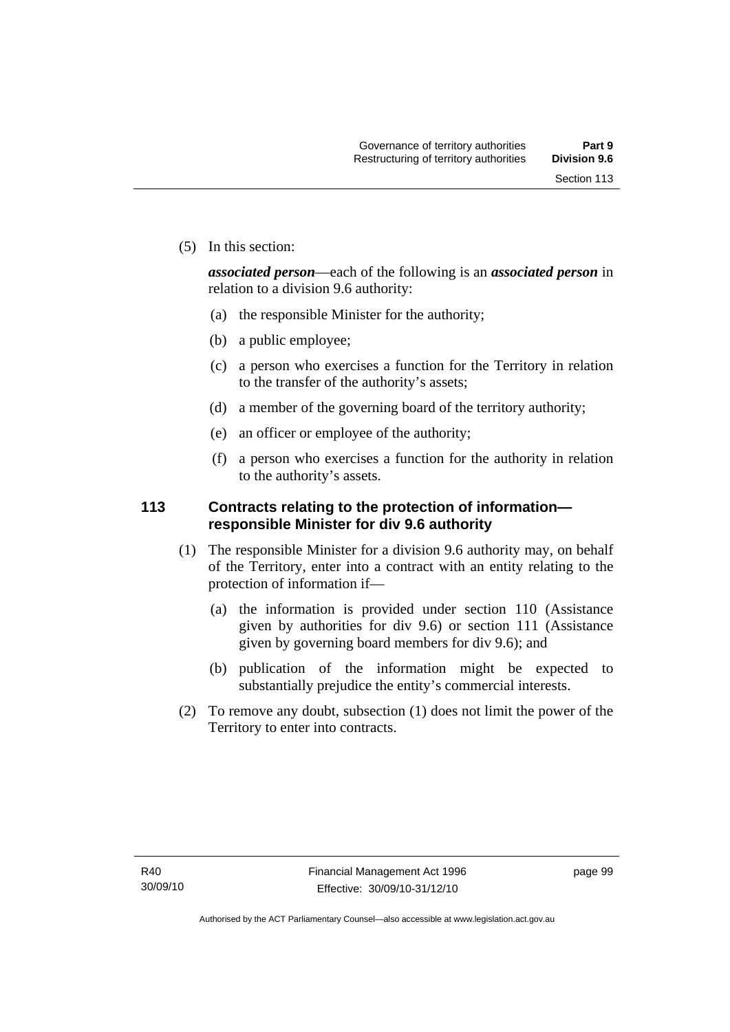(5) In this section:

***associated person***—each of the following is an ***associated person*** in relation to a division 9.6 authority:

(a) the responsible Minister for the authority;

(b) a public employee;

(c) a person who exercises a function for the Territory in relation to the transfer of the authority's assets;

(d) a member of the governing board of the territory authority;

(e) an officer or employee of the authority;

(f) a person who exercises a function for the authority in relation to the authority's assets.

### 113 Contracts relating to the protection of information—responsible Minister for div 9.6 authority

(1) The responsible Minister for a division 9.6 authority may, on behalf of the Territory, enter into a contract with an entity relating to the protection of information if—

(a) the information is provided under section 110 (Assistance given by authorities for div 9.6) or section 111 (Assistance given by governing board members for div 9.6); and

(b) publication of the information might be expected to substantially prejudice the entity's commercial interests.

(2) To remove any doubt, subsection (1) does not limit the power of the Territory to enter into contracts.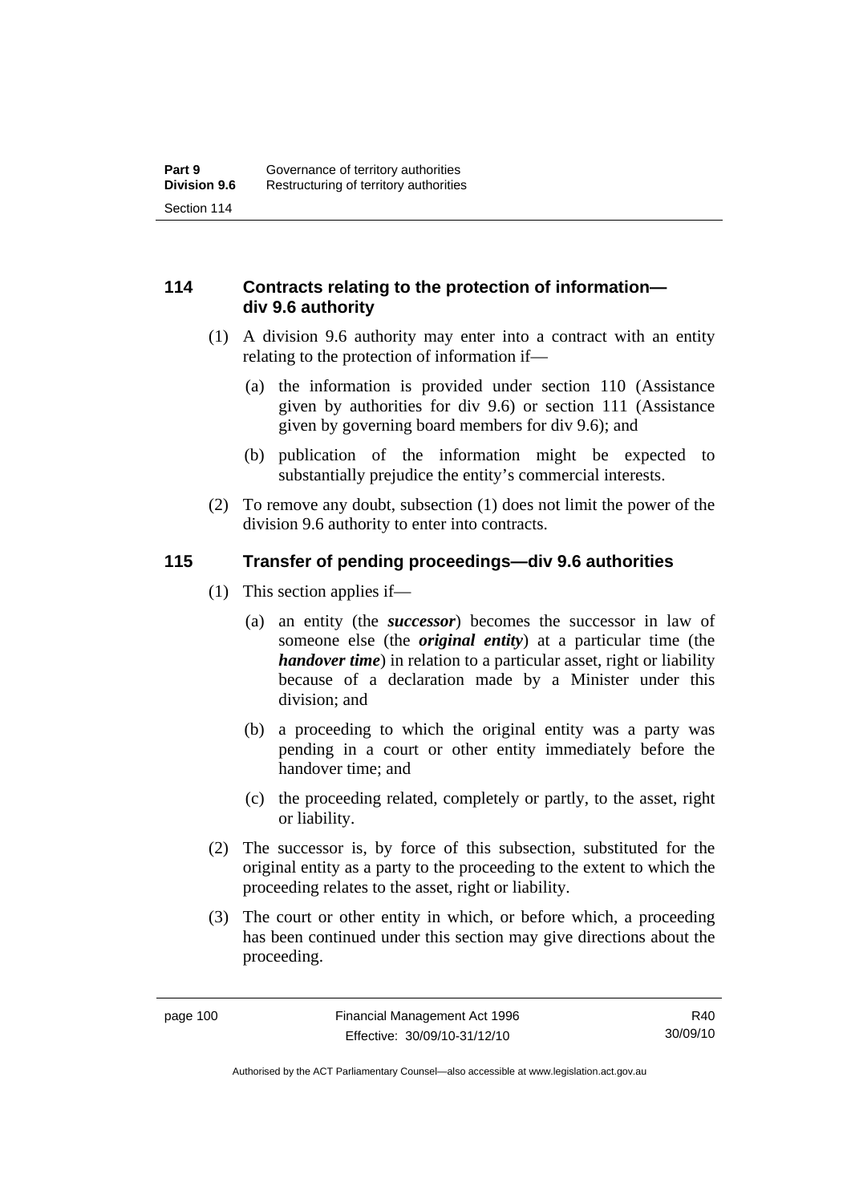## 114 Contracts relating to the protection of information—div 9.6 authority

(1) A division 9.6 authority may enter into a contract with an entity relating to the protection of information if—

(a) the information is provided under section 110 (Assistance given by authorities for div 9.6) or section 111 (Assistance given by governing board members for div 9.6); and

(b) publication of the information might be expected to substantially prejudice the entity's commercial interests.

(2) To remove any doubt, subsection (1) does not limit the power of the division 9.6 authority to enter into contracts.

## 115 Transfer of pending proceedings—div 9.6 authorities

(1) This section applies if—

(a) an entity (the ***successor***) becomes the successor in law of someone else (the ***original entity***) at a particular time (the ***handover time***) in relation to a particular asset, right or liability because of a declaration made by a Minister under this division; and

(b) a proceeding to which the original entity was a party was pending in a court or other entity immediately before the handover time; and

(c) the proceeding related, completely or partly, to the asset, right or liability.

(2) The successor is, by force of this subsection, substituted for the original entity as a party to the proceeding to the extent to which the proceeding relates to the asset, right or liability.

(3) The court or other entity in which, or before which, a proceeding has been continued under this section may give directions about the proceeding.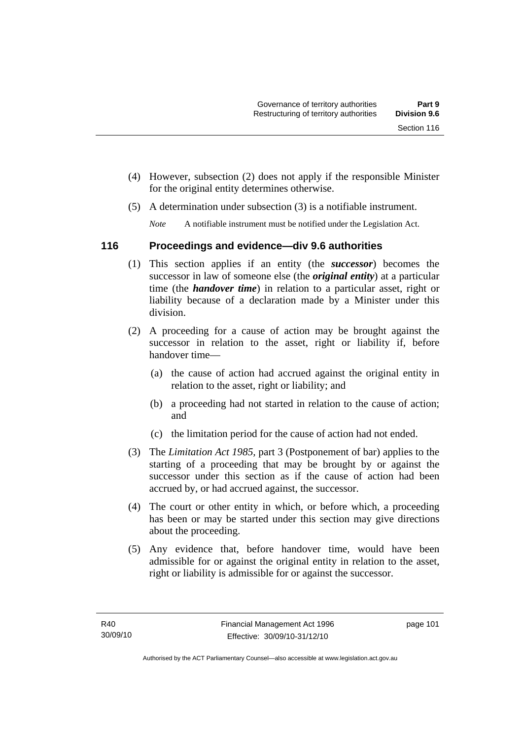(4) However, subsection (2) does not apply if the responsible Minister for the original entity determines otherwise.

(5) A determination under subsection (3) is a notifiable instrument.

*Note* A notifiable instrument must be notified under the Legislation Act.

## 116 Proceedings and evidence—div 9.6 authorities

(1) This section applies if an entity (the ***successor***) becomes the successor in law of someone else (the ***original entity***) at a particular time (the ***handover time***) in relation to a particular asset, right or liability because of a declaration made by a Minister under this division.

(2) A proceeding for a cause of action may be brought against the successor in relation to the asset, right or liability if, before handover time—

(a) the cause of action had accrued against the original entity in relation to the asset, right or liability; and

(b) a proceeding had not started in relation to the cause of action; and

(c) the limitation period for the cause of action had not ended.

(3) The *Limitation Act 1985*, part 3 (Postponement of bar) applies to the starting of a proceeding that may be brought by or against the successor under this section as if the cause of action had been accrued by, or had accrued against, the successor.

(4) The court or other entity in which, or before which, a proceeding has been or may be started under this section may give directions about the proceeding.

(5) Any evidence that, before handover time, would have been admissible for or against the original entity in relation to the asset, right or liability is admissible for or against the successor.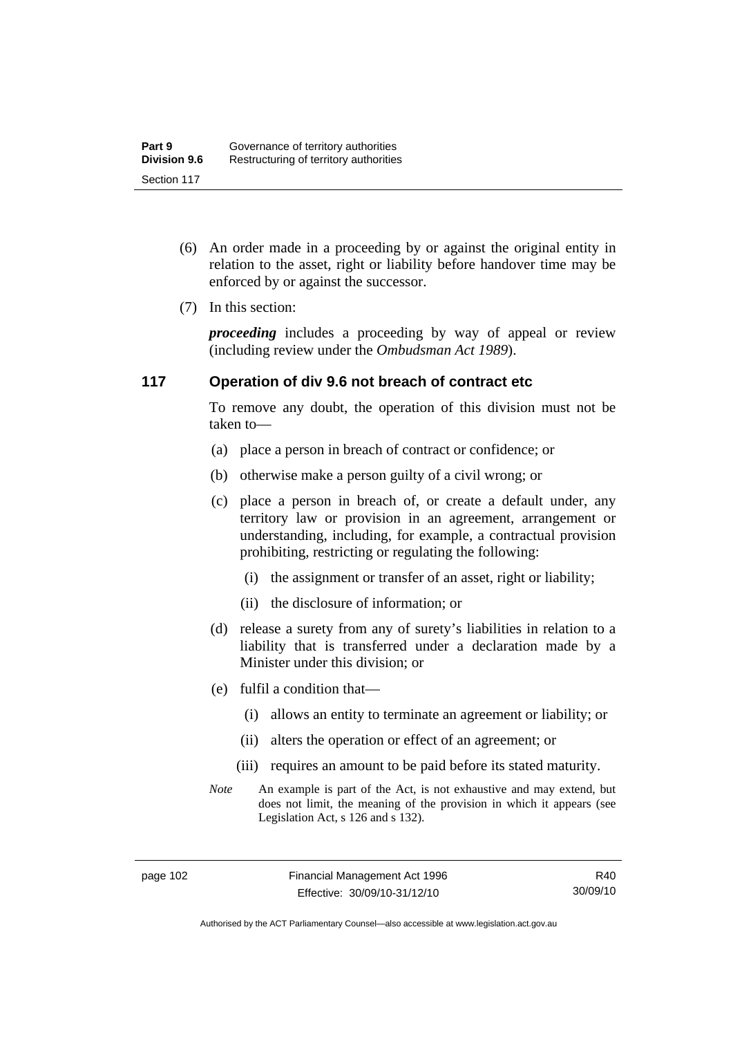(6) An order made in a proceeding by or against the original entity in relation to the asset, right or liability before handover time may be enforced by or against the successor.

(7) In this section:

***proceeding*** includes a proceeding by way of appeal or review (including review under the *Ombudsman Act 1989*).

## 117 Operation of div 9.6 not breach of contract etc

To remove any doubt, the operation of this division must not be taken to—

(a) place a person in breach of contract or confidence; or

(b) otherwise make a person guilty of a civil wrong; or

(c) place a person in breach of, or create a default under, any territory law or provision in an agreement, arrangement or understanding, including, for example, a contractual provision prohibiting, restricting or regulating the following:

  (i) the assignment or transfer of an asset, right or liability;

  (ii) the disclosure of information; or

(d) release a surety from any of surety's liabilities in relation to a liability that is transferred under a declaration made by a Minister under this division; or

(e) fulfil a condition that—

  (i) allows an entity to terminate an agreement or liability; or

  (ii) alters the operation or effect of an agreement; or

  (iii) requires an amount to be paid before its stated maturity.

*Note* An example is part of the Act, is not exhaustive and may extend, but does not limit, the meaning of the provision in which it appears (see Legislation Act, s 126 and s 132).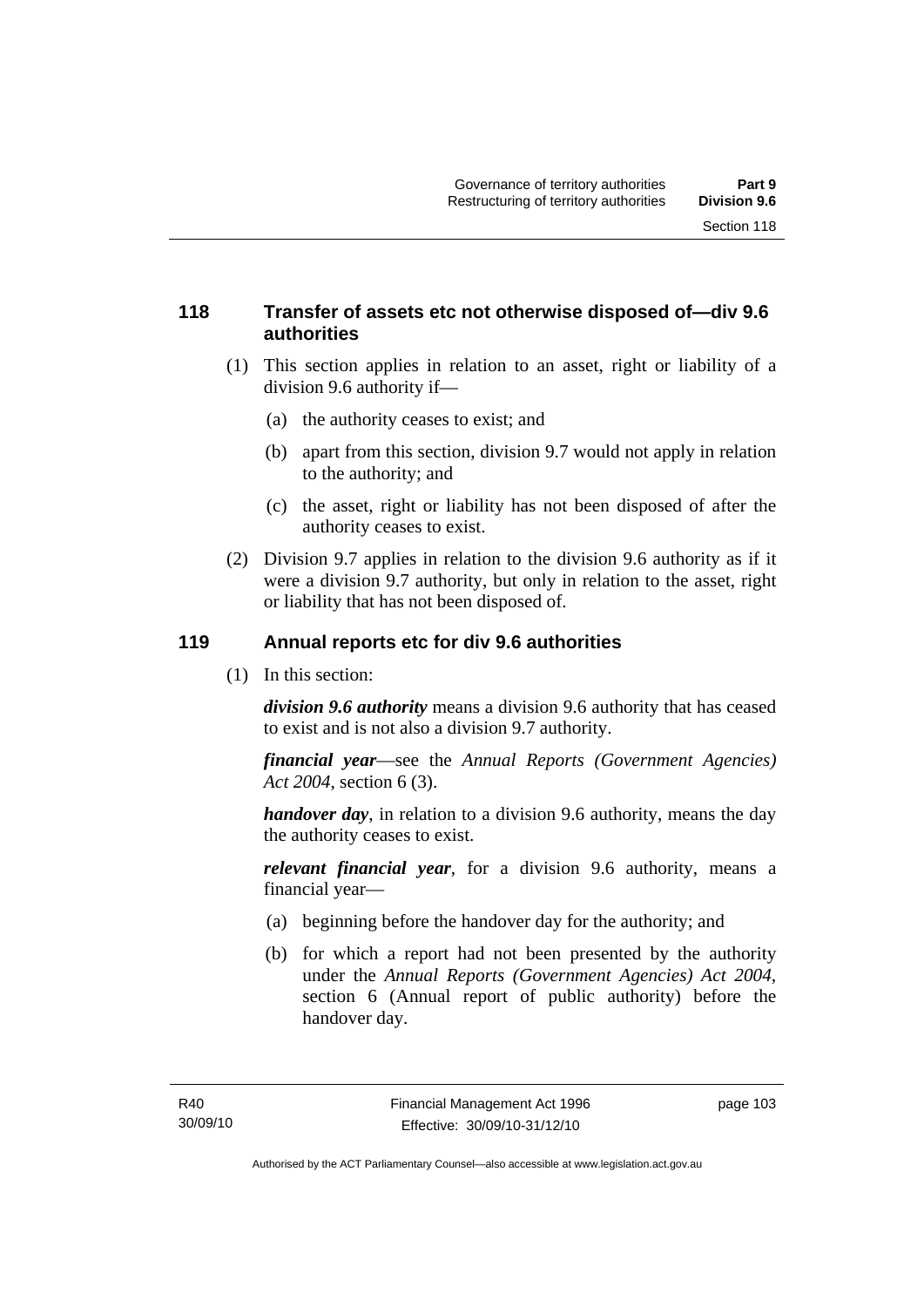## 118 Transfer of assets etc not otherwise disposed of—div 9.6 authorities

(1) This section applies in relation to an asset, right or liability of a division 9.6 authority if—

(a) the authority ceases to exist; and

(b) apart from this section, division 9.7 would not apply in relation to the authority; and

(c) the asset, right or liability has not been disposed of after the authority ceases to exist.

(2) Division 9.7 applies in relation to the division 9.6 authority as if it were a division 9.7 authority, but only in relation to the asset, right or liability that has not been disposed of.

## 119 Annual reports etc for div 9.6 authorities

(1) In this section:

***division 9.6 authority*** means a division 9.6 authority that has ceased to exist and is not also a division 9.7 authority.

***financial year***—see the *Annual Reports (Government Agencies) Act 2004*, section 6 (3).

***handover day***, in relation to a division 9.6 authority, means the day the authority ceases to exist.

***relevant financial year***, for a division 9.6 authority, means a financial year—

(a) beginning before the handover day for the authority; and

(b) for which a report had not been presented by the authority under the *Annual Reports (Government Agencies) Act 2004*, section 6 (Annual report of public authority) before the handover day.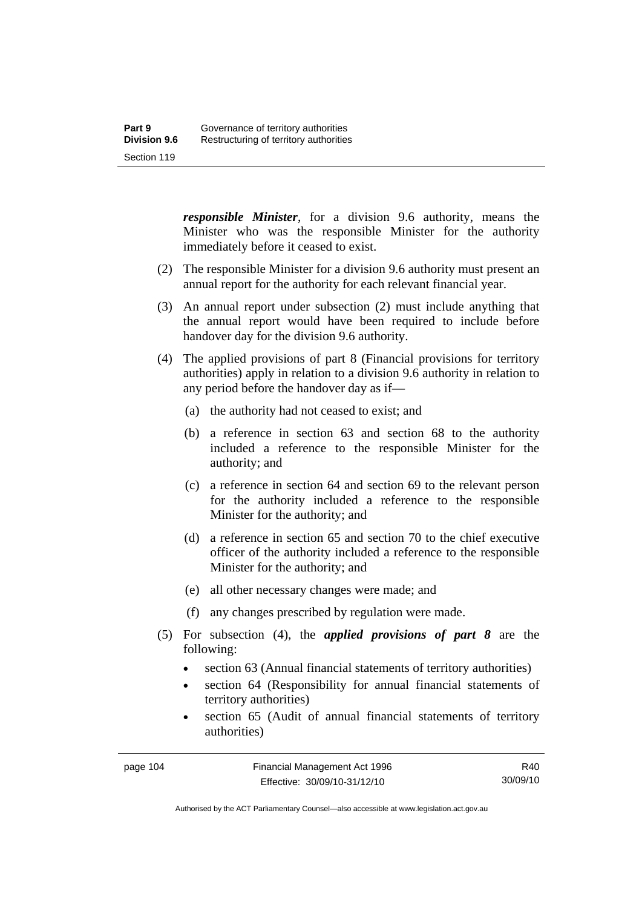***responsible Minister***, for a division 9.6 authority, means the Minister who was the responsible Minister for the authority immediately before it ceased to exist.

(2) The responsible Minister for a division 9.6 authority must present an annual report for the authority for each relevant financial year.

(3) An annual report under subsection (2) must include anything that the annual report would have been required to include before handover day for the division 9.6 authority.

(4) The applied provisions of part 8 (Financial provisions for territory authorities) apply in relation to a division 9.6 authority in relation to any period before the handover day as if—

(a) the authority had not ceased to exist; and

(b) a reference in section 63 and section 68 to the authority included a reference to the responsible Minister for the authority; and

(c) a reference in section 64 and section 69 to the relevant person for the authority included a reference to the responsible Minister for the authority; and

(d) a reference in section 65 and section 70 to the chief executive officer of the authority included a reference to the responsible Minister for the authority; and

(e) all other necessary changes were made; and

(f) any changes prescribed by regulation were made.

(5) For subsection (4), the ***applied provisions of part 8*** are the following:

- section 63 (Annual financial statements of territory authorities)
- section 64 (Responsibility for annual financial statements of territory authorities)
- section 65 (Audit of annual financial statements of territory authorities)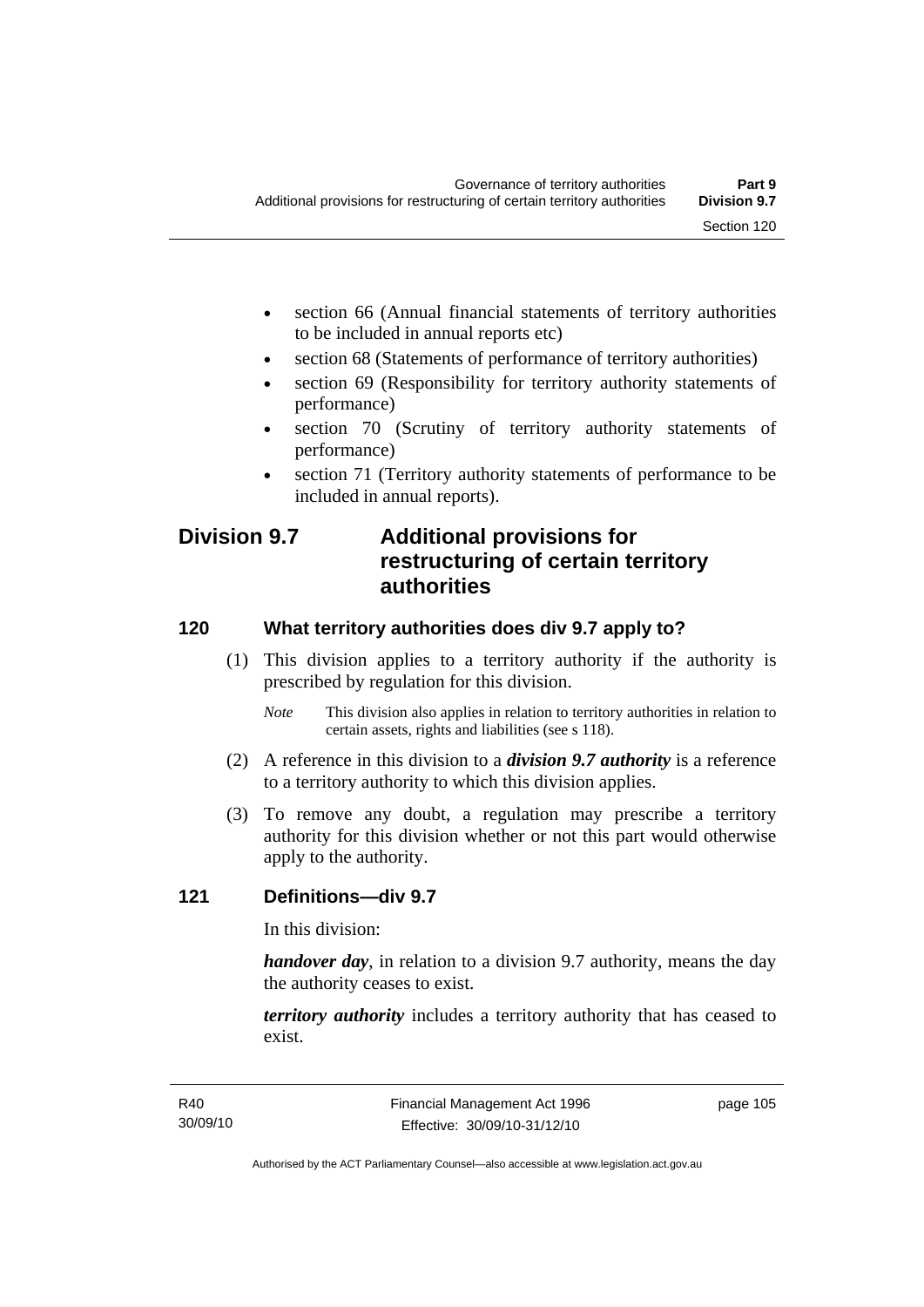- section 66 (Annual financial statements of territory authorities to be included in annual reports etc)
- section 68 (Statements of performance of territory authorities)
- section 69 (Responsibility for territory authority statements of performance)
- section 70 (Scrutiny of territory authority statements of performance)
- section 71 (Territory authority statements of performance to be included in annual reports).

## Division 9.7 Additional provisions for restructuring of certain territory authorities

### 120 What territory authorities does div 9.7 apply to?

(1) This division applies to a territory authority if the authority is prescribed by regulation for this division.

*Note* This division also applies in relation to territory authorities in relation to certain assets, rights and liabilities (see s 118).

(2) A reference in this division to a ***division 9.7 authority*** is a reference to a territory authority to which this division applies.

(3) To remove any doubt, a regulation may prescribe a territory authority for this division whether or not this part would otherwise apply to the authority.

### 121 Definitions—div 9.7

In this division:

***handover day***, in relation to a division 9.7 authority, means the day the authority ceases to exist.

***territory authority*** includes a territory authority that has ceased to exist.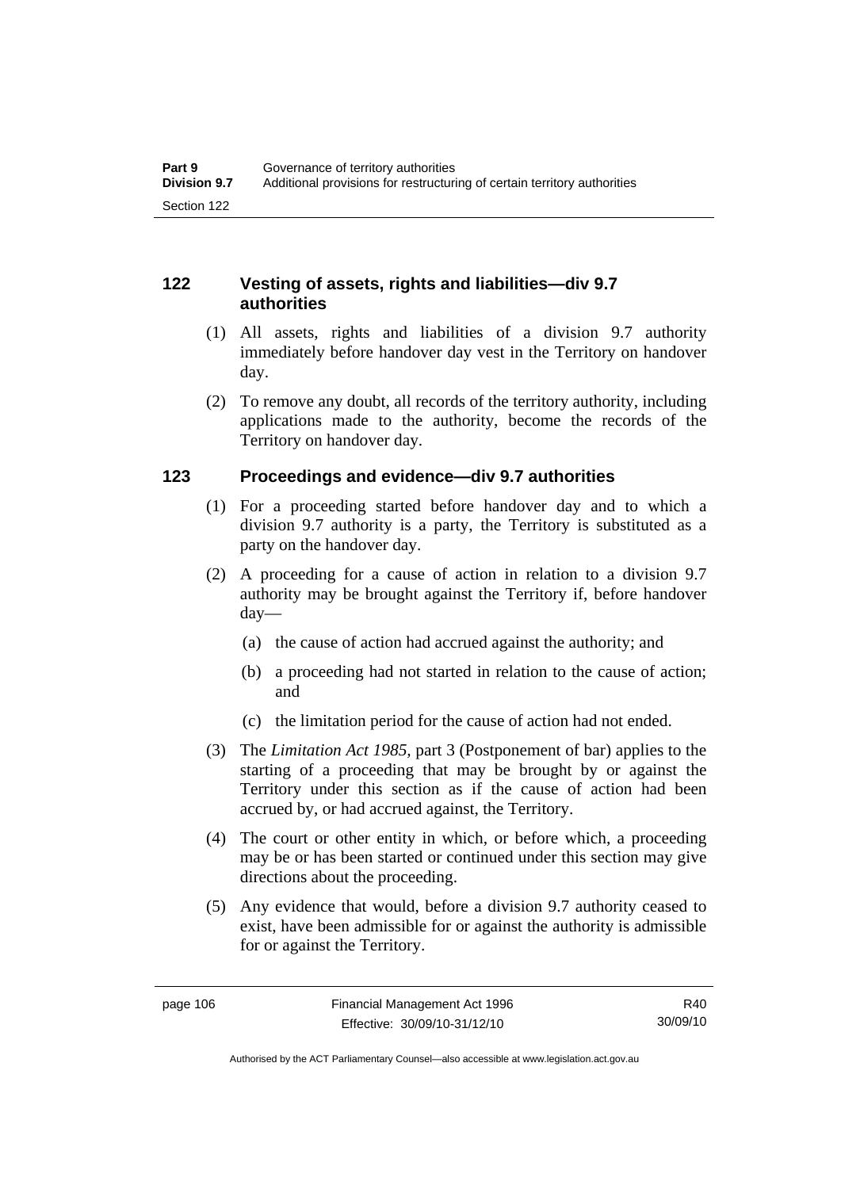## 122 Vesting of assets, rights and liabilities—div 9.7 authorities

(1) All assets, rights and liabilities of a division 9.7 authority immediately before handover day vest in the Territory on handover day.

(2) To remove any doubt, all records of the territory authority, including applications made to the authority, become the records of the Territory on handover day.

## 123 Proceedings and evidence—div 9.7 authorities

(1) For a proceeding started before handover day and to which a division 9.7 authority is a party, the Territory is substituted as a party on the handover day.

(2) A proceeding for a cause of action in relation to a division 9.7 authority may be brought against the Territory if, before handover day—

(a) the cause of action had accrued against the authority; and

(b) a proceeding had not started in relation to the cause of action; and

(c) the limitation period for the cause of action had not ended.

(3) The *Limitation Act 1985*, part 3 (Postponement of bar) applies to the starting of a proceeding that may be brought by or against the Territory under this section as if the cause of action had been accrued by, or had accrued against, the Territory.

(4) The court or other entity in which, or before which, a proceeding may be or has been started or continued under this section may give directions about the proceeding.

(5) Any evidence that would, before a division 9.7 authority ceased to exist, have been admissible for or against the authority is admissible for or against the Territory.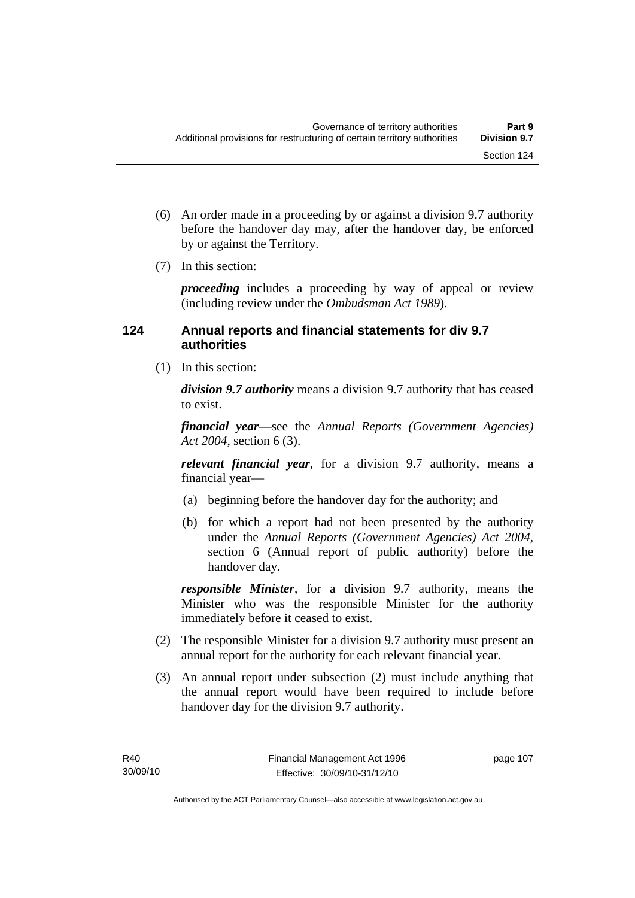(6) An order made in a proceeding by or against a division 9.7 authority before the handover day may, after the handover day, be enforced by or against the Territory.

(7) In this section:

***proceeding*** includes a proceeding by way of appeal or review (including review under the *Ombudsman Act 1989*).

### 124 Annual reports and financial statements for div 9.7 authorities

(1) In this section:

***division 9.7 authority*** means a division 9.7 authority that has ceased to exist.

***financial year***—see the *Annual Reports (Government Agencies) Act 2004*, section 6 (3).

***relevant financial year***, for a division 9.7 authority, means a financial year—

(a) beginning before the handover day for the authority; and

(b) for which a report had not been presented by the authority under the *Annual Reports (Government Agencies) Act 2004*, section 6 (Annual report of public authority) before the handover day.

***responsible Minister***, for a division 9.7 authority, means the Minister who was the responsible Minister for the authority immediately before it ceased to exist.

(2) The responsible Minister for a division 9.7 authority must present an annual report for the authority for each relevant financial year.

(3) An annual report under subsection (2) must include anything that the annual report would have been required to include before handover day for the division 9.7 authority.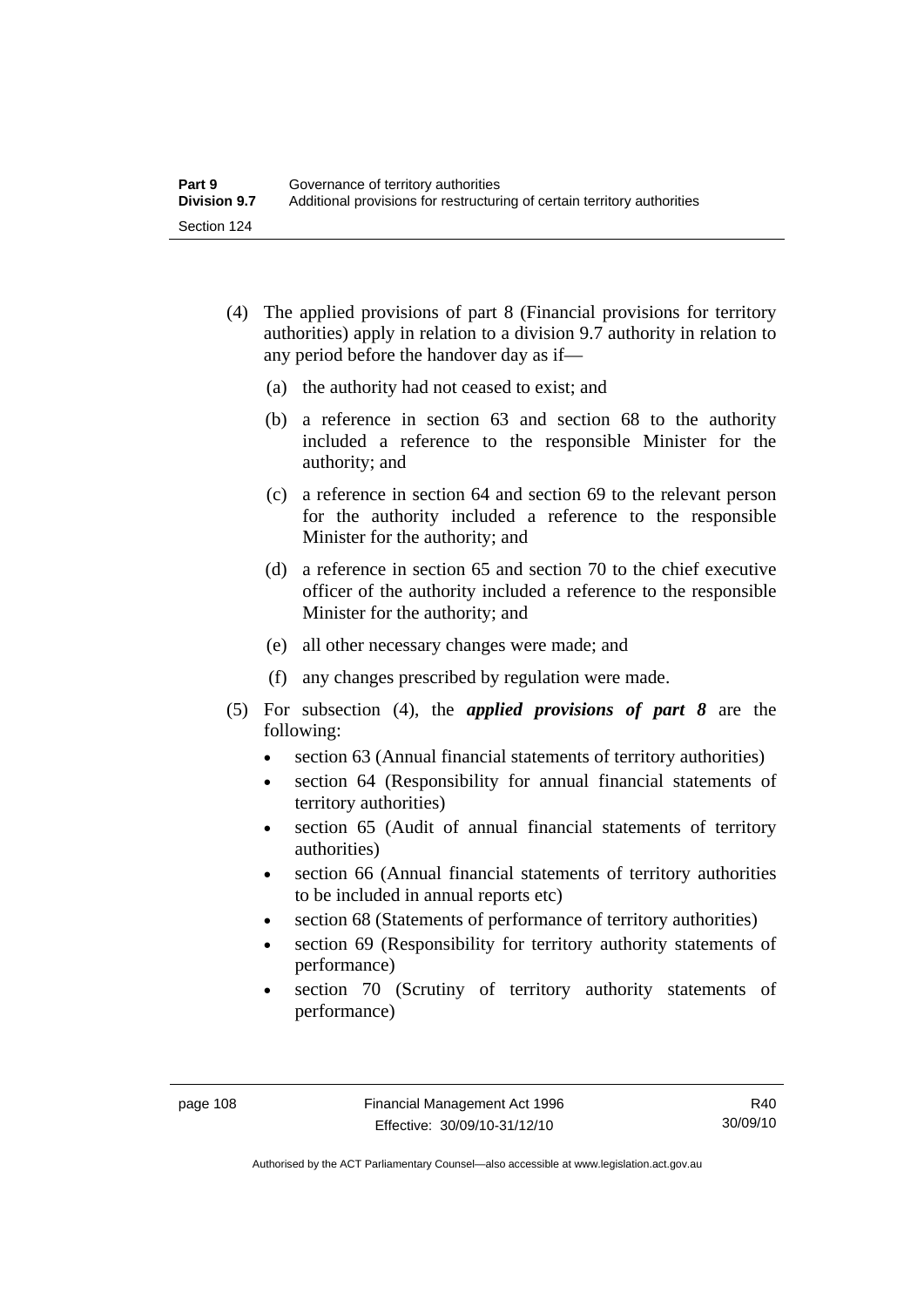(4) The applied provisions of part 8 (Financial provisions for territory authorities) apply in relation to a division 9.7 authority in relation to any period before the handover day as if—

   (a) the authority had not ceased to exist; and

   (b) a reference in section 63 and section 68 to the authority included a reference to the responsible Minister for the authority; and

   (c) a reference in section 64 and section 69 to the relevant person for the authority included a reference to the responsible Minister for the authority; and

   (d) a reference in section 65 and section 70 to the chief executive officer of the authority included a reference to the responsible Minister for the authority; and

   (e) all other necessary changes were made; and

   (f) any changes prescribed by regulation were made.

(5) For subsection (4), the ***applied provisions of part 8*** are the following:

- section 63 (Annual financial statements of territory authorities)
- section 64 (Responsibility for annual financial statements of territory authorities)
- section 65 (Audit of annual financial statements of territory authorities)
- section 66 (Annual financial statements of territory authorities to be included in annual reports etc)
- section 68 (Statements of performance of territory authorities)
- section 69 (Responsibility for territory authority statements of performance)
- section 70 (Scrutiny of territory authority statements of performance)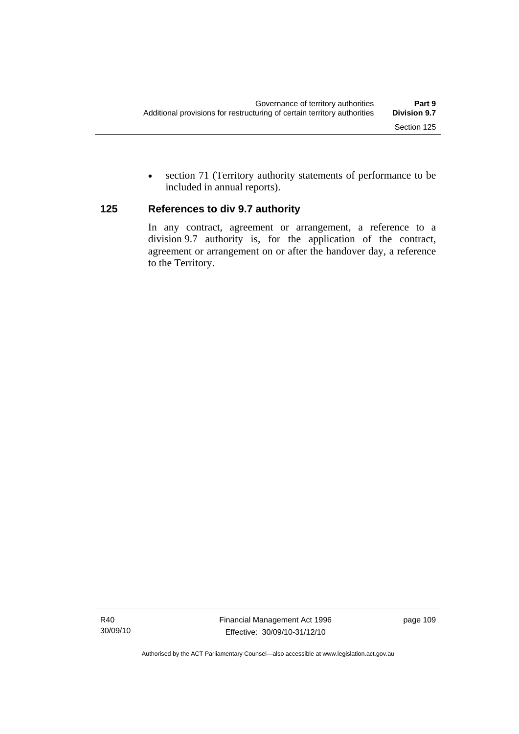- section 71 (Territory authority statements of performance to be included in annual reports).

## 125 References to div 9.7 authority

In any contract, agreement or arrangement, a reference to a division 9.7 authority is, for the application of the contract, agreement or arrangement on or after the handover day, a reference to the Territory.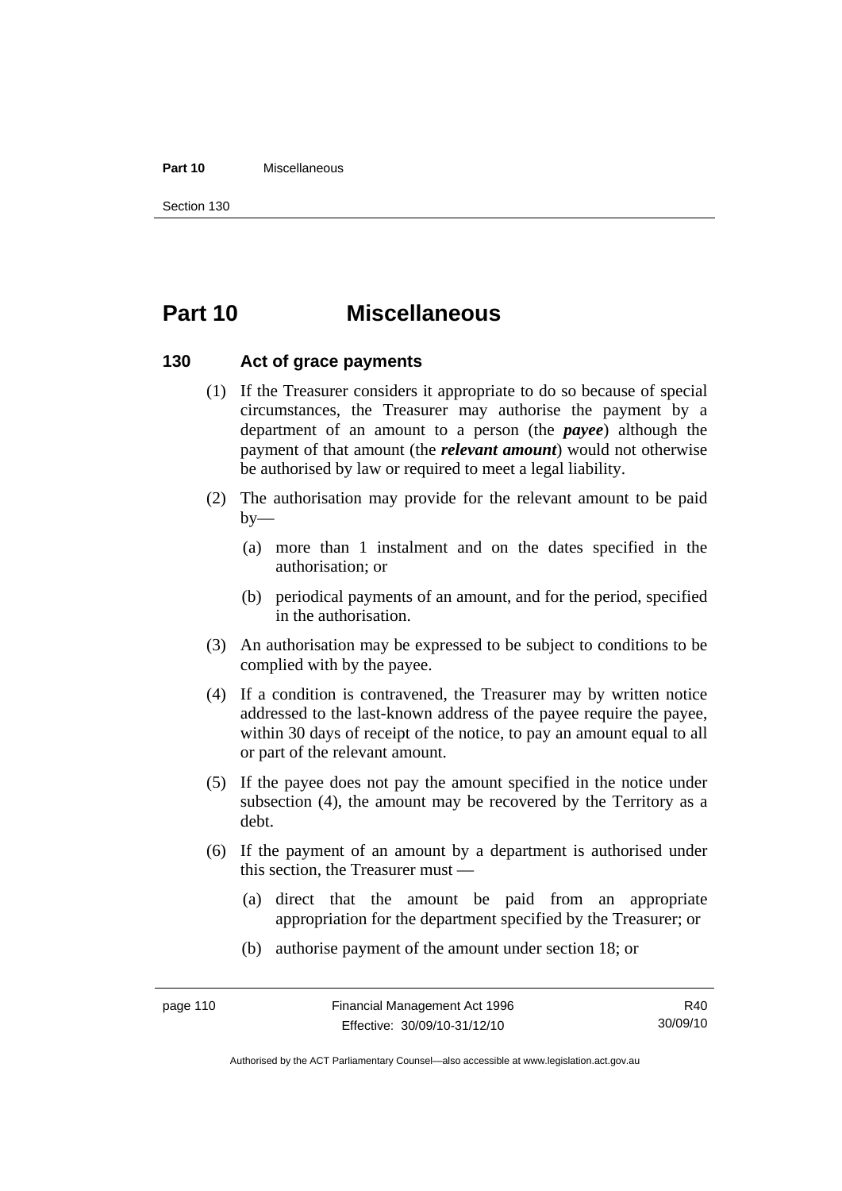# Part 10 Miscellaneous

## 130 Act of grace payments

(1) If the Treasurer considers it appropriate to do so because of special circumstances, the Treasurer may authorise the payment by a department of an amount to a person (the ***payee***) although the payment of that amount (the ***relevant amount***) would not otherwise be authorised by law or required to meet a legal liability.

(2) The authorisation may provide for the relevant amount to be paid by—

(a) more than 1 instalment and on the dates specified in the authorisation; or

(b) periodical payments of an amount, and for the period, specified in the authorisation.

(3) An authorisation may be expressed to be subject to conditions to be complied with by the payee.

(4) If a condition is contravened, the Treasurer may by written notice addressed to the last-known address of the payee require the payee, within 30 days of receipt of the notice, to pay an amount equal to all or part of the relevant amount.

(5) If the payee does not pay the amount specified in the notice under subsection (4), the amount may be recovered by the Territory as a debt.

(6) If the payment of an amount by a department is authorised under this section, the Treasurer must —

(a) direct that the amount be paid from an appropriate appropriation for the department specified by the Treasurer; or

(b) authorise payment of the amount under section 18; or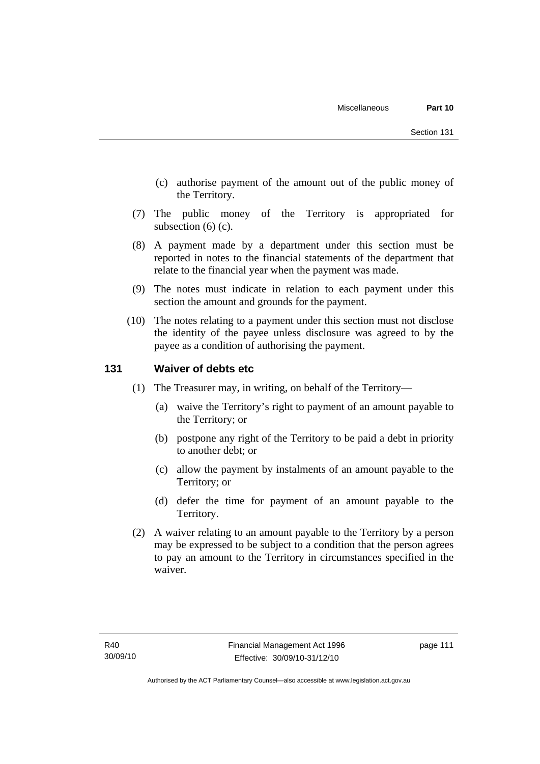(c) authorise payment of the amount out of the public money of the Territory.

(7) The public money of the Territory is appropriated for subsection (6) (c).

(8) A payment made by a department under this section must be reported in notes to the financial statements of the department that relate to the financial year when the payment was made.

(9) The notes must indicate in relation to each payment under this section the amount and grounds for the payment.

(10) The notes relating to a payment under this section must not disclose the identity of the payee unless disclosure was agreed to by the payee as a condition of authorising the payment.

## 131 Waiver of debts etc

(1) The Treasurer may, in writing, on behalf of the Territory—

(a) waive the Territory's right to payment of an amount payable to the Territory; or

(b) postpone any right of the Territory to be paid a debt in priority to another debt; or

(c) allow the payment by instalments of an amount payable to the Territory; or

(d) defer the time for payment of an amount payable to the Territory.

(2) A waiver relating to an amount payable to the Territory by a person may be expressed to be subject to a condition that the person agrees to pay an amount to the Territory in circumstances specified in the waiver.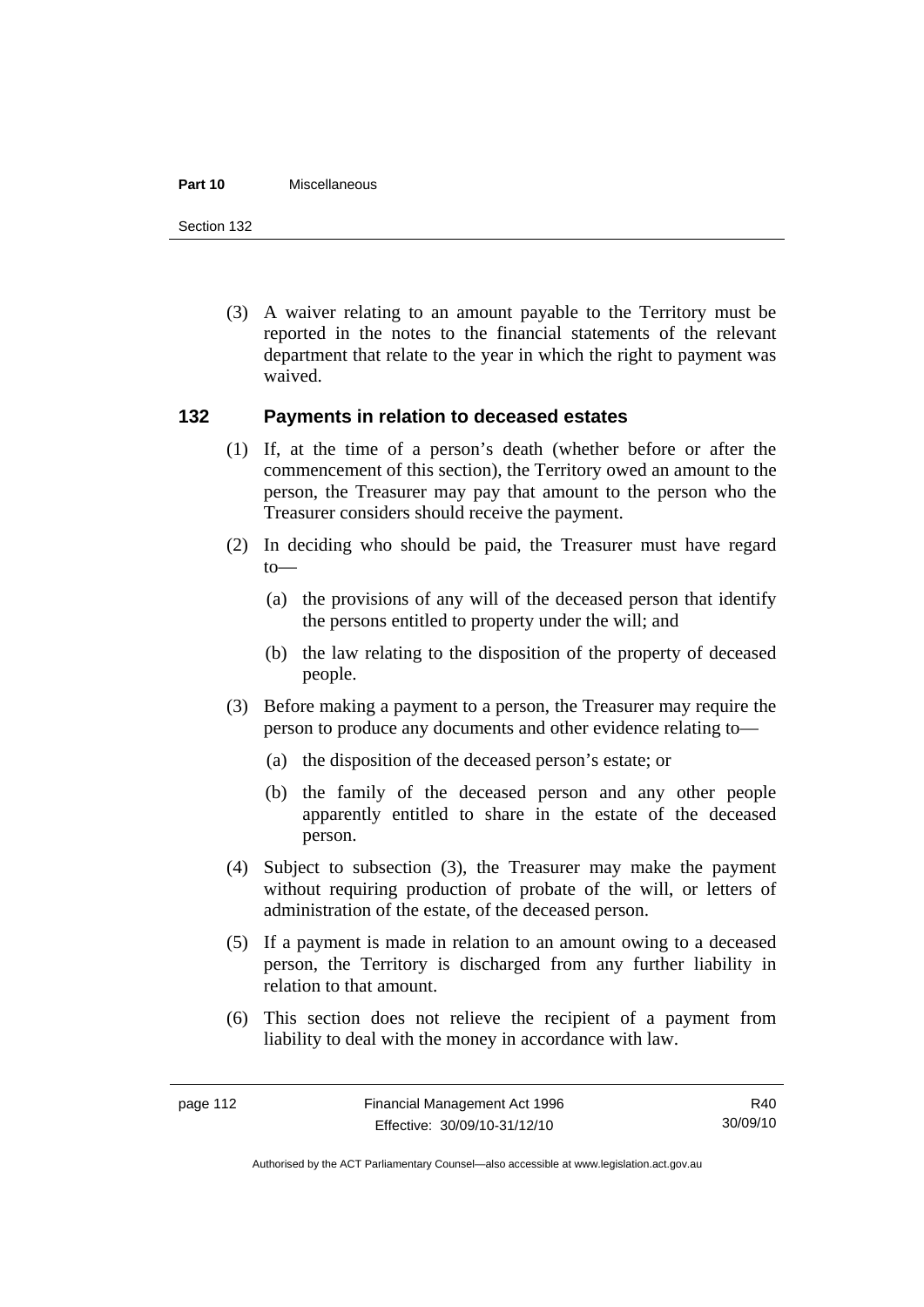(3) A waiver relating to an amount payable to the Territory must be reported in the notes to the financial statements of the relevant department that relate to the year in which the right to payment was waived.

### 132 Payments in relation to deceased estates

(1) If, at the time of a person's death (whether before or after the commencement of this section), the Territory owed an amount to the person, the Treasurer may pay that amount to the person who the Treasurer considers should receive the payment.

(2) In deciding who should be paid, the Treasurer must have regard to—

(a) the provisions of any will of the deceased person that identify the persons entitled to property under the will; and

(b) the law relating to the disposition of the property of deceased people.

(3) Before making a payment to a person, the Treasurer may require the person to produce any documents and other evidence relating to—

(a) the disposition of the deceased person's estate; or

(b) the family of the deceased person and any other people apparently entitled to share in the estate of the deceased person.

(4) Subject to subsection (3), the Treasurer may make the payment without requiring production of probate of the will, or letters of administration of the estate, of the deceased person.

(5) If a payment is made in relation to an amount owing to a deceased person, the Territory is discharged from any further liability in relation to that amount.

(6) This section does not relieve the recipient of a payment from liability to deal with the money in accordance with law.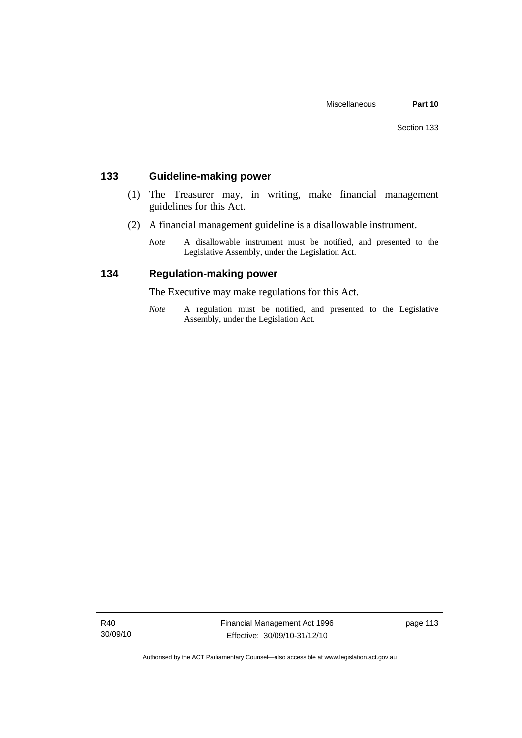## 133 Guideline-making power

(1) The Treasurer may, in writing, make financial management guidelines for this Act.

(2) A financial management guideline is a disallowable instrument.

*Note* A disallowable instrument must be notified, and presented to the Legislative Assembly, under the Legislation Act.

## 134 Regulation-making power

The Executive may make regulations for this Act.

*Note* A regulation must be notified, and presented to the Legislative Assembly, under the Legislation Act.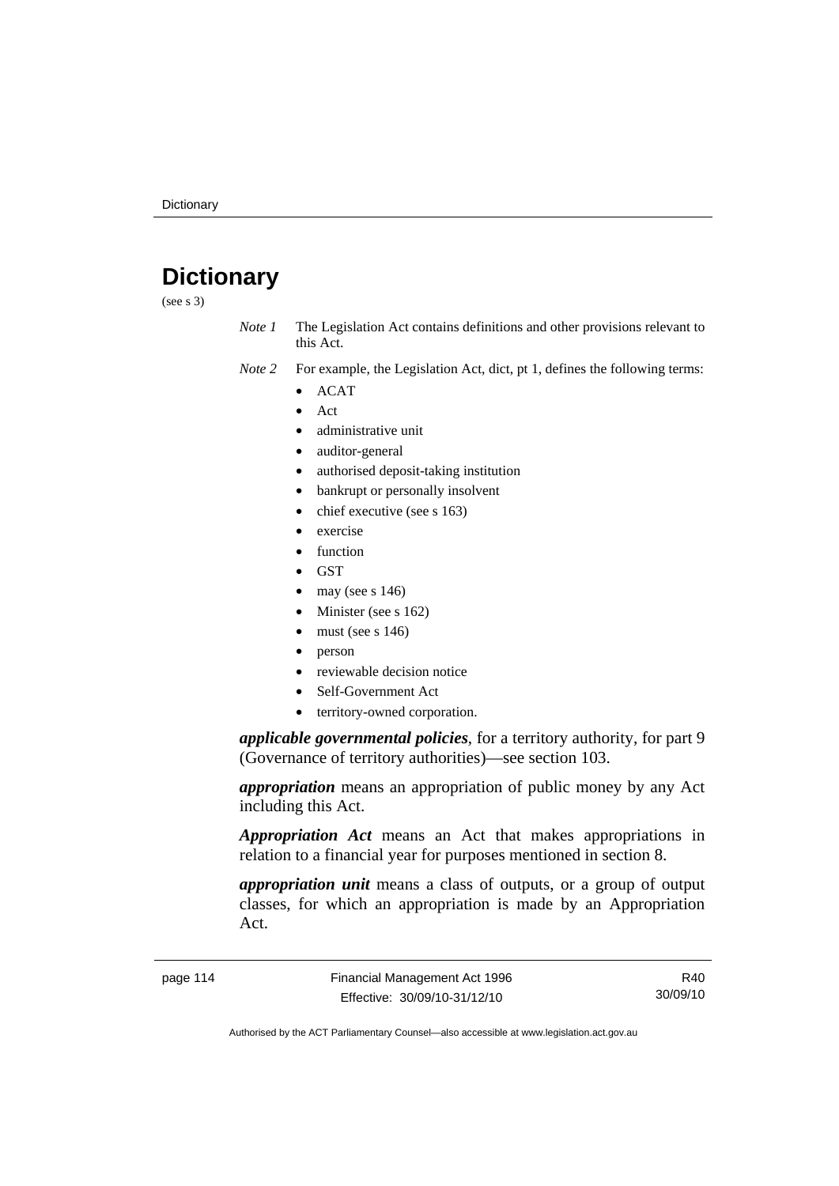# Dictionary

(see s 3)

*Note 1* The Legislation Act contains definitions and other provisions relevant to this Act.

*Note 2* For example, the Legislation Act, dict, pt 1, defines the following terms:

- ACAT
- Act
- administrative unit
- auditor-general
- authorised deposit-taking institution
- bankrupt or personally insolvent
- chief executive (see s 163)
- exercise
- function
- GST
- may (see s 146)
- Minister (see s 162)
- must (see s 146)
- person
- reviewable decision notice
- Self-Government Act
- territory-owned corporation.

***applicable governmental policies***, for a territory authority, for part 9 (Governance of territory authorities)—see section 103.

***appropriation*** means an appropriation of public money by any Act including this Act.

***Appropriation Act*** means an Act that makes appropriations in relation to a financial year for purposes mentioned in section 8.

***appropriation unit*** means a class of outputs, or a group of output classes, for which an appropriation is made by an Appropriation Act.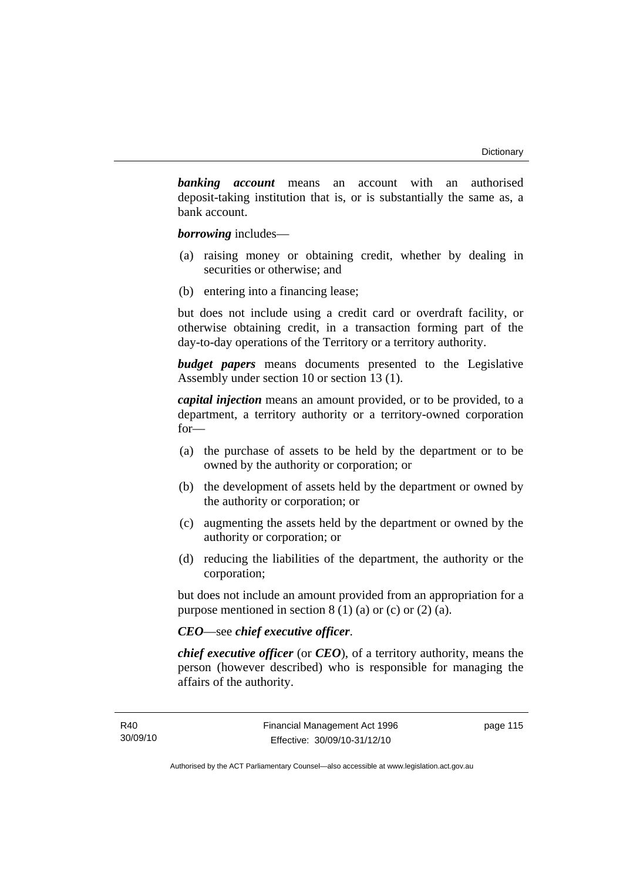***banking account*** means an account with an authorised deposit-taking institution that is, or is substantially the same as, a bank account.

***borrowing*** includes—

(a) raising money or obtaining credit, whether by dealing in securities or otherwise; and

(b) entering into a financing lease;

but does not include using a credit card or overdraft facility, or otherwise obtaining credit, in a transaction forming part of the day-to-day operations of the Territory or a territory authority.

***budget papers*** means documents presented to the Legislative Assembly under section 10 or section 13 (1).

***capital injection*** means an amount provided, or to be provided, to a department, a territory authority or a territory-owned corporation for—

(a) the purchase of assets to be held by the department or to be owned by the authority or corporation; or

(b) the development of assets held by the department or owned by the authority or corporation; or

(c) augmenting the assets held by the department or owned by the authority or corporation; or

(d) reducing the liabilities of the department, the authority or the corporation;

but does not include an amount provided from an appropriation for a purpose mentioned in section 8 (1) (a) or (c) or (2) (a).

***CEO***—see ***chief executive officer***.

***chief executive officer*** (or ***CEO***), of a territory authority, means the person (however described) who is responsible for managing the affairs of the authority.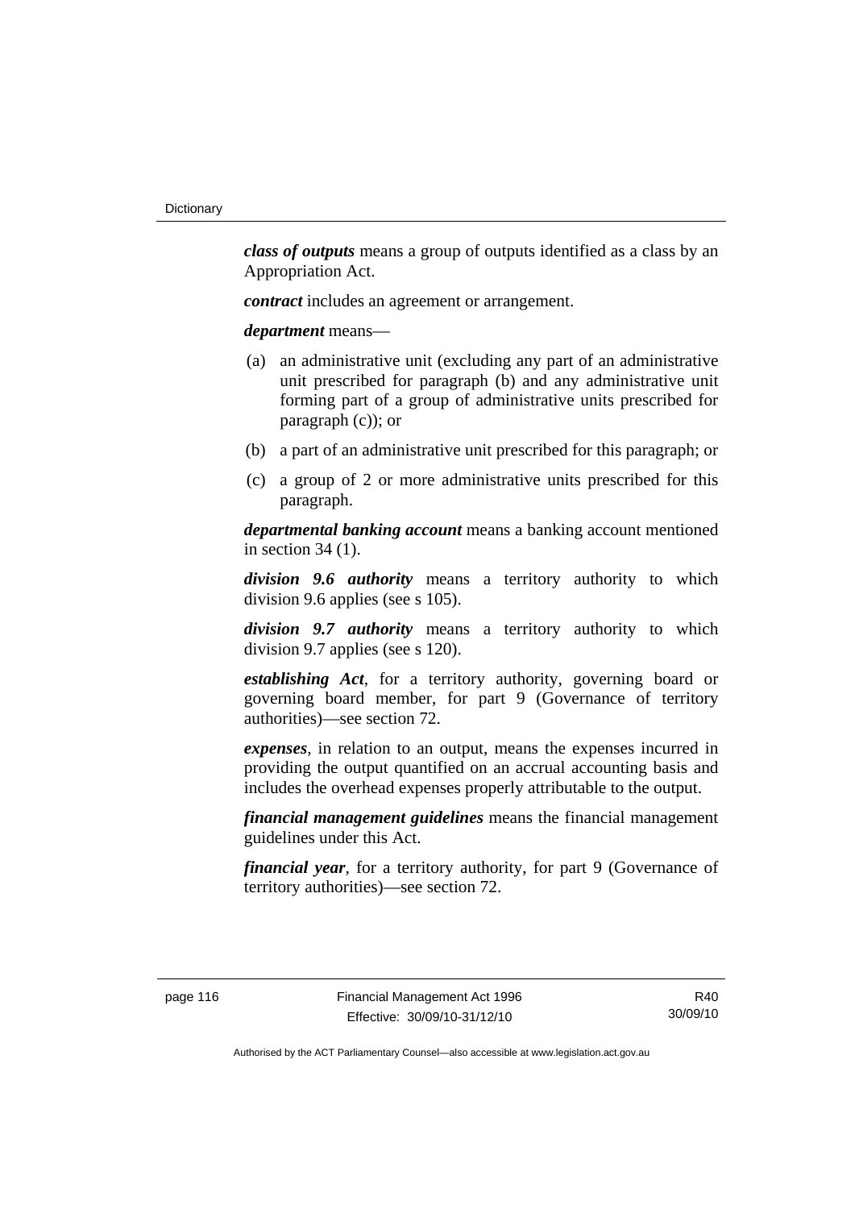***class of outputs*** means a group of outputs identified as a class by an Appropriation Act.

***contract*** includes an agreement or arrangement.

***department*** means—

(a) an administrative unit (excluding any part of an administrative unit prescribed for paragraph (b) and any administrative unit forming part of a group of administrative units prescribed for paragraph (c)); or

(b) a part of an administrative unit prescribed for this paragraph; or

(c) a group of 2 or more administrative units prescribed for this paragraph.

***departmental banking account*** means a banking account mentioned in section 34 (1).

***division 9.6 authority*** means a territory authority to which division 9.6 applies (see s 105).

***division 9.7 authority*** means a territory authority to which division 9.7 applies (see s 120).

***establishing Act***, for a territory authority, governing board or governing board member, for part 9 (Governance of territory authorities)—see section 72.

***expenses***, in relation to an output, means the expenses incurred in providing the output quantified on an accrual accounting basis and includes the overhead expenses properly attributable to the output.

***financial management guidelines*** means the financial management guidelines under this Act.

***financial year***, for a territory authority, for part 9 (Governance of territory authorities)—see section 72.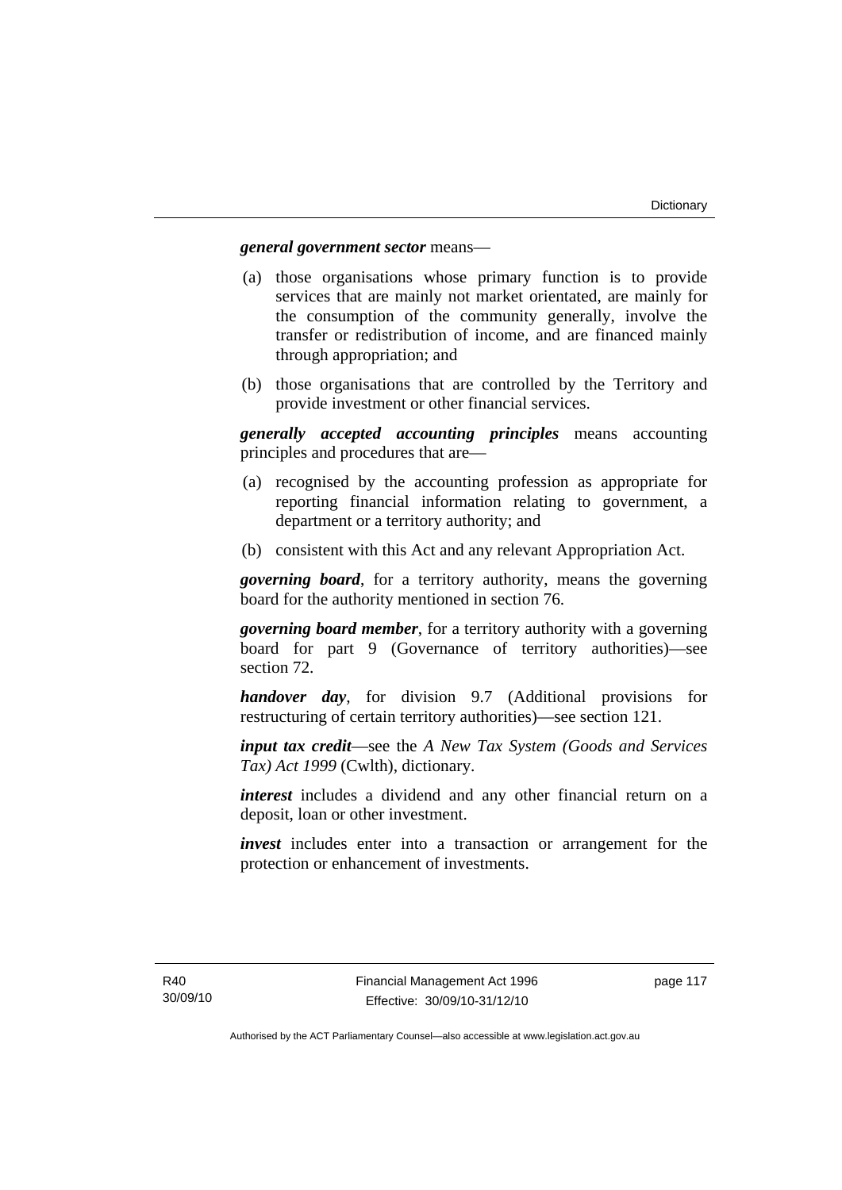***general government sector*** means—

(a) those organisations whose primary function is to provide services that are mainly not market orientated, are mainly for the consumption of the community generally, involve the transfer or redistribution of income, and are financed mainly through appropriation; and

(b) those organisations that are controlled by the Territory and provide investment or other financial services.

***generally accepted accounting principles*** means accounting principles and procedures that are—

(a) recognised by the accounting profession as appropriate for reporting financial information relating to government, a department or a territory authority; and

(b) consistent with this Act and any relevant Appropriation Act.

***governing board***, for a territory authority, means the governing board for the authority mentioned in section 76.

***governing board member***, for a territory authority with a governing board for part 9 (Governance of territory authorities)—see section 72.

***handover day***, for division 9.7 (Additional provisions for restructuring of certain territory authorities)—see section 121.

***input tax credit***—see the *A New Tax System (Goods and Services Tax) Act 1999* (Cwlth), dictionary.

***interest*** includes a dividend and any other financial return on a deposit, loan or other investment.

***invest*** includes enter into a transaction or arrangement for the protection or enhancement of investments.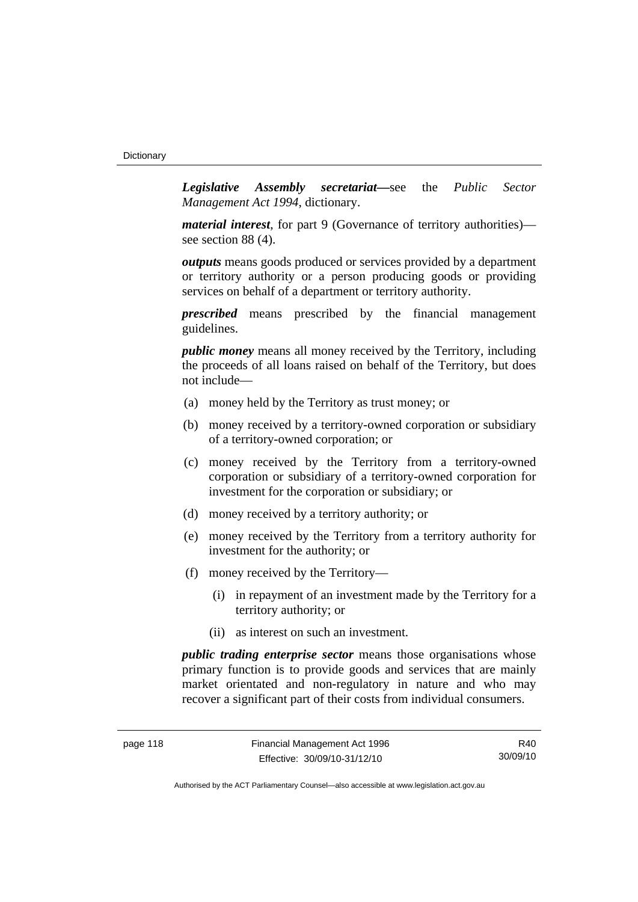***Legislative Assembly secretariat***—see the *Public Sector Management Act 1994*, dictionary.

***material interest***, for part 9 (Governance of territory authorities)—see section 88 (4).

***outputs*** means goods produced or services provided by a department or territory authority or a person producing goods or providing services on behalf of a department or territory authority.

***prescribed*** means prescribed by the financial management guidelines.

***public money*** means all money received by the Territory, including the proceeds of all loans raised on behalf of the Territory, but does not include—

(a) money held by the Territory as trust money; or

(b) money received by a territory-owned corporation or subsidiary of a territory-owned corporation; or

(c) money received by the Territory from a territory-owned corporation or subsidiary of a territory-owned corporation for investment for the corporation or subsidiary; or

(d) money received by a territory authority; or

(e) money received by the Territory from a territory authority for investment for the authority; or

(f) money received by the Territory—

(i) in repayment of an investment made by the Territory for a territory authority; or

(ii) as interest on such an investment.

***public trading enterprise sector*** means those organisations whose primary function is to provide goods and services that are mainly market orientated and non-regulatory in nature and who may recover a significant part of their costs from individual consumers.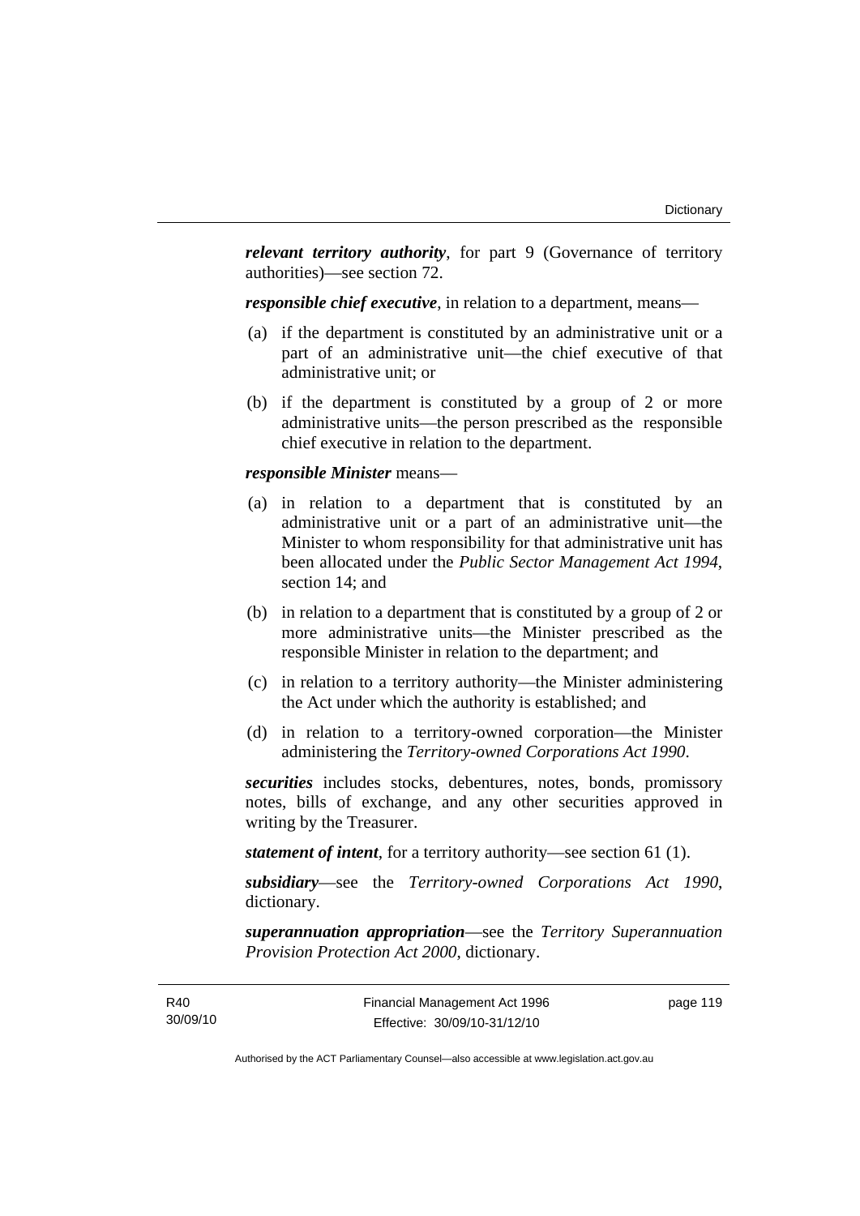*relevant territory authority*, for part 9 (Governance of territory authorities)—see section 72.

*responsible chief executive*, in relation to a department, means—

(a) if the department is constituted by an administrative unit or a part of an administrative unit—the chief executive of that administrative unit; or

(b) if the department is constituted by a group of 2 or more administrative units—the person prescribed as the responsible chief executive in relation to the department.

*responsible Minister* means—

(a) in relation to a department that is constituted by an administrative unit or a part of an administrative unit—the Minister to whom responsibility for that administrative unit has been allocated under the *Public Sector Management Act 1994*, section 14; and

(b) in relation to a department that is constituted by a group of 2 or more administrative units—the Minister prescribed as the responsible Minister in relation to the department; and

(c) in relation to a territory authority—the Minister administering the Act under which the authority is established; and

(d) in relation to a territory-owned corporation—the Minister administering the *Territory-owned Corporations Act 1990*.

*securities* includes stocks, debentures, notes, bonds, promissory notes, bills of exchange, and any other securities approved in writing by the Treasurer.

*statement of intent*, for a territory authority—see section 61 (1).

*subsidiary*—see the *Territory-owned Corporations Act 1990*, dictionary.

*superannuation appropriation*—see the *Territory Superannuation Provision Protection Act 2000*, dictionary.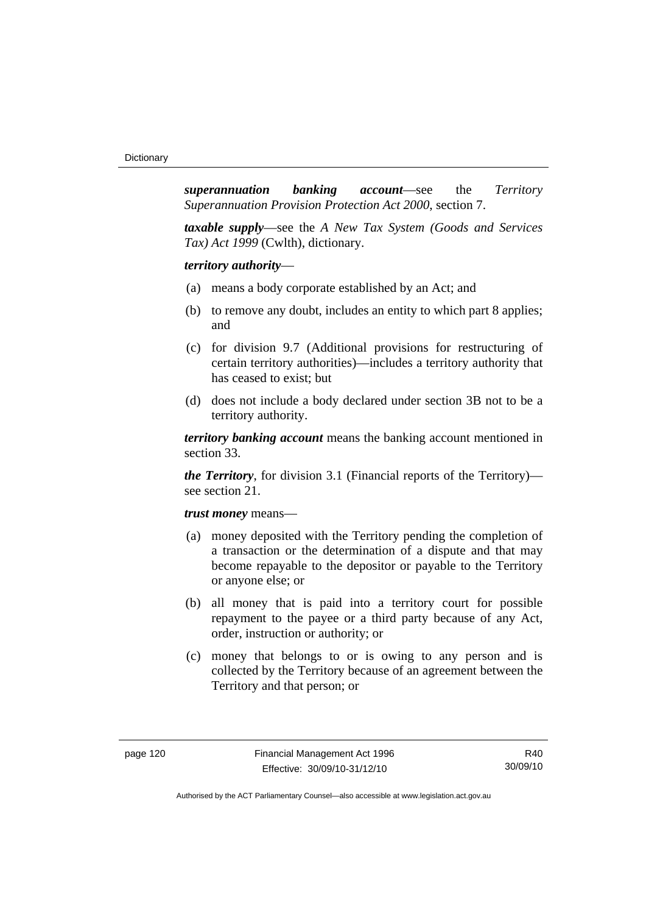***superannuation banking account***—see the *Territory Superannuation Provision Protection Act 2000*, section 7.

***taxable supply***—see the *A New Tax System (Goods and Services Tax) Act 1999* (Cwlth), dictionary.

***territory authority***—

(a) means a body corporate established by an Act; and

(b) to remove any doubt, includes an entity to which part 8 applies; and

(c) for division 9.7 (Additional provisions for restructuring of certain territory authorities)—includes a territory authority that has ceased to exist; but

(d) does not include a body declared under section 3B not to be a territory authority.

***territory banking account*** means the banking account mentioned in section 33.

***the Territory***, for division 3.1 (Financial reports of the Territory)—see section 21.

***trust money*** means—

(a) money deposited with the Territory pending the completion of a transaction or the determination of a dispute and that may become repayable to the depositor or payable to the Territory or anyone else; or

(b) all money that is paid into a territory court for possible repayment to the payee or a third party because of any Act, order, instruction or authority; or

(c) money that belongs to or is owing to any person and is collected by the Territory because of an agreement between the Territory and that person; or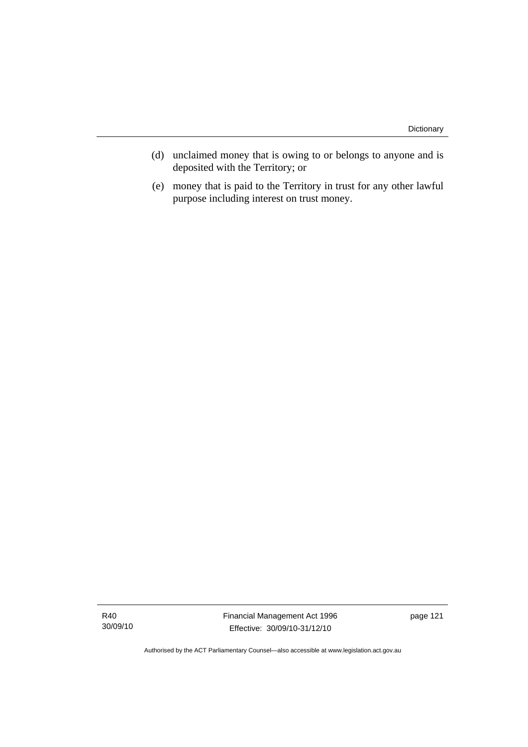(d) unclaimed money that is owing to or belongs to anyone and is deposited with the Territory; or

(e) money that is paid to the Territory in trust for any other lawful purpose including interest on trust money.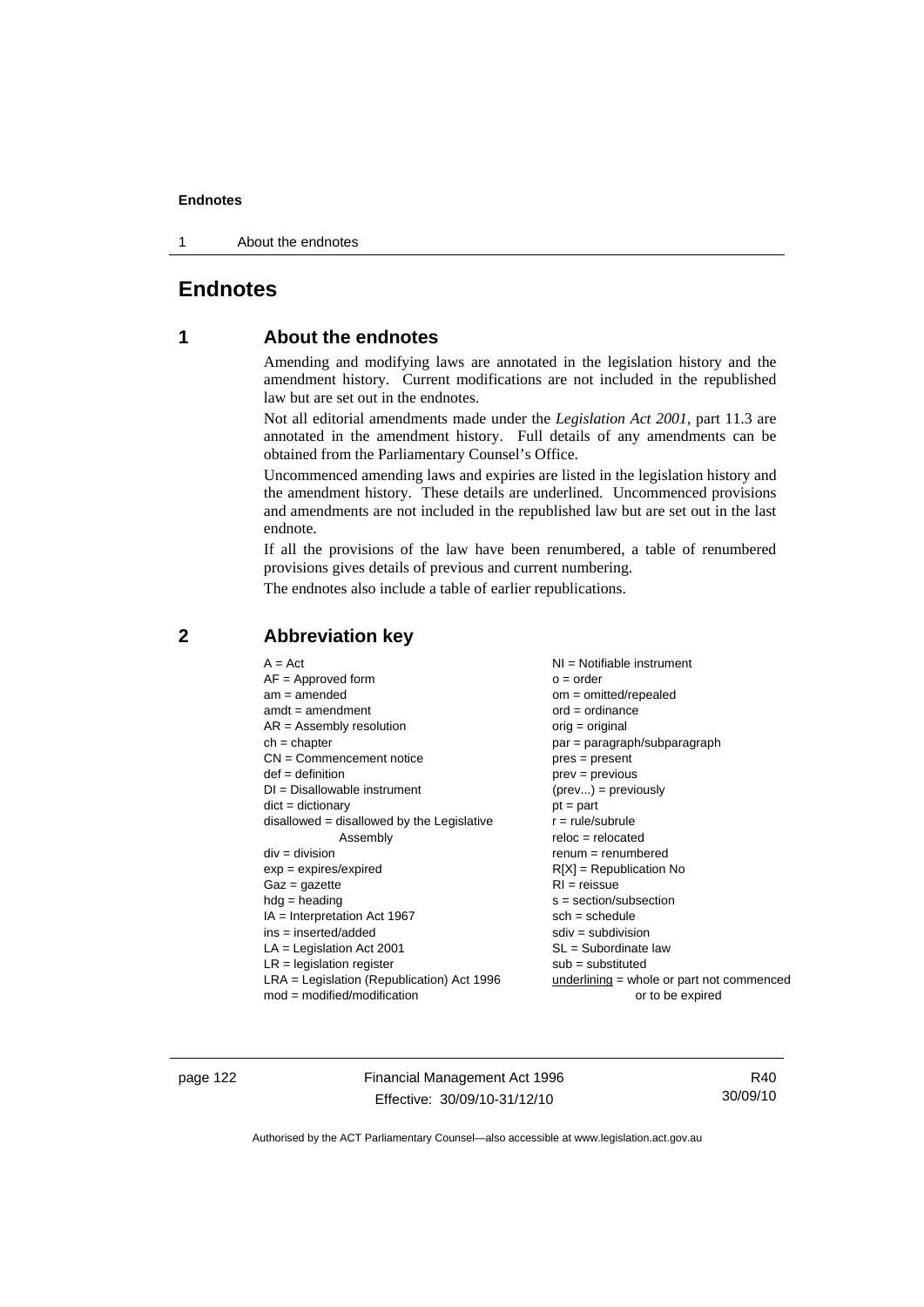# Endnotes

## 1 About the endnotes

Amending and modifying laws are annotated in the legislation history and the amendment history. Current modifications are not included in the republished law but are set out in the endnotes.

Not all editorial amendments made under the *Legislation Act 2001*, part 11.3 are annotated in the amendment history. Full details of any amendments can be obtained from the Parliamentary Counsel's Office.

Uncommenced amending laws and expiries are listed in the legislation history and the amendment history. These details are underlined. Uncommenced provisions and amendments are not included in the republished law but are set out in the last endnote.

If all the provisions of the law have been renumbered, a table of renumbered provisions gives details of previous and current numbering.

The endnotes also include a table of earlier republications.

## 2 Abbreviation key

A = Act
AF = Approved form
am = amended
amdt = amendment
AR = Assembly resolution
ch = chapter
CN = Commencement notice
def = definition
DI = Disallowable instrument
dict = dictionary
disallowed = disallowed by the Legislative Assembly
div = division
exp = expires/expired
Gaz = gazette
hdg = heading
IA = Interpretation Act 1967
ins = inserted/added
LA = Legislation Act 2001
LR = legislation register
LRA = Legislation (Republication) Act 1996
mod = modified/modification
NI = Notifiable instrument
o = order
om = omitted/repealed
ord = ordinance
orig = original
par = paragraph/subparagraph
pres = present
prev = previous
(prev...) = previously
pt = part
r = rule/subrule
reloc = relocated
renum = renumbered
R[X] = Republication No
RI = reissue
s = section/subsection
sch = schedule
sdiv = subdivision
SL = Subordinate law
sub = substituted
underlining = whole or part not commenced or to be expired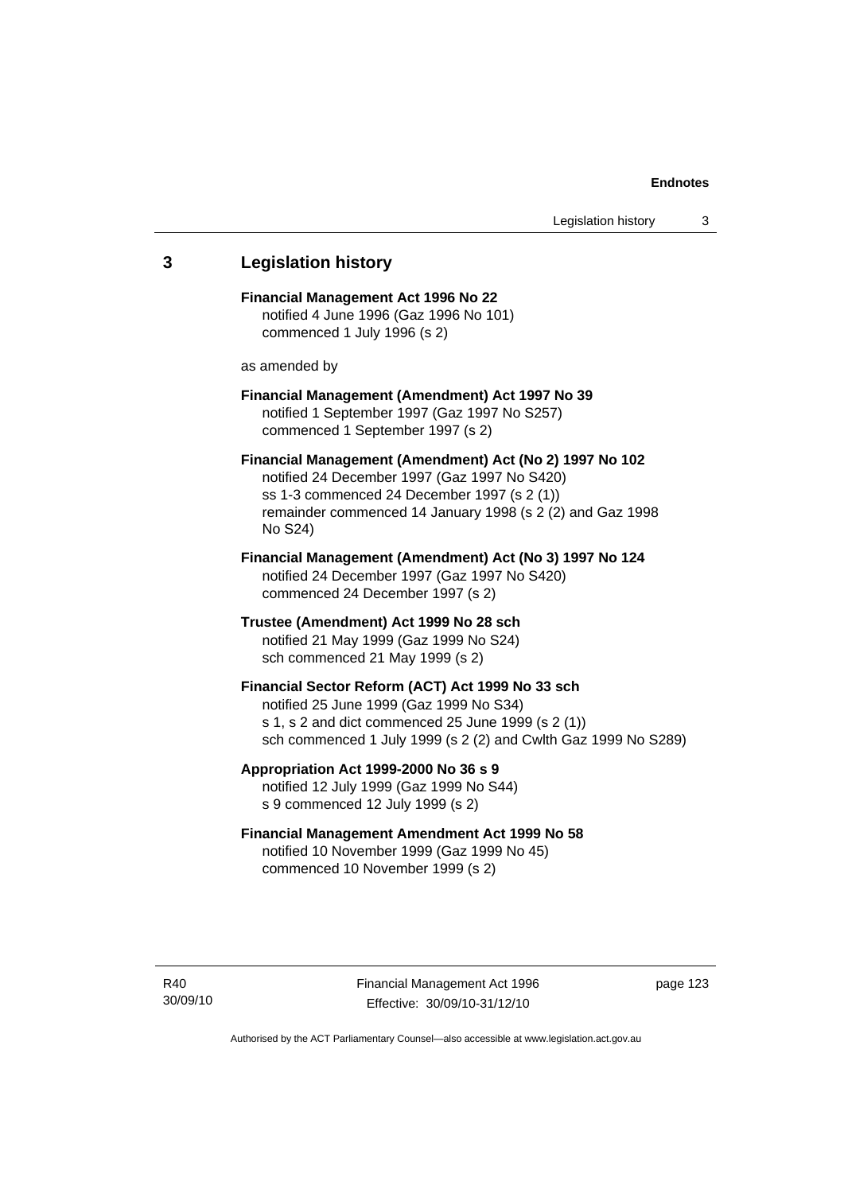## 3 Legislation history

**Financial Management Act 1996 No 22**
notified 4 June 1996 (Gaz 1996 No 101)
commenced 1 July 1996 (s 2)

as amended by

**Financial Management (Amendment) Act 1997 No 39**
notified 1 September 1997 (Gaz 1997 No S257)
commenced 1 September 1997 (s 2)

**Financial Management (Amendment) Act (No 2) 1997 No 102**
notified 24 December 1997 (Gaz 1997 No S420)
ss 1-3 commenced 24 December 1997 (s 2 (1))
remainder commenced 14 January 1998 (s 2 (2) and Gaz 1998 No S24)

**Financial Management (Amendment) Act (No 3) 1997 No 124**
notified 24 December 1997 (Gaz 1997 No S420)
commenced 24 December 1997 (s 2)

**Trustee (Amendment) Act 1999 No 28 sch**
notified 21 May 1999 (Gaz 1999 No S24)
sch commenced 21 May 1999 (s 2)

**Financial Sector Reform (ACT) Act 1999 No 33 sch**
notified 25 June 1999 (Gaz 1999 No S34)
s 1, s 2 and dict commenced 25 June 1999 (s 2 (1))
sch commenced 1 July 1999 (s 2 (2) and Cwlth Gaz 1999 No S289)

**Appropriation Act 1999-2000 No 36 s 9**
notified 12 July 1999 (Gaz 1999 No S44)
s 9 commenced 12 July 1999 (s 2)

**Financial Management Amendment Act 1999 No 58**
notified 10 November 1999 (Gaz 1999 No 45)
commenced 10 November 1999 (s 2)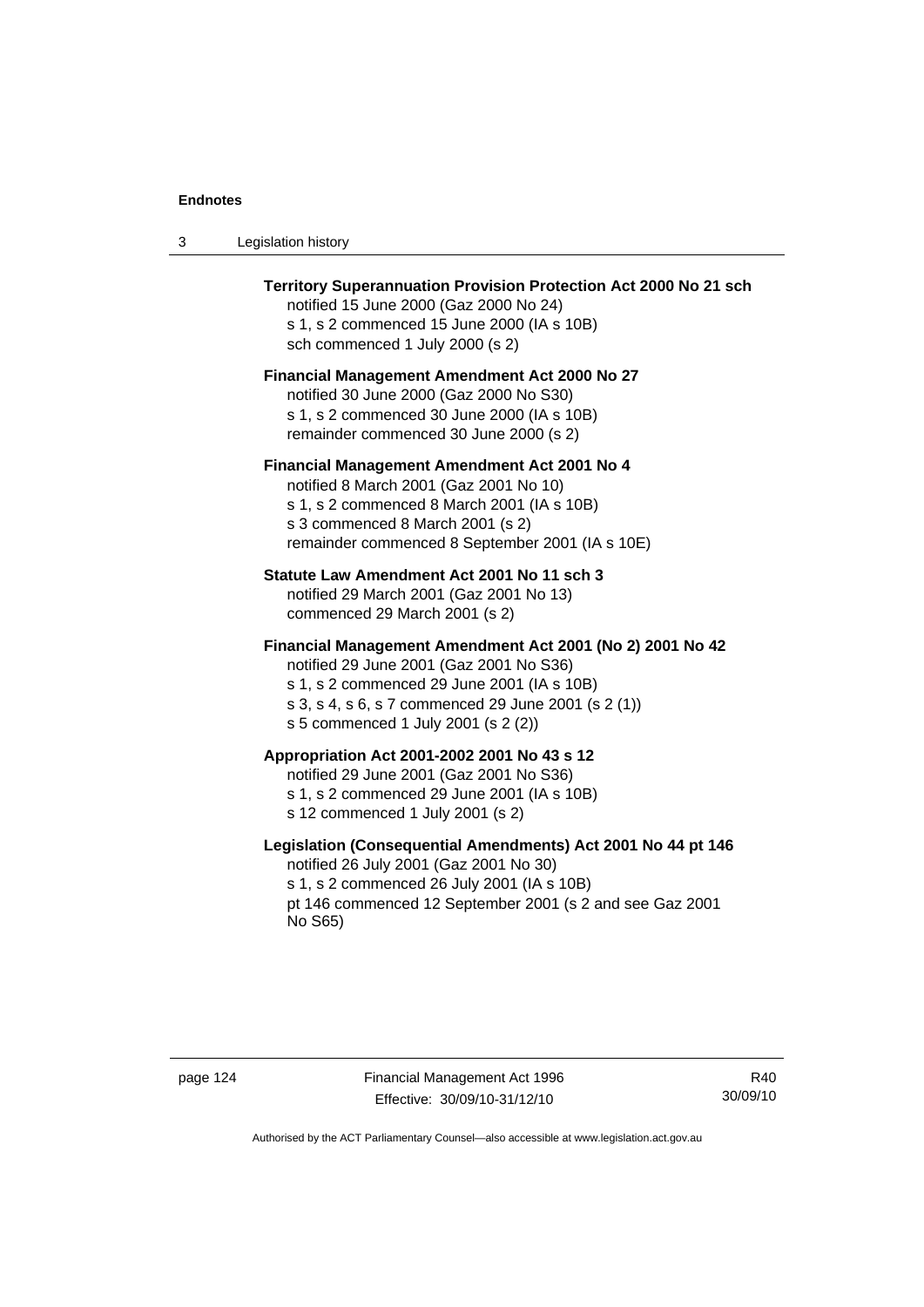**Territory Superannuation Provision Protection Act 2000 No 21 sch**
notified 15 June 2000 (Gaz 2000 No 24)
s 1, s 2 commenced 15 June 2000 (IA s 10B)
sch commenced 1 July 2000 (s 2)

**Financial Management Amendment Act 2000 No 27**
notified 30 June 2000 (Gaz 2000 No S30)
s 1, s 2 commenced 30 June 2000 (IA s 10B)
remainder commenced 30 June 2000 (s 2)

**Financial Management Amendment Act 2001 No 4**
notified 8 March 2001 (Gaz 2001 No 10)
s 1, s 2 commenced 8 March 2001 (IA s 10B)
s 3 commenced 8 March 2001 (s 2)
remainder commenced 8 September 2001 (IA s 10E)

**Statute Law Amendment Act 2001 No 11 sch 3**
notified 29 March 2001 (Gaz 2001 No 13)
commenced 29 March 2001 (s 2)

**Financial Management Amendment Act 2001 (No 2) 2001 No 42**
notified 29 June 2001 (Gaz 2001 No S36)
s 1, s 2 commenced 29 June 2001 (IA s 10B)
s 3, s 4, s 6, s 7 commenced 29 June 2001 (s 2 (1))
s 5 commenced 1 July 2001 (s 2 (2))

**Appropriation Act 2001-2002 2001 No 43 s 12**
notified 29 June 2001 (Gaz 2001 No S36)
s 1, s 2 commenced 29 June 2001 (IA s 10B)
s 12 commenced 1 July 2001 (s 2)

**Legislation (Consequential Amendments) Act 2001 No 44 pt 146**
notified 26 July 2001 (Gaz 2001 No 30)
s 1, s 2 commenced 26 July 2001 (IA s 10B)
pt 146 commenced 12 September 2001 (s 2 and see Gaz 2001 No S65)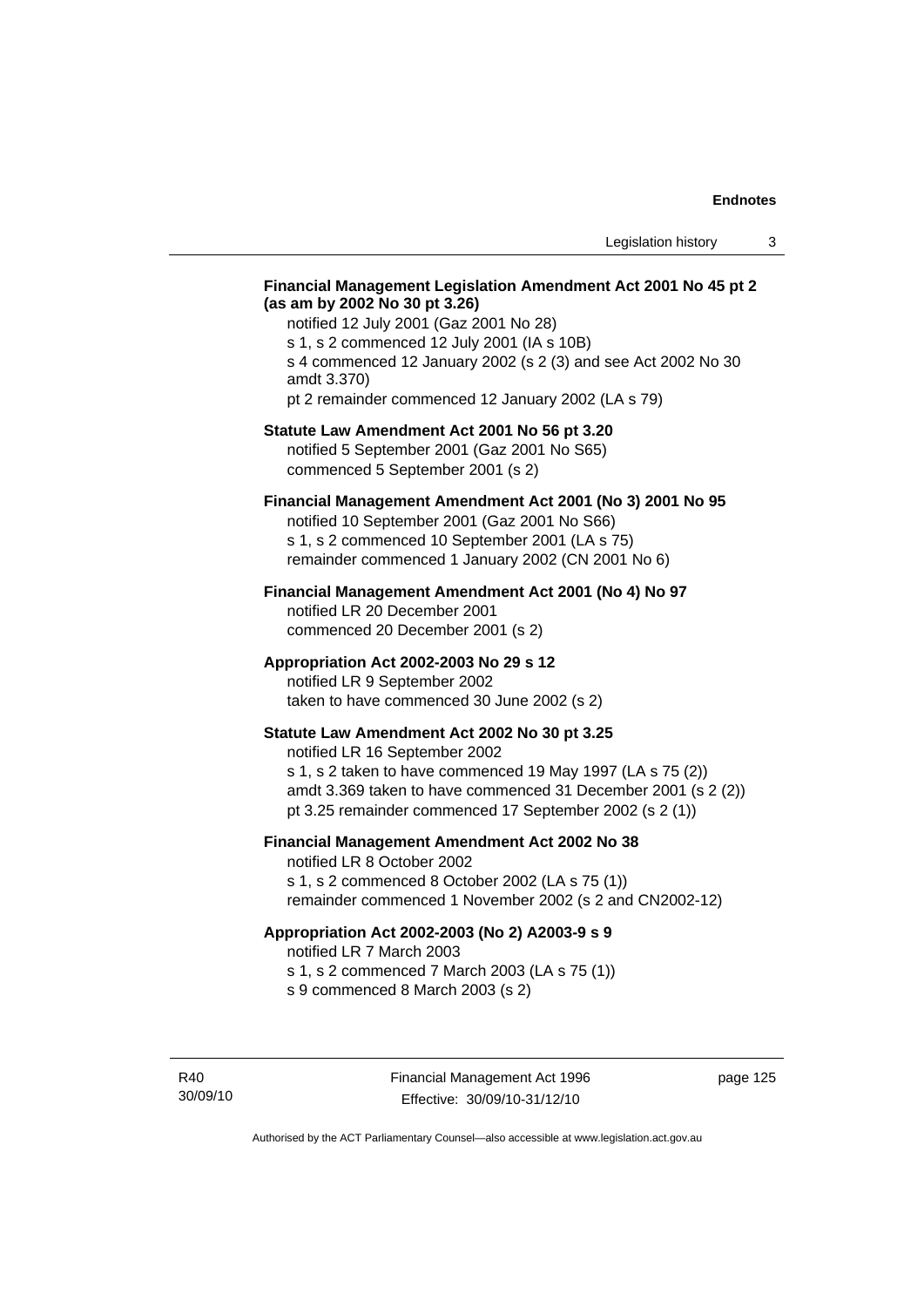**Financial Management Legislation Amendment Act 2001 No 45 pt 2 (as am by 2002 No 30 pt 3.26)**

notified 12 July 2001 (Gaz 2001 No 28)
s 1, s 2 commenced 12 July 2001 (IA s 10B)
s 4 commenced 12 January 2002 (s 2 (3) and see Act 2002 No 30 amdt 3.370)
pt 2 remainder commenced 12 January 2002 (LA s 79)

**Statute Law Amendment Act 2001 No 56 pt 3.20**

notified 5 September 2001 (Gaz 2001 No S65)
commenced 5 September 2001 (s 2)

**Financial Management Amendment Act 2001 (No 3) 2001 No 95**

notified 10 September 2001 (Gaz 2001 No S66)
s 1, s 2 commenced 10 September 2001 (LA s 75)
remainder commenced 1 January 2002 (CN 2001 No 6)

**Financial Management Amendment Act 2001 (No 4) No 97**

notified LR 20 December 2001
commenced 20 December 2001 (s 2)

**Appropriation Act 2002-2003 No 29 s 12**

notified LR 9 September 2002
taken to have commenced 30 June 2002 (s 2)

**Statute Law Amendment Act 2002 No 30 pt 3.25**

notified LR 16 September 2002
s 1, s 2 taken to have commenced 19 May 1997 (LA s 75 (2))
amdt 3.369 taken to have commenced 31 December 2001 (s 2 (2))
pt 3.25 remainder commenced 17 September 2002 (s 2 (1))

**Financial Management Amendment Act 2002 No 38**

notified LR 8 October 2002
s 1, s 2 commenced 8 October 2002 (LA s 75 (1))
remainder commenced 1 November 2002 (s 2 and CN2002-12)

**Appropriation Act 2002-2003 (No 2) A2003-9 s 9**

notified LR 7 March 2003
s 1, s 2 commenced 7 March 2003 (LA s 75 (1))
s 9 commenced 8 March 2003 (s 2)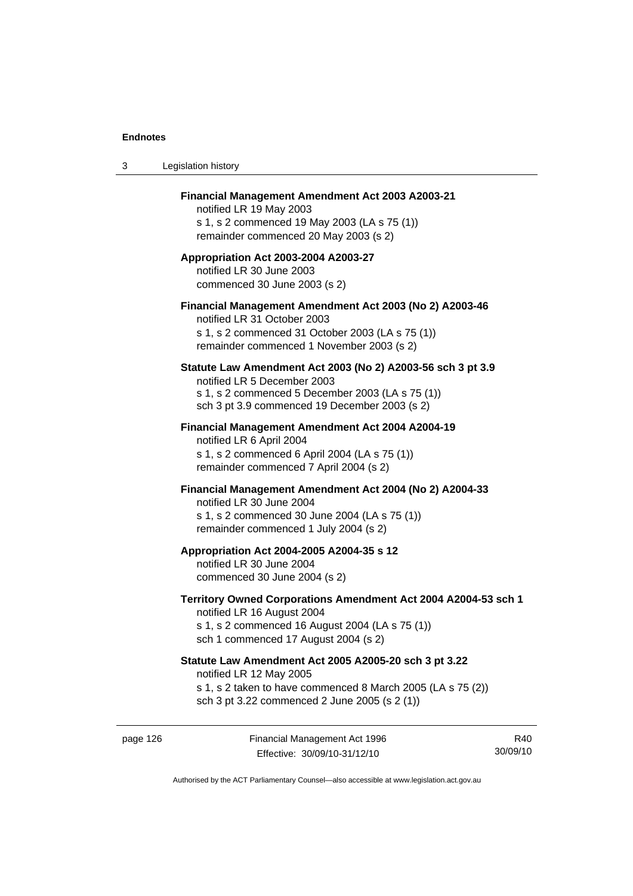**Financial Management Amendment Act 2003 A2003-21**

notified LR 19 May 2003

s 1, s 2 commenced 19 May 2003 (LA s 75 (1))

remainder commenced 20 May 2003 (s 2)

**Appropriation Act 2003-2004 A2003-27**

notified LR 30 June 2003

commenced 30 June 2003 (s 2)

**Financial Management Amendment Act 2003 (No 2) A2003-46**

notified LR 31 October 2003

s 1, s 2 commenced 31 October 2003 (LA s 75 (1))

remainder commenced 1 November 2003 (s 2)

**Statute Law Amendment Act 2003 (No 2) A2003-56 sch 3 pt 3.9**

notified LR 5 December 2003

s 1, s 2 commenced 5 December 2003 (LA s 75 (1))

sch 3 pt 3.9 commenced 19 December 2003 (s 2)

**Financial Management Amendment Act 2004 A2004-19**

notified LR 6 April 2004

s 1, s 2 commenced 6 April 2004 (LA s 75 (1))

remainder commenced 7 April 2004 (s 2)

**Financial Management Amendment Act 2004 (No 2) A2004-33**

notified LR 30 June 2004

s 1, s 2 commenced 30 June 2004 (LA s 75 (1))

remainder commenced 1 July 2004 (s 2)

**Appropriation Act 2004-2005 A2004-35 s 12**

notified LR 30 June 2004

commenced 30 June 2004 (s 2)

**Territory Owned Corporations Amendment Act 2004 A2004-53 sch 1**

notified LR 16 August 2004

s 1, s 2 commenced 16 August 2004 (LA s 75 (1))

sch 1 commenced 17 August 2004 (s 2)

**Statute Law Amendment Act 2005 A2005-20 sch 3 pt 3.22**

notified LR 12 May 2005

s 1, s 2 taken to have commenced 8 March 2005 (LA s 75 (2))

sch 3 pt 3.22 commenced 2 June 2005 (s 2 (1))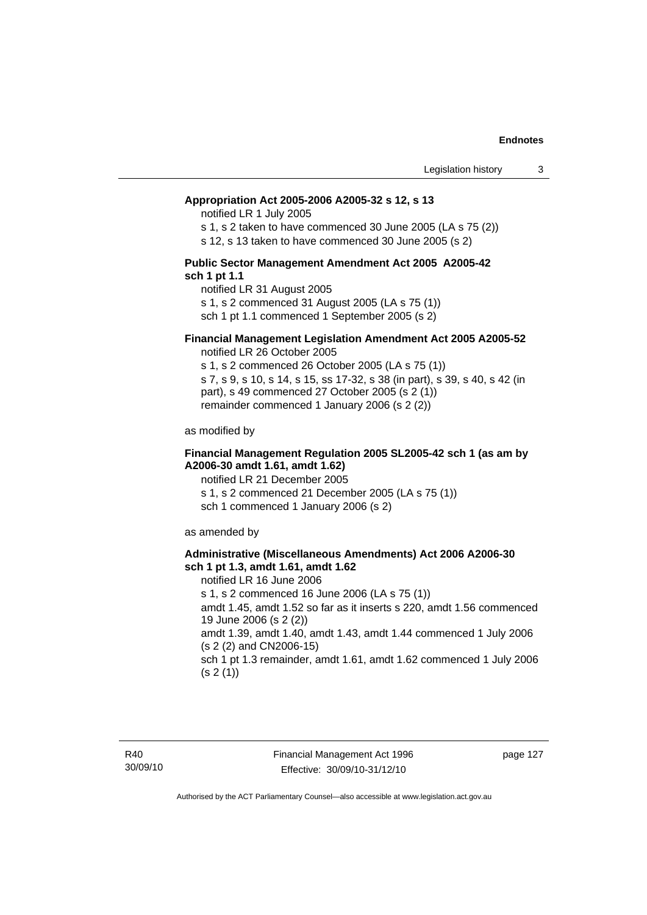**Appropriation Act 2005-2006 A2005-32 s 12, s 13**

notified LR 1 July 2005

s 1, s 2 taken to have commenced 30 June 2005 (LA s 75 (2))

s 12, s 13 taken to have commenced 30 June 2005 (s 2)

**Public Sector Management Amendment Act 2005 A2005-42 sch 1 pt 1.1**

notified LR 31 August 2005

s 1, s 2 commenced 31 August 2005 (LA s 75 (1))

sch 1 pt 1.1 commenced 1 September 2005 (s 2)

**Financial Management Legislation Amendment Act 2005 A2005-52**

notified LR 26 October 2005

s 1, s 2 commenced 26 October 2005 (LA s 75 (1))

s 7, s 9, s 10, s 14, s 15, ss 17-32, s 38 (in part), s 39, s 40, s 42 (in part), s 49 commenced 27 October 2005 (s 2 (1))

remainder commenced 1 January 2006 (s 2 (2))

as modified by

**Financial Management Regulation 2005 SL2005-42 sch 1 (as am by A2006-30 amdt 1.61, amdt 1.62)**

notified LR 21 December 2005

s 1, s 2 commenced 21 December 2005 (LA s 75 (1))

sch 1 commenced 1 January 2006 (s 2)

as amended by

**Administrative (Miscellaneous Amendments) Act 2006 A2006-30 sch 1 pt 1.3, amdt 1.61, amdt 1.62**

notified LR 16 June 2006

s 1, s 2 commenced 16 June 2006 (LA s 75 (1))

amdt 1.45, amdt 1.52 so far as it inserts s 220, amdt 1.56 commenced 19 June 2006 (s 2 (2))

amdt 1.39, amdt 1.40, amdt 1.43, amdt 1.44 commenced 1 July 2006 (s 2 (2) and CN2006-15)

sch 1 pt 1.3 remainder, amdt 1.61, amdt 1.62 commenced 1 July 2006 (s 2 (1))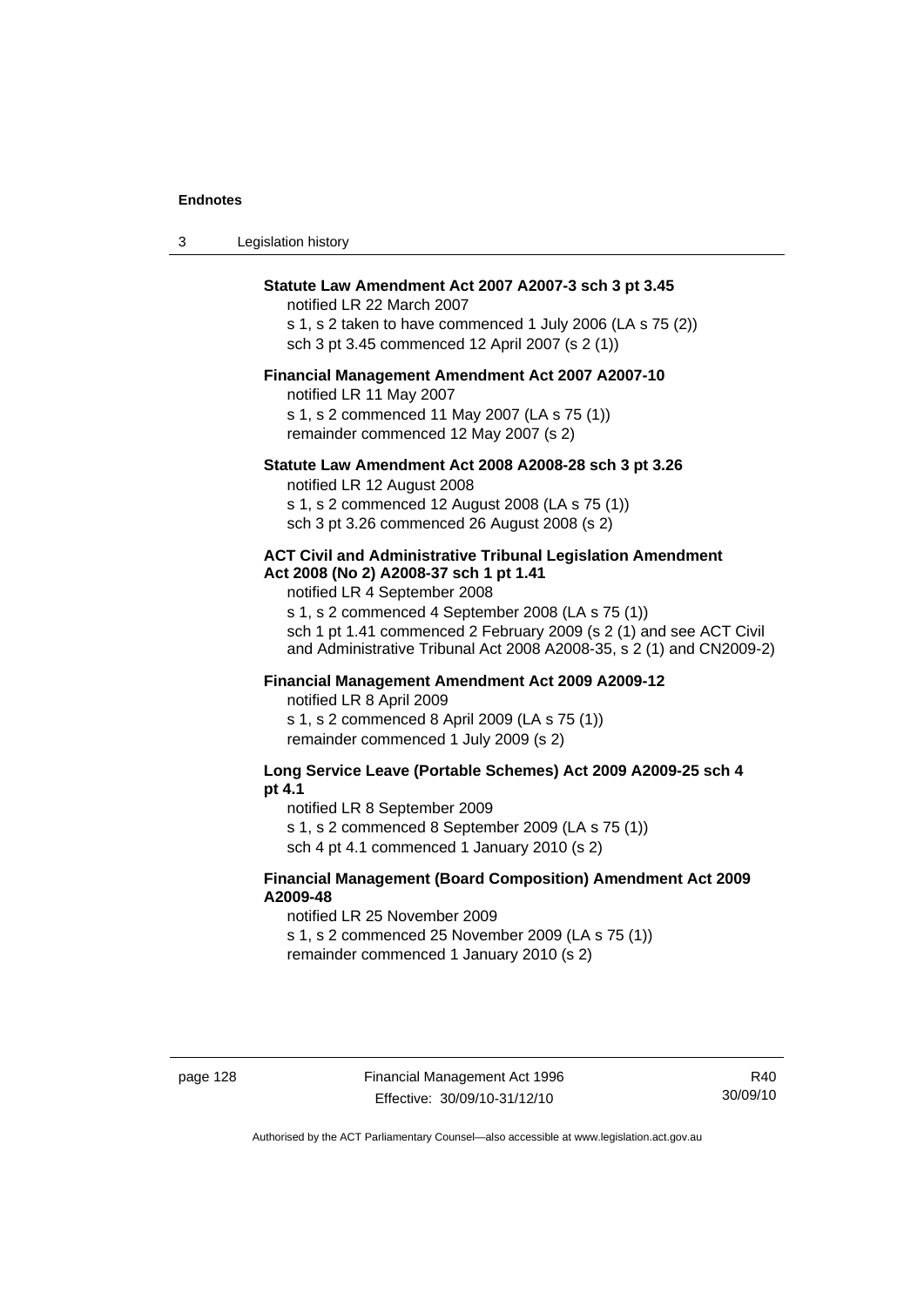**Statute Law Amendment Act 2007 A2007-3 sch 3 pt 3.45**

notified LR 22 March 2007

s 1, s 2 taken to have commenced 1 July 2006 (LA s 75 (2))

sch 3 pt 3.45 commenced 12 April 2007 (s 2 (1))

**Financial Management Amendment Act 2007 A2007-10**

notified LR 11 May 2007

s 1, s 2 commenced 11 May 2007 (LA s 75 (1))

remainder commenced 12 May 2007 (s 2)

**Statute Law Amendment Act 2008 A2008-28 sch 3 pt 3.26**

notified LR 12 August 2008

s 1, s 2 commenced 12 August 2008 (LA s 75 (1))

sch 3 pt 3.26 commenced 26 August 2008 (s 2)

**ACT Civil and Administrative Tribunal Legislation Amendment Act 2008 (No 2) A2008-37 sch 1 pt 1.41**

notified LR 4 September 2008

s 1, s 2 commenced 4 September 2008 (LA s 75 (1))

sch 1 pt 1.41 commenced 2 February 2009 (s 2 (1) and see ACT Civil and Administrative Tribunal Act 2008 A2008-35, s 2 (1) and CN2009-2)

**Financial Management Amendment Act 2009 A2009-12**

notified LR 8 April 2009

s 1, s 2 commenced 8 April 2009 (LA s 75 (1))

remainder commenced 1 July 2009 (s 2)

**Long Service Leave (Portable Schemes) Act 2009 A2009-25 sch 4 pt 4.1**

notified LR 8 September 2009

s 1, s 2 commenced 8 September 2009 (LA s 75 (1))

sch 4 pt 4.1 commenced 1 January 2010 (s 2)

**Financial Management (Board Composition) Amendment Act 2009 A2009-48**

notified LR 25 November 2009

s 1, s 2 commenced 25 November 2009 (LA s 75 (1))

remainder commenced 1 January 2010 (s 2)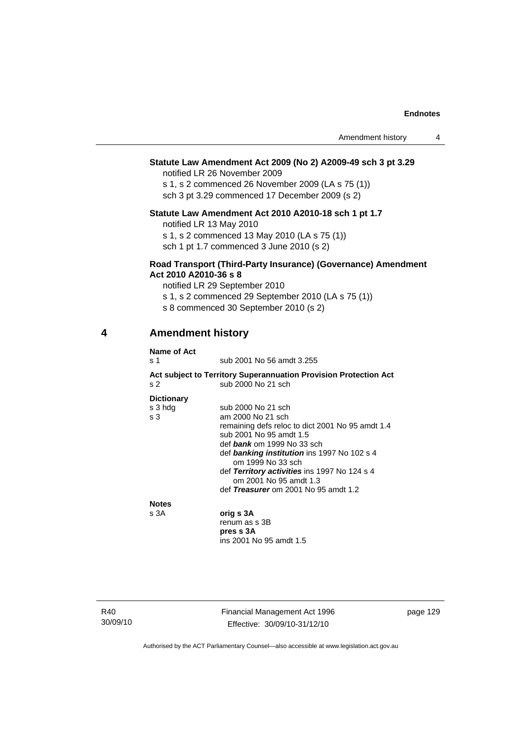**Statute Law Amendment Act 2009 (No 2) A2009-49 sch 3 pt 3.29**

notified LR 26 November 2009

s 1, s 2 commenced 26 November 2009 (LA s 75 (1))

sch 3 pt 3.29 commenced 17 December 2009 (s 2)

**Statute Law Amendment Act 2010 A2010-18 sch 1 pt 1.7**

notified LR 13 May 2010

s 1, s 2 commenced 13 May 2010 (LA s 75 (1))

sch 1 pt 1.7 commenced 3 June 2010 (s 2)

**Road Transport (Third-Party Insurance) (Governance) Amendment Act 2010 A2010-36 s 8**

notified LR 29 September 2010

s 1, s 2 commenced 29 September 2010 (LA s 75 (1))

s 8 commenced 30 September 2010 (s 2)

## 4 Amendment history

**Name of Act**

| | |
|---|---|
| s 1 | sub 2001 No 56 amdt 3.255 |

**Act subject to Territory Superannuation Provision Protection Act**

| | |
|---|---|
| s 2 | sub 2000 No 21 sch |

**Dictionary**

| | |
|---|---|
| s 3 hdg | sub 2000 No 21 sch |
| s 3 | am 2000 No 21 sch<br>remaining defs reloc to dict 2001 No 95 amdt 1.4<br>sub 2001 No 95 amdt 1.5<br>def ***bank*** om 1999 No 33 sch<br>def ***banking institution*** ins 1997 No 102 s 4<br>om 1999 No 33 sch<br>def ***Territory activities*** ins 1997 No 124 s 4<br>om 2001 No 95 amdt 1.3<br>def ***Treasurer*** om 2001 No 95 amdt 1.2 |

**Notes**

| | |
|---|---|
| s 3A | **orig s 3A**<br>renum as s 3B<br>**pres s 3A**<br>ins 2001 No 95 amdt 1.5 |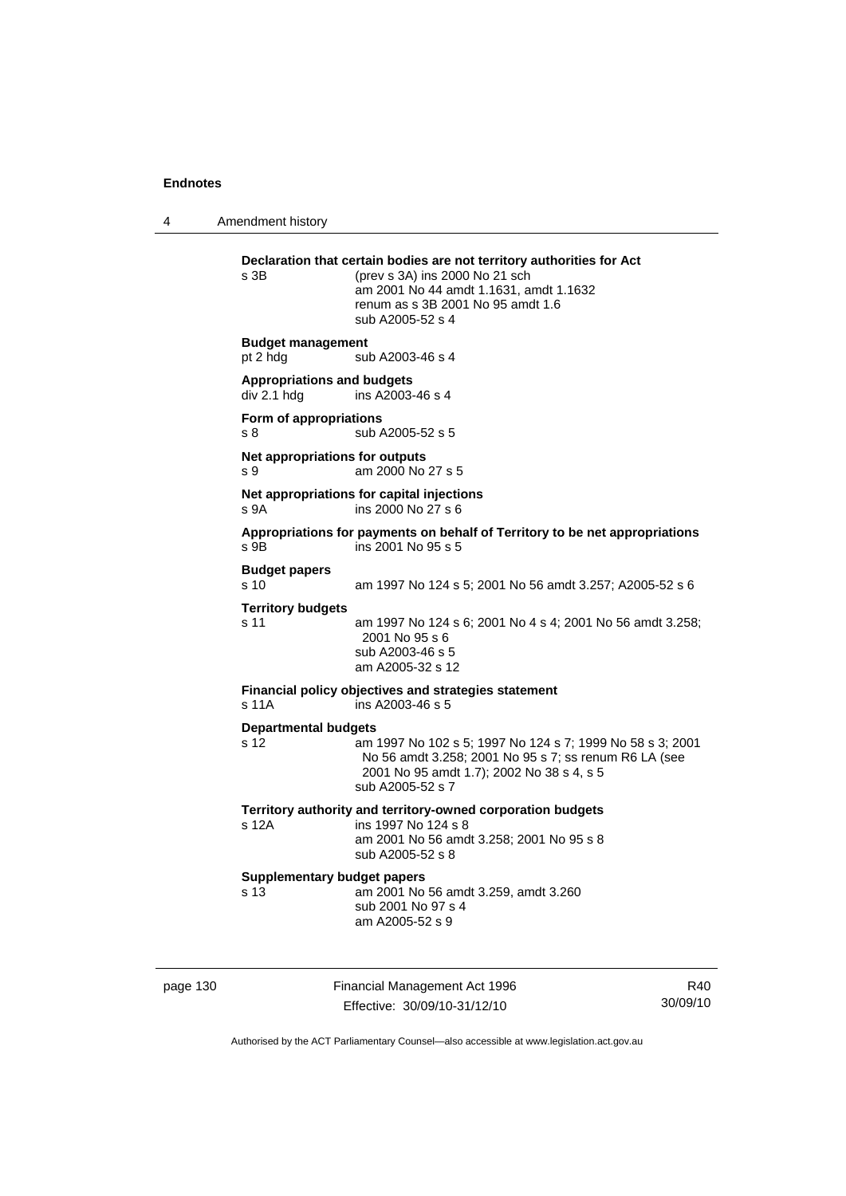**Declaration that certain bodies are not territory authorities for Act**

s 3B (prev s 3A) ins 2000 No 21 sch
am 2001 No 44 amdt 1.1631, amdt 1.1632
renum as s 3B 2001 No 95 amdt 1.6
sub A2005-52 s 4

**Budget management**

pt 2 hdg sub A2003-46 s 4

**Appropriations and budgets**

div 2.1 hdg ins A2003-46 s 4

**Form of appropriations**

s 8 sub A2005-52 s 5

**Net appropriations for outputs**

s 9 am 2000 No 27 s 5

**Net appropriations for capital injections**

s 9A ins 2000 No 27 s 6

**Appropriations for payments on behalf of Territory to be net appropriations**

s 9B ins 2001 No 95 s 5

**Budget papers**

s 10 am 1997 No 124 s 5; 2001 No 56 amdt 3.257; A2005-52 s 6

**Territory budgets**

s 11 am 1997 No 124 s 6; 2001 No 4 s 4; 2001 No 56 amdt 3.258; 2001 No 95 s 6
sub A2003-46 s 5
am A2005-32 s 12

**Financial policy objectives and strategies statement**

s 11A ins A2003-46 s 5

**Departmental budgets**

s 12 am 1997 No 102 s 5; 1997 No 124 s 7; 1999 No 58 s 3; 2001 No 56 amdt 3.258; 2001 No 95 s 7; ss renum R6 LA (see 2001 No 95 amdt 1.7); 2002 No 38 s 4, s 5
sub A2005-52 s 7

**Territory authority and territory-owned corporation budgets**

s 12A ins 1997 No 124 s 8
am 2001 No 56 amdt 3.258; 2001 No 95 s 8
sub A2005-52 s 8

**Supplementary budget papers**

s 13 am 2001 No 56 amdt 3.259, amdt 3.260
sub 2001 No 97 s 4
am A2005-52 s 9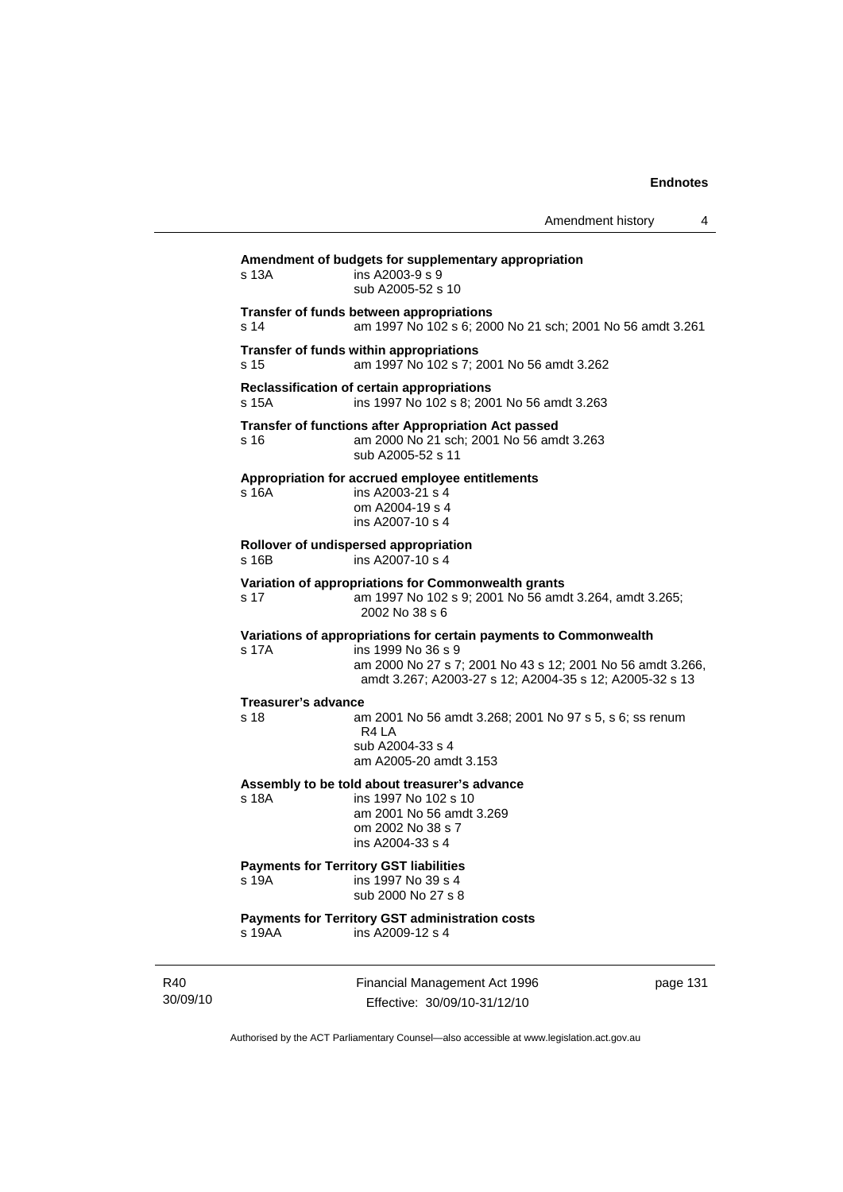**Amendment of budgets for supplementary appropriation**

s 13A ins A2003-9 s 9
sub A2005-52 s 10

**Transfer of funds between appropriations**

s 14 am 1997 No 102 s 6; 2000 No 21 sch; 2001 No 56 amdt 3.261

**Transfer of funds within appropriations**

s 15 am 1997 No 102 s 7; 2001 No 56 amdt 3.262

**Reclassification of certain appropriations**

s 15A ins 1997 No 102 s 8; 2001 No 56 amdt 3.263

**Transfer of functions after Appropriation Act passed**

s 16 am 2000 No 21 sch; 2001 No 56 amdt 3.263
sub A2005-52 s 11

**Appropriation for accrued employee entitlements**

s 16A ins A2003-21 s 4
om A2004-19 s 4
ins A2007-10 s 4

**Rollover of undispersed appropriation**

s 16B ins A2007-10 s 4

**Variation of appropriations for Commonwealth grants**

s 17 am 1997 No 102 s 9; 2001 No 56 amdt 3.264, amdt 3.265; 2002 No 38 s 6

**Variations of appropriations for certain payments to Commonwealth**

s 17A ins 1999 No 36 s 9
am 2000 No 27 s 7; 2001 No 43 s 12; 2001 No 56 amdt 3.266, amdt 3.267; A2003-27 s 12; A2004-35 s 12; A2005-32 s 13

**Treasurer's advance**

s 18 am 2001 No 56 amdt 3.268; 2001 No 97 s 5, s 6; ss renum R4 LA
sub A2004-33 s 4
am A2005-20 amdt 3.153

**Assembly to be told about treasurer's advance**

s 18A ins 1997 No 102 s 10
am 2001 No 56 amdt 3.269
om 2002 No 38 s 7
ins A2004-33 s 4

**Payments for Territory GST liabilities**

s 19A ins 1997 No 39 s 4
sub 2000 No 27 s 8

**Payments for Territory GST administration costs**

s 19AA ins A2009-12 s 4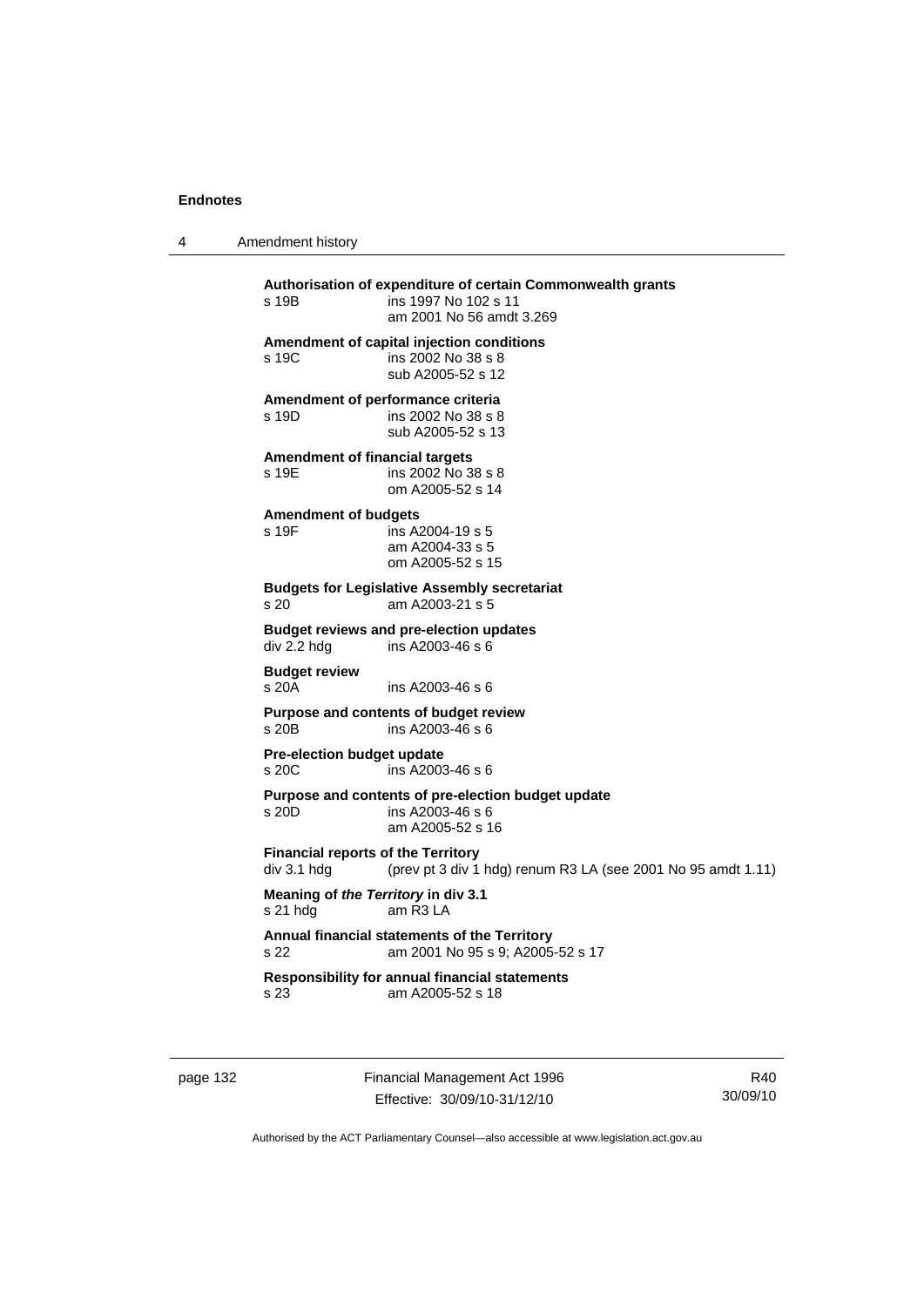**Authorisation of expenditure of certain Commonwealth grants**
s 19B ins 1997 No 102 s 11
am 2001 No 56 amdt 3.269

**Amendment of capital injection conditions**
s 19C ins 2002 No 38 s 8
sub A2005-52 s 12

**Amendment of performance criteria**
s 19D ins 2002 No 38 s 8
sub A2005-52 s 13

**Amendment of financial targets**
s 19E ins 2002 No 38 s 8
om A2005-52 s 14

**Amendment of budgets**
s 19F ins A2004-19 s 5
am A2004-33 s 5
om A2005-52 s 15

**Budgets for Legislative Assembly secretariat**
s 20 am A2003-21 s 5

**Budget reviews and pre-election updates**
div 2.2 hdg ins A2003-46 s 6

**Budget review**
s 20A ins A2003-46 s 6

**Purpose and contents of budget review**
s 20B ins A2003-46 s 6

**Pre-election budget update**
s 20C ins A2003-46 s 6

**Purpose and contents of pre-election budget update**
s 20D ins A2003-46 s 6
am A2005-52 s 16

**Financial reports of the Territory**
div 3.1 hdg (prev pt 3 div 1 hdg) renum R3 LA (see 2001 No 95 amdt 1.11)

**Meaning of *the Territory* in div 3.1**
s 21 hdg am R3 LA

**Annual financial statements of the Territory**
s 22 am 2001 No 95 s 9; A2005-52 s 17

**Responsibility for annual financial statements**
s 23 am A2005-52 s 18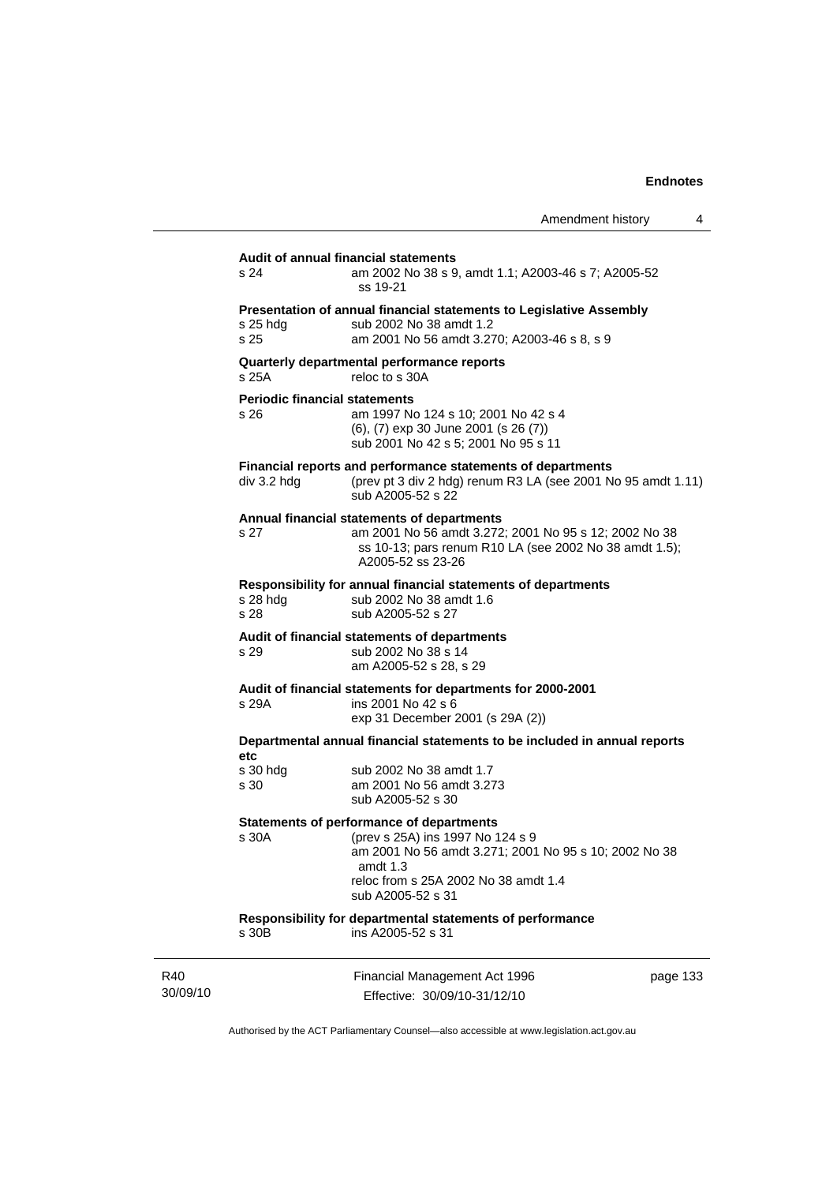**Audit of annual financial statements**

s 24 — am 2002 No 38 s 9, amdt 1.1; A2003-46 s 7; A2005-52 ss 19-21

**Presentation of annual financial statements to Legislative Assembly**

s 25 hdg — sub 2002 No 38 amdt 1.2

s 25 — am 2001 No 56 amdt 3.270; A2003-46 s 8, s 9

**Quarterly departmental performance reports**

s 25A — reloc to s 30A

**Periodic financial statements**

s 26 — am 1997 No 124 s 10; 2001 No 42 s 4
(6), (7) exp 30 June 2001 (s 26 (7))
sub 2001 No 42 s 5; 2001 No 95 s 11

**Financial reports and performance statements of departments**

div 3.2 hdg — (prev pt 3 div 2 hdg) renum R3 LA (see 2001 No 95 amdt 1.11)
sub A2005-52 s 22

**Annual financial statements of departments**

s 27 — am 2001 No 56 amdt 3.272; 2001 No 95 s 12; 2002 No 38 ss 10-13; pars renum R10 LA (see 2002 No 38 amdt 1.5); A2005-52 ss 23-26

**Responsibility for annual financial statements of departments**

s 28 hdg — sub 2002 No 38 amdt 1.6

s 28 — sub A2005-52 s 27

**Audit of financial statements of departments**

s 29 — sub 2002 No 38 s 14
am A2005-52 s 28, s 29

**Audit of financial statements for departments for 2000-2001**

s 29A — ins 2001 No 42 s 6
exp 31 December 2001 (s 29A (2))

**Departmental annual financial statements to be included in annual reports etc**

s 30 hdg — sub 2002 No 38 amdt 1.7

s 30 — am 2001 No 56 amdt 3.273
sub A2005-52 s 30

**Statements of performance of departments**

s 30A — (prev s 25A) ins 1997 No 124 s 9
am 2001 No 56 amdt 3.271; 2001 No 95 s 10; 2002 No 38 amdt 1.3
reloc from s 25A 2002 No 38 amdt 1.4
sub A2005-52 s 31

**Responsibility for departmental statements of performance**

s 30B — ins A2005-52 s 31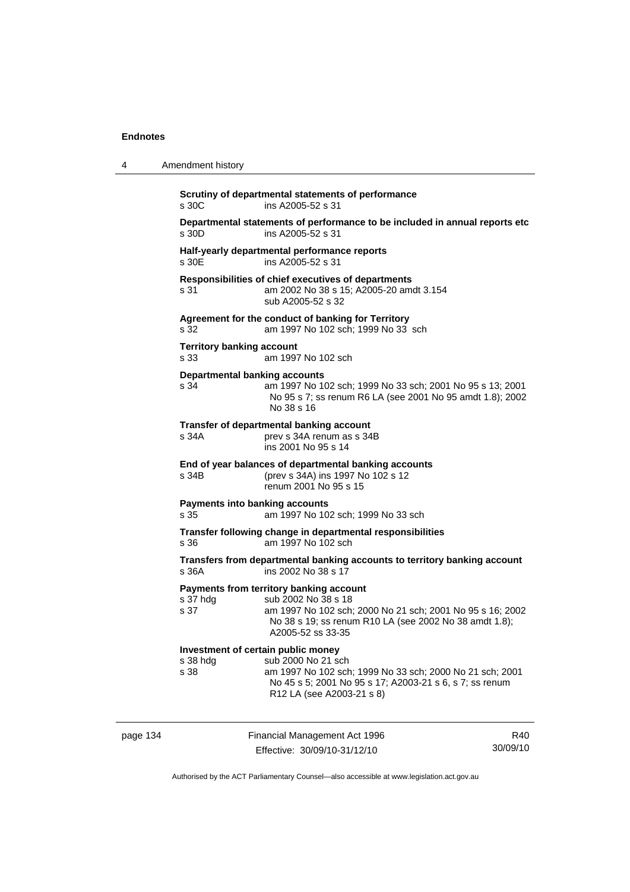**Scrutiny of departmental statements of performance**
s 30C ins A2005-52 s 31

**Departmental statements of performance to be included in annual reports etc**
s 30D ins A2005-52 s 31

**Half-yearly departmental performance reports**
s 30E ins A2005-52 s 31

**Responsibilities of chief executives of departments**
s 31 am 2002 No 38 s 15; A2005-20 amdt 3.154
sub A2005-52 s 32

**Agreement for the conduct of banking for Territory**
s 32 am 1997 No 102 sch; 1999 No 33 sch

**Territory banking account**
s 33 am 1997 No 102 sch

**Departmental banking accounts**
s 34 am 1997 No 102 sch; 1999 No 33 sch; 2001 No 95 s 13; 2001 No 95 s 7; ss renum R6 LA (see 2001 No 95 amdt 1.8); 2002 No 38 s 16

**Transfer of departmental banking account**
s 34A prev s 34A renum as s 34B
ins 2001 No 95 s 14

**End of year balances of departmental banking accounts**
s 34B (prev s 34A) ins 1997 No 102 s 12
renum 2001 No 95 s 15

**Payments into banking accounts**
s 35 am 1997 No 102 sch; 1999 No 33 sch

**Transfer following change in departmental responsibilities**
s 36 am 1997 No 102 sch

**Transfers from departmental banking accounts to territory banking account**
s 36A ins 2002 No 38 s 17

**Payments from territory banking account**
s 37 hdg sub 2002 No 38 s 18
s 37 am 1997 No 102 sch; 2000 No 21 sch; 2001 No 95 s 16; 2002 No 38 s 19; ss renum R10 LA (see 2002 No 38 amdt 1.8); A2005-52 ss 33-35

**Investment of certain public money**
s 38 hdg sub 2000 No 21 sch
s 38 am 1997 No 102 sch; 1999 No 33 sch; 2000 No 21 sch; 2001 No 45 s 5; 2001 No 95 s 17; A2003-21 s 6, s 7; ss renum R12 LA (see A2003-21 s 8)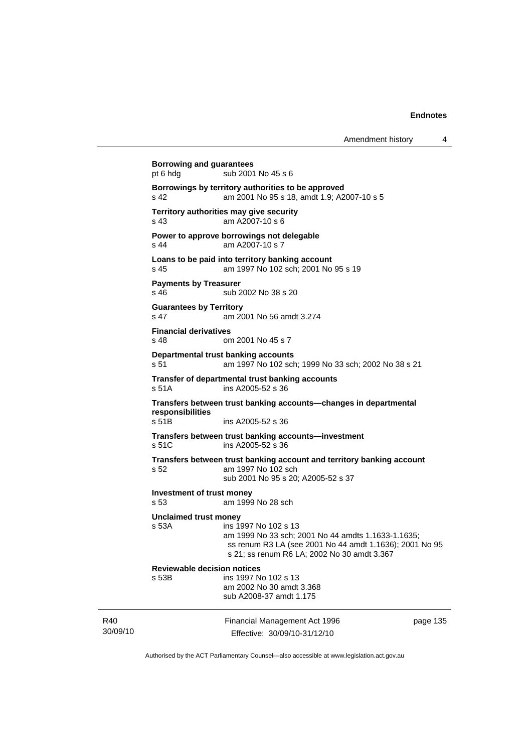**Borrowing and guarantees**
pt 6 hdg sub 2001 No 45 s 6

**Borrowings by territory authorities to be approved**
s 42 am 2001 No 95 s 18, amdt 1.9; A2007-10 s 5

**Territory authorities may give security**
s 43 am A2007-10 s 6

**Power to approve borrowings not delegable**
s 44 am A2007-10 s 7

**Loans to be paid into territory banking account**
s 45 am 1997 No 102 sch; 2001 No 95 s 19

**Payments by Treasurer**
s 46 sub 2002 No 38 s 20

**Guarantees by Territory**
s 47 am 2001 No 56 amdt 3.274

**Financial derivatives**
s 48 om 2001 No 45 s 7

**Departmental trust banking accounts**
s 51 am 1997 No 102 sch; 1999 No 33 sch; 2002 No 38 s 21

**Transfer of departmental trust banking accounts**
s 51A ins A2005-52 s 36

**Transfers between trust banking accounts—changes in departmental responsibilities**
s 51B ins A2005-52 s 36

**Transfers between trust banking accounts—investment**
s 51C ins A2005-52 s 36

**Transfers between trust banking account and territory banking account**
s 52 am 1997 No 102 sch
sub 2001 No 95 s 20; A2005-52 s 37

**Investment of trust money**
s 53 am 1999 No 28 sch

**Unclaimed trust money**
s 53A ins 1997 No 102 s 13
am 1999 No 33 sch; 2001 No 44 amdts 1.1633-1.1635;
ss renum R3 LA (see 2001 No 44 amdt 1.1636); 2001 No 95 s 21; ss renum R6 LA; 2002 No 30 amdt 3.367

**Reviewable decision notices**
s 53B ins 1997 No 102 s 13
am 2002 No 30 amdt 3.368
sub A2008-37 amdt 1.175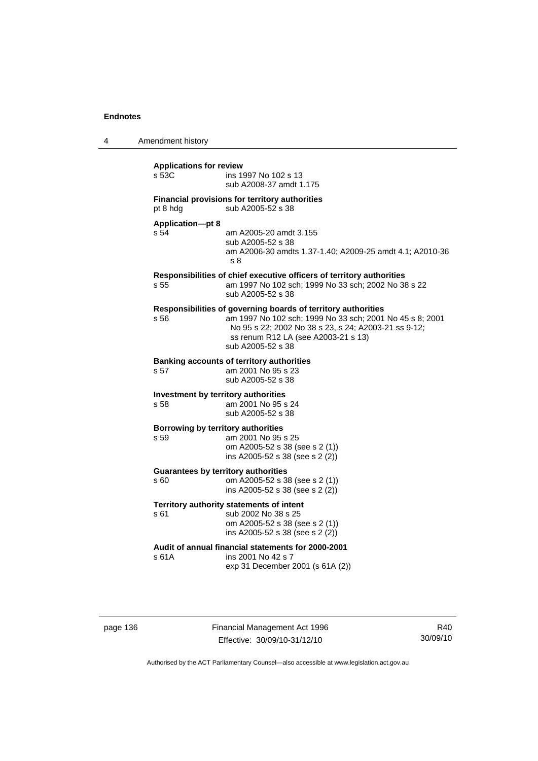**Applications for review**
s 53C ins 1997 No 102 s 13
sub A2008-37 amdt 1.175

**Financial provisions for territory authorities**
pt 8 hdg sub A2005-52 s 38

**Application—pt 8**
s 54 am A2005-20 amdt 3.155
sub A2005-52 s 38
am A2006-30 amdts 1.37-1.40; A2009-25 amdt 4.1; A2010-36 s 8

**Responsibilities of chief executive officers of territory authorities**
s 55 am 1997 No 102 sch; 1999 No 33 sch; 2002 No 38 s 22
sub A2005-52 s 38

**Responsibilities of governing boards of territory authorities**
s 56 am 1997 No 102 sch; 1999 No 33 sch; 2001 No 45 s 8; 2001 No 95 s 22; 2002 No 38 s 23, s 24; A2003-21 ss 9-12; ss renum R12 LA (see A2003-21 s 13)
sub A2005-52 s 38

**Banking accounts of territory authorities**
s 57 am 2001 No 95 s 23
sub A2005-52 s 38

**Investment by territory authorities**
s 58 am 2001 No 95 s 24
sub A2005-52 s 38

**Borrowing by territory authorities**
s 59 am 2001 No 95 s 25
om A2005-52 s 38 (see s 2 (1))
ins A2005-52 s 38 (see s 2 (2))

**Guarantees by territory authorities**
s 60 om A2005-52 s 38 (see s 2 (1))
ins A2005-52 s 38 (see s 2 (2))

**Territory authority statements of intent**
s 61 sub 2002 No 38 s 25
om A2005-52 s 38 (see s 2 (1))
ins A2005-52 s 38 (see s 2 (2))

**Audit of annual financial statements for 2000-2001**
s 61A ins 2001 No 42 s 7
exp 31 December 2001 (s 61A (2))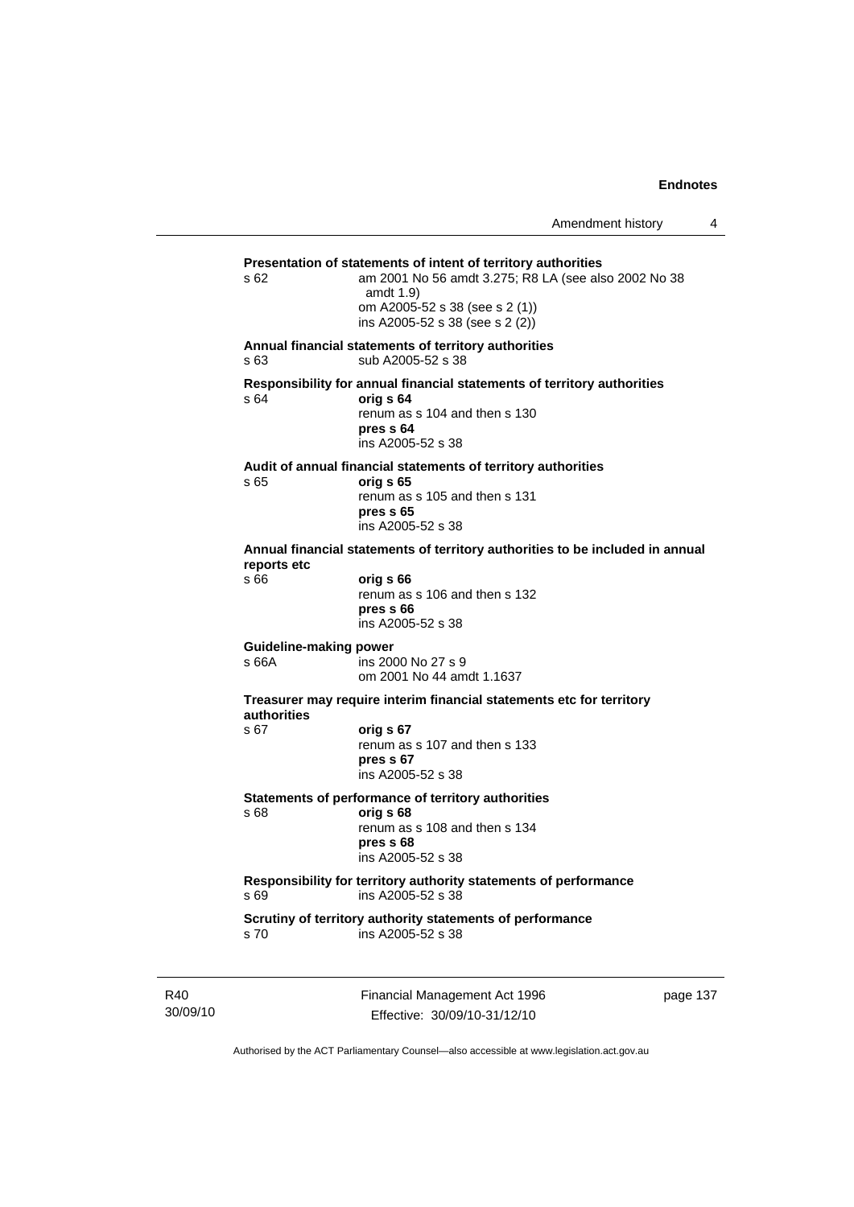**Presentation of statements of intent of territory authorities**

s 62 am 2001 No 56 amdt 3.275; R8 LA (see also 2002 No 38 amdt 1.9)
om A2005-52 s 38 (see s 2 (1))
ins A2005-52 s 38 (see s 2 (2))

**Annual financial statements of territory authorities**

s 63 sub A2005-52 s 38

**Responsibility for annual financial statements of territory authorities**

s 64 **orig s 64**
renum as s 104 and then s 130
**pres s 64**
ins A2005-52 s 38

**Audit of annual financial statements of territory authorities**

s 65 **orig s 65**
renum as s 105 and then s 131
**pres s 65**
ins A2005-52 s 38

**Annual financial statements of territory authorities to be included in annual reports etc**

s 66 **orig s 66**
renum as s 106 and then s 132
**pres s 66**
ins A2005-52 s 38

**Guideline-making power**

s 66A ins 2000 No 27 s 9
om 2001 No 44 amdt 1.1637

**Treasurer may require interim financial statements etc for territory authorities**

s 67 **orig s 67**
renum as s 107 and then s 133
**pres s 67**
ins A2005-52 s 38

**Statements of performance of territory authorities**

s 68 **orig s 68**
renum as s 108 and then s 134
**pres s 68**
ins A2005-52 s 38

**Responsibility for territory authority statements of performance**

s 69 ins A2005-52 s 38

**Scrutiny of territory authority statements of performance**

s 70 ins A2005-52 s 38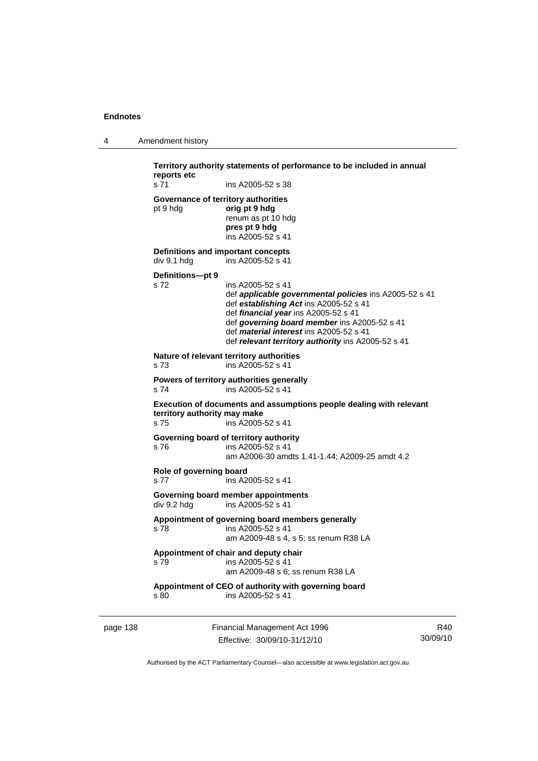**Territory authority statements of performance to be included in annual reports etc**
s 71 ins A2005-52 s 38

**Governance of territory authorities**
pt 9 hdg **orig pt 9 hdg**
renum as pt 10 hdg
**pres pt 9 hdg**
ins A2005-52 s 41

**Definitions and important concepts**
div 9.1 hdg ins A2005-52 s 41

**Definitions—pt 9**
s 72 ins A2005-52 s 41
def ***applicable governmental policies*** ins A2005-52 s 41
def ***establishing Act*** ins A2005-52 s 41
def ***financial year*** ins A2005-52 s 41
def ***governing board member*** ins A2005-52 s 41
def ***material interest*** ins A2005-52 s 41
def ***relevant territory authority*** ins A2005-52 s 41

**Nature of relevant territory authorities**
s 73 ins A2005-52 s 41

**Powers of territory authorities generally**
s 74 ins A2005-52 s 41

**Execution of documents and assumptions people dealing with relevant territory authority may make**
s 75 ins A2005-52 s 41

**Governing board of territory authority**
s 76 ins A2005-52 s 41
am A2006-30 amdts 1.41-1.44; A2009-25 amdt 4.2

**Role of governing board**
s 77 ins A2005-52 s 41

**Governing board member appointments**
div 9.2 hdg ins A2005-52 s 41

**Appointment of governing board members generally**
s 78 ins A2005-52 s 41
am A2009-48 s 4, s 5; ss renum R38 LA

**Appointment of chair and deputy chair**
s 79 ins A2005-52 s 41
am A2009-48 s 6; ss renum R38 LA

**Appointment of CEO of authority with governing board**
s 80 ins A2005-52 s 41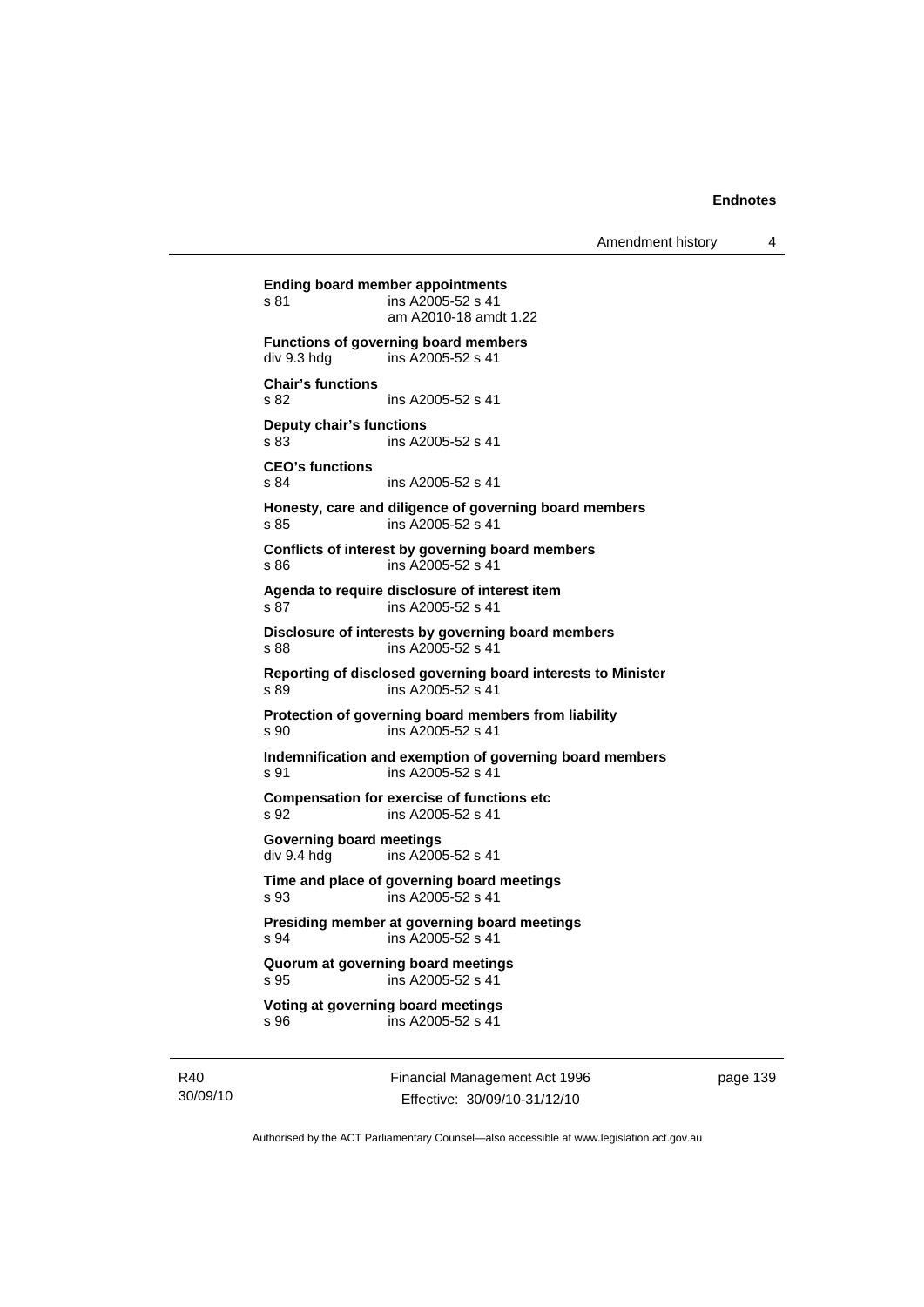**Ending board member appointments**
s 81 ins A2005-52 s 41
am A2010-18 amdt 1.22

**Functions of governing board members**
div 9.3 hdg ins A2005-52 s 41

**Chair's functions**
s 82 ins A2005-52 s 41

**Deputy chair's functions**
s 83 ins A2005-52 s 41

**CEO's functions**
s 84 ins A2005-52 s 41

**Honesty, care and diligence of governing board members**
s 85 ins A2005-52 s 41

**Conflicts of interest by governing board members**
s 86 ins A2005-52 s 41

**Agenda to require disclosure of interest item**
s 87 ins A2005-52 s 41

**Disclosure of interests by governing board members**
s 88 ins A2005-52 s 41

**Reporting of disclosed governing board interests to Minister**
s 89 ins A2005-52 s 41

**Protection of governing board members from liability**
s 90 ins A2005-52 s 41

**Indemnification and exemption of governing board members**
s 91 ins A2005-52 s 41

**Compensation for exercise of functions etc**
s 92 ins A2005-52 s 41

**Governing board meetings**
div 9.4 hdg ins A2005-52 s 41

**Time and place of governing board meetings**
s 93 ins A2005-52 s 41

**Presiding member at governing board meetings**
s 94 ins A2005-52 s 41

**Quorum at governing board meetings**
s 95 ins A2005-52 s 41

**Voting at governing board meetings**
s 96 ins A2005-52 s 41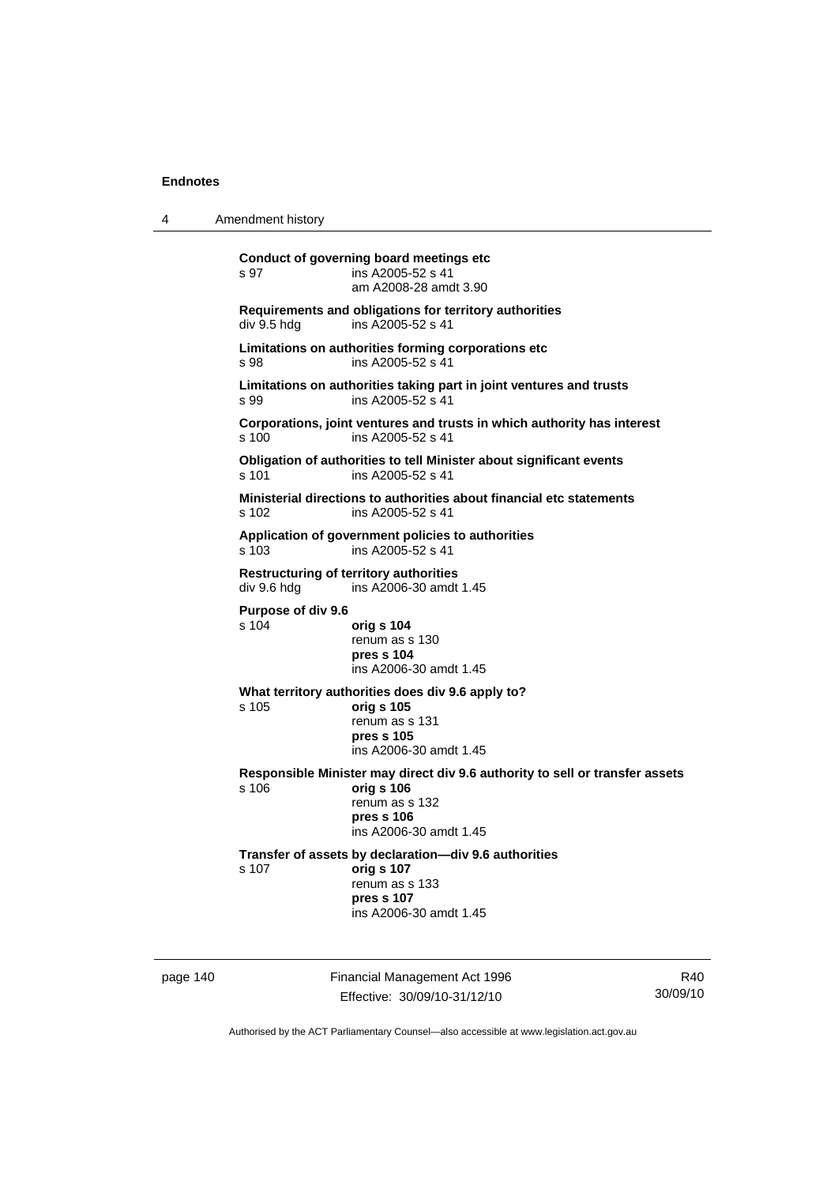**Conduct of governing board meetings etc**
s 97 ins A2005-52 s 41
am A2008-28 amdt 3.90

**Requirements and obligations for territory authorities**
div 9.5 hdg ins A2005-52 s 41

**Limitations on authorities forming corporations etc**
s 98 ins A2005-52 s 41

**Limitations on authorities taking part in joint ventures and trusts**
s 99 ins A2005-52 s 41

**Corporations, joint ventures and trusts in which authority has interest**
s 100 ins A2005-52 s 41

**Obligation of authorities to tell Minister about significant events**
s 101 ins A2005-52 s 41

**Ministerial directions to authorities about financial etc statements**
s 102 ins A2005-52 s 41

**Application of government policies to authorities**
s 103 ins A2005-52 s 41

**Restructuring of territory authorities**
div 9.6 hdg ins A2006-30 amdt 1.45

**Purpose of div 9.6**
s 104 **orig s 104**
renum as s 130
**pres s 104**
ins A2006-30 amdt 1.45

**What territory authorities does div 9.6 apply to?**
s 105 **orig s 105**
renum as s 131
**pres s 105**
ins A2006-30 amdt 1.45

**Responsible Minister may direct div 9.6 authority to sell or transfer assets**
s 106 **orig s 106**
renum as s 132
**pres s 106**
ins A2006-30 amdt 1.45

**Transfer of assets by declaration—div 9.6 authorities**
s 107 **orig s 107**
renum as s 133
**pres s 107**
ins A2006-30 amdt 1.45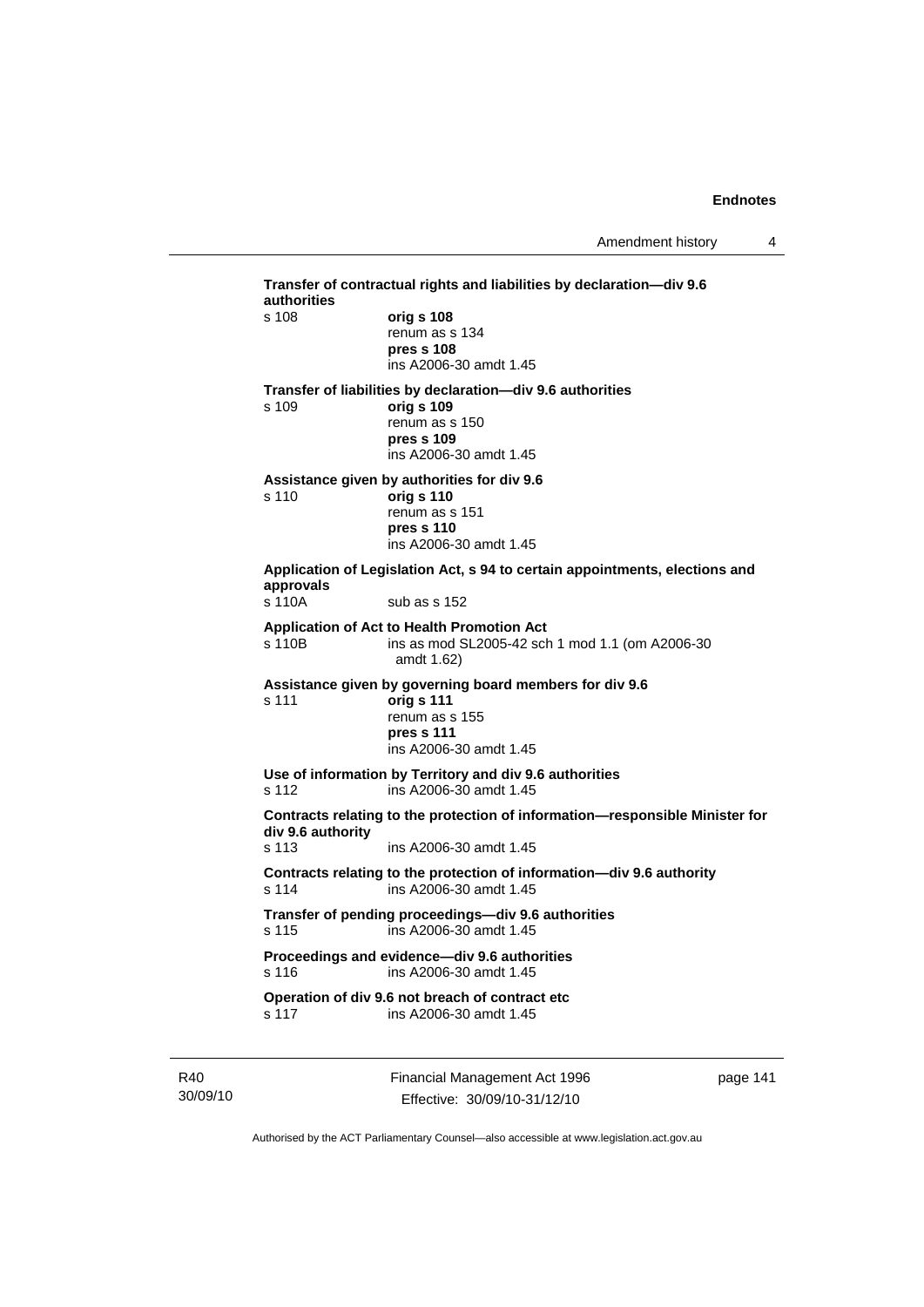**Transfer of contractual rights and liabilities by declaration—div 9.6 authorities**

s 108 **orig s 108**
renum as s 134
**pres s 108**
ins A2006-30 amdt 1.45

**Transfer of liabilities by declaration—div 9.6 authorities**

s 109 **orig s 109**
renum as s 150
**pres s 109**
ins A2006-30 amdt 1.45

**Assistance given by authorities for div 9.6**

s 110 **orig s 110**
renum as s 151
**pres s 110**
ins A2006-30 amdt 1.45

**Application of Legislation Act, s 94 to certain appointments, elections and approvals**

s 110A sub as s 152

**Application of Act to Health Promotion Act**

s 110B ins as mod SL2005-42 sch 1 mod 1.1 (om A2006-30 amdt 1.62)

**Assistance given by governing board members for div 9.6**

s 111 **orig s 111**
renum as s 155
**pres s 111**
ins A2006-30 amdt 1.45

**Use of information by Territory and div 9.6 authorities**

s 112 ins A2006-30 amdt 1.45

**Contracts relating to the protection of information—responsible Minister for div 9.6 authority**

s 113 ins A2006-30 amdt 1.45

**Contracts relating to the protection of information—div 9.6 authority**

s 114 ins A2006-30 amdt 1.45

**Transfer of pending proceedings—div 9.6 authorities**

s 115 ins A2006-30 amdt 1.45

**Proceedings and evidence—div 9.6 authorities**

s 116 ins A2006-30 amdt 1.45

**Operation of div 9.6 not breach of contract etc**

s 117 ins A2006-30 amdt 1.45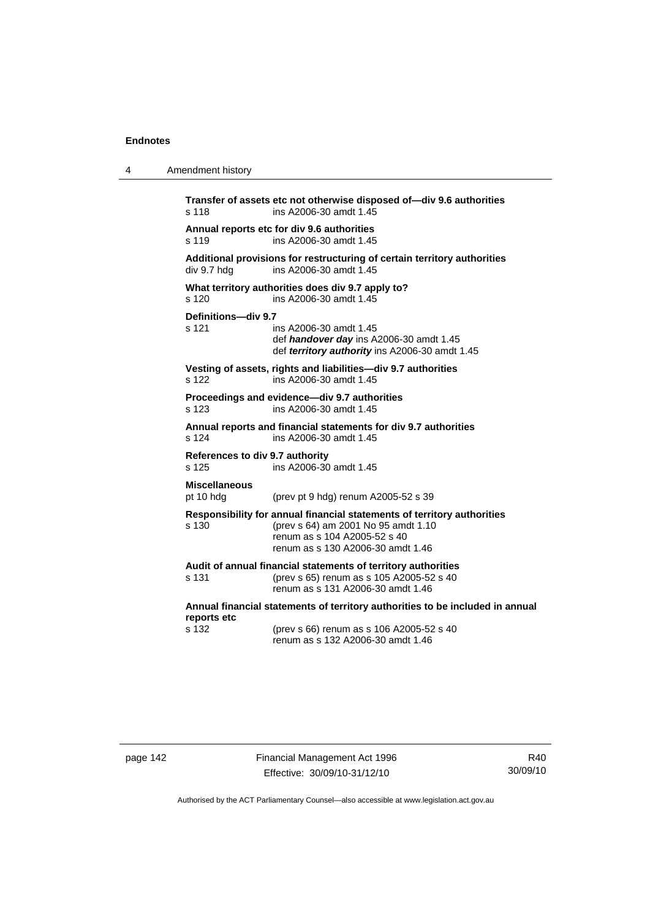**Transfer of assets etc not otherwise disposed of—div 9.6 authorities**
s 118 ins A2006-30 amdt 1.45

**Annual reports etc for div 9.6 authorities**
s 119 ins A2006-30 amdt 1.45

**Additional provisions for restructuring of certain territory authorities**
div 9.7 hdg ins A2006-30 amdt 1.45

**What territory authorities does div 9.7 apply to?**
s 120 ins A2006-30 amdt 1.45

**Definitions—div 9.7**
s 121 ins A2006-30 amdt 1.45
def ***handover day*** ins A2006-30 amdt 1.45
def ***territory authority*** ins A2006-30 amdt 1.45

**Vesting of assets, rights and liabilities—div 9.7 authorities**
s 122 ins A2006-30 amdt 1.45

**Proceedings and evidence—div 9.7 authorities**
s 123 ins A2006-30 amdt 1.45

**Annual reports and financial statements for div 9.7 authorities**
s 124 ins A2006-30 amdt 1.45

**References to div 9.7 authority**
s 125 ins A2006-30 amdt 1.45

**Miscellaneous**
pt 10 hdg (prev pt 9 hdg) renum A2005-52 s 39

**Responsibility for annual financial statements of territory authorities**
s 130 (prev s 64) am 2001 No 95 amdt 1.10
renum as s 104 A2005-52 s 40
renum as s 130 A2006-30 amdt 1.46

**Audit of annual financial statements of territory authorities**
s 131 (prev s 65) renum as s 105 A2005-52 s 40
renum as s 131 A2006-30 amdt 1.46

**Annual financial statements of territory authorities to be included in annual reports etc**
s 132 (prev s 66) renum as s 106 A2005-52 s 40
renum as s 132 A2006-30 amdt 1.46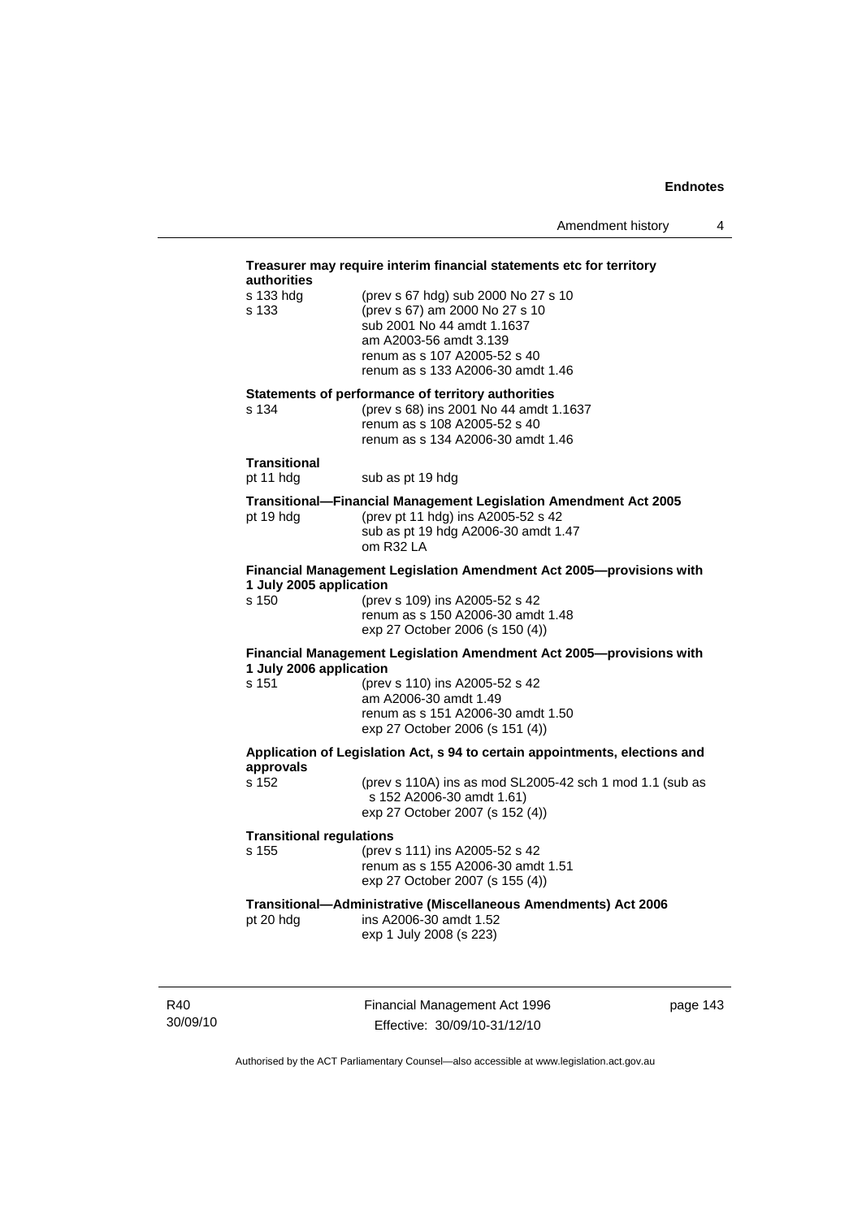**Treasurer may require interim financial statements etc for territory authorities**

| | |
|---|---|
| s 133 hdg | (prev s 67 hdg) sub 2000 No 27 s 10 |
| s 133 | (prev s 67) am 2000 No 27 s 10<br>sub 2001 No 44 amdt 1.1637<br>am A2003-56 amdt 3.139<br>renum as s 107 A2005-52 s 40<br>renum as s 133 A2006-30 amdt 1.46 |

**Statements of performance of territory authorities**

| | |
|---|---|
| s 134 | (prev s 68) ins 2001 No 44 amdt 1.1637<br>renum as s 108 A2005-52 s 40<br>renum as s 134 A2006-30 amdt 1.46 |

**Transitional**

| | |
|---|---|
| pt 11 hdg | sub as pt 19 hdg |

**Transitional—Financial Management Legislation Amendment Act 2005**

| | |
|---|---|
| pt 19 hdg | (prev pt 11 hdg) ins A2005-52 s 42<br>sub as pt 19 hdg A2006-30 amdt 1.47<br>om R32 LA |

**Financial Management Legislation Amendment Act 2005—provisions with 1 July 2005 application**

| | |
|---|---|
| s 150 | (prev s 109) ins A2005-52 s 42<br>renum as s 150 A2006-30 amdt 1.48<br>exp 27 October 2006 (s 150 (4)) |

**Financial Management Legislation Amendment Act 2005—provisions with 1 July 2006 application**

| | |
|---|---|
| s 151 | (prev s 110) ins A2005-52 s 42<br>am A2006-30 amdt 1.49<br>renum as s 151 A2006-30 amdt 1.50<br>exp 27 October 2006 (s 151 (4)) |

**Application of Legislation Act, s 94 to certain appointments, elections and approvals**

| | |
|---|---|
| s 152 | (prev s 110A) ins as mod SL2005-42 sch 1 mod 1.1 (sub as s 152 A2006-30 amdt 1.61)<br>exp 27 October 2007 (s 152 (4)) |

**Transitional regulations**

| | |
|---|---|
| s 155 | (prev s 111) ins A2005-52 s 42<br>renum as s 155 A2006-30 amdt 1.51<br>exp 27 October 2007 (s 155 (4)) |

**Transitional—Administrative (Miscellaneous Amendments) Act 2006**

| | |
|---|---|
| pt 20 hdg | ins A2006-30 amdt 1.52<br>exp 1 July 2008 (s 223) |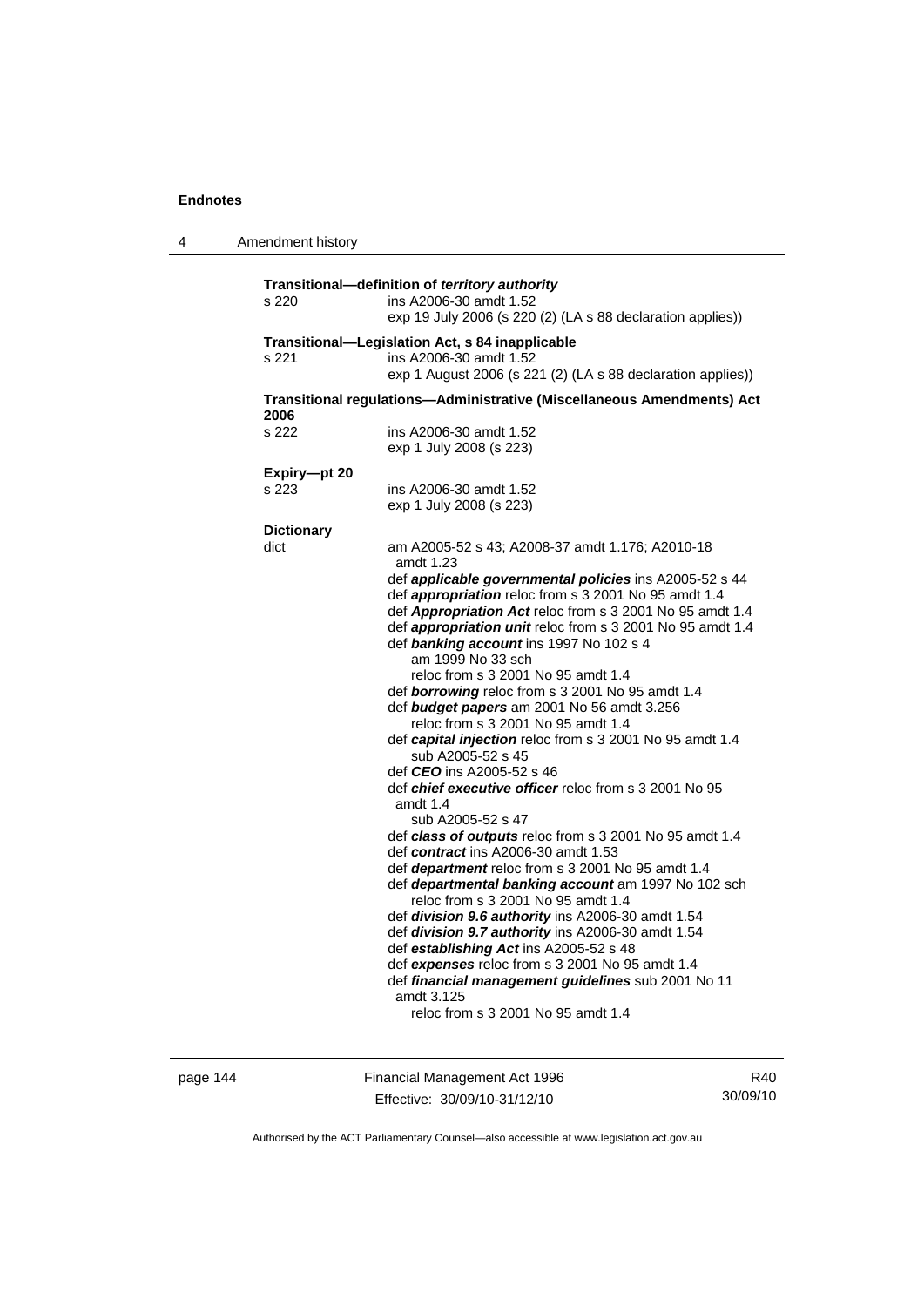**Transitional—definition of *territory authority***

s 220 ins A2006-30 amdt 1.52
exp 19 July 2006 (s 220 (2) (LA s 88 declaration applies))

**Transitional—Legislation Act, s 84 inapplicable**

s 221 ins A2006-30 amdt 1.52
exp 1 August 2006 (s 221 (2) (LA s 88 declaration applies))

**Transitional regulations—Administrative (Miscellaneous Amendments) Act 2006**

s 222 ins A2006-30 amdt 1.52
exp 1 July 2008 (s 223)

**Expiry—pt 20**

s 223 ins A2006-30 amdt 1.52
exp 1 July 2008 (s 223)

**Dictionary**

dict am A2005-52 s 43; A2008-37 amdt 1.176; A2010-18 amdt 1.23
def ***applicable governmental policies*** ins A2005-52 s 44
def ***appropriation*** reloc from s 3 2001 No 95 amdt 1.4
def ***Appropriation Act*** reloc from s 3 2001 No 95 amdt 1.4
def ***appropriation unit*** reloc from s 3 2001 No 95 amdt 1.4
def ***banking account*** ins 1997 No 102 s 4
am 1999 No 33 sch
reloc from s 3 2001 No 95 amdt 1.4
def ***borrowing*** reloc from s 3 2001 No 95 amdt 1.4
def ***budget papers*** am 2001 No 56 amdt 3.256
reloc from s 3 2001 No 95 amdt 1.4
def ***capital injection*** reloc from s 3 2001 No 95 amdt 1.4
sub A2005-52 s 45
def ***CEO*** ins A2005-52 s 46
def ***chief executive officer*** reloc from s 3 2001 No 95 amdt 1.4
sub A2005-52 s 47
def ***class of outputs*** reloc from s 3 2001 No 95 amdt 1.4
def ***contract*** ins A2006-30 amdt 1.53
def ***department*** reloc from s 3 2001 No 95 amdt 1.4
def ***departmental banking account*** am 1997 No 102 sch
reloc from s 3 2001 No 95 amdt 1.4
def ***division 9.6 authority*** ins A2006-30 amdt 1.54
def ***division 9.7 authority*** ins A2006-30 amdt 1.54
def ***establishing Act*** ins A2005-52 s 48
def ***expenses*** reloc from s 3 2001 No 95 amdt 1.4
def ***financial management guidelines*** sub 2001 No 11 amdt 3.125
reloc from s 3 2001 No 95 amdt 1.4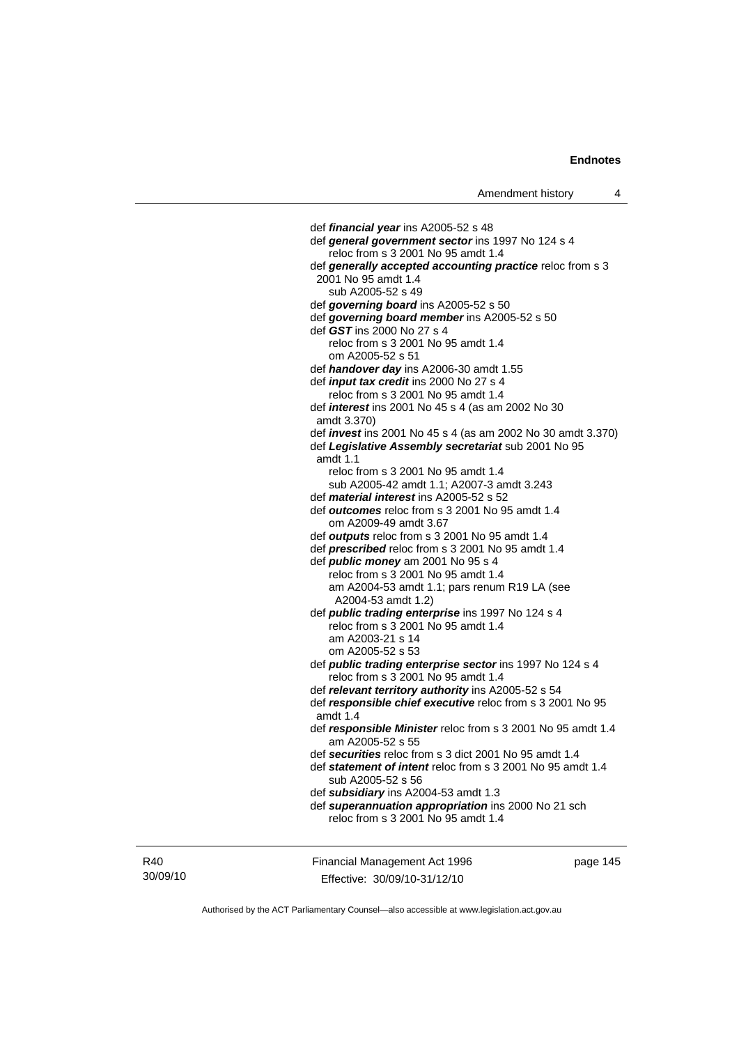def ***financial year*** ins A2005-52 s 48

def ***general government sector*** ins 1997 No 124 s 4
reloc from s 3 2001 No 95 amdt 1.4

def ***generally accepted accounting practice*** reloc from s 3 2001 No 95 amdt 1.4
sub A2005-52 s 49

def ***governing board*** ins A2005-52 s 50

def ***governing board member*** ins A2005-52 s 50

def ***GST*** ins 2000 No 27 s 4
reloc from s 3 2001 No 95 amdt 1.4
om A2005-52 s 51

def ***handover day*** ins A2006-30 amdt 1.55

def ***input tax credit*** ins 2000 No 27 s 4
reloc from s 3 2001 No 95 amdt 1.4

def ***interest*** ins 2001 No 45 s 4 (as am 2002 No 30 amdt 3.370)

def ***invest*** ins 2001 No 45 s 4 (as am 2002 No 30 amdt 3.370)

def ***Legislative Assembly secretariat*** sub 2001 No 95 amdt 1.1
reloc from s 3 2001 No 95 amdt 1.4
sub A2005-42 amdt 1.1; A2007-3 amdt 3.243

def ***material interest*** ins A2005-52 s 52

def ***outcomes*** reloc from s 3 2001 No 95 amdt 1.4
om A2009-49 amdt 3.67

def ***outputs*** reloc from s 3 2001 No 95 amdt 1.4

def ***prescribed*** reloc from s 3 2001 No 95 amdt 1.4

def ***public money*** am 2001 No 95 s 4
reloc from s 3 2001 No 95 amdt 1.4
am A2004-53 amdt 1.1; pars renum R19 LA (see A2004-53 amdt 1.2)

def ***public trading enterprise*** ins 1997 No 124 s 4
reloc from s 3 2001 No 95 amdt 1.4
am A2003-21 s 14
om A2005-52 s 53

def ***public trading enterprise sector*** ins 1997 No 124 s 4
reloc from s 3 2001 No 95 amdt 1.4

def ***relevant territory authority*** ins A2005-52 s 54

def ***responsible chief executive*** reloc from s 3 2001 No 95 amdt 1.4

def ***responsible Minister*** reloc from s 3 2001 No 95 amdt 1.4
am A2005-52 s 55

def ***securities*** reloc from s 3 dict 2001 No 95 amdt 1.4

def ***statement of intent*** reloc from s 3 2001 No 95 amdt 1.4
sub A2005-52 s 56

def ***subsidiary*** ins A2004-53 amdt 1.3

def ***superannuation appropriation*** ins 2000 No 21 sch
reloc from s 3 2001 No 95 amdt 1.4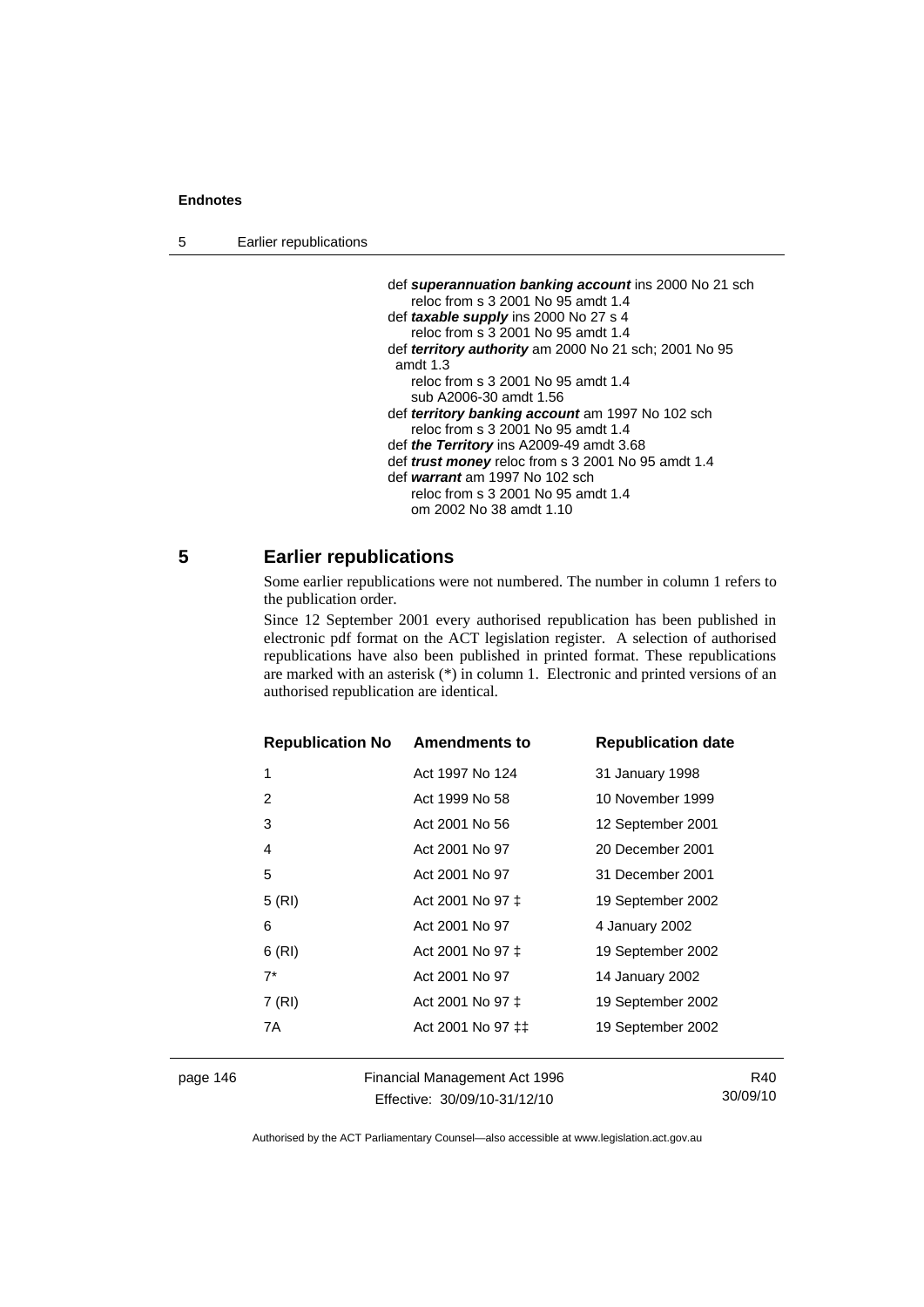def ***superannuation banking account*** ins 2000 No 21 sch
    reloc from s 3 2001 No 95 amdt 1.4
def ***taxable supply*** ins 2000 No 27 s 4
    reloc from s 3 2001 No 95 amdt 1.4
def ***territory authority*** am 2000 No 21 sch; 2001 No 95 amdt 1.3
    reloc from s 3 2001 No 95 amdt 1.4
    sub A2006-30 amdt 1.56
def ***territory banking account*** am 1997 No 102 sch
    reloc from s 3 2001 No 95 amdt 1.4
def ***the Territory*** ins A2009-49 amdt 3.68
def ***trust money*** reloc from s 3 2001 No 95 amdt 1.4
def ***warrant*** am 1997 No 102 sch
    reloc from s 3 2001 No 95 amdt 1.4
    om 2002 No 38 amdt 1.10

## 5 Earlier republications

Some earlier republications were not numbered. The number in column 1 refers to the publication order.

Since 12 September 2001 every authorised republication has been published in electronic pdf format on the ACT legislation register. A selection of authorised republications have also been published in printed format. These republications are marked with an asterisk (*) in column 1. Electronic and printed versions of an authorised republication are identical.

| Republication No | Amendments to | Republication date |
|---|---|---|
| 1 | Act 1997 No 124 | 31 January 1998 |
| 2 | Act 1999 No 58 | 10 November 1999 |
| 3 | Act 2001 No 56 | 12 September 2001 |
| 4 | Act 2001 No 97 | 20 December 2001 |
| 5 | Act 2001 No 97 | 31 December 2001 |
| 5 (RI) | Act 2001 No 97 ‡ | 19 September 2002 |
| 6 | Act 2001 No 97 | 4 January 2002 |
| 6 (RI) | Act 2001 No 97 ‡ | 19 September 2002 |
| 7* | Act 2001 No 97 | 14 January 2002 |
| 7 (RI) | Act 2001 No 97 ‡ | 19 September 2002 |
| 7A | Act 2001 No 97 ‡‡ | 19 September 2002 |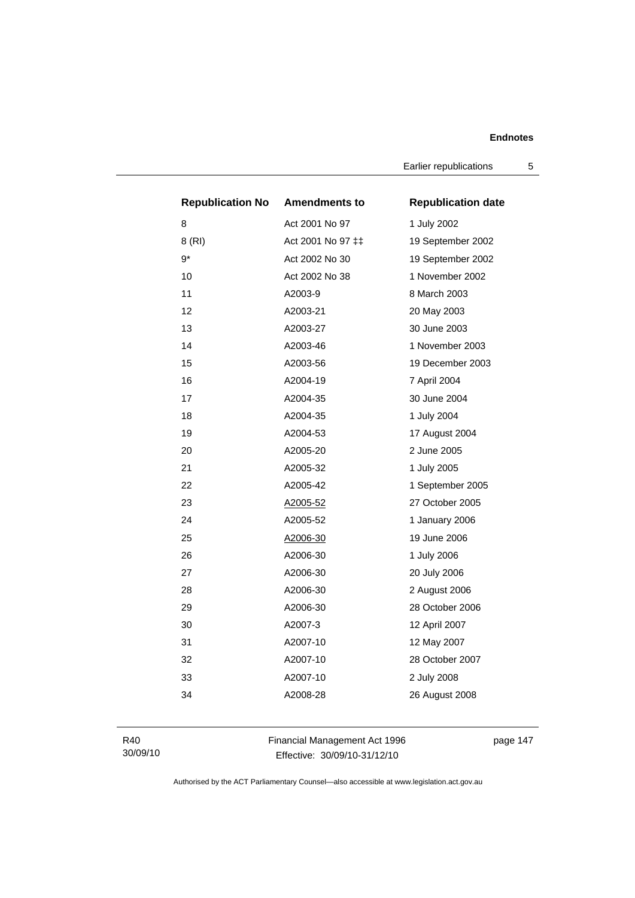| Republication No | Amendments to | Republication date |
| --- | --- | --- |
| 8 | Act 2001 No 97 | 1 July 2002 |
| 8 (RI) | Act 2001 No 97 ‡‡ | 19 September 2002 |
| 9* | Act 2002 No 30 | 19 September 2002 |
| 10 | Act 2002 No 38 | 1 November 2002 |
| 11 | A2003-9 | 8 March 2003 |
| 12 | A2003-21 | 20 May 2003 |
| 13 | A2003-27 | 30 June 2003 |
| 14 | A2003-46 | 1 November 2003 |
| 15 | A2003-56 | 19 December 2003 |
| 16 | A2004-19 | 7 April 2004 |
| 17 | A2004-35 | 30 June 2004 |
| 18 | A2004-35 | 1 July 2004 |
| 19 | A2004-53 | 17 August 2004 |
| 20 | A2005-20 | 2 June 2005 |
| 21 | A2005-32 | 1 July 2005 |
| 22 | A2005-42 | 1 September 2005 |
| 23 | A2005-52 | 27 October 2005 |
| 24 | A2005-52 | 1 January 2006 |
| 25 | A2006-30 | 19 June 2006 |
| 26 | A2006-30 | 1 July 2006 |
| 27 | A2006-30 | 20 July 2006 |
| 28 | A2006-30 | 2 August 2006 |
| 29 | A2006-30 | 28 October 2006 |
| 30 | A2007-3 | 12 April 2007 |
| 31 | A2007-10 | 12 May 2007 |
| 32 | A2007-10 | 28 October 2007 |
| 33 | A2007-10 | 2 July 2008 |
| 34 | A2008-28 | 26 August 2008 |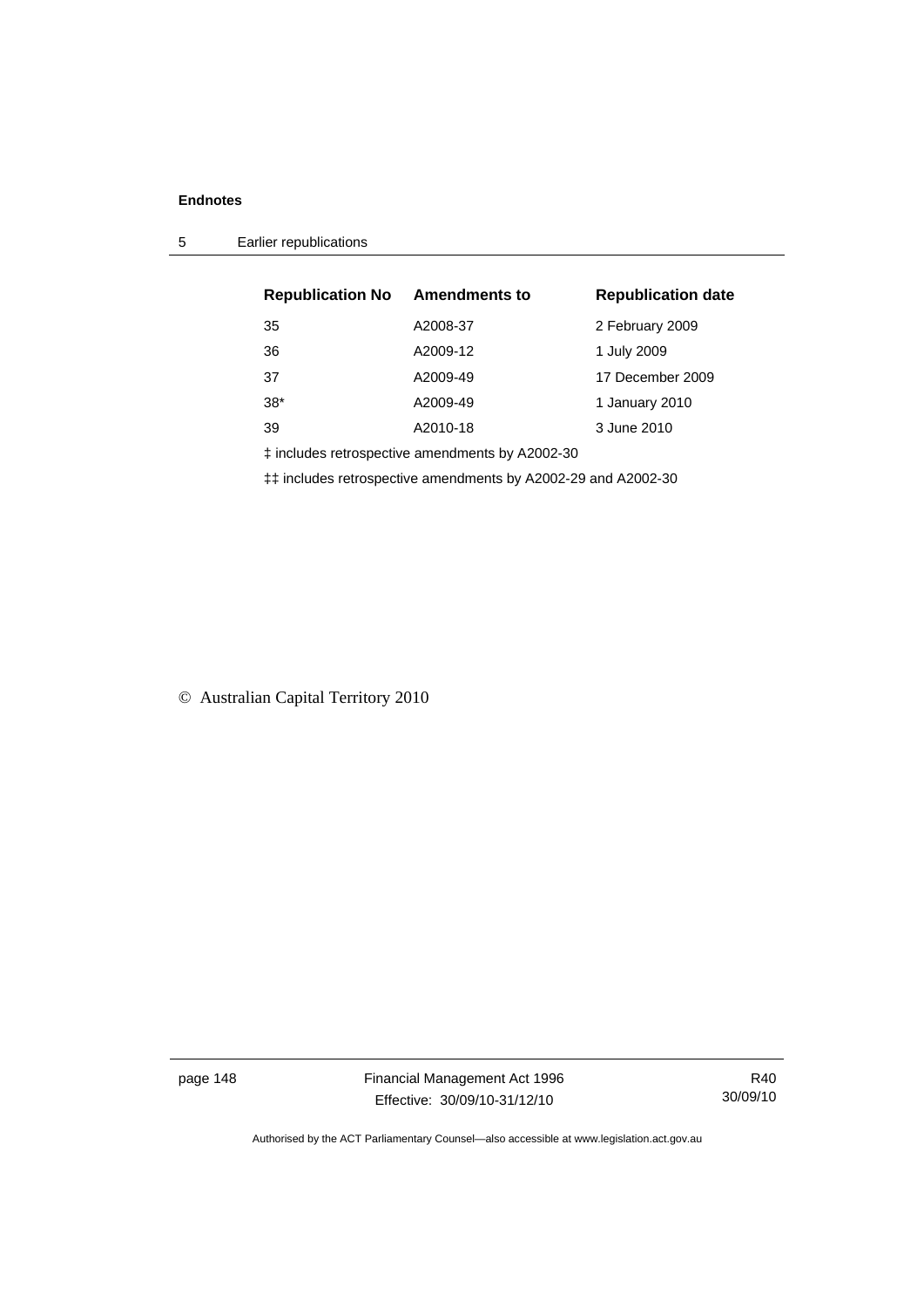## 5 Earlier republications

| Republication No | Amendments to | Republication date |
|---|---|---|
| 35 | A2008-37 | 2 February 2009 |
| 36 | A2009-12 | 1 July 2009 |
| 37 | A2009-49 | 17 December 2009 |
| 38* | A2009-49 | 1 January 2010 |
| 39 | A2010-18 | 3 June 2010 |

‡ includes retrospective amendments by A2002-30

‡‡ includes retrospective amendments by A2002-29 and A2002-30

© Australian Capital Territory 2010